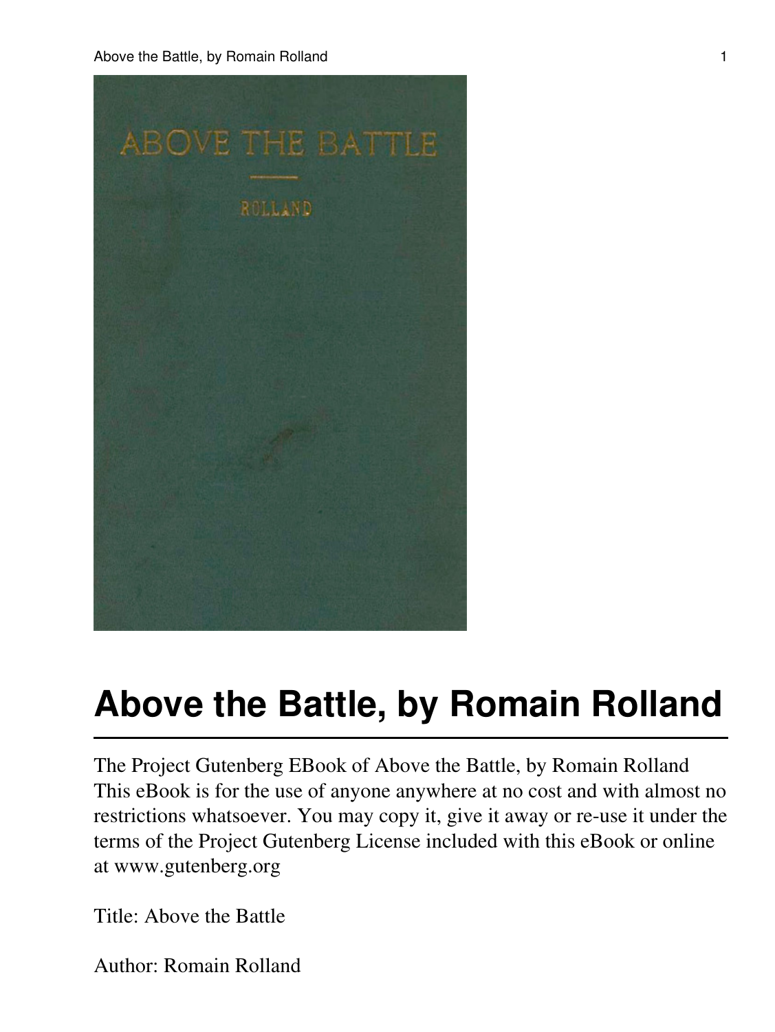# Above the Battle, by Romain Rolland

The Project Gutenberg EBook of Above the Battle, by Romain Rolland This eBook is for the use of anyone anywhere at no cost and with almost no restrictions whatsoever. You may copy it, give it away or re-use it under the terms of the Project Gutenberg License included with this eBook or online at www.gutenberg.org

Title: Above the Battle

Author: Romain Rolland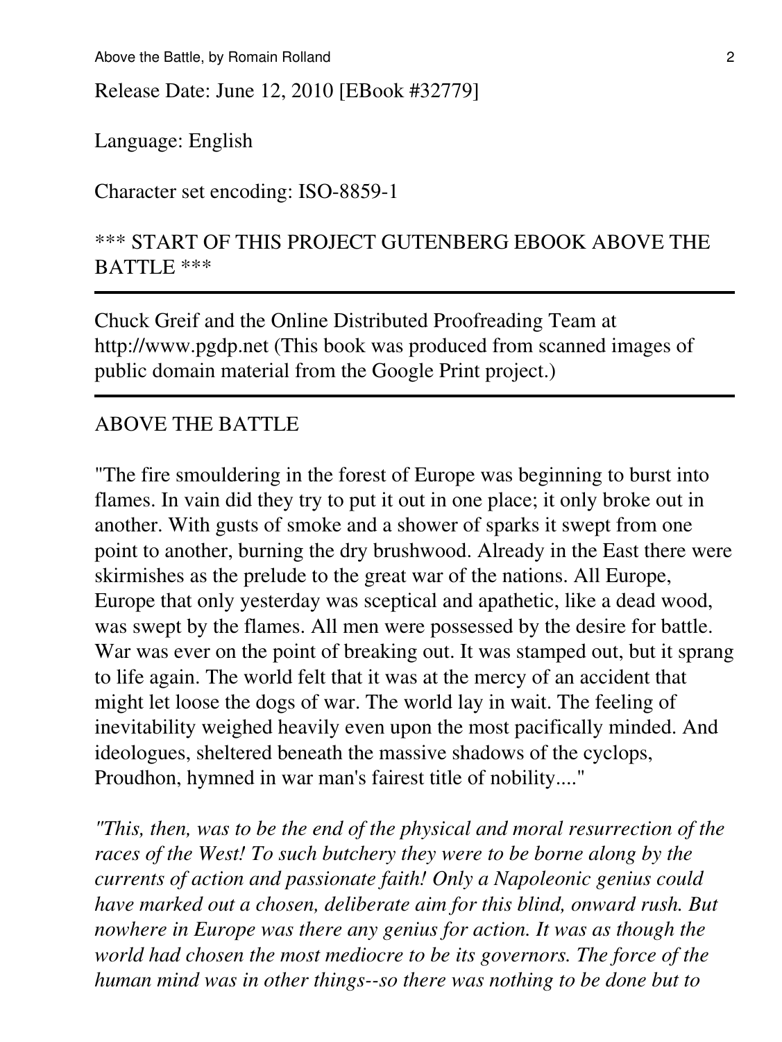Release Date: June 12, 2010 [EBook #32779]

Language: English

Character set encoding: ISO-8859-1

*** START OF THIS PROJECT GUTENBERG EBOOK ABOVE THE BATTLE ***

---

Chuck Greif and the Online Distributed Proofreading Team at http://www.pgdp.net (This book was produced from scanned images of public domain material from the Google Print project.)

---

ABOVE THE BATTLE

"The fire smouldering in the forest of Europe was beginning to burst into flames. In vain did they try to put it out in one place; it only broke out in another. With gusts of smoke and a shower of sparks it swept from one point to another, burning the dry brushwood. Already in the East there were skirmishes as the prelude to the great war of the nations. All Europe, Europe that only yesterday was sceptical and apathetic, like a dead wood, was swept by the flames. All men were possessed by the desire for battle. War was ever on the point of breaking out. It was stamped out, but it sprang to life again. The world felt that it was at the mercy of an accident that might let loose the dogs of war. The world lay in wait. The feeling of inevitability weighed heavily even upon the most pacifically minded. And ideologues, sheltered beneath the massive shadows of the cyclops, Proudhon, hymned in war man's fairest title of nobility...."

*"This, then, was to be the end of the physical and moral resurrection of the races of the West! To such butchery they were to be borne along by the currents of action and passionate faith! Only a Napoleonic genius could have marked out a chosen, deliberate aim for this blind, onward rush. But nowhere in Europe was there any genius for action. It was as though the world had chosen the most mediocre to be its governors. The force of the human mind was in other things--so there was nothing to be done but to*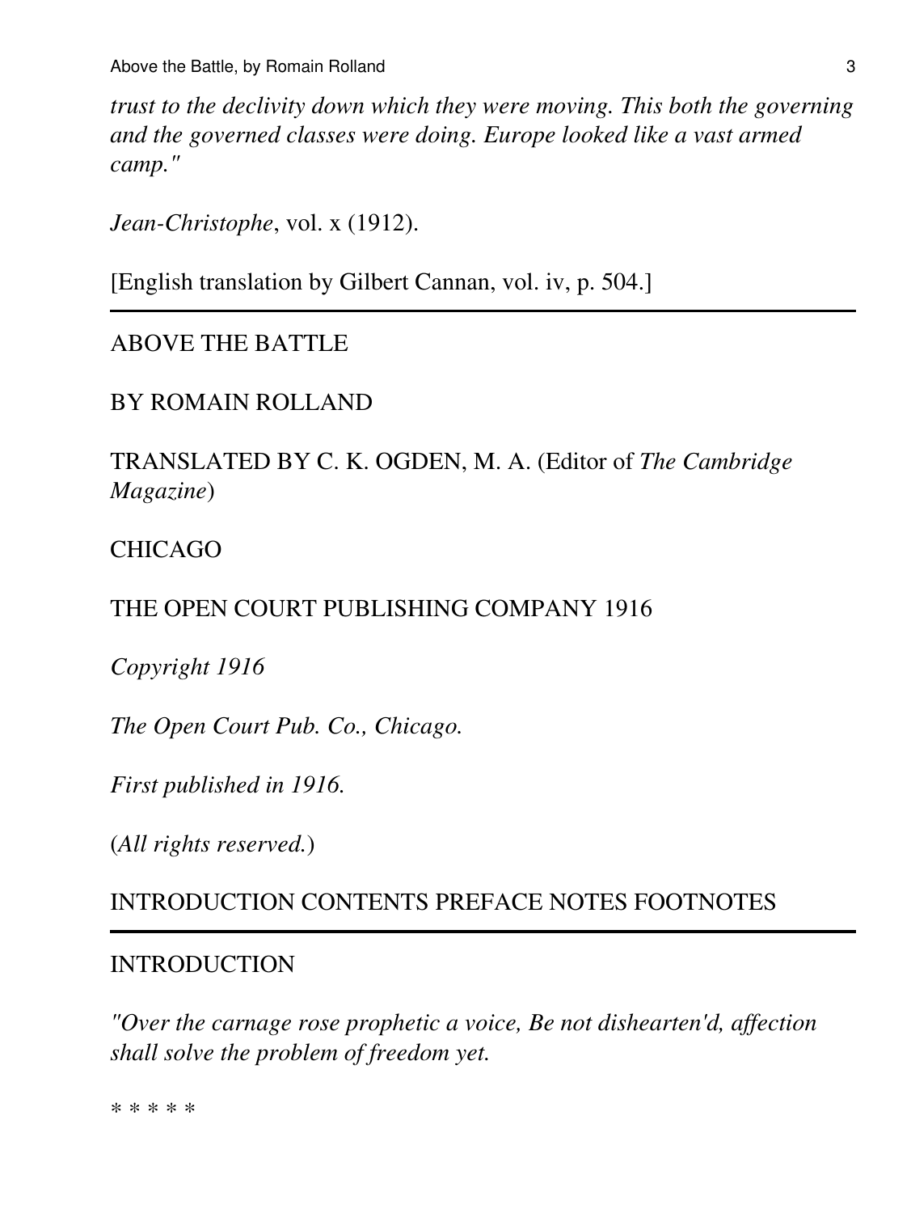*trust to the declivity down which they were moving. This both the governing and the governed classes were doing. Europe looked like a vast armed camp."*

*Jean-Christophe*, vol. x (1912).

[English translation by Gilbert Cannan, vol. iv, p. 504.]

---

ABOVE THE BATTLE

BY ROMAIN ROLLAND

TRANSLATED BY C. K. OGDEN, M. A. (Editor of *The Cambridge Magazine*)

CHICAGO

THE OPEN COURT PUBLISHING COMPANY 1916

*Copyright 1916*

*The Open Court Pub. Co., Chicago.*

*First published in 1916.*

(*All rights reserved.*)

INTRODUCTION CONTENTS PREFACE NOTES FOOTNOTES

---

## INTRODUCTION

*"Over the carnage rose prophetic a voice, Be not dishearten'd, affection shall solve the problem of freedom yet.*

* * * * *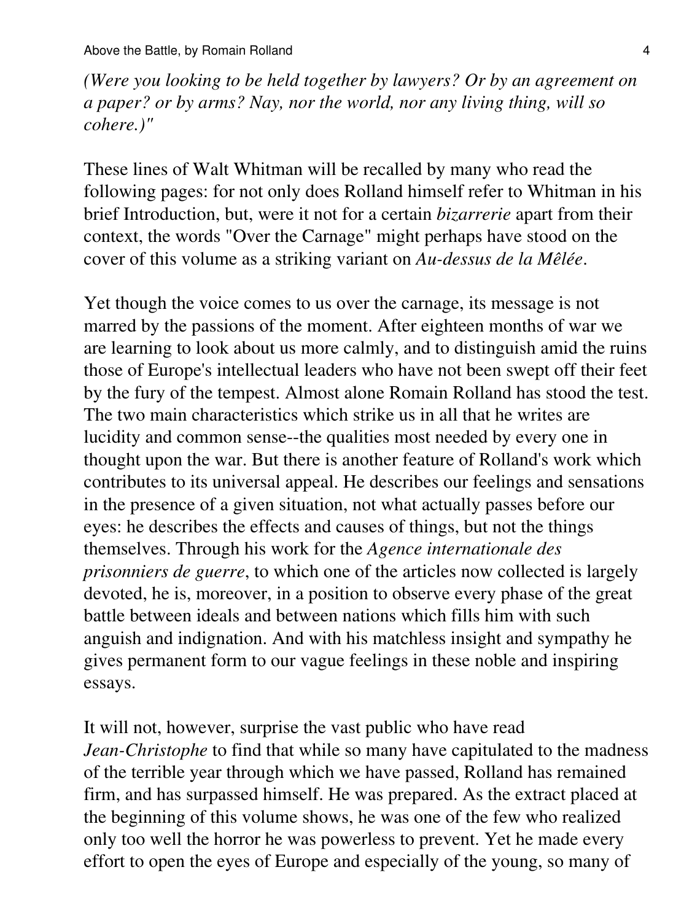*(Were you looking to be held together by lawyers? Or by an agreement on a paper? or by arms? Nay, nor the world, nor any living thing, will so cohere.)"*

These lines of Walt Whitman will be recalled by many who read the following pages: for not only does Rolland himself refer to Whitman in his brief Introduction, but, were it not for a certain *bizarrerie* apart from their context, the words "Over the Carnage" might perhaps have stood on the cover of this volume as a striking variant on *Au-dessus de la Mêlée*.

Yet though the voice comes to us over the carnage, its message is not marred by the passions of the moment. After eighteen months of war we are learning to look about us more calmly, and to distinguish amid the ruins those of Europe's intellectual leaders who have not been swept off their feet by the fury of the tempest. Almost alone Romain Rolland has stood the test. The two main characteristics which strike us in all that he writes are lucidity and common sense--the qualities most needed by every one in thought upon the war. But there is another feature of Rolland's work which contributes to its universal appeal. He describes our feelings and sensations in the presence of a given situation, not what actually passes before our eyes: he describes the effects and causes of things, but not the things themselves. Through his work for the *Agence internationale des prisonniers de guerre*, to which one of the articles now collected is largely devoted, he is, moreover, in a position to observe every phase of the great battle between ideals and between nations which fills him with such anguish and indignation. And with his matchless insight and sympathy he gives permanent form to our vague feelings in these noble and inspiring essays.

It will not, however, surprise the vast public who have read *Jean-Christophe* to find that while so many have capitulated to the madness of the terrible year through which we have passed, Rolland has remained firm, and has surpassed himself. He was prepared. As the extract placed at the beginning of this volume shows, he was one of the few who realized only too well the horror he was powerless to prevent. Yet he made every effort to open the eyes of Europe and especially of the young, so many of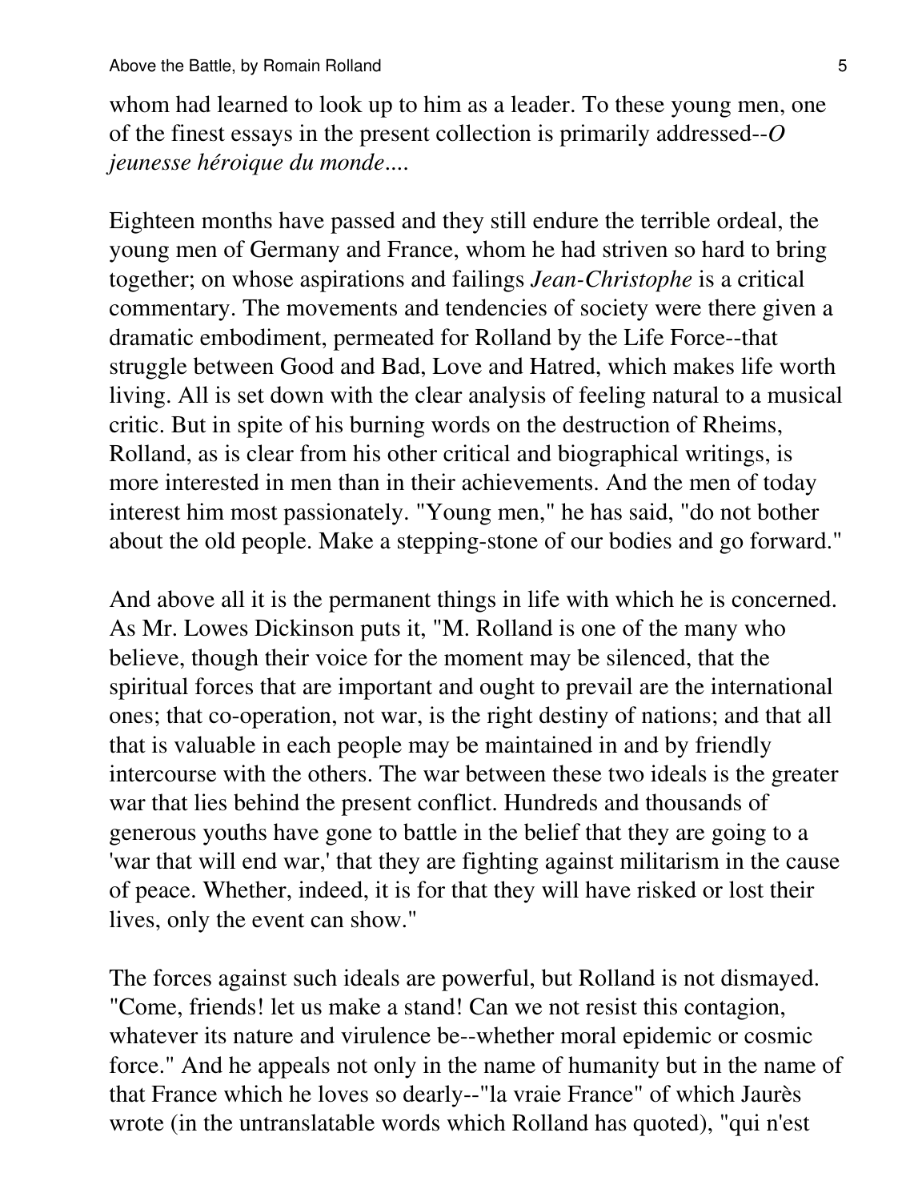whom had learned to look up to him as a leader. To these young men, one of the finest essays in the present collection is primarily addressed--*O jeunesse héroique du monde*....

Eighteen months have passed and they still endure the terrible ordeal, the young men of Germany and France, whom he had striven so hard to bring together; on whose aspirations and failings *Jean-Christophe* is a critical commentary. The movements and tendencies of society were there given a dramatic embodiment, permeated for Rolland by the Life Force--that struggle between Good and Bad, Love and Hatred, which makes life worth living. All is set down with the clear analysis of feeling natural to a musical critic. But in spite of his burning words on the destruction of Rheims, Rolland, as is clear from his other critical and biographical writings, is more interested in men than in their achievements. And the men of today interest him most passionately. "Young men," he has said, "do not bother about the old people. Make a stepping-stone of our bodies and go forward."

And above all it is the permanent things in life with which he is concerned. As Mr. Lowes Dickinson puts it, "M. Rolland is one of the many who believe, though their voice for the moment may be silenced, that the spiritual forces that are important and ought to prevail are the international ones; that co-operation, not war, is the right destiny of nations; and that all that is valuable in each people may be maintained in and by friendly intercourse with the others. The war between these two ideals is the greater war that lies behind the present conflict. Hundreds and thousands of generous youths have gone to battle in the belief that they are going to a 'war that will end war,' that they are fighting against militarism in the cause of peace. Whether, indeed, it is for that they will have risked or lost their lives, only the event can show."

The forces against such ideals are powerful, but Rolland is not dismayed. "Come, friends! let us make a stand! Can we not resist this contagion, whatever its nature and virulence be--whether moral epidemic or cosmic force." And he appeals not only in the name of humanity but in the name of that France which he loves so dearly--"la vraie France" of which Jaurès wrote (in the untranslatable words which Rolland has quoted), "qui n'est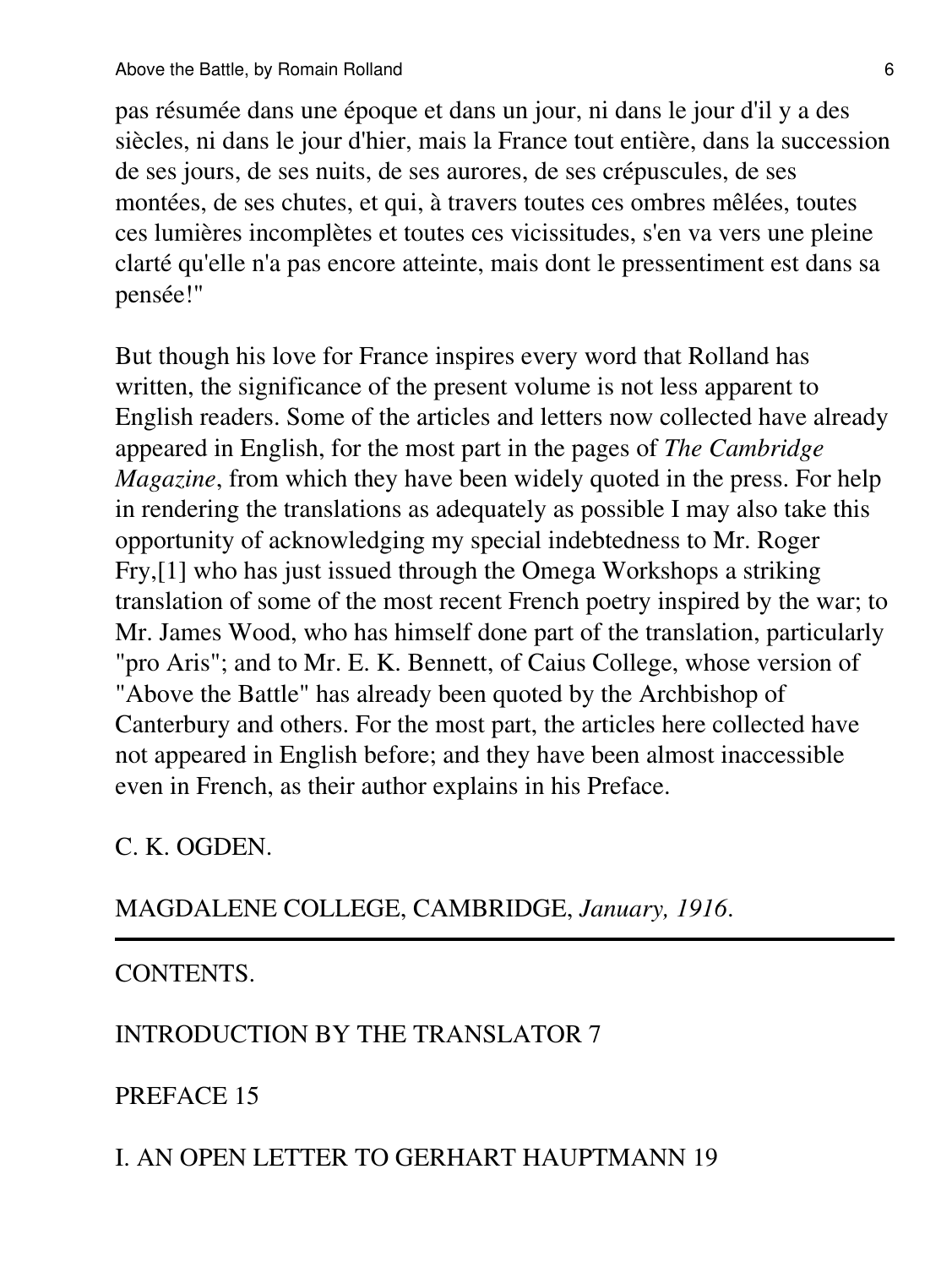pas résumée dans une époque et dans un jour, ni dans le jour d'il y a des siècles, ni dans le jour d'hier, mais la France tout entière, dans la succession de ses jours, de ses nuits, de ses aurores, de ses crépuscules, de ses montées, de ses chutes, et qui, à travers toutes ces ombres mêlées, toutes ces lumières incomplètes et toutes ces vicissitudes, s'en va vers une pleine clarté qu'elle n'a pas encore atteinte, mais dont le pressentiment est dans sa pensée!"

But though his love for France inspires every word that Rolland has written, the significance of the present volume is not less apparent to English readers. Some of the articles and letters now collected have already appeared in English, for the most part in the pages of *The Cambridge Magazine*, from which they have been widely quoted in the press. For help in rendering the translations as adequately as possible I may also take this opportunity of acknowledging my special indebtedness to Mr. Roger Fry,[1] who has just issued through the Omega Workshops a striking translation of some of the most recent French poetry inspired by the war; to Mr. James Wood, who has himself done part of the translation, particularly "pro Aris"; and to Mr. E. K. Bennett, of Caius College, whose version of "Above the Battle" has already been quoted by the Archbishop of Canterbury and others. For the most part, the articles here collected have not appeared in English before; and they have been almost inaccessible even in French, as their author explains in his Preface.

C. K. OGDEN.

MAGDALENE COLLEGE, CAMBRIDGE, *January, 1916*.

---

CONTENTS.

INTRODUCTION BY THE TRANSLATOR 7

PREFACE 15

I. AN OPEN LETTER TO GERHART HAUPTMANN 19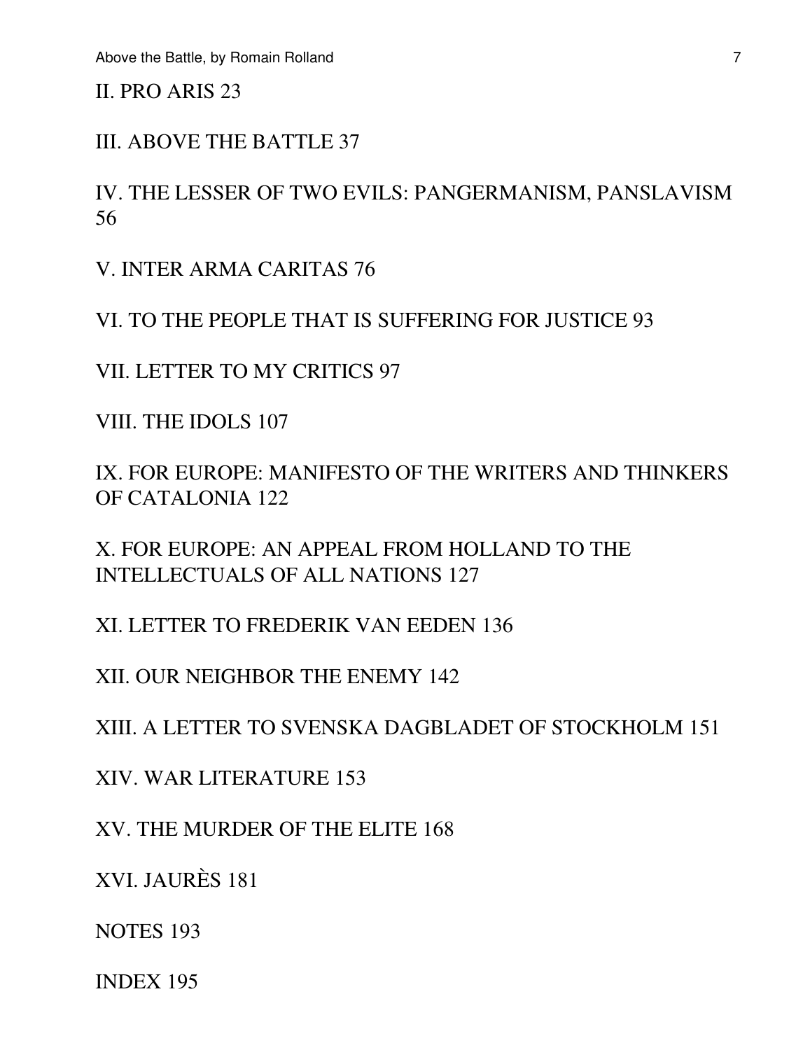II. PRO ARIS 23

III. ABOVE THE BATTLE 37

IV. THE LESSER OF TWO EVILS: PANGERMANISM, PANSLAVISM 56

V. INTER ARMA CARITAS 76

VI. TO THE PEOPLE THAT IS SUFFERING FOR JUSTICE 93

VII. LETTER TO MY CRITICS 97

VIII. THE IDOLS 107

IX. FOR EUROPE: MANIFESTO OF THE WRITERS AND THINKERS OF CATALONIA 122

X. FOR EUROPE: AN APPEAL FROM HOLLAND TO THE INTELLECTUALS OF ALL NATIONS 127

XI. LETTER TO FREDERIK VAN EEDEN 136

XII. OUR NEIGHBOR THE ENEMY 142

XIII. A LETTER TO SVENSKA DAGBLADET OF STOCKHOLM 151

XIV. WAR LITERATURE 153

XV. THE MURDER OF THE ELITE 168

XVI. JAURÈS 181

NOTES 193

INDEX 195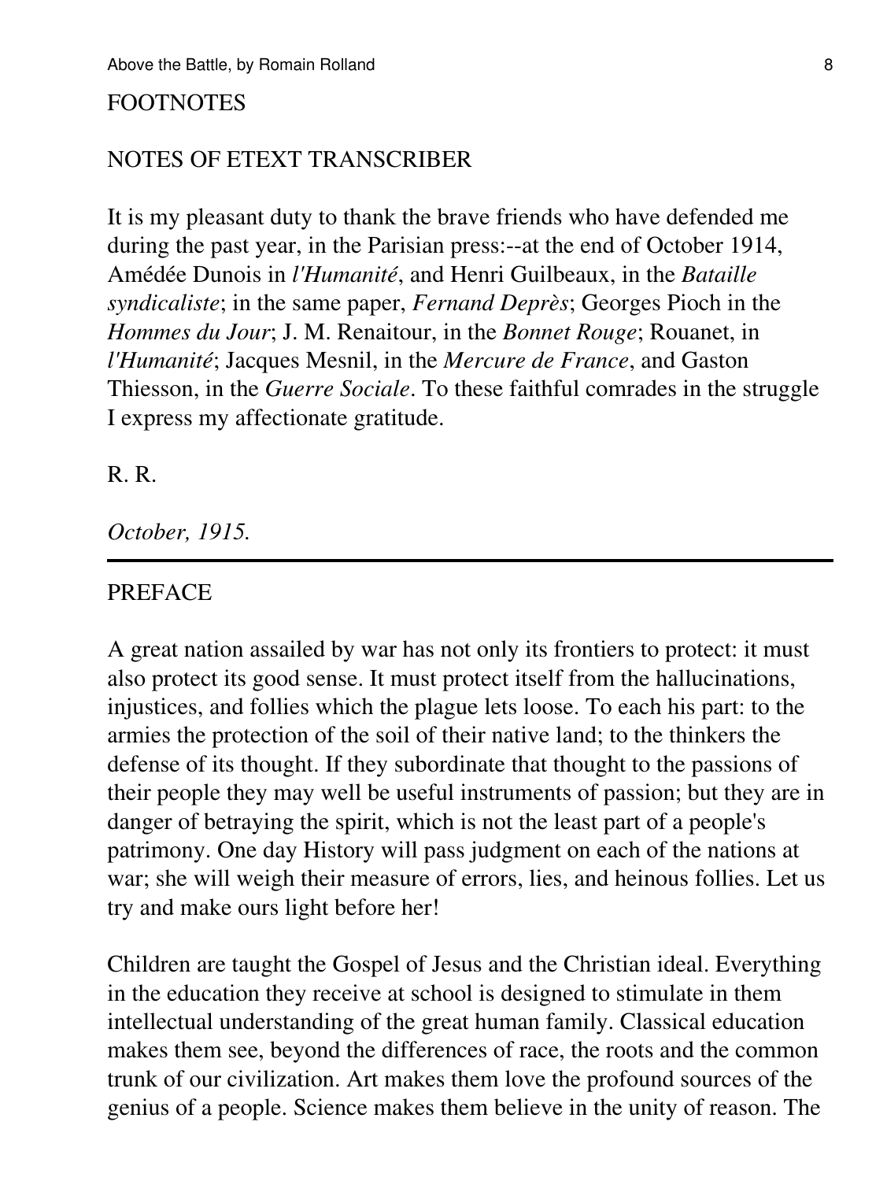FOOTNOTES

NOTES OF ETEXT TRANSCRIBER

It is my pleasant duty to thank the brave friends who have defended me during the past year, in the Parisian press:--at the end of October 1914, Amédée Dunois in *l'Humanité*, and Henri Guilbeaux, in the *Bataille syndicaliste*; in the same paper, *Fernand Deprès*; Georges Pioch in the *Hommes du Jour*; J. M. Renaitour, in the *Bonnet Rouge*; Rouanet, in *l'Humanité*; Jacques Mesnil, in the *Mercure de France*, and Gaston Thiesson, in the *Guerre Sociale*. To these faithful comrades in the struggle I express my affectionate gratitude.

R. R.

*October, 1915.*

---

PREFACE

A great nation assailed by war has not only its frontiers to protect: it must also protect its good sense. It must protect itself from the hallucinations, injustices, and follies which the plague lets loose. To each his part: to the armies the protection of the soil of their native land; to the thinkers the defense of its thought. If they subordinate that thought to the passions of their people they may well be useful instruments of passion; but they are in danger of betraying the spirit, which is not the least part of a people's patrimony. One day History will pass judgment on each of the nations at war; she will weigh their measure of errors, lies, and heinous follies. Let us try and make ours light before her!

Children are taught the Gospel of Jesus and the Christian ideal. Everything in the education they receive at school is designed to stimulate in them intellectual understanding of the great human family. Classical education makes them see, beyond the differences of race, the roots and the common trunk of our civilization. Art makes them love the profound sources of the genius of a people. Science makes them believe in the unity of reason. The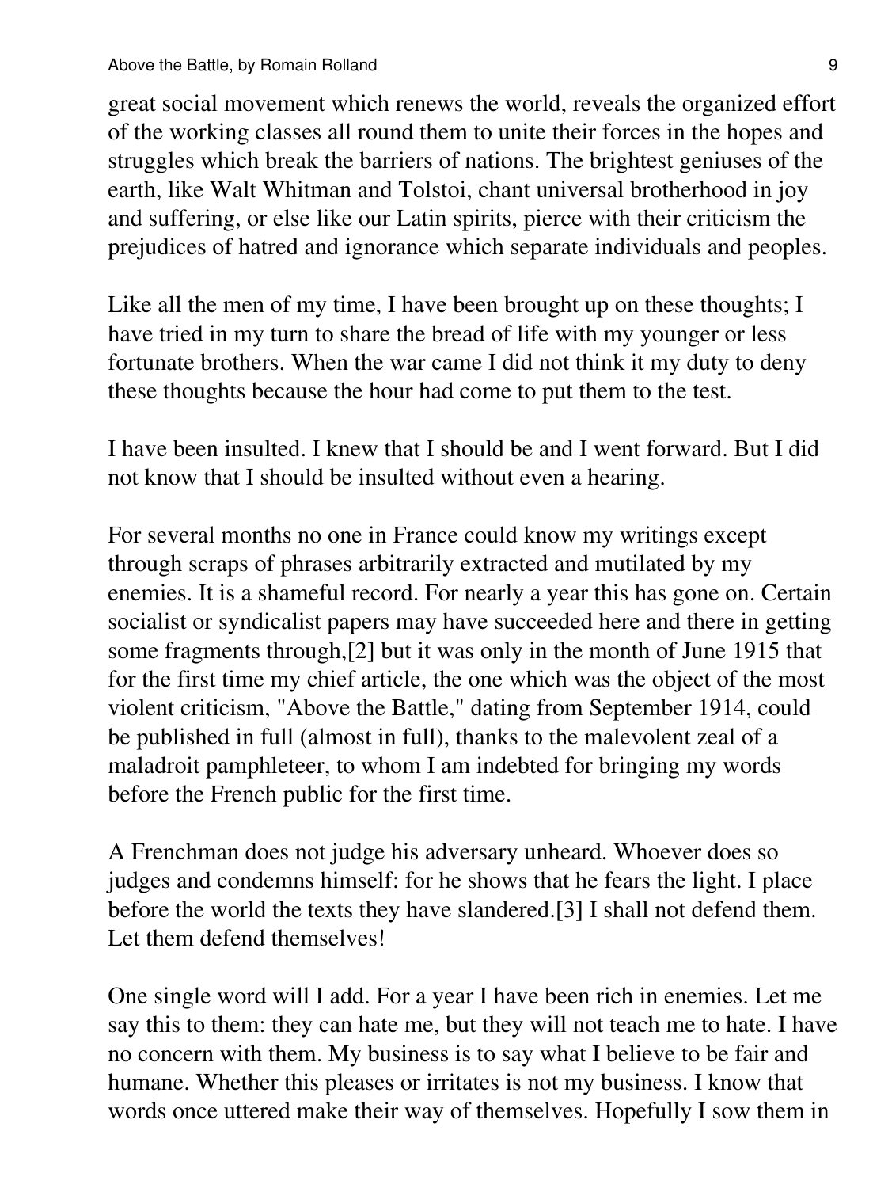great social movement which renews the world, reveals the organized effort of the working classes all round them to unite their forces in the hopes and struggles which break the barriers of nations. The brightest geniuses of the earth, like Walt Whitman and Tolstoi, chant universal brotherhood in joy and suffering, or else like our Latin spirits, pierce with their criticism the prejudices of hatred and ignorance which separate individuals and peoples.

Like all the men of my time, I have been brought up on these thoughts; I have tried in my turn to share the bread of life with my younger or less fortunate brothers. When the war came I did not think it my duty to deny these thoughts because the hour had come to put them to the test.

I have been insulted. I knew that I should be and I went forward. But I did not know that I should be insulted without even a hearing.

For several months no one in France could know my writings except through scraps of phrases arbitrarily extracted and mutilated by my enemies. It is a shameful record. For nearly a year this has gone on. Certain socialist or syndicalist papers may have succeeded here and there in getting some fragments through,[2] but it was only in the month of June 1915 that for the first time my chief article, the one which was the object of the most violent criticism, "Above the Battle," dating from September 1914, could be published in full (almost in full), thanks to the malevolent zeal of a maladroit pamphleteer, to whom I am indebted for bringing my words before the French public for the first time.

A Frenchman does not judge his adversary unheard. Whoever does so judges and condemns himself: for he shows that he fears the light. I place before the world the texts they have slandered.[3] I shall not defend them. Let them defend themselves!

One single word will I add. For a year I have been rich in enemies. Let me say this to them: they can hate me, but they will not teach me to hate. I have no concern with them. My business is to say what I believe to be fair and humane. Whether this pleases or irritates is not my business. I know that words once uttered make their way of themselves. Hopefully I sow them in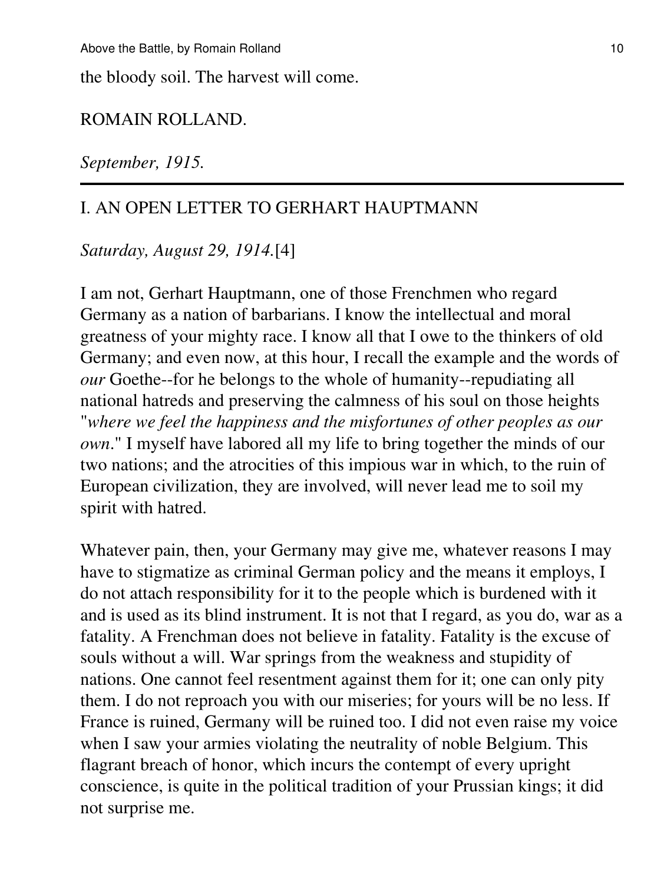the bloody soil. The harvest will come.

ROMAIN ROLLAND.

*September, 1915.*

---

## I. AN OPEN LETTER TO GERHART HAUPTMANN

*Saturday, August 29, 1914.*[4]

I am not, Gerhart Hauptmann, one of those Frenchmen who regard Germany as a nation of barbarians. I know the intellectual and moral greatness of your mighty race. I know all that I owe to the thinkers of old Germany; and even now, at this hour, I recall the example and the words of *our* Goethe--for he belongs to the whole of humanity--repudiating all national hatreds and preserving the calmness of his soul on those heights "*where we feel the happiness and the misfortunes of other peoples as our own*." I myself have labored all my life to bring together the minds of our two nations; and the atrocities of this impious war in which, to the ruin of European civilization, they are involved, will never lead me to soil my spirit with hatred.

Whatever pain, then, your Germany may give me, whatever reasons I may have to stigmatize as criminal German policy and the means it employs, I do not attach responsibility for it to the people which is burdened with it and is used as its blind instrument. It is not that I regard, as you do, war as a fatality. A Frenchman does not believe in fatality. Fatality is the excuse of souls without a will. War springs from the weakness and stupidity of nations. One cannot feel resentment against them for it; one can only pity them. I do not reproach you with our miseries; for yours will be no less. If France is ruined, Germany will be ruined too. I did not even raise my voice when I saw your armies violating the neutrality of noble Belgium. This flagrant breach of honor, which incurs the contempt of every upright conscience, is quite in the political tradition of your Prussian kings; it did not surprise me.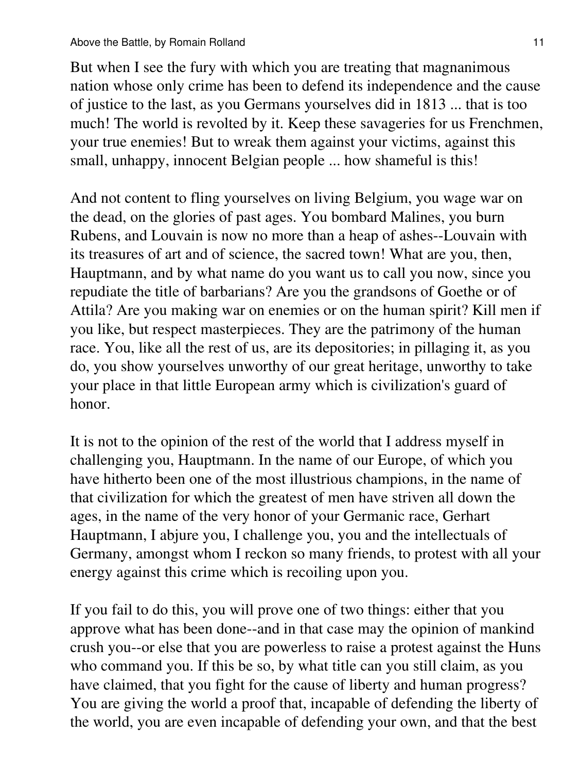But when I see the fury with which you are treating that magnanimous nation whose only crime has been to defend its independence and the cause of justice to the last, as you Germans yourselves did in 1813 ... that is too much! The world is revolted by it. Keep these savageries for us Frenchmen, your true enemies! But to wreak them against your victims, against this small, unhappy, innocent Belgian people ... how shameful is this!

And not content to fling yourselves on living Belgium, you wage war on the dead, on the glories of past ages. You bombard Malines, you burn Rubens, and Louvain is now no more than a heap of ashes--Louvain with its treasures of art and of science, the sacred town! What are you, then, Hauptmann, and by what name do you want us to call you now, since you repudiate the title of barbarians? Are you the grandsons of Goethe or of Attila? Are you making war on enemies or on the human spirit? Kill men if you like, but respect masterpieces. They are the patrimony of the human race. You, like all the rest of us, are its depositories; in pillaging it, as you do, you show yourselves unworthy of our great heritage, unworthy to take your place in that little European army which is civilization's guard of honor.

It is not to the opinion of the rest of the world that I address myself in challenging you, Hauptmann. In the name of our Europe, of which you have hitherto been one of the most illustrious champions, in the name of that civilization for which the greatest of men have striven all down the ages, in the name of the very honor of your Germanic race, Gerhart Hauptmann, I abjure you, I challenge you, you and the intellectuals of Germany, amongst whom I reckon so many friends, to protest with all your energy against this crime which is recoiling upon you.

If you fail to do this, you will prove one of two things: either that you approve what has been done--and in that case may the opinion of mankind crush you--or else that you are powerless to raise a protest against the Huns who command you. If this be so, by what title can you still claim, as you have claimed, that you fight for the cause of liberty and human progress? You are giving the world a proof that, incapable of defending the liberty of the world, you are even incapable of defending your own, and that the best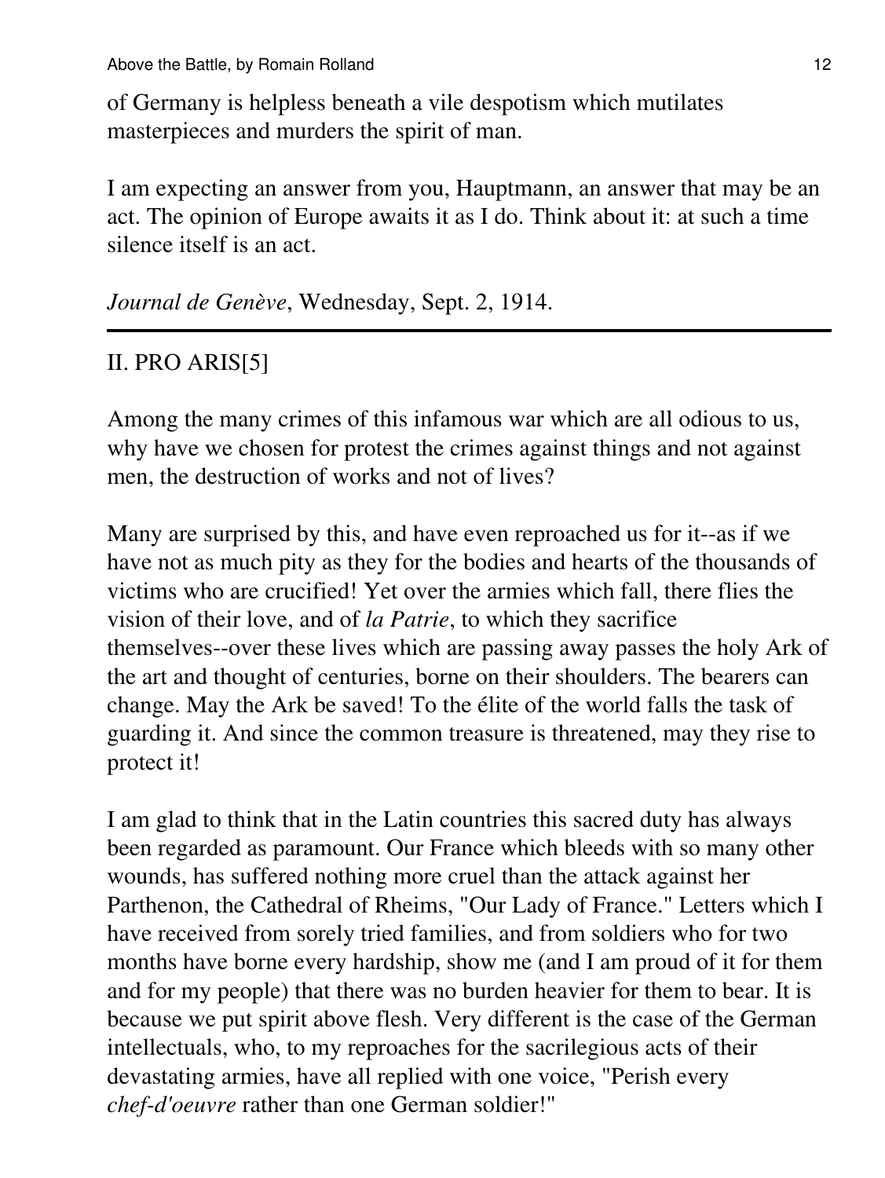of Germany is helpless beneath a vile despotism which mutilates masterpieces and murders the spirit of man.

I am expecting an answer from you, Hauptmann, an answer that may be an act. The opinion of Europe awaits it as I do. Think about it: at such a time silence itself is an act.

*Journal de Genève*, Wednesday, Sept. 2, 1914.

---

## II. PRO ARIS[5]

Among the many crimes of this infamous war which are all odious to us, why have we chosen for protest the crimes against things and not against men, the destruction of works and not of lives?

Many are surprised by this, and have even reproached us for it--as if we have not as much pity as they for the bodies and hearts of the thousands of victims who are crucified! Yet over the armies which fall, there flies the vision of their love, and of *la Patrie*, to which they sacrifice themselves--over these lives which are passing away passes the holy Ark of the art and thought of centuries, borne on their shoulders. The bearers can change. May the Ark be saved! To the élite of the world falls the task of guarding it. And since the common treasure is threatened, may they rise to protect it!

I am glad to think that in the Latin countries this sacred duty has always been regarded as paramount. Our France which bleeds with so many other wounds, has suffered nothing more cruel than the attack against her Parthenon, the Cathedral of Rheims, "Our Lady of France." Letters which I have received from sorely tried families, and from soldiers who for two months have borne every hardship, show me (and I am proud of it for them and for my people) that there was no burden heavier for them to bear. It is because we put spirit above flesh. Very different is the case of the German intellectuals, who, to my reproaches for the sacrilegious acts of their devastating armies, have all replied with one voice, "Perish every *chef-d'oeuvre* rather than one German soldier!"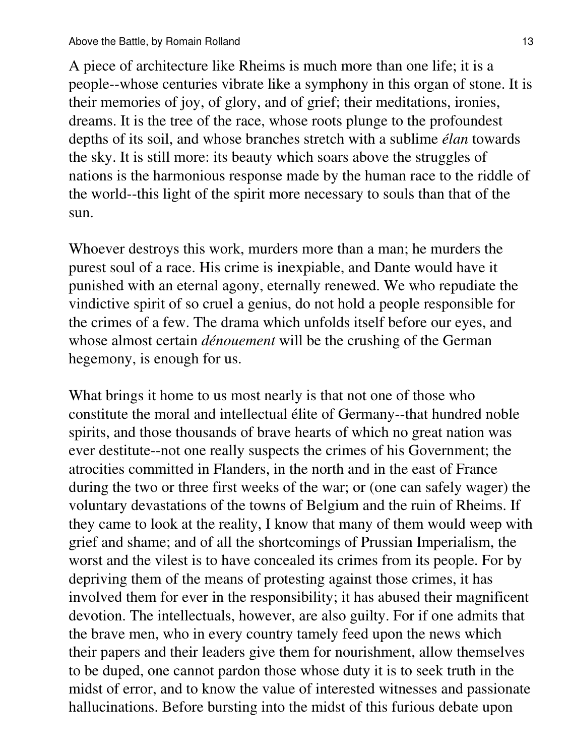A piece of architecture like Rheims is much more than one life; it is a people--whose centuries vibrate like a symphony in this organ of stone. It is their memories of joy, of glory, and of grief; their meditations, ironies, dreams. It is the tree of the race, whose roots plunge to the profoundest depths of its soil, and whose branches stretch with a sublime *élan* towards the sky. It is still more: its beauty which soars above the struggles of nations is the harmonious response made by the human race to the riddle of the world--this light of the spirit more necessary to souls than that of the sun.

Whoever destroys this work, murders more than a man; he murders the purest soul of a race. His crime is inexpiable, and Dante would have it punished with an eternal agony, eternally renewed. We who repudiate the vindictive spirit of so cruel a genius, do not hold a people responsible for the crimes of a few. The drama which unfolds itself before our eyes, and whose almost certain *dénouement* will be the crushing of the German hegemony, is enough for us.

What brings it home to us most nearly is that not one of those who constitute the moral and intellectual élite of Germany--that hundred noble spirits, and those thousands of brave hearts of which no great nation was ever destitute--not one really suspects the crimes of his Government; the atrocities committed in Flanders, in the north and in the east of France during the two or three first weeks of the war; or (one can safely wager) the voluntary devastations of the towns of Belgium and the ruin of Rheims. If they came to look at the reality, I know that many of them would weep with grief and shame; and of all the shortcomings of Prussian Imperialism, the worst and the vilest is to have concealed its crimes from its people. For by depriving them of the means of protesting against those crimes, it has involved them for ever in the responsibility; it has abused their magnificent devotion. The intellectuals, however, are also guilty. For if one admits that the brave men, who in every country tamely feed upon the news which their papers and their leaders give them for nourishment, allow themselves to be duped, one cannot pardon those whose duty it is to seek truth in the midst of error, and to know the value of interested witnesses and passionate hallucinations. Before bursting into the midst of this furious debate upon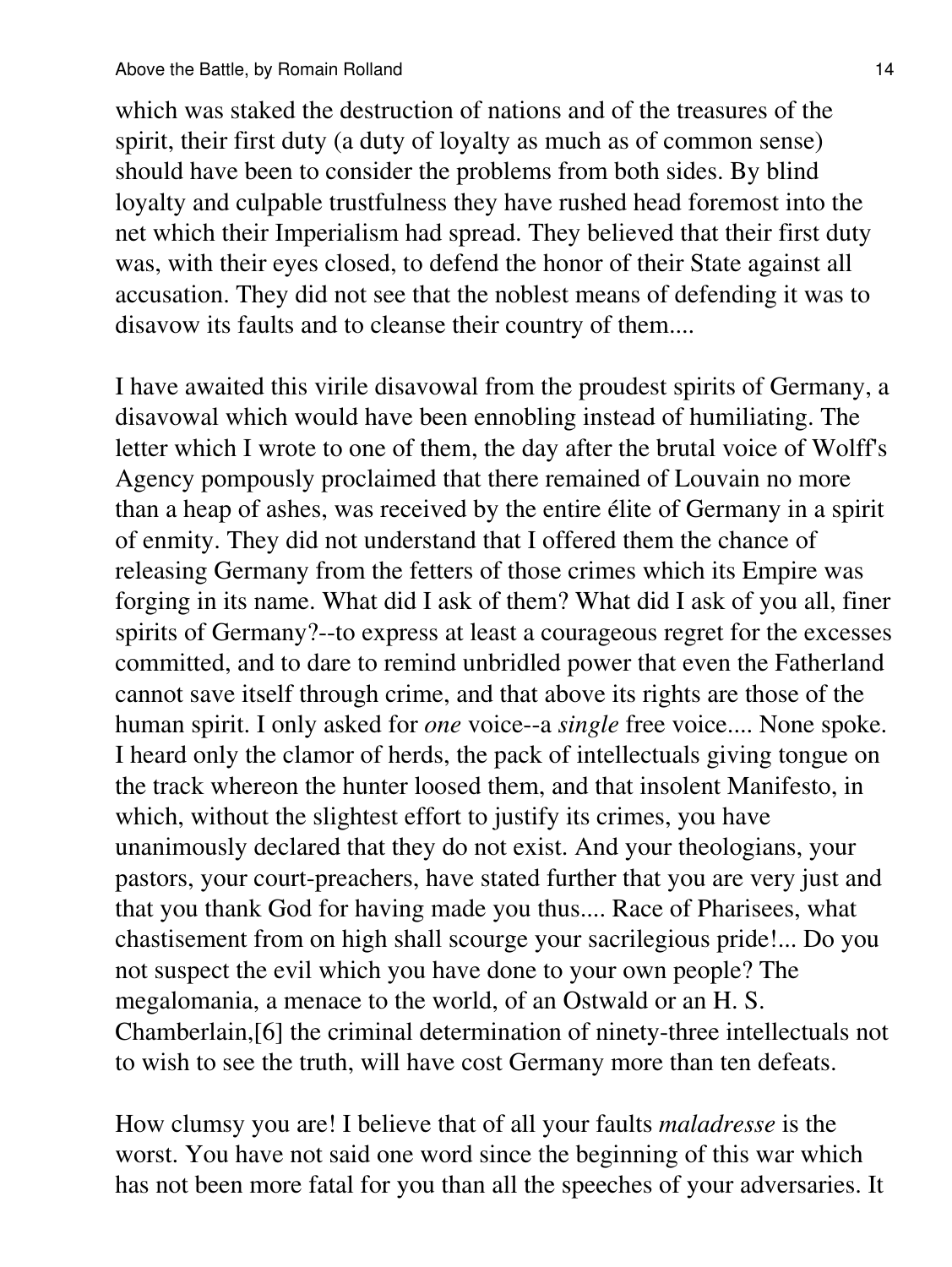which was staked the destruction of nations and of the treasures of the spirit, their first duty (a duty of loyalty as much as of common sense) should have been to consider the problems from both sides. By blind loyalty and culpable trustfulness they have rushed head foremost into the net which their Imperialism had spread. They believed that their first duty was, with their eyes closed, to defend the honor of their State against all accusation. They did not see that the noblest means of defending it was to disavow its faults and to cleanse their country of them....

I have awaited this virile disavowal from the proudest spirits of Germany, a disavowal which would have been ennobling instead of humiliating. The letter which I wrote to one of them, the day after the brutal voice of Wolff's Agency pompously proclaimed that there remained of Louvain no more than a heap of ashes, was received by the entire élite of Germany in a spirit of enmity. They did not understand that I offered them the chance of releasing Germany from the fetters of those crimes which its Empire was forging in its name. What did I ask of them? What did I ask of you all, finer spirits of Germany?--to express at least a courageous regret for the excesses committed, and to dare to remind unbridled power that even the Fatherland cannot save itself through crime, and that above its rights are those of the human spirit. I only asked for *one* voice--a *single* free voice.... None spoke. I heard only the clamor of herds, the pack of intellectuals giving tongue on the track whereon the hunter loosed them, and that insolent Manifesto, in which, without the slightest effort to justify its crimes, you have unanimously declared that they do not exist. And your theologians, your pastors, your court-preachers, have stated further that you are very just and that you thank God for having made you thus.... Race of Pharisees, what chastisement from on high shall scourge your sacrilegious pride!... Do you not suspect the evil which you have done to your own people? The megalomania, a menace to the world, of an Ostwald or an H. S. Chamberlain,[6] the criminal determination of ninety-three intellectuals not to wish to see the truth, will have cost Germany more than ten defeats.

How clumsy you are! I believe that of all your faults *maladresse* is the worst. You have not said one word since the beginning of this war which has not been more fatal for you than all the speeches of your adversaries. It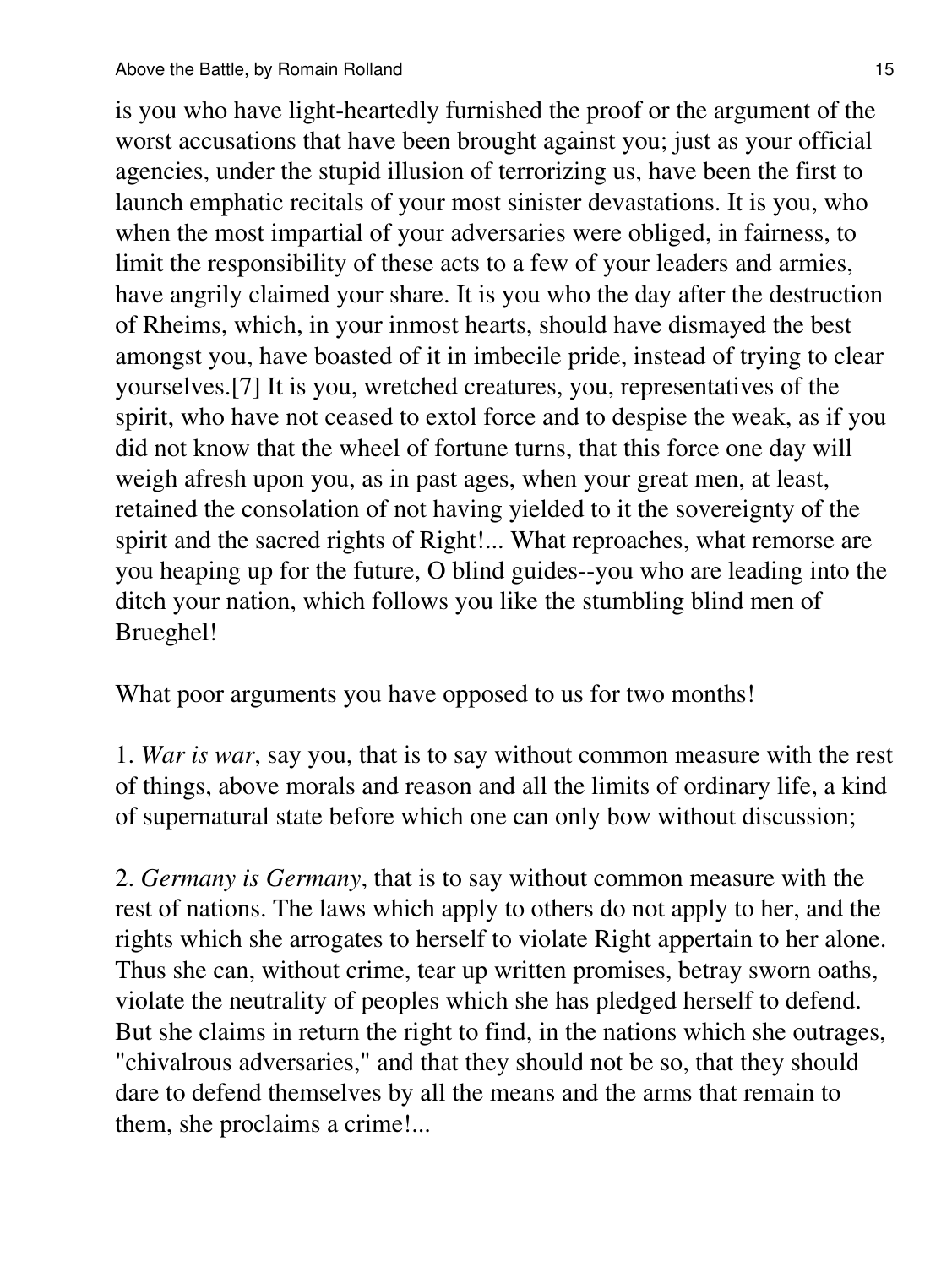is you who have light-heartedly furnished the proof or the argument of the worst accusations that have been brought against you; just as your official agencies, under the stupid illusion of terrorizing us, have been the first to launch emphatic recitals of your most sinister devastations. It is you, who when the most impartial of your adversaries were obliged, in fairness, to limit the responsibility of these acts to a few of your leaders and armies, have angrily claimed your share. It is you who the day after the destruction of Rheims, which, in your inmost hearts, should have dismayed the best amongst you, have boasted of it in imbecile pride, instead of trying to clear yourselves.[7] It is you, wretched creatures, you, representatives of the spirit, who have not ceased to extol force and to despise the weak, as if you did not know that the wheel of fortune turns, that this force one day will weigh afresh upon you, as in past ages, when your great men, at least, retained the consolation of not having yielded to it the sovereignty of the spirit and the sacred rights of Right!... What reproaches, what remorse are you heaping up for the future, O blind guides--you who are leading into the ditch your nation, which follows you like the stumbling blind men of Brueghel!

What poor arguments you have opposed to us for two months!

1. *War is war*, say you, that is to say without common measure with the rest of things, above morals and reason and all the limits of ordinary life, a kind of supernatural state before which one can only bow without discussion;

2. *Germany is Germany*, that is to say without common measure with the rest of nations. The laws which apply to others do not apply to her, and the rights which she arrogates to herself to violate Right appertain to her alone. Thus she can, without crime, tear up written promises, betray sworn oaths, violate the neutrality of peoples which she has pledged herself to defend. But she claims in return the right to find, in the nations which she outrages, "chivalrous adversaries," and that they should not be so, that they should dare to defend themselves by all the means and the arms that remain to them, she proclaims a crime!...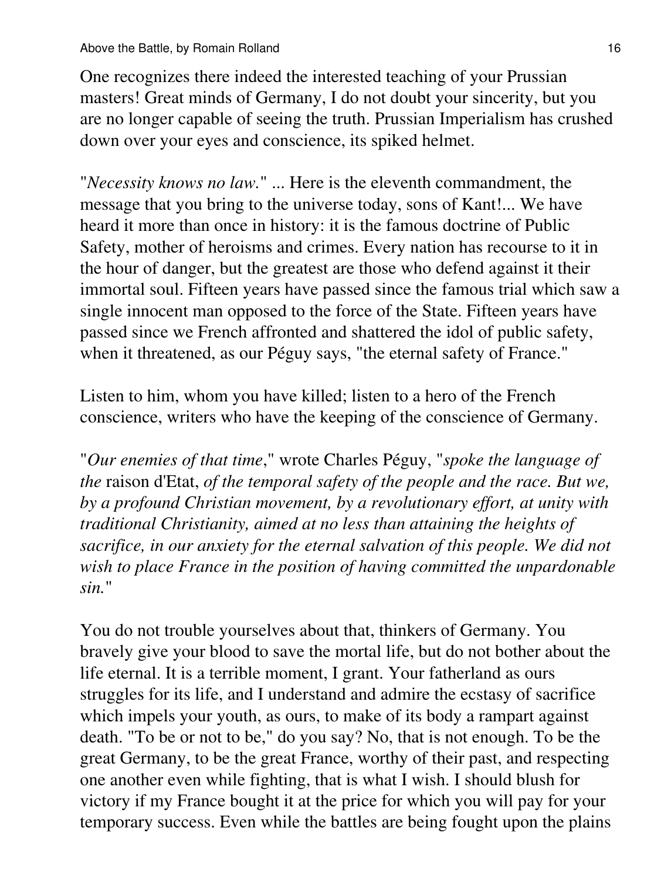One recognizes there indeed the interested teaching of your Prussian masters! Great minds of Germany, I do not doubt your sincerity, but you are no longer capable of seeing the truth. Prussian Imperialism has crushed down over your eyes and conscience, its spiked helmet.

"*Necessity knows no law.*" ... Here is the eleventh commandment, the message that you bring to the universe today, sons of Kant!... We have heard it more than once in history: it is the famous doctrine of Public Safety, mother of heroisms and crimes. Every nation has recourse to it in the hour of danger, but the greatest are those who defend against it their immortal soul. Fifteen years have passed since the famous trial which saw a single innocent man opposed to the force of the State. Fifteen years have passed since we French affronted and shattered the idol of public safety, when it threatened, as our Péguy says, "the eternal safety of France."

Listen to him, whom you have killed; listen to a hero of the French conscience, writers who have the keeping of the conscience of Germany.

"*Our enemies of that time*," wrote Charles Péguy, "*spoke the language of the* raison d'Etat, *of the temporal safety of the people and the race. But we, by a profound Christian movement, by a revolutionary effort, at unity with traditional Christianity, aimed at no less than attaining the heights of sacrifice, in our anxiety for the eternal salvation of this people. We did not wish to place France in the position of having committed the unpardonable sin.*"

You do not trouble yourselves about that, thinkers of Germany. You bravely give your blood to save the mortal life, but do not bother about the life eternal. It is a terrible moment, I grant. Your fatherland as ours struggles for its life, and I understand and admire the ecstasy of sacrifice which impels your youth, as ours, to make of its body a rampart against death. "To be or not to be," do you say? No, that is not enough. To be the great Germany, to be the great France, worthy of their past, and respecting one another even while fighting, that is what I wish. I should blush for victory if my France bought it at the price for which you will pay for your temporary success. Even while the battles are being fought upon the plains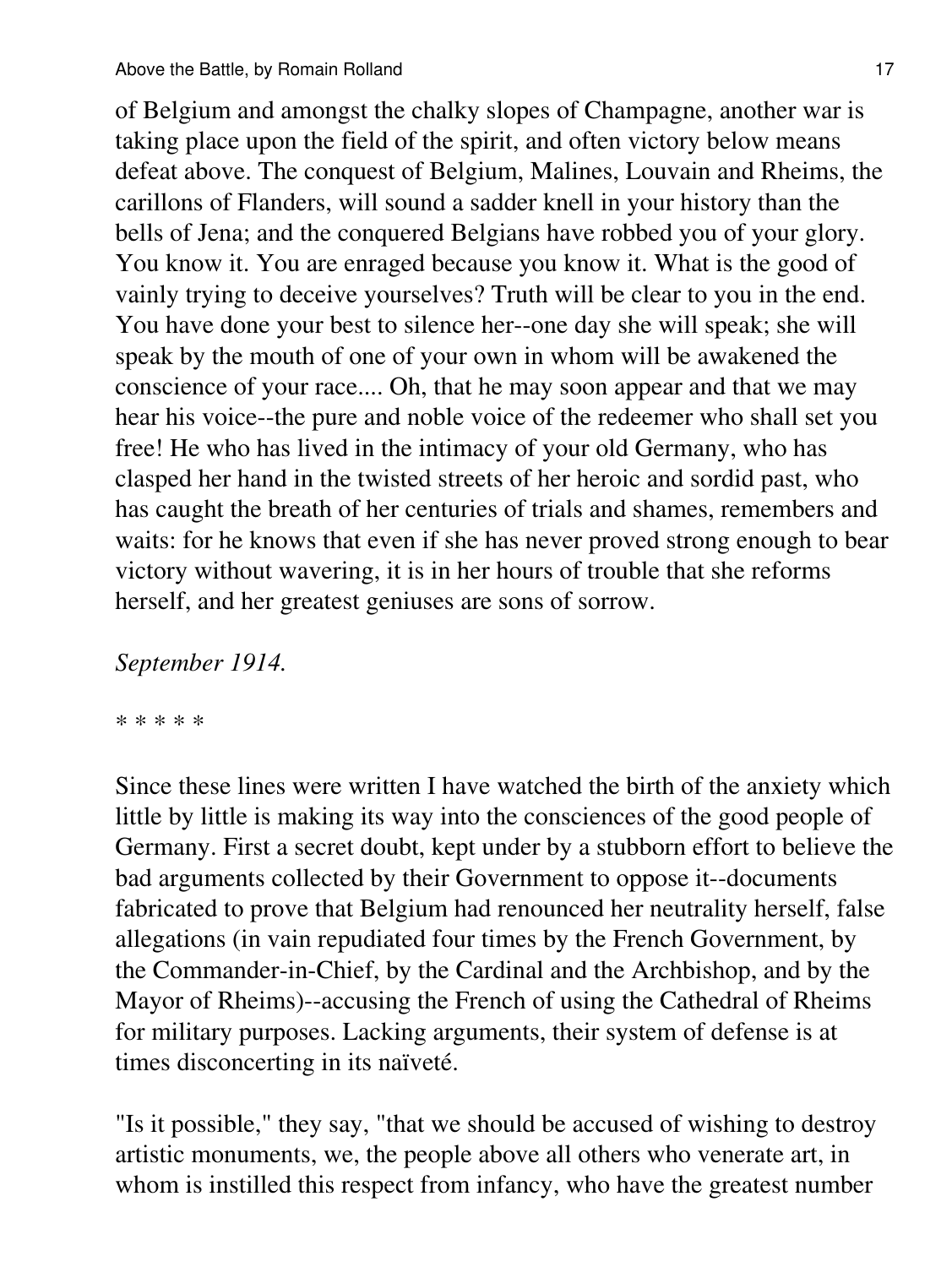of Belgium and amongst the chalky slopes of Champagne, another war is taking place upon the field of the spirit, and often victory below means defeat above. The conquest of Belgium, Malines, Louvain and Rheims, the carillons of Flanders, will sound a sadder knell in your history than the bells of Jena; and the conquered Belgians have robbed you of your glory. You know it. You are enraged because you know it. What is the good of vainly trying to deceive yourselves? Truth will be clear to you in the end. You have done your best to silence her--one day she will speak; she will speak by the mouth of one of your own in whom will be awakened the conscience of your race.... Oh, that he may soon appear and that we may hear his voice--the pure and noble voice of the redeemer who shall set you free! He who has lived in the intimacy of your old Germany, who has clasped her hand in the twisted streets of her heroic and sordid past, who has caught the breath of her centuries of trials and shames, remembers and waits: for he knows that even if she has never proved strong enough to bear victory without wavering, it is in her hours of trouble that she reforms herself, and her greatest geniuses are sons of sorrow.

*September 1914.*

* * * * *

Since these lines were written I have watched the birth of the anxiety which little by little is making its way into the consciences of the good people of Germany. First a secret doubt, kept under by a stubborn effort to believe the bad arguments collected by their Government to oppose it--documents fabricated to prove that Belgium had renounced her neutrality herself, false allegations (in vain repudiated four times by the French Government, by the Commander-in-Chief, by the Cardinal and the Archbishop, and by the Mayor of Rheims)--accusing the French of using the Cathedral of Rheims for military purposes. Lacking arguments, their system of defense is at times disconcerting in its naïveté.

"Is it possible," they say, "that we should be accused of wishing to destroy artistic monuments, we, the people above all others who venerate art, in whom is instilled this respect from infancy, who have the greatest number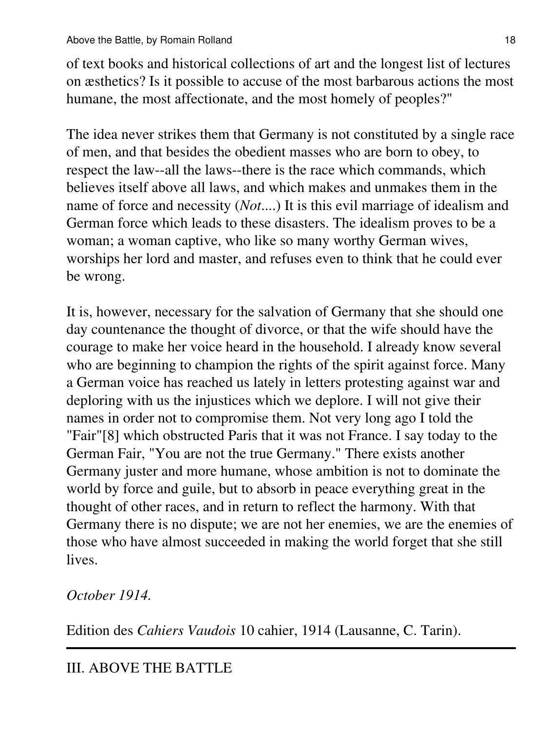of text books and historical collections of art and the longest list of lectures on æsthetics? Is it possible to accuse of the most barbarous actions the most humane, the most affectionate, and the most homely of peoples?"

The idea never strikes them that Germany is not constituted by a single race of men, and that besides the obedient masses who are born to obey, to respect the law--all the laws--there is the race which commands, which believes itself above all laws, and which makes and unmakes them in the name of force and necessity (*Not*....) It is this evil marriage of idealism and German force which leads to these disasters. The idealism proves to be a woman; a woman captive, who like so many worthy German wives, worships her lord and master, and refuses even to think that he could ever be wrong.

It is, however, necessary for the salvation of Germany that she should one day countenance the thought of divorce, or that the wife should have the courage to make her voice heard in the household. I already know several who are beginning to champion the rights of the spirit against force. Many a German voice has reached us lately in letters protesting against war and deploring with us the injustices which we deplore. I will not give their names in order not to compromise them. Not very long ago I told the "Fair"[8] which obstructed Paris that it was not France. I say today to the German Fair, "You are not the true Germany." There exists another Germany juster and more humane, whose ambition is not to dominate the world by force and guile, but to absorb in peace everything great in the thought of other races, and in return to reflect the harmony. With that Germany there is no dispute; we are not her enemies, we are the enemies of those who have almost succeeded in making the world forget that she still lives.

*October 1914.*

Edition des *Cahiers Vaudois* 10 cahier, 1914 (Lausanne, C. Tarin).

---

## III. ABOVE THE BATTLE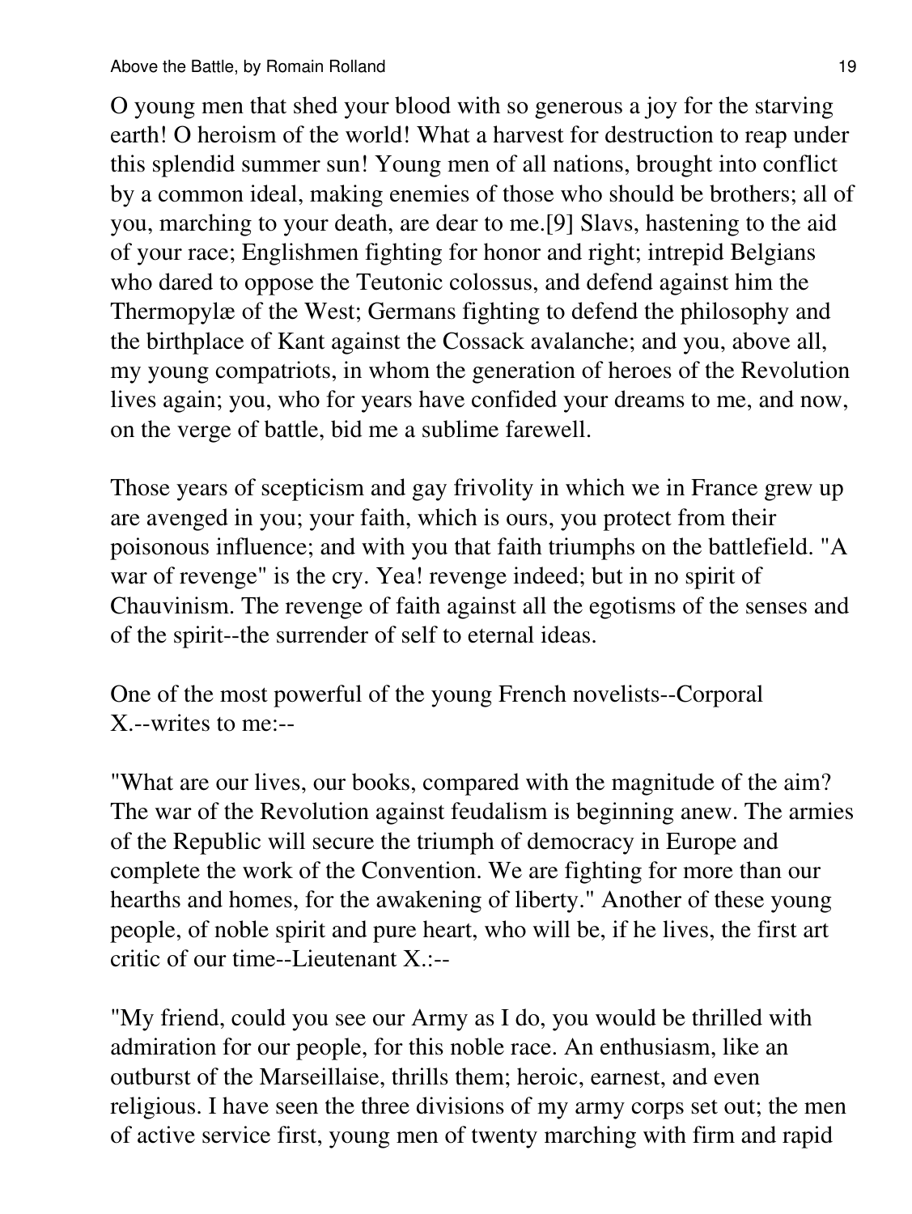O young men that shed your blood with so generous a joy for the starving earth! O heroism of the world! What a harvest for destruction to reap under this splendid summer sun! Young men of all nations, brought into conflict by a common ideal, making enemies of those who should be brothers; all of you, marching to your death, are dear to me.[9] Slavs, hastening to the aid of your race; Englishmen fighting for honor and right; intrepid Belgians who dared to oppose the Teutonic colossus, and defend against him the Thermopylæ of the West; Germans fighting to defend the philosophy and the birthplace of Kant against the Cossack avalanche; and you, above all, my young compatriots, in whom the generation of heroes of the Revolution lives again; you, who for years have confided your dreams to me, and now, on the verge of battle, bid me a sublime farewell.

Those years of scepticism and gay frivolity in which we in France grew up are avenged in you; your faith, which is ours, you protect from their poisonous influence; and with you that faith triumphs on the battlefield. "A war of revenge" is the cry. Yea! revenge indeed; but in no spirit of Chauvinism. The revenge of faith against all the egotisms of the senses and of the spirit--the surrender of self to eternal ideas.

One of the most powerful of the young French novelists--Corporal X.--writes to me:--

"What are our lives, our books, compared with the magnitude of the aim? The war of the Revolution against feudalism is beginning anew. The armies of the Republic will secure the triumph of democracy in Europe and complete the work of the Convention. We are fighting for more than our hearths and homes, for the awakening of liberty." Another of these young people, of noble spirit and pure heart, who will be, if he lives, the first art critic of our time--Lieutenant X.:--

"My friend, could you see our Army as I do, you would be thrilled with admiration for our people, for this noble race. An enthusiasm, like an outburst of the Marseillaise, thrills them; heroic, earnest, and even religious. I have seen the three divisions of my army corps set out; the men of active service first, young men of twenty marching with firm and rapid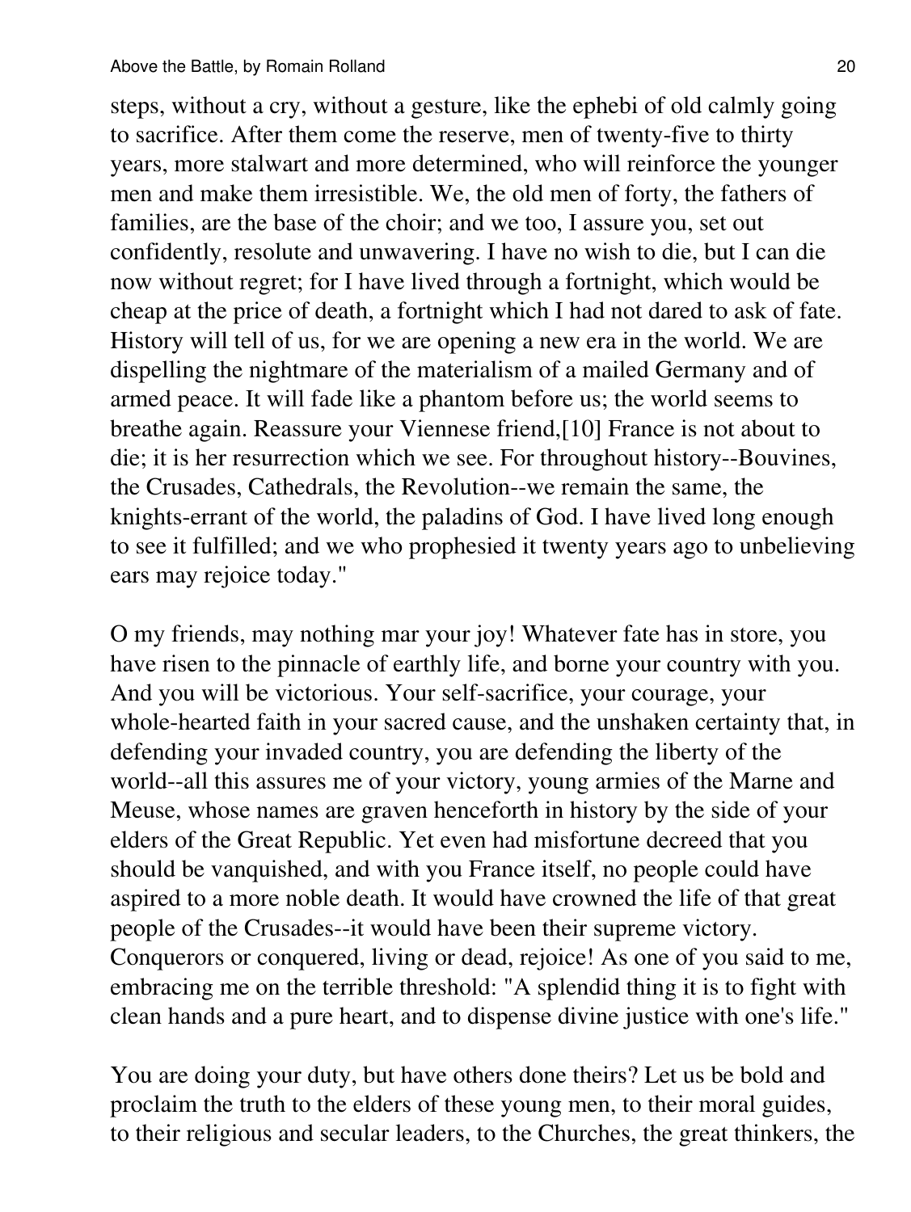steps, without a cry, without a gesture, like the ephebi of old calmly going to sacrifice. After them come the reserve, men of twenty-five to thirty years, more stalwart and more determined, who will reinforce the younger men and make them irresistible. We, the old men of forty, the fathers of families, are the base of the choir; and we too, I assure you, set out confidently, resolute and unwavering. I have no wish to die, but I can die now without regret; for I have lived through a fortnight, which would be cheap at the price of death, a fortnight which I had not dared to ask of fate. History will tell of us, for we are opening a new era in the world. We are dispelling the nightmare of the materialism of a mailed Germany and of armed peace. It will fade like a phantom before us; the world seems to breathe again. Reassure your Viennese friend,[10] France is not about to die; it is her resurrection which we see. For throughout history--Bouvines, the Crusades, Cathedrals, the Revolution--we remain the same, the knights-errant of the world, the paladins of God. I have lived long enough to see it fulfilled; and we who prophesied it twenty years ago to unbelieving ears may rejoice today."

O my friends, may nothing mar your joy! Whatever fate has in store, you have risen to the pinnacle of earthly life, and borne your country with you. And you will be victorious. Your self-sacrifice, your courage, your whole-hearted faith in your sacred cause, and the unshaken certainty that, in defending your invaded country, you are defending the liberty of the world--all this assures me of your victory, young armies of the Marne and Meuse, whose names are graven henceforth in history by the side of your elders of the Great Republic. Yet even had misfortune decreed that you should be vanquished, and with you France itself, no people could have aspired to a more noble death. It would have crowned the life of that great people of the Crusades--it would have been their supreme victory. Conquerors or conquered, living or dead, rejoice! As one of you said to me, embracing me on the terrible threshold: "A splendid thing it is to fight with clean hands and a pure heart, and to dispense divine justice with one's life."

You are doing your duty, but have others done theirs? Let us be bold and proclaim the truth to the elders of these young men, to their moral guides, to their religious and secular leaders, to the Churches, the great thinkers, the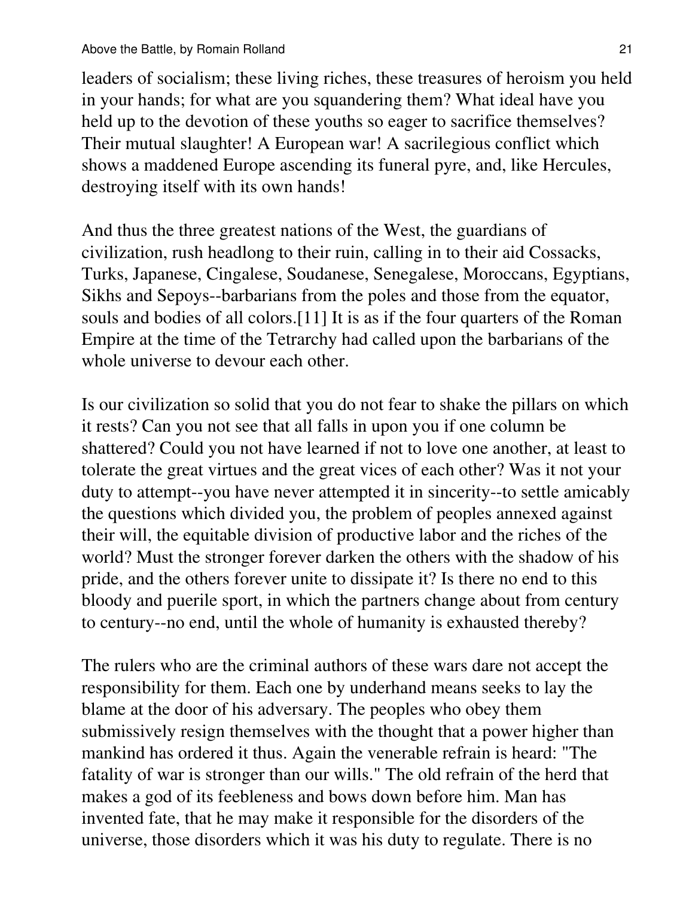leaders of socialism; these living riches, these treasures of heroism you held in your hands; for what are you squandering them? What ideal have you held up to the devotion of these youths so eager to sacrifice themselves? Their mutual slaughter! A European war! A sacrilegious conflict which shows a maddened Europe ascending its funeral pyre, and, like Hercules, destroying itself with its own hands!

And thus the three greatest nations of the West, the guardians of civilization, rush headlong to their ruin, calling in to their aid Cossacks, Turks, Japanese, Cingalese, Soudanese, Senegalese, Moroccans, Egyptians, Sikhs and Sepoys--barbarians from the poles and those from the equator, souls and bodies of all colors.[11] It is as if the four quarters of the Roman Empire at the time of the Tetrarchy had called upon the barbarians of the whole universe to devour each other.

Is our civilization so solid that you do not fear to shake the pillars on which it rests? Can you not see that all falls in upon you if one column be shattered? Could you not have learned if not to love one another, at least to tolerate the great virtues and the great vices of each other? Was it not your duty to attempt--you have never attempted it in sincerity--to settle amicably the questions which divided you, the problem of peoples annexed against their will, the equitable division of productive labor and the riches of the world? Must the stronger forever darken the others with the shadow of his pride, and the others forever unite to dissipate it? Is there no end to this bloody and puerile sport, in which the partners change about from century to century--no end, until the whole of humanity is exhausted thereby?

The rulers who are the criminal authors of these wars dare not accept the responsibility for them. Each one by underhand means seeks to lay the blame at the door of his adversary. The peoples who obey them submissively resign themselves with the thought that a power higher than mankind has ordered it thus. Again the venerable refrain is heard: "The fatality of war is stronger than our wills." The old refrain of the herd that makes a god of its feebleness and bows down before him. Man has invented fate, that he may make it responsible for the disorders of the universe, those disorders which it was his duty to regulate. There is no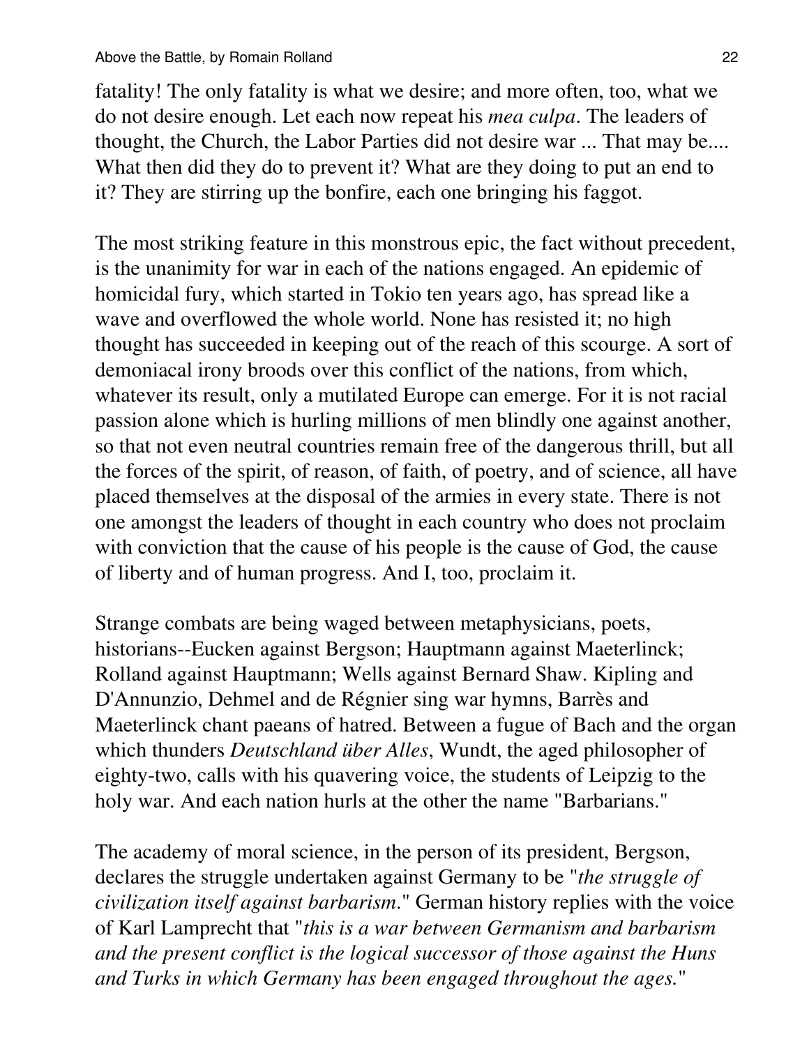fatality! The only fatality is what we desire; and more often, too, what we do not desire enough. Let each now repeat his *mea culpa*. The leaders of thought, the Church, the Labor Parties did not desire war ... That may be.... What then did they do to prevent it? What are they doing to put an end to it? They are stirring up the bonfire, each one bringing his faggot.

The most striking feature in this monstrous epic, the fact without precedent, is the unanimity for war in each of the nations engaged. An epidemic of homicidal fury, which started in Tokio ten years ago, has spread like a wave and overflowed the whole world. None has resisted it; no high thought has succeeded in keeping out of the reach of this scourge. A sort of demoniacal irony broods over this conflict of the nations, from which, whatever its result, only a mutilated Europe can emerge. For it is not racial passion alone which is hurling millions of men blindly one against another, so that not even neutral countries remain free of the dangerous thrill, but all the forces of the spirit, of reason, of faith, of poetry, and of science, all have placed themselves at the disposal of the armies in every state. There is not one amongst the leaders of thought in each country who does not proclaim with conviction that the cause of his people is the cause of God, the cause of liberty and of human progress. And I, too, proclaim it.

Strange combats are being waged between metaphysicians, poets, historians--Eucken against Bergson; Hauptmann against Maeterlinck; Rolland against Hauptmann; Wells against Bernard Shaw. Kipling and D'Annunzio, Dehmel and de Régnier sing war hymns, Barrès and Maeterlinck chant paeans of hatred. Between a fugue of Bach and the organ which thunders *Deutschland über Alles*, Wundt, the aged philosopher of eighty-two, calls with his quavering voice, the students of Leipzig to the holy war. And each nation hurls at the other the name "Barbarians."

The academy of moral science, in the person of its president, Bergson, declares the struggle undertaken against Germany to be "*the struggle of civilization itself against barbarism*." German history replies with the voice of Karl Lamprecht that "*this is a war between Germanism and barbarism and the present conflict is the logical successor of those against the Huns and Turks in which Germany has been engaged throughout the ages.*"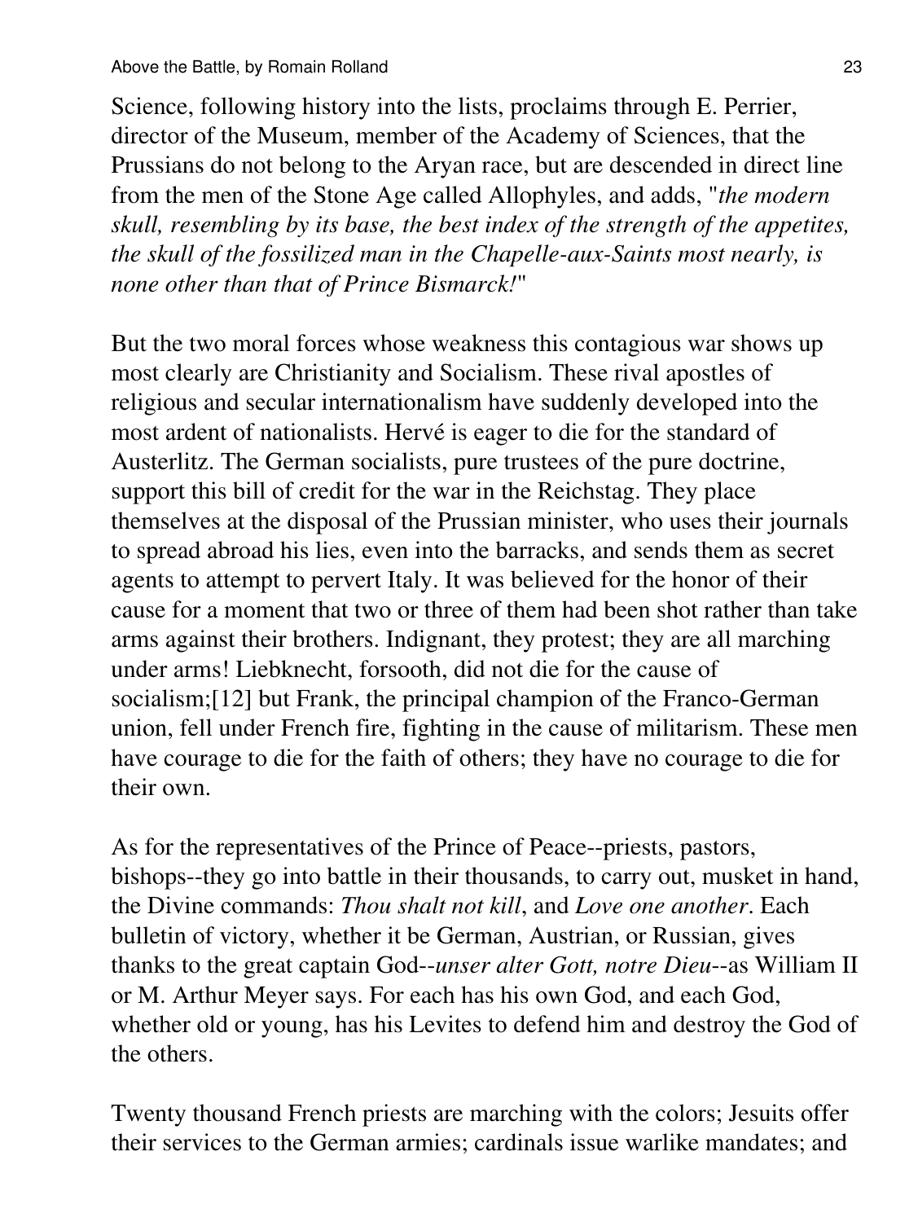Science, following history into the lists, proclaims through E. Perrier, director of the Museum, member of the Academy of Sciences, that the Prussians do not belong to the Aryan race, but are descended in direct line from the men of the Stone Age called Allophyles, and adds, "*the modern skull, resembling by its base, the best index of the strength of the appetites, the skull of the fossilized man in the Chapelle-aux-Saints most nearly, is none other than that of Prince Bismarck!*"

But the two moral forces whose weakness this contagious war shows up most clearly are Christianity and Socialism. These rival apostles of religious and secular internationalism have suddenly developed into the most ardent of nationalists. Hervé is eager to die for the standard of Austerlitz. The German socialists, pure trustees of the pure doctrine, support this bill of credit for the war in the Reichstag. They place themselves at the disposal of the Prussian minister, who uses their journals to spread abroad his lies, even into the barracks, and sends them as secret agents to attempt to pervert Italy. It was believed for the honor of their cause for a moment that two or three of them had been shot rather than take arms against their brothers. Indignant, they protest; they are all marching under arms! Liebknecht, forsooth, did not die for the cause of socialism;[12] but Frank, the principal champion of the Franco-German union, fell under French fire, fighting in the cause of militarism. These men have courage to die for the faith of others; they have no courage to die for their own.

As for the representatives of the Prince of Peace--priests, pastors, bishops--they go into battle in their thousands, to carry out, musket in hand, the Divine commands: *Thou shalt not kill*, and *Love one another*. Each bulletin of victory, whether it be German, Austrian, or Russian, gives thanks to the great captain God--*unser alter Gott, notre Dieu*--as William II or M. Arthur Meyer says. For each has his own God, and each God, whether old or young, has his Levites to defend him and destroy the God of the others.

Twenty thousand French priests are marching with the colors; Jesuits offer their services to the German armies; cardinals issue warlike mandates; and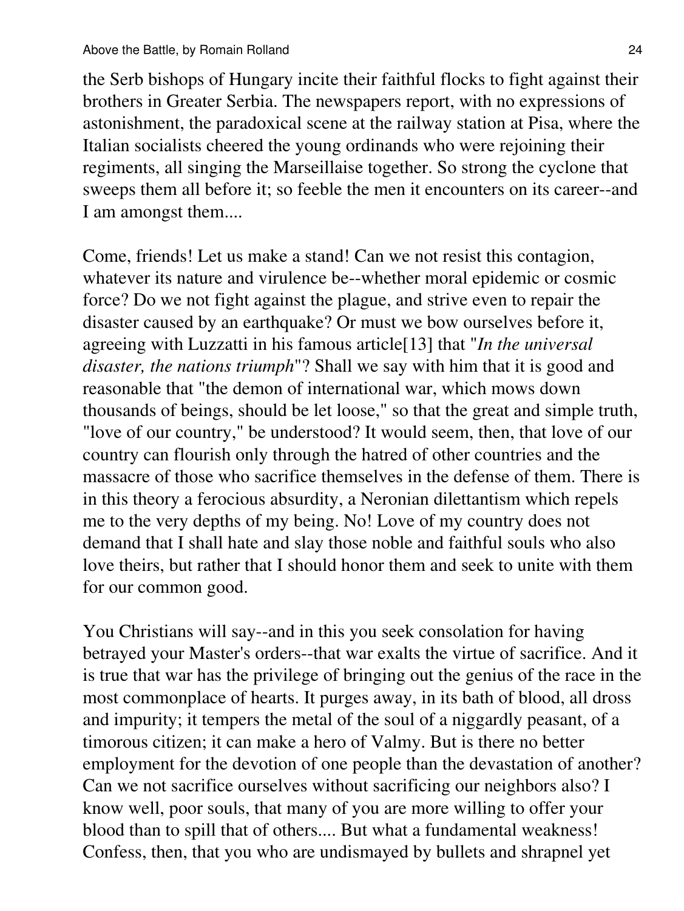the Serb bishops of Hungary incite their faithful flocks to fight against their brothers in Greater Serbia. The newspapers report, with no expressions of astonishment, the paradoxical scene at the railway station at Pisa, where the Italian socialists cheered the young ordinands who were rejoining their regiments, all singing the Marseillaise together. So strong the cyclone that sweeps them all before it; so feeble the men it encounters on its career--and I am amongst them....

Come, friends! Let us make a stand! Can we not resist this contagion, whatever its nature and virulence be--whether moral epidemic or cosmic force? Do we not fight against the plague, and strive even to repair the disaster caused by an earthquake? Or must we bow ourselves before it, agreeing with Luzzatti in his famous article[13] that "*In the universal disaster, the nations triumph*"? Shall we say with him that it is good and reasonable that "the demon of international war, which mows down thousands of beings, should be let loose," so that the great and simple truth, "love of our country," be understood? It would seem, then, that love of our country can flourish only through the hatred of other countries and the massacre of those who sacrifice themselves in the defense of them. There is in this theory a ferocious absurdity, a Neronian dilettantism which repels me to the very depths of my being. No! Love of my country does not demand that I shall hate and slay those noble and faithful souls who also love theirs, but rather that I should honor them and seek to unite with them for our common good.

You Christians will say--and in this you seek consolation for having betrayed your Master's orders--that war exalts the virtue of sacrifice. And it is true that war has the privilege of bringing out the genius of the race in the most commonplace of hearts. It purges away, in its bath of blood, all dross and impurity; it tempers the metal of the soul of a niggardly peasant, of a timorous citizen; it can make a hero of Valmy. But is there no better employment for the devotion of one people than the devastation of another? Can we not sacrifice ourselves without sacrificing our neighbors also? I know well, poor souls, that many of you are more willing to offer your blood than to spill that of others.... But what a fundamental weakness! Confess, then, that you who are undismayed by bullets and shrapnel yet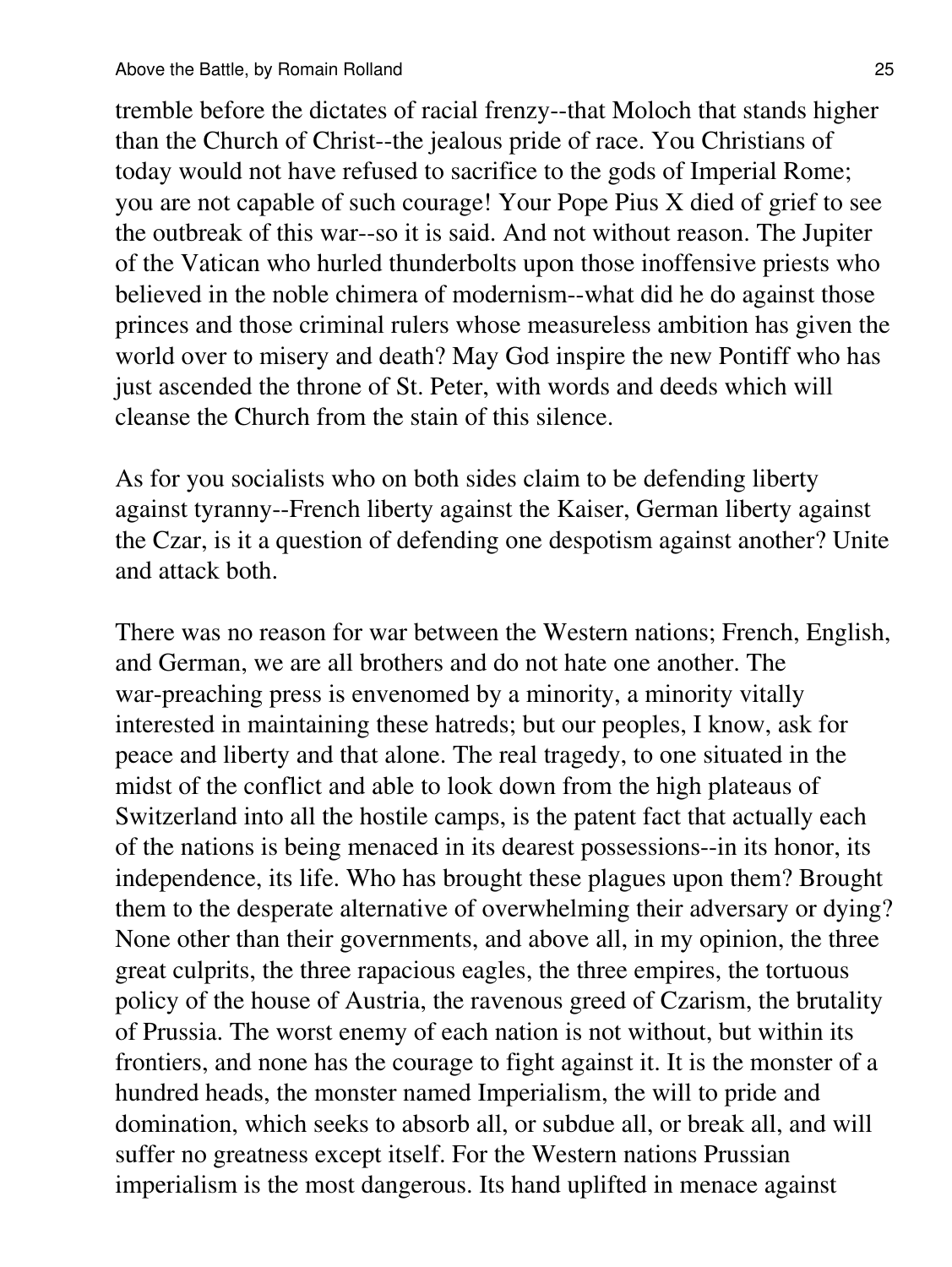tremble before the dictates of racial frenzy--that Moloch that stands higher than the Church of Christ--the jealous pride of race. You Christians of today would not have refused to sacrifice to the gods of Imperial Rome; you are not capable of such courage! Your Pope Pius X died of grief to see the outbreak of this war--so it is said. And not without reason. The Jupiter of the Vatican who hurled thunderbolts upon those inoffensive priests who believed in the noble chimera of modernism--what did he do against those princes and those criminal rulers whose measureless ambition has given the world over to misery and death? May God inspire the new Pontiff who has just ascended the throne of St. Peter, with words and deeds which will cleanse the Church from the stain of this silence.

As for you socialists who on both sides claim to be defending liberty against tyranny--French liberty against the Kaiser, German liberty against the Czar, is it a question of defending one despotism against another? Unite and attack both.

There was no reason for war between the Western nations; French, English, and German, we are all brothers and do not hate one another. The war-preaching press is envenomed by a minority, a minority vitally interested in maintaining these hatreds; but our peoples, I know, ask for peace and liberty and that alone. The real tragedy, to one situated in the midst of the conflict and able to look down from the high plateaus of Switzerland into all the hostile camps, is the patent fact that actually each of the nations is being menaced in its dearest possessions--in its honor, its independence, its life. Who has brought these plagues upon them? Brought them to the desperate alternative of overwhelming their adversary or dying? None other than their governments, and above all, in my opinion, the three great culprits, the three rapacious eagles, the three empires, the tortuous policy of the house of Austria, the ravenous greed of Czarism, the brutality of Prussia. The worst enemy of each nation is not without, but within its frontiers, and none has the courage to fight against it. It is the monster of a hundred heads, the monster named Imperialism, the will to pride and domination, which seeks to absorb all, or subdue all, or break all, and will suffer no greatness except itself. For the Western nations Prussian imperialism is the most dangerous. Its hand uplifted in menace against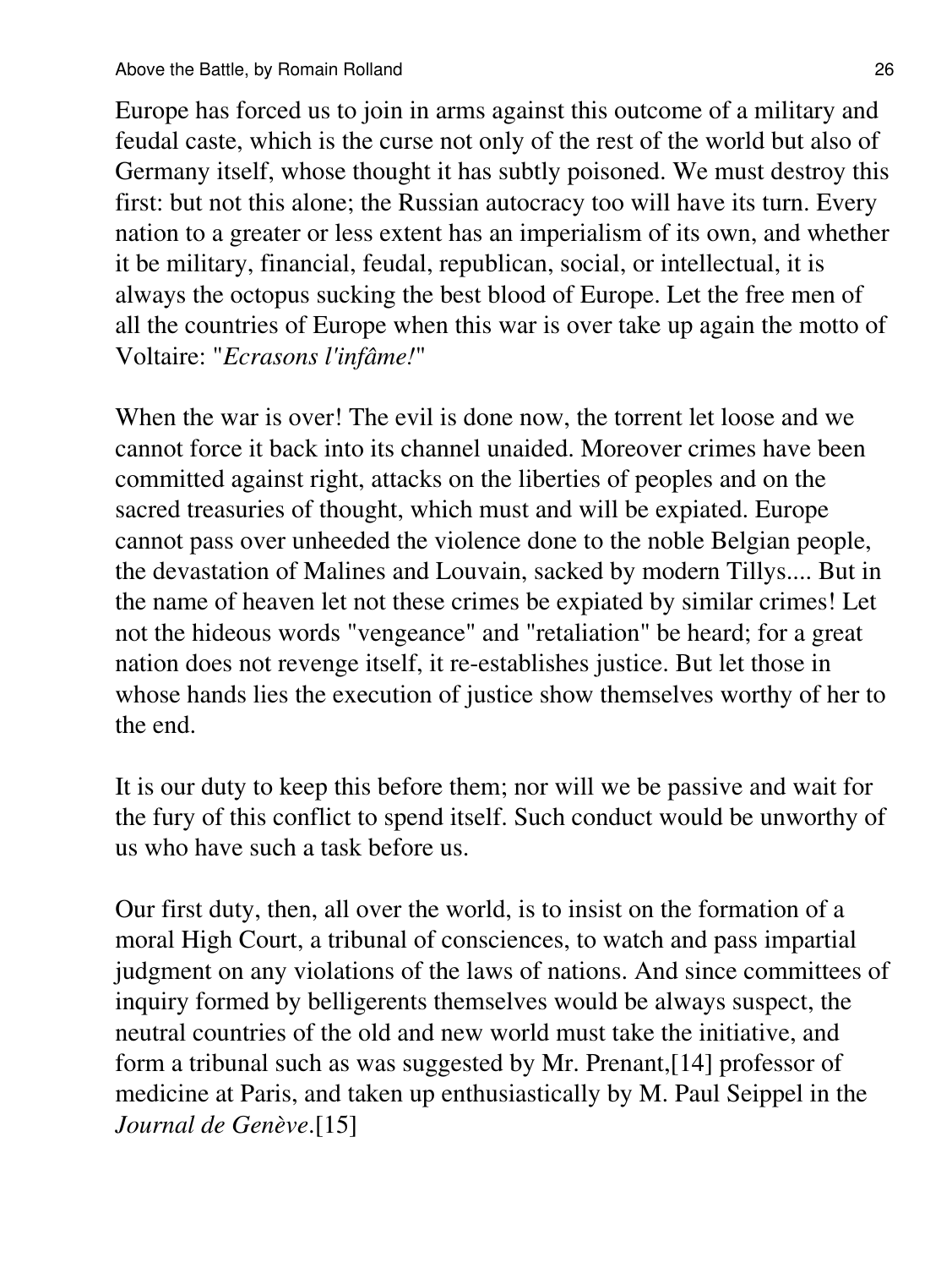Europe has forced us to join in arms against this outcome of a military and feudal caste, which is the curse not only of the rest of the world but also of Germany itself, whose thought it has subtly poisoned. We must destroy this first: but not this alone; the Russian autocracy too will have its turn. Every nation to a greater or less extent has an imperialism of its own, and whether it be military, financial, feudal, republican, social, or intellectual, it is always the octopus sucking the best blood of Europe. Let the free men of all the countries of Europe when this war is over take up again the motto of Voltaire: "*Ecrasons l'infâme!*"

When the war is over! The evil is done now, the torrent let loose and we cannot force it back into its channel unaided. Moreover crimes have been committed against right, attacks on the liberties of peoples and on the sacred treasuries of thought, which must and will be expiated. Europe cannot pass over unheeded the violence done to the noble Belgian people, the devastation of Malines and Louvain, sacked by modern Tillys.... But in the name of heaven let not these crimes be expiated by similar crimes! Let not the hideous words "vengeance" and "retaliation" be heard; for a great nation does not revenge itself, it re-establishes justice. But let those in whose hands lies the execution of justice show themselves worthy of her to the end.

It is our duty to keep this before them; nor will we be passive and wait for the fury of this conflict to spend itself. Such conduct would be unworthy of us who have such a task before us.

Our first duty, then, all over the world, is to insist on the formation of a moral High Court, a tribunal of consciences, to watch and pass impartial judgment on any violations of the laws of nations. And since committees of inquiry formed by belligerents themselves would be always suspect, the neutral countries of the old and new world must take the initiative, and form a tribunal such as was suggested by Mr. Prenant,[14] professor of medicine at Paris, and taken up enthusiastically by M. Paul Seippel in the *Journal de Genève*.[15]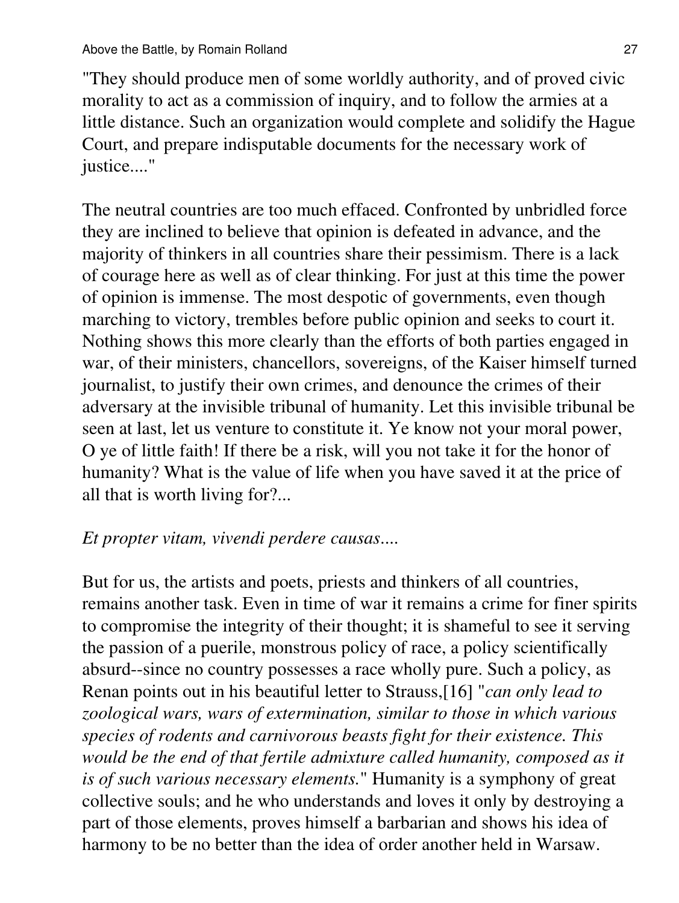"They should produce men of some worldly authority, and of proved civic morality to act as a commission of inquiry, and to follow the armies at a little distance. Such an organization would complete and solidify the Hague Court, and prepare indisputable documents for the necessary work of justice...."

The neutral countries are too much effaced. Confronted by unbridled force they are inclined to believe that opinion is defeated in advance, and the majority of thinkers in all countries share their pessimism. There is a lack of courage here as well as of clear thinking. For just at this time the power of opinion is immense. The most despotic of governments, even though marching to victory, trembles before public opinion and seeks to court it. Nothing shows this more clearly than the efforts of both parties engaged in war, of their ministers, chancellors, sovereigns, of the Kaiser himself turned journalist, to justify their own crimes, and denounce the crimes of their adversary at the invisible tribunal of humanity. Let this invisible tribunal be seen at last, let us venture to constitute it. Ye know not your moral power, O ye of little faith! If there be a risk, will you not take it for the honor of humanity? What is the value of life when you have saved it at the price of all that is worth living for?...

*Et propter vitam, vivendi perdere causas....*

But for us, the artists and poets, priests and thinkers of all countries, remains another task. Even in time of war it remains a crime for finer spirits to compromise the integrity of their thought; it is shameful to see it serving the passion of a puerile, monstrous policy of race, a policy scientifically absurd--since no country possesses a race wholly pure. Such a policy, as Renan points out in his beautiful letter to Strauss,[16] "*can only lead to zoological wars, wars of extermination, similar to those in which various species of rodents and carnivorous beasts fight for their existence. This would be the end of that fertile admixture called humanity, composed as it is of such various necessary elements.*" Humanity is a symphony of great collective souls; and he who understands and loves it only by destroying a part of those elements, proves himself a barbarian and shows his idea of harmony to be no better than the idea of order another held in Warsaw.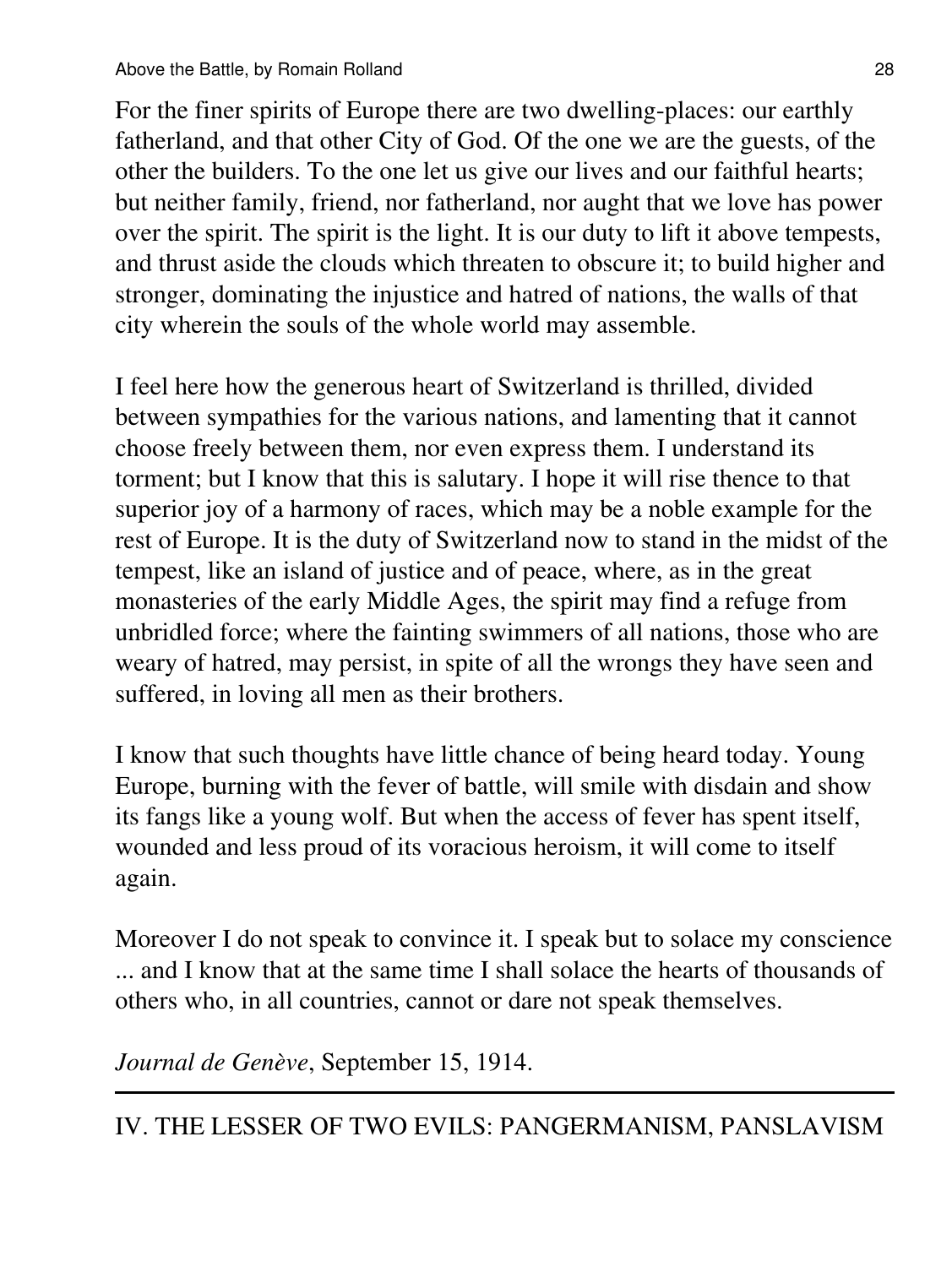For the finer spirits of Europe there are two dwelling-places: our earthly fatherland, and that other City of God. Of the one we are the guests, of the other the builders. To the one let us give our lives and our faithful hearts; but neither family, friend, nor fatherland, nor aught that we love has power over the spirit. The spirit is the light. It is our duty to lift it above tempests, and thrust aside the clouds which threaten to obscure it; to build higher and stronger, dominating the injustice and hatred of nations, the walls of that city wherein the souls of the whole world may assemble.

I feel here how the generous heart of Switzerland is thrilled, divided between sympathies for the various nations, and lamenting that it cannot choose freely between them, nor even express them. I understand its torment; but I know that this is salutary. I hope it will rise thence to that superior joy of a harmony of races, which may be a noble example for the rest of Europe. It is the duty of Switzerland now to stand in the midst of the tempest, like an island of justice and of peace, where, as in the great monasteries of the early Middle Ages, the spirit may find a refuge from unbridled force; where the fainting swimmers of all nations, those who are weary of hatred, may persist, in spite of all the wrongs they have seen and suffered, in loving all men as their brothers.

I know that such thoughts have little chance of being heard today. Young Europe, burning with the fever of battle, will smile with disdain and show its fangs like a young wolf. But when the access of fever has spent itself, wounded and less proud of its voracious heroism, it will come to itself again.

Moreover I do not speak to convince it. I speak but to solace my conscience ... and I know that at the same time I shall solace the hearts of thousands of others who, in all countries, cannot or dare not speak themselves.

*Journal de Genève*, September 15, 1914.

---

## IV. THE LESSER OF TWO EVILS: PANGERMANISM, PANSLAVISM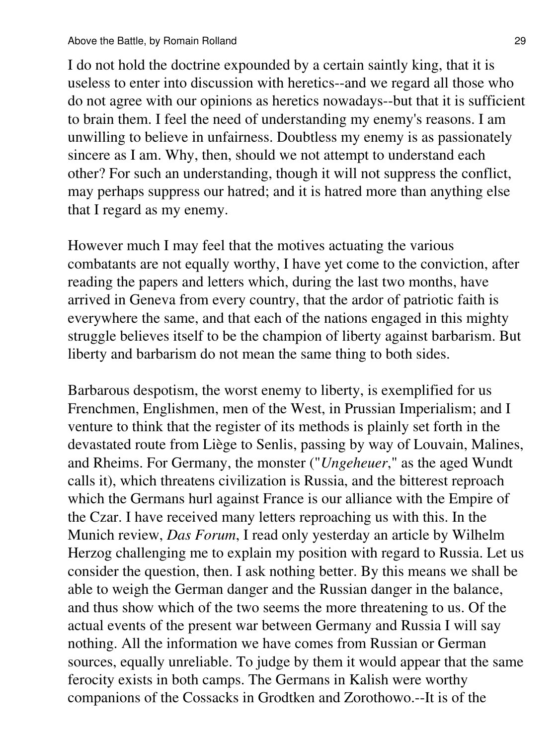I do not hold the doctrine expounded by a certain saintly king, that it is useless to enter into discussion with heretics--and we regard all those who do not agree with our opinions as heretics nowadays--but that it is sufficient to brain them. I feel the need of understanding my enemy's reasons. I am unwilling to believe in unfairness. Doubtless my enemy is as passionately sincere as I am. Why, then, should we not attempt to understand each other? For such an understanding, though it will not suppress the conflict, may perhaps suppress our hatred; and it is hatred more than anything else that I regard as my enemy.

However much I may feel that the motives actuating the various combatants are not equally worthy, I have yet come to the conviction, after reading the papers and letters which, during the last two months, have arrived in Geneva from every country, that the ardor of patriotic faith is everywhere the same, and that each of the nations engaged in this mighty struggle believes itself to be the champion of liberty against barbarism. But liberty and barbarism do not mean the same thing to both sides.

Barbarous despotism, the worst enemy to liberty, is exemplified for us Frenchmen, Englishmen, men of the West, in Prussian Imperialism; and I venture to think that the register of its methods is plainly set forth in the devastated route from Liège to Senlis, passing by way of Louvain, Malines, and Rheims. For Germany, the monster ("*Ungeheuer*," as the aged Wundt calls it), which threatens civilization is Russia, and the bitterest reproach which the Germans hurl against France is our alliance with the Empire of the Czar. I have received many letters reproaching us with this. In the Munich review, *Das Forum*, I read only yesterday an article by Wilhelm Herzog challenging me to explain my position with regard to Russia. Let us consider the question, then. I ask nothing better. By this means we shall be able to weigh the German danger and the Russian danger in the balance, and thus show which of the two seems the more threatening to us. Of the actual events of the present war between Germany and Russia I will say nothing. All the information we have comes from Russian or German sources, equally unreliable. To judge by them it would appear that the same ferocity exists in both camps. The Germans in Kalish were worthy companions of the Cossacks in Grodtken and Zorothowo.--It is of the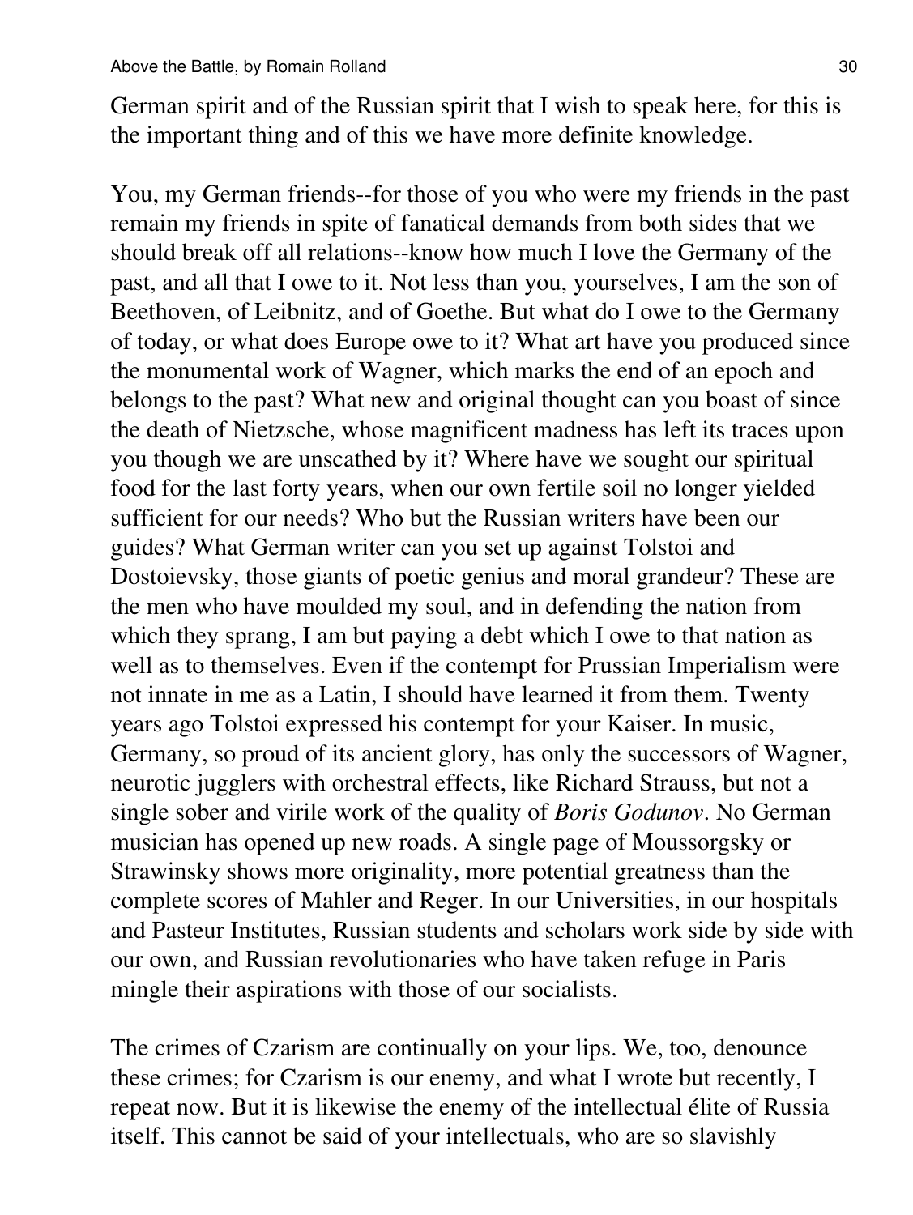German spirit and of the Russian spirit that I wish to speak here, for this is the important thing and of this we have more definite knowledge.

You, my German friends--for those of you who were my friends in the past remain my friends in spite of fanatical demands from both sides that we should break off all relations--know how much I love the Germany of the past, and all that I owe to it. Not less than you, yourselves, I am the son of Beethoven, of Leibnitz, and of Goethe. But what do I owe to the Germany of today, or what does Europe owe to it? What art have you produced since the monumental work of Wagner, which marks the end of an epoch and belongs to the past? What new and original thought can you boast of since the death of Nietzsche, whose magnificent madness has left its traces upon you though we are unscathed by it? Where have we sought our spiritual food for the last forty years, when our own fertile soil no longer yielded sufficient for our needs? Who but the Russian writers have been our guides? What German writer can you set up against Tolstoi and Dostoievsky, those giants of poetic genius and moral grandeur? These are the men who have moulded my soul, and in defending the nation from which they sprang, I am but paying a debt which I owe to that nation as well as to themselves. Even if the contempt for Prussian Imperialism were not innate in me as a Latin, I should have learned it from them. Twenty years ago Tolstoi expressed his contempt for your Kaiser. In music, Germany, so proud of its ancient glory, has only the successors of Wagner, neurotic jugglers with orchestral effects, like Richard Strauss, but not a single sober and virile work of the quality of *Boris Godunov*. No German musician has opened up new roads. A single page of Moussorgsky or Strawinsky shows more originality, more potential greatness than the complete scores of Mahler and Reger. In our Universities, in our hospitals and Pasteur Institutes, Russian students and scholars work side by side with our own, and Russian revolutionaries who have taken refuge in Paris mingle their aspirations with those of our socialists.

The crimes of Czarism are continually on your lips. We, too, denounce these crimes; for Czarism is our enemy, and what I wrote but recently, I repeat now. But it is likewise the enemy of the intellectual élite of Russia itself. This cannot be said of your intellectuals, who are so slavishly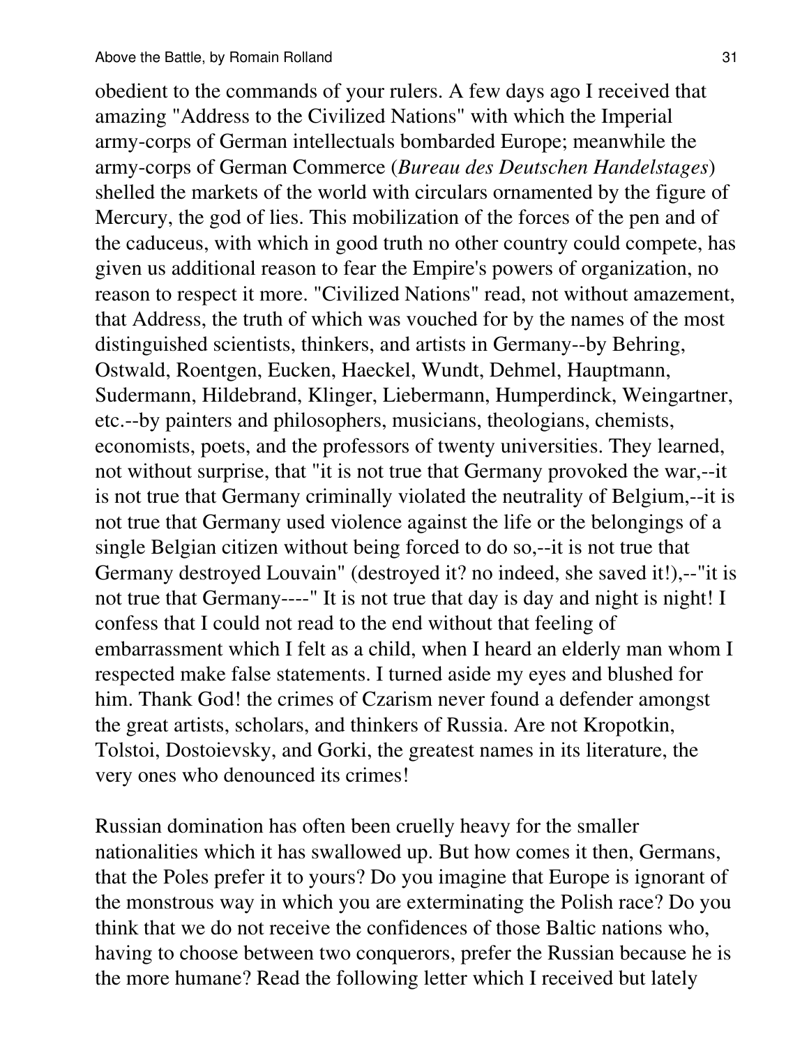obedient to the commands of your rulers. A few days ago I received that amazing "Address to the Civilized Nations" with which the Imperial army-corps of German intellectuals bombarded Europe; meanwhile the army-corps of German Commerce (*Bureau des Deutschen Handelstages*) shelled the markets of the world with circulars ornamented by the figure of Mercury, the god of lies. This mobilization of the forces of the pen and of the caduceus, with which in good truth no other country could compete, has given us additional reason to fear the Empire's powers of organization, no reason to respect it more. "Civilized Nations" read, not without amazement, that Address, the truth of which was vouched for by the names of the most distinguished scientists, thinkers, and artists in Germany--by Behring, Ostwald, Roentgen, Eucken, Haeckel, Wundt, Dehmel, Hauptmann, Sudermann, Hildebrand, Klinger, Liebermann, Humperdinck, Weingartner, etc.--by painters and philosophers, musicians, theologians, chemists, economists, poets, and the professors of twenty universities. They learned, not without surprise, that "it is not true that Germany provoked the war,--it is not true that Germany criminally violated the neutrality of Belgium,--it is not true that Germany used violence against the life or the belongings of a single Belgian citizen without being forced to do so,--it is not true that Germany destroyed Louvain" (destroyed it? no indeed, she saved it!),--"it is not true that Germany----" It is not true that day is day and night is night! I confess that I could not read to the end without that feeling of embarrassment which I felt as a child, when I heard an elderly man whom I respected make false statements. I turned aside my eyes and blushed for him. Thank God! the crimes of Czarism never found a defender amongst the great artists, scholars, and thinkers of Russia. Are not Kropotkin, Tolstoi, Dostoievsky, and Gorki, the greatest names in its literature, the very ones who denounced its crimes!

Russian domination has often been cruelly heavy for the smaller nationalities which it has swallowed up. But how comes it then, Germans, that the Poles prefer it to yours? Do you imagine that Europe is ignorant of the monstrous way in which you are exterminating the Polish race? Do you think that we do not receive the confidences of those Baltic nations who, having to choose between two conquerors, prefer the Russian because he is the more humane? Read the following letter which I received but lately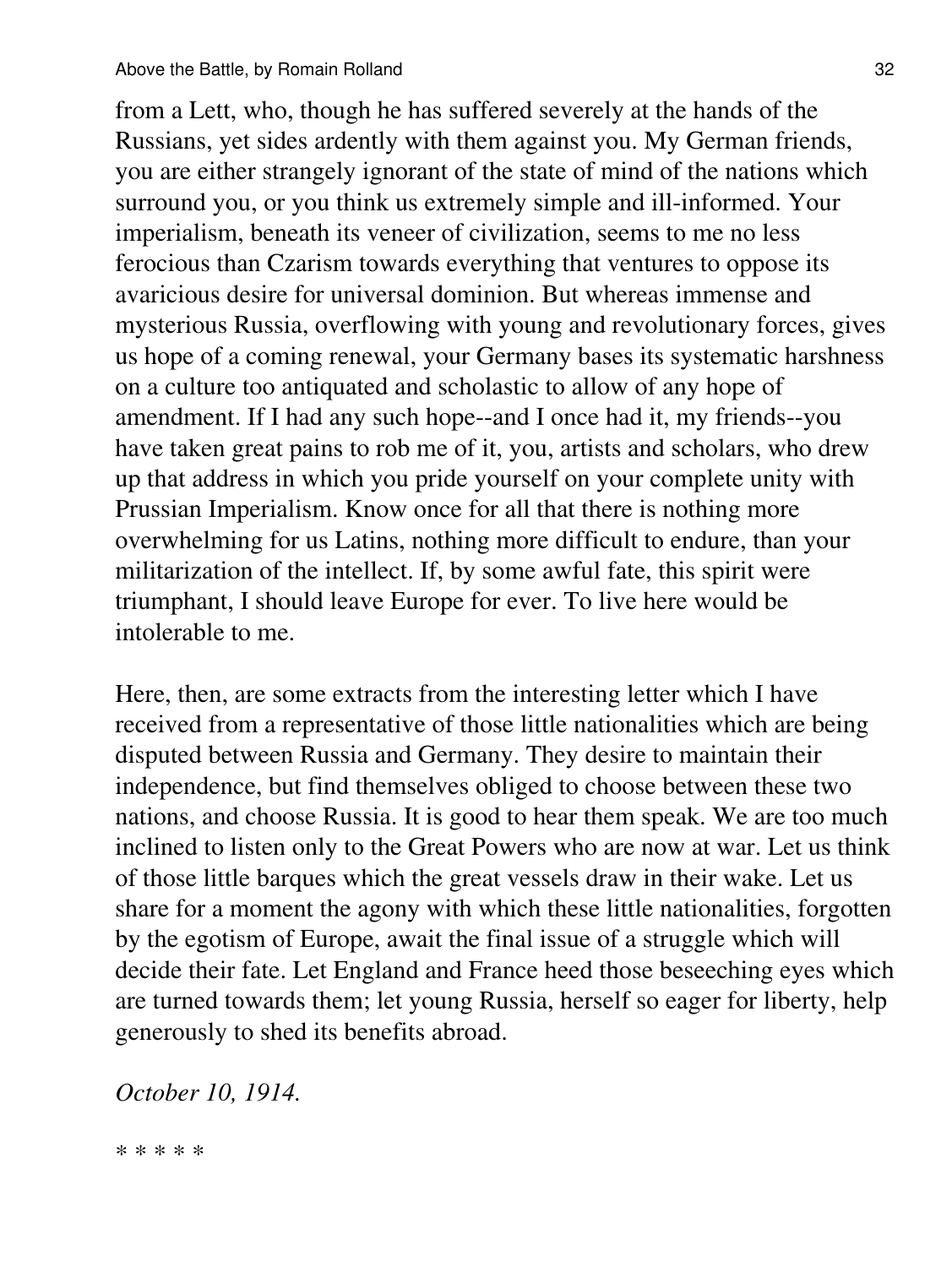from a Lett, who, though he has suffered severely at the hands of the Russians, yet sides ardently with them against you. My German friends, you are either strangely ignorant of the state of mind of the nations which surround you, or you think us extremely simple and ill-informed. Your imperialism, beneath its veneer of civilization, seems to me no less ferocious than Czarism towards everything that ventures to oppose its avaricious desire for universal dominion. But whereas immense and mysterious Russia, overflowing with young and revolutionary forces, gives us hope of a coming renewal, your Germany bases its systematic harshness on a culture too antiquated and scholastic to allow of any hope of amendment. If I had any such hope--and I once had it, my friends--you have taken great pains to rob me of it, you, artists and scholars, who drew up that address in which you pride yourself on your complete unity with Prussian Imperialism. Know once for all that there is nothing more overwhelming for us Latins, nothing more difficult to endure, than your militarization of the intellect. If, by some awful fate, this spirit were triumphant, I should leave Europe for ever. To live here would be intolerable to me.

Here, then, are some extracts from the interesting letter which I have received from a representative of those little nationalities which are being disputed between Russia and Germany. They desire to maintain their independence, but find themselves obliged to choose between these two nations, and choose Russia. It is good to hear them speak. We are too much inclined to listen only to the Great Powers who are now at war. Let us think of those little barques which the great vessels draw in their wake. Let us share for a moment the agony with which these little nationalities, forgotten by the egotism of Europe, await the final issue of a struggle which will decide their fate. Let England and France heed those beseeching eyes which are turned towards them; let young Russia, herself so eager for liberty, help generously to shed its benefits abroad.

*October 10, 1914.*

* * * * *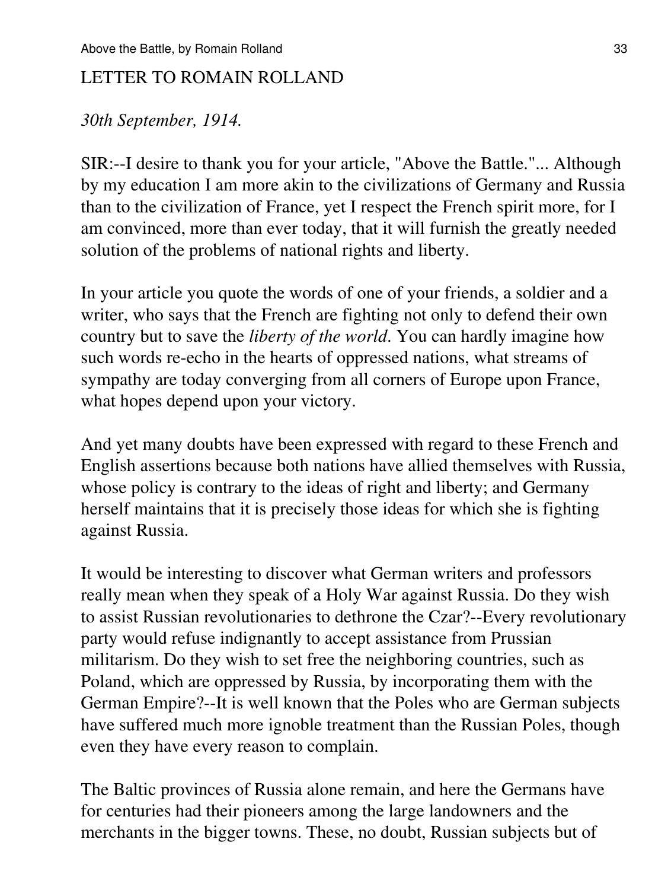## LETTER TO ROMAIN ROLLAND

*30th September, 1914.*

SIR:--I desire to thank you for your article, "Above the Battle."... Although by my education I am more akin to the civilizations of Germany and Russia than to the civilization of France, yet I respect the French spirit more, for I am convinced, more than ever today, that it will furnish the greatly needed solution of the problems of national rights and liberty.

In your article you quote the words of one of your friends, a soldier and a writer, who says that the French are fighting not only to defend their own country but to save the *liberty of the world*. You can hardly imagine how such words re-echo in the hearts of oppressed nations, what streams of sympathy are today converging from all corners of Europe upon France, what hopes depend upon your victory.

And yet many doubts have been expressed with regard to these French and English assertions because both nations have allied themselves with Russia, whose policy is contrary to the ideas of right and liberty; and Germany herself maintains that it is precisely those ideas for which she is fighting against Russia.

It would be interesting to discover what German writers and professors really mean when they speak of a Holy War against Russia. Do they wish to assist Russian revolutionaries to dethrone the Czar?--Every revolutionary party would refuse indignantly to accept assistance from Prussian militarism. Do they wish to set free the neighboring countries, such as Poland, which are oppressed by Russia, by incorporating them with the German Empire?--It is well known that the Poles who are German subjects have suffered much more ignoble treatment than the Russian Poles, though even they have every reason to complain.

The Baltic provinces of Russia alone remain, and here the Germans have for centuries had their pioneers among the large landowners and the merchants in the bigger towns. These, no doubt, Russian subjects but of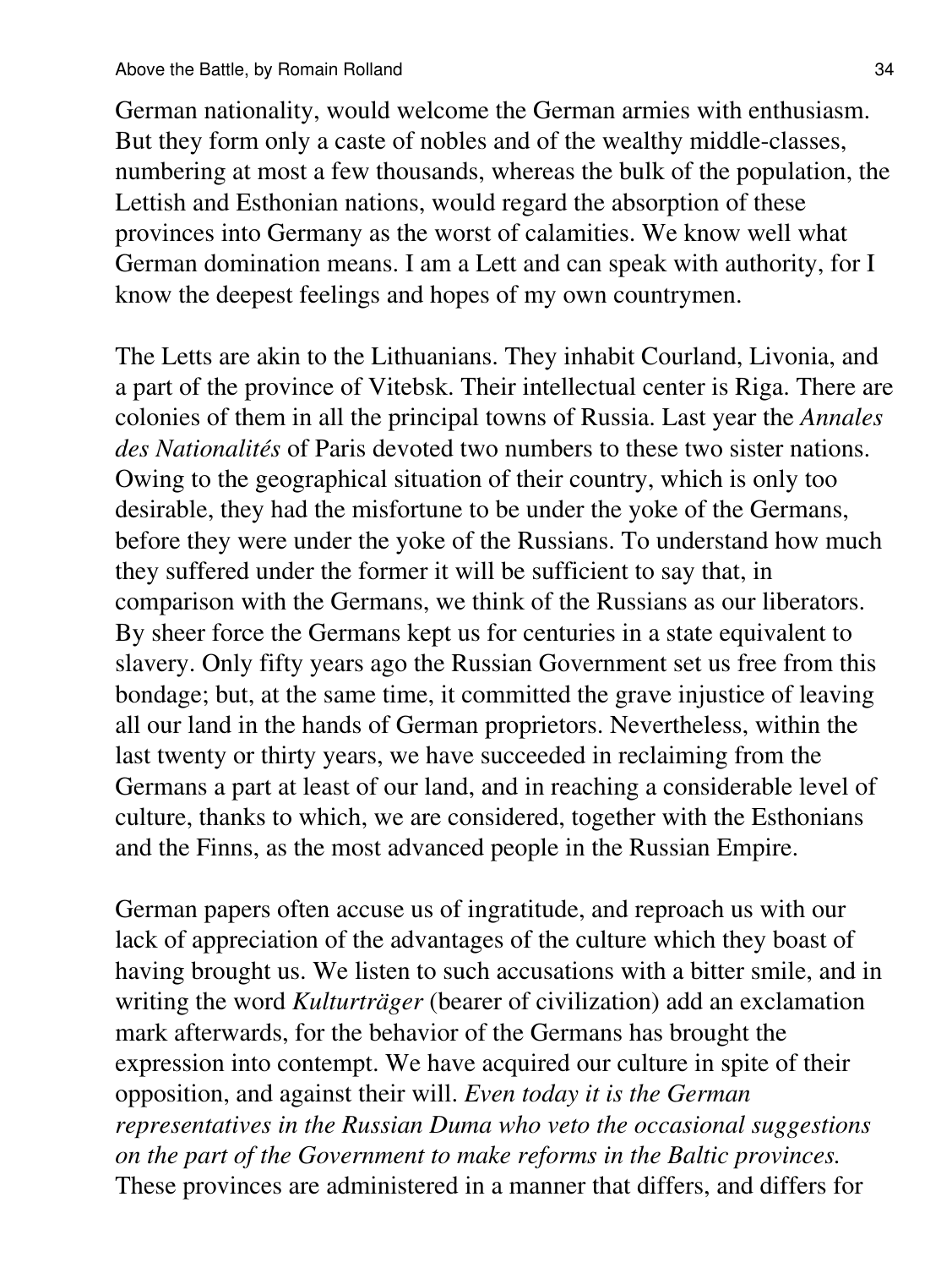German nationality, would welcome the German armies with enthusiasm. But they form only a caste of nobles and of the wealthy middle-classes, numbering at most a few thousands, whereas the bulk of the population, the Lettish and Esthonian nations, would regard the absorption of these provinces into Germany as the worst of calamities. We know well what German domination means. I am a Lett and can speak with authority, for I know the deepest feelings and hopes of my own countrymen.

The Letts are akin to the Lithuanians. They inhabit Courland, Livonia, and a part of the province of Vitebsk. Their intellectual center is Riga. There are colonies of them in all the principal towns of Russia. Last year the *Annales des Nationalités* of Paris devoted two numbers to these two sister nations. Owing to the geographical situation of their country, which is only too desirable, they had the misfortune to be under the yoke of the Germans, before they were under the yoke of the Russians. To understand how much they suffered under the former it will be sufficient to say that, in comparison with the Germans, we think of the Russians as our liberators. By sheer force the Germans kept us for centuries in a state equivalent to slavery. Only fifty years ago the Russian Government set us free from this bondage; but, at the same time, it committed the grave injustice of leaving all our land in the hands of German proprietors. Nevertheless, within the last twenty or thirty years, we have succeeded in reclaiming from the Germans a part at least of our land, and in reaching a considerable level of culture, thanks to which, we are considered, together with the Esthonians and the Finns, as the most advanced people in the Russian Empire.

German papers often accuse us of ingratitude, and reproach us with our lack of appreciation of the advantages of the culture which they boast of having brought us. We listen to such accusations with a bitter smile, and in writing the word *Kulturträger* (bearer of civilization) add an exclamation mark afterwards, for the behavior of the Germans has brought the expression into contempt. We have acquired our culture in spite of their opposition, and against their will. *Even today it is the German representatives in the Russian Duma who veto the occasional suggestions on the part of the Government to make reforms in the Baltic provinces.* These provinces are administered in a manner that differs, and differs for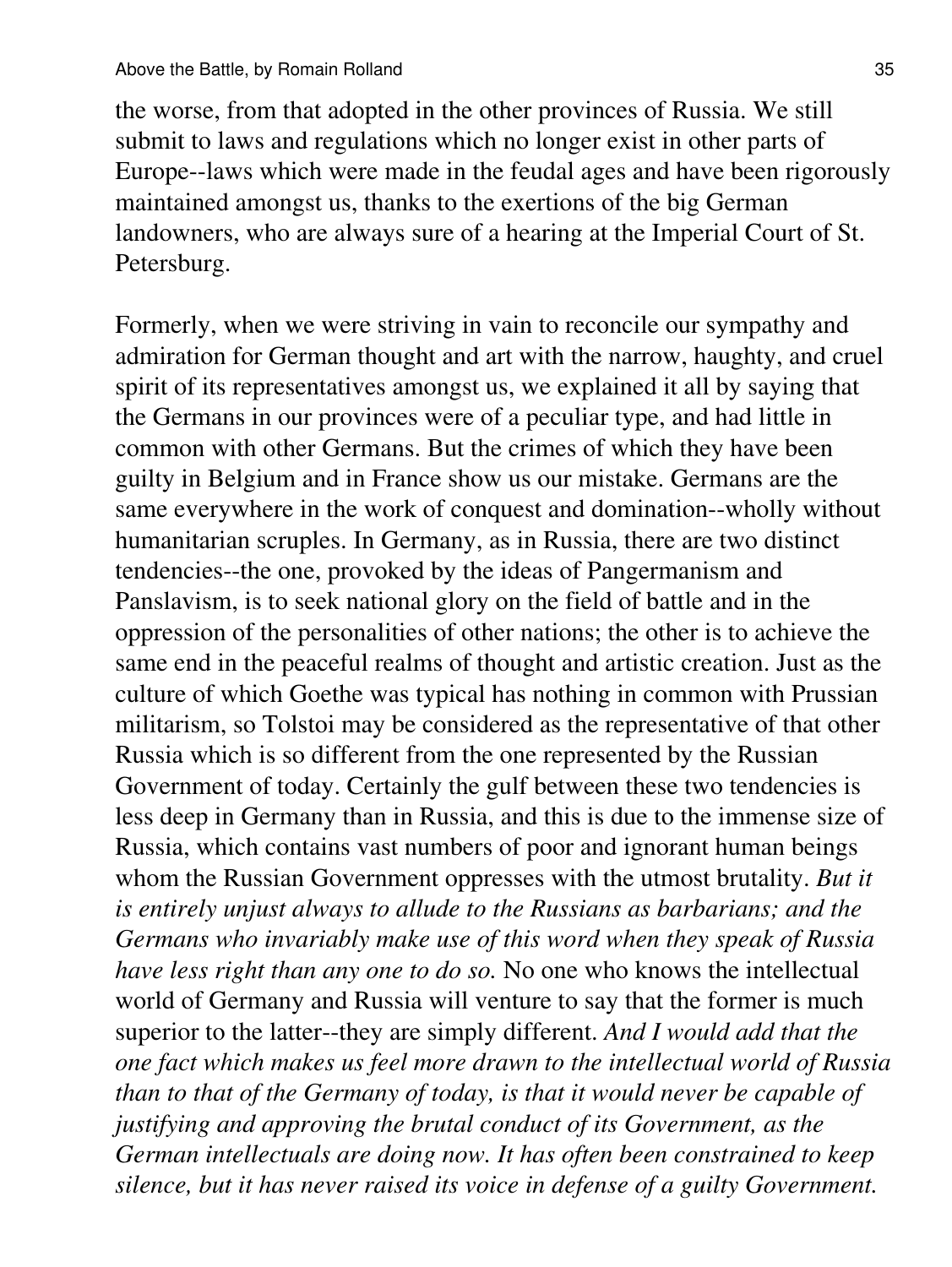the worse, from that adopted in the other provinces of Russia. We still submit to laws and regulations which no longer exist in other parts of Europe--laws which were made in the feudal ages and have been rigorously maintained amongst us, thanks to the exertions of the big German landowners, who are always sure of a hearing at the Imperial Court of St. Petersburg.

Formerly, when we were striving in vain to reconcile our sympathy and admiration for German thought and art with the narrow, haughty, and cruel spirit of its representatives amongst us, we explained it all by saying that the Germans in our provinces were of a peculiar type, and had little in common with other Germans. But the crimes of which they have been guilty in Belgium and in France show us our mistake. Germans are the same everywhere in the work of conquest and domination--wholly without humanitarian scruples. In Germany, as in Russia, there are two distinct tendencies--the one, provoked by the ideas of Pangermanism and Panslavism, is to seek national glory on the field of battle and in the oppression of the personalities of other nations; the other is to achieve the same end in the peaceful realms of thought and artistic creation. Just as the culture of which Goethe was typical has nothing in common with Prussian militarism, so Tolstoi may be considered as the representative of that other Russia which is so different from the one represented by the Russian Government of today. Certainly the gulf between these two tendencies is less deep in Germany than in Russia, and this is due to the immense size of Russia, which contains vast numbers of poor and ignorant human beings whom the Russian Government oppresses with the utmost brutality. *But it is entirely unjust always to allude to the Russians as barbarians; and the Germans who invariably make use of this word when they speak of Russia have less right than any one to do so.* No one who knows the intellectual world of Germany and Russia will venture to say that the former is much superior to the latter--they are simply different. *And I would add that the one fact which makes us feel more drawn to the intellectual world of Russia than to that of the Germany of today, is that it would never be capable of justifying and approving the brutal conduct of its Government, as the German intellectuals are doing now. It has often been constrained to keep silence, but it has never raised its voice in defense of a guilty Government.*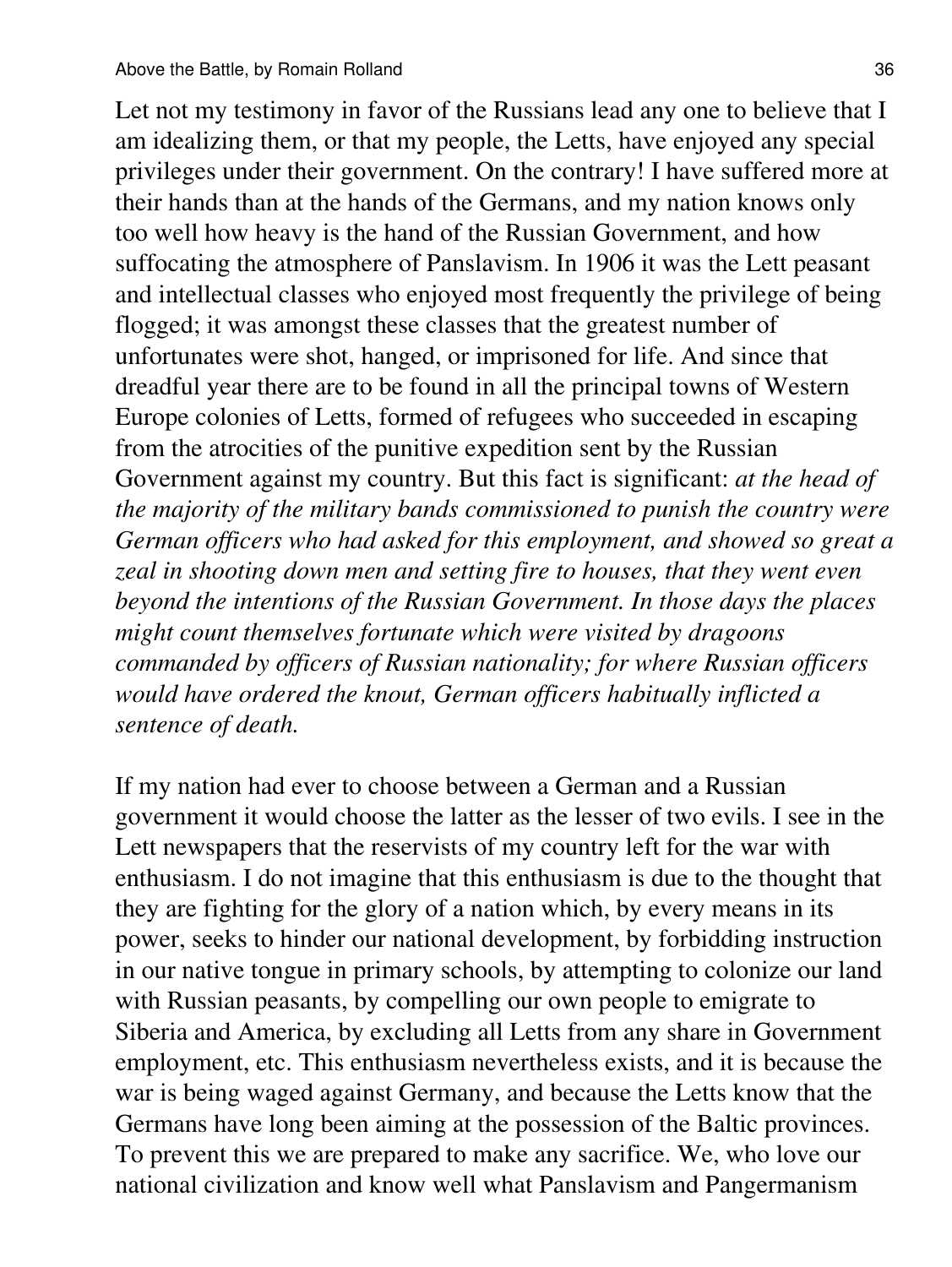Let not my testimony in favor of the Russians lead any one to believe that I am idealizing them, or that my people, the Letts, have enjoyed any special privileges under their government. On the contrary! I have suffered more at their hands than at the hands of the Germans, and my nation knows only too well how heavy is the hand of the Russian Government, and how suffocating the atmosphere of Panslavism. In 1906 it was the Lett peasant and intellectual classes who enjoyed most frequently the privilege of being flogged; it was amongst these classes that the greatest number of unfortunates were shot, hanged, or imprisoned for life. And since that dreadful year there are to be found in all the principal towns of Western Europe colonies of Letts, formed of refugees who succeeded in escaping from the atrocities of the punitive expedition sent by the Russian Government against my country. But this fact is significant: *at the head of the majority of the military bands commissioned to punish the country were German officers who had asked for this employment, and showed so great a zeal in shooting down men and setting fire to houses, that they went even beyond the intentions of the Russian Government. In those days the places might count themselves fortunate which were visited by dragoons commanded by officers of Russian nationality; for where Russian officers would have ordered the knout, German officers habitually inflicted a sentence of death.*

If my nation had ever to choose between a German and a Russian government it would choose the latter as the lesser of two evils. I see in the Lett newspapers that the reservists of my country left for the war with enthusiasm. I do not imagine that this enthusiasm is due to the thought that they are fighting for the glory of a nation which, by every means in its power, seeks to hinder our national development, by forbidding instruction in our native tongue in primary schools, by attempting to colonize our land with Russian peasants, by compelling our own people to emigrate to Siberia and America, by excluding all Letts from any share in Government employment, etc. This enthusiasm nevertheless exists, and it is because the war is being waged against Germany, and because the Letts know that the Germans have long been aiming at the possession of the Baltic provinces. To prevent this we are prepared to make any sacrifice. We, who love our national civilization and know well what Panslavism and Pangermanism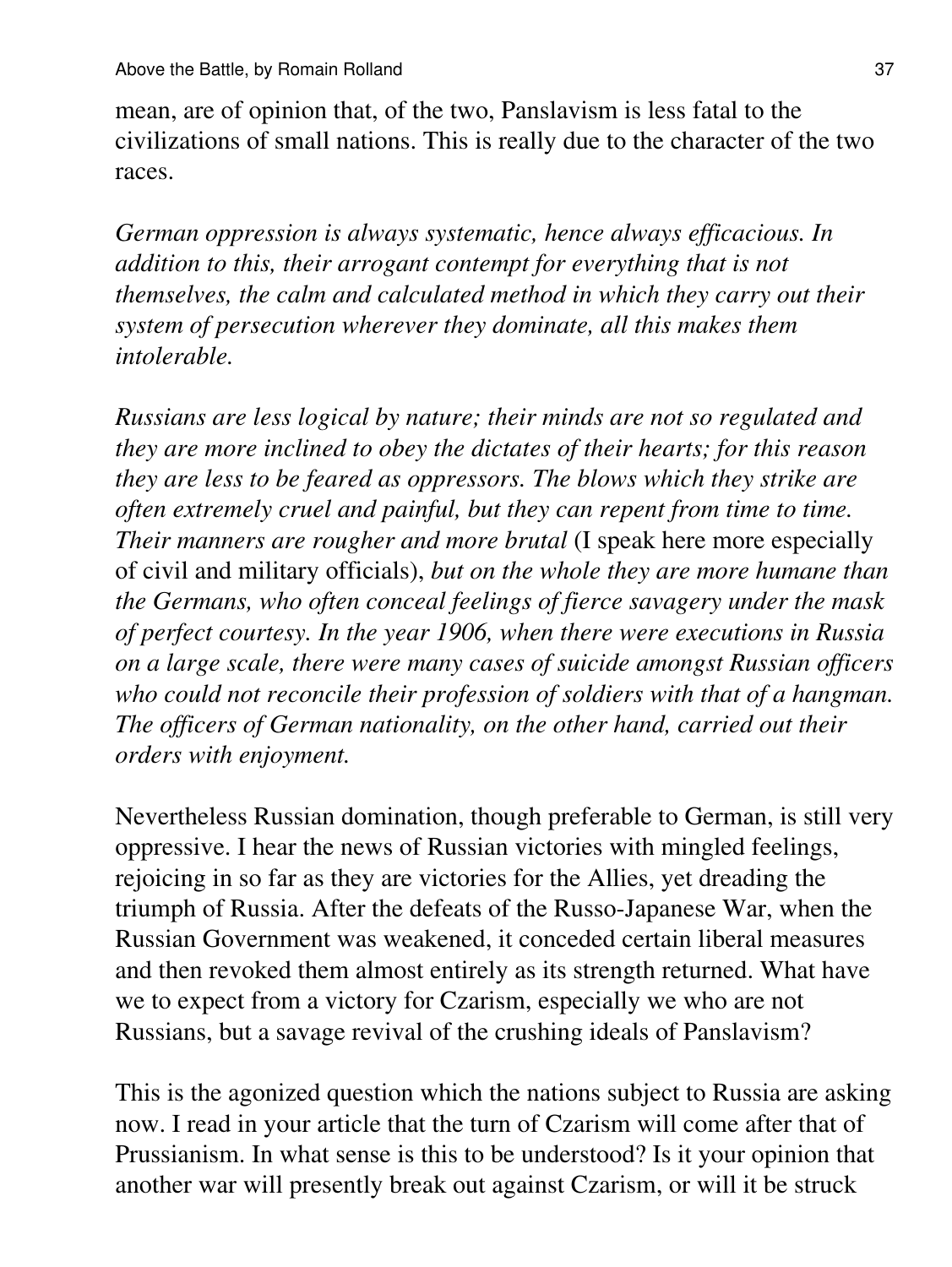mean, are of opinion that, of the two, Panslavism is less fatal to the civilizations of small nations. This is really due to the character of the two races.

*German oppression is always systematic, hence always efficacious. In addition to this, their arrogant contempt for everything that is not themselves, the calm and calculated method in which they carry out their system of persecution wherever they dominate, all this makes them intolerable.*

*Russians are less logical by nature; their minds are not so regulated and they are more inclined to obey the dictates of their hearts; for this reason they are less to be feared as oppressors. The blows which they strike are often extremely cruel and painful, but they can repent from time to time. Their manners are rougher and more brutal* (I speak here more especially of civil and military officials), *but on the whole they are more humane than the Germans, who often conceal feelings of fierce savagery under the mask of perfect courtesy. In the year 1906, when there were executions in Russia on a large scale, there were many cases of suicide amongst Russian officers who could not reconcile their profession of soldiers with that of a hangman. The officers of German nationality, on the other hand, carried out their orders with enjoyment.*

Nevertheless Russian domination, though preferable to German, is still very oppressive. I hear the news of Russian victories with mingled feelings, rejoicing in so far as they are victories for the Allies, yet dreading the triumph of Russia. After the defeats of the Russo-Japanese War, when the Russian Government was weakened, it conceded certain liberal measures and then revoked them almost entirely as its strength returned. What have we to expect from a victory for Czarism, especially we who are not Russians, but a savage revival of the crushing ideals of Panslavism?

This is the agonized question which the nations subject to Russia are asking now. I read in your article that the turn of Czarism will come after that of Prussianism. In what sense is this to be understood? Is it your opinion that another war will presently break out against Czarism, or will it be struck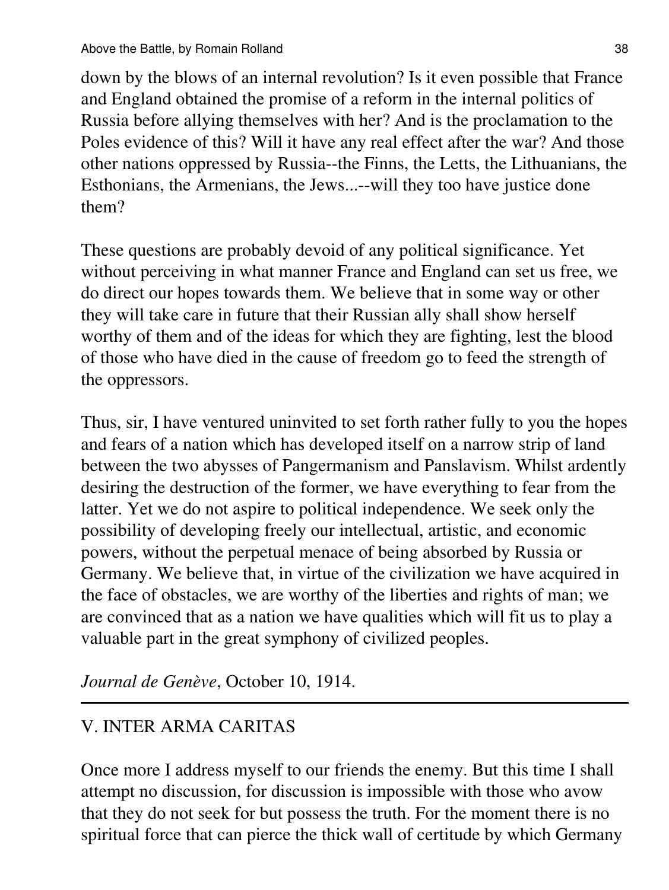down by the blows of an internal revolution? Is it even possible that France and England obtained the promise of a reform in the internal politics of Russia before allying themselves with her? And is the proclamation to the Poles evidence of this? Will it have any real effect after the war? And those other nations oppressed by Russia--the Finns, the Letts, the Lithuanians, the Esthonians, the Armenians, the Jews...--will they too have justice done them?

These questions are probably devoid of any political significance. Yet without perceiving in what manner France and England can set us free, we do direct our hopes towards them. We believe that in some way or other they will take care in future that their Russian ally shall show herself worthy of them and of the ideas for which they are fighting, lest the blood of those who have died in the cause of freedom go to feed the strength of the oppressors.

Thus, sir, I have ventured uninvited to set forth rather fully to you the hopes and fears of a nation which has developed itself on a narrow strip of land between the two abysses of Pangermanism and Panslavism. Whilst ardently desiring the destruction of the former, we have everything to fear from the latter. Yet we do not aspire to political independence. We seek only the possibility of developing freely our intellectual, artistic, and economic powers, without the perpetual menace of being absorbed by Russia or Germany. We believe that, in virtue of the civilization we have acquired in the face of obstacles, we are worthy of the liberties and rights of man; we are convinced that as a nation we have qualities which will fit us to play a valuable part in the great symphony of civilized peoples.

*Journal de Genève*, October 10, 1914.

---

## V. INTER ARMA CARITAS

Once more I address myself to our friends the enemy. But this time I shall attempt no discussion, for discussion is impossible with those who avow that they do not seek for but possess the truth. For the moment there is no spiritual force that can pierce the thick wall of certitude by which Germany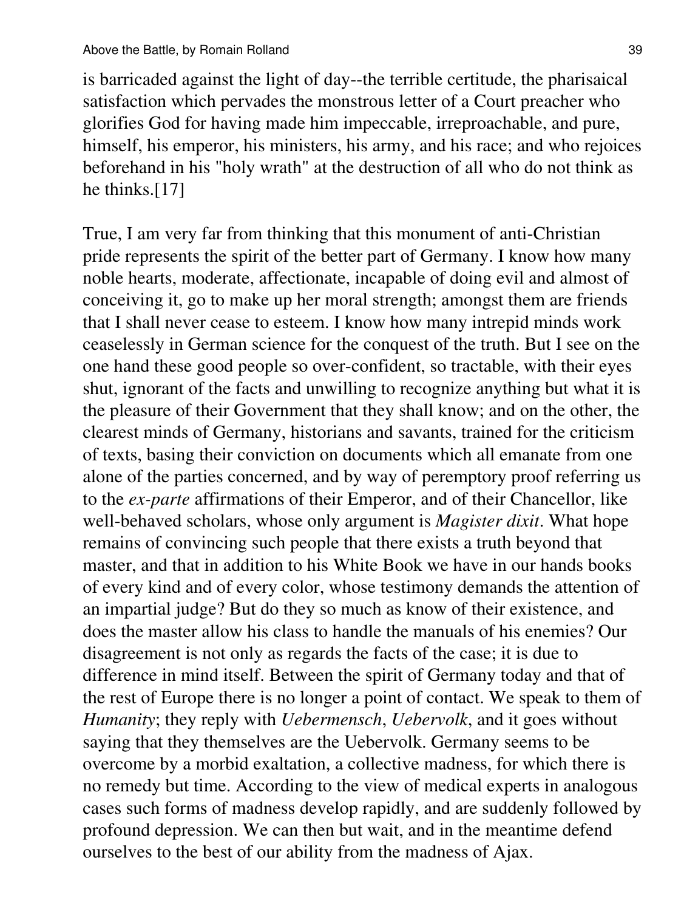is barricaded against the light of day--the terrible certitude, the pharisaical satisfaction which pervades the monstrous letter of a Court preacher who glorifies God for having made him impeccable, irreproachable, and pure, himself, his emperor, his ministers, his army, and his race; and who rejoices beforehand in his "holy wrath" at the destruction of all who do not think as he thinks.[17]

True, I am very far from thinking that this monument of anti-Christian pride represents the spirit of the better part of Germany. I know how many noble hearts, moderate, affectionate, incapable of doing evil and almost of conceiving it, go to make up her moral strength; amongst them are friends that I shall never cease to esteem. I know how many intrepid minds work ceaselessly in German science for the conquest of the truth. But I see on the one hand these good people so over-confident, so tractable, with their eyes shut, ignorant of the facts and unwilling to recognize anything but what it is the pleasure of their Government that they shall know; and on the other, the clearest minds of Germany, historians and savants, trained for the criticism of texts, basing their conviction on documents which all emanate from one alone of the parties concerned, and by way of peremptory proof referring us to the *ex-parte* affirmations of their Emperor, and of their Chancellor, like well-behaved scholars, whose only argument is *Magister dixit*. What hope remains of convincing such people that there exists a truth beyond that master, and that in addition to his White Book we have in our hands books of every kind and of every color, whose testimony demands the attention of an impartial judge? But do they so much as know of their existence, and does the master allow his class to handle the manuals of his enemies? Our disagreement is not only as regards the facts of the case; it is due to difference in mind itself. Between the spirit of Germany today and that of the rest of Europe there is no longer a point of contact. We speak to them of *Humanity*; they reply with *Uebermensch*, *Uebervolk*, and it goes without saying that they themselves are the Uebervolk. Germany seems to be overcome by a morbid exaltation, a collective madness, for which there is no remedy but time. According to the view of medical experts in analogous cases such forms of madness develop rapidly, and are suddenly followed by profound depression. We can then but wait, and in the meantime defend ourselves to the best of our ability from the madness of Ajax.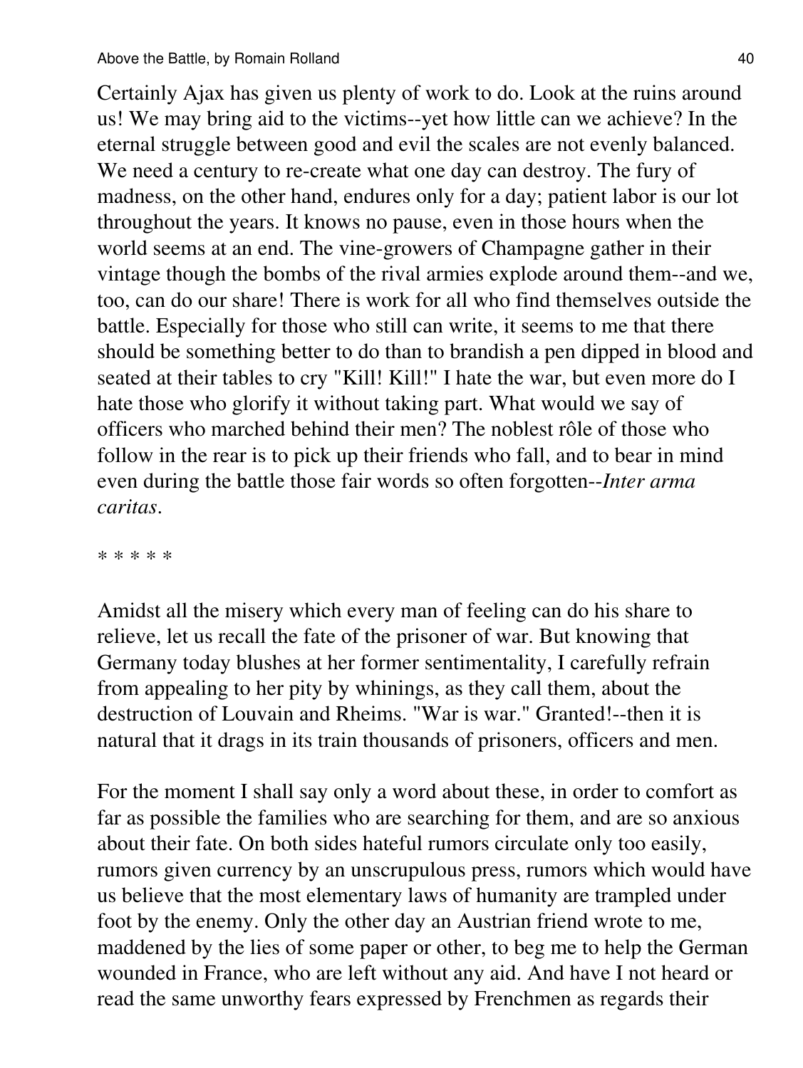Certainly Ajax has given us plenty of work to do. Look at the ruins around us! We may bring aid to the victims--yet how little can we achieve? In the eternal struggle between good and evil the scales are not evenly balanced. We need a century to re-create what one day can destroy. The fury of madness, on the other hand, endures only for a day; patient labor is our lot throughout the years. It knows no pause, even in those hours when the world seems at an end. The vine-growers of Champagne gather in their vintage though the bombs of the rival armies explode around them--and we, too, can do our share! There is work for all who find themselves outside the battle. Especially for those who still can write, it seems to me that there should be something better to do than to brandish a pen dipped in blood and seated at their tables to cry "Kill! Kill!" I hate the war, but even more do I hate those who glorify it without taking part. What would we say of officers who marched behind their men? The noblest rôle of those who follow in the rear is to pick up their friends who fall, and to bear in mind even during the battle those fair words so often forgotten--*Inter arma caritas*.

* * * * *

Amidst all the misery which every man of feeling can do his share to relieve, let us recall the fate of the prisoner of war. But knowing that Germany today blushes at her former sentimentality, I carefully refrain from appealing to her pity by whinings, as they call them, about the destruction of Louvain and Rheims. "War is war." Granted!--then it is natural that it drags in its train thousands of prisoners, officers and men.

For the moment I shall say only a word about these, in order to comfort as far as possible the families who are searching for them, and are so anxious about their fate. On both sides hateful rumors circulate only too easily, rumors given currency by an unscrupulous press, rumors which would have us believe that the most elementary laws of humanity are trampled under foot by the enemy. Only the other day an Austrian friend wrote to me, maddened by the lies of some paper or other, to beg me to help the German wounded in France, who are left without any aid. And have I not heard or read the same unworthy fears expressed by Frenchmen as regards their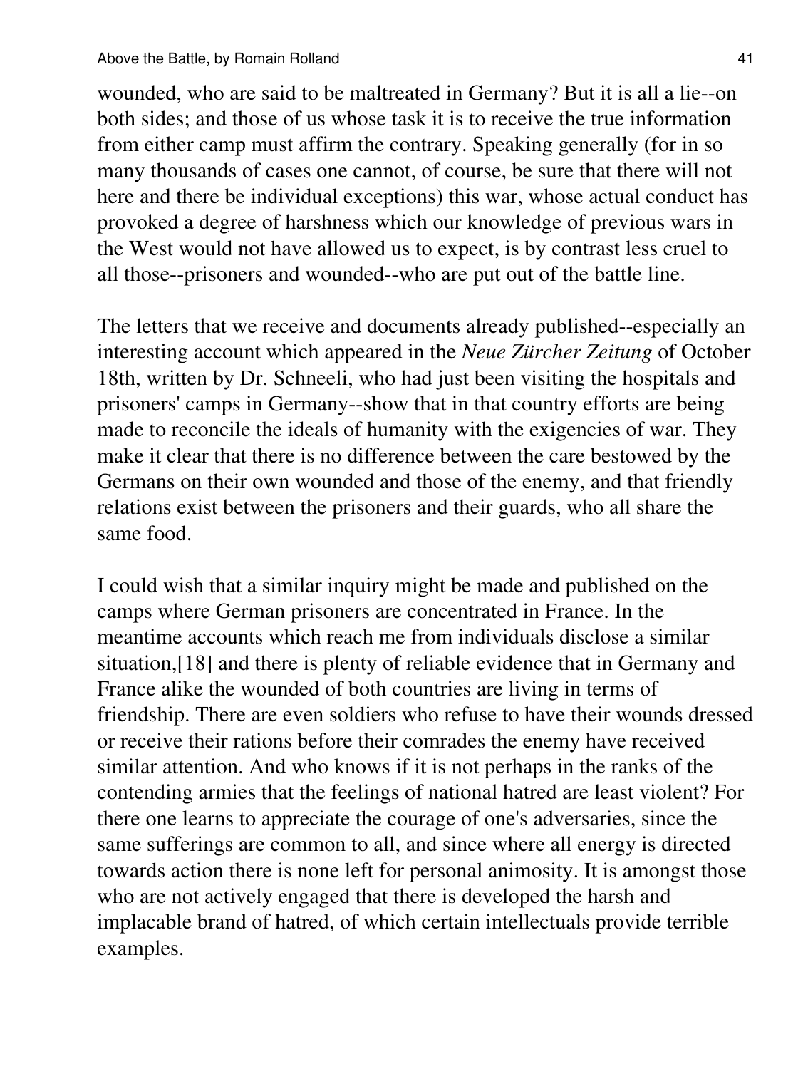wounded, who are said to be maltreated in Germany? But it is all a lie--on both sides; and those of us whose task it is to receive the true information from either camp must affirm the contrary. Speaking generally (for in so many thousands of cases one cannot, of course, be sure that there will not here and there be individual exceptions) this war, whose actual conduct has provoked a degree of harshness which our knowledge of previous wars in the West would not have allowed us to expect, is by contrast less cruel to all those--prisoners and wounded--who are put out of the battle line.

The letters that we receive and documents already published--especially an interesting account which appeared in the *Neue Zürcher Zeitung* of October 18th, written by Dr. Schneeli, who had just been visiting the hospitals and prisoners' camps in Germany--show that in that country efforts are being made to reconcile the ideals of humanity with the exigencies of war. They make it clear that there is no difference between the care bestowed by the Germans on their own wounded and those of the enemy, and that friendly relations exist between the prisoners and their guards, who all share the same food.

I could wish that a similar inquiry might be made and published on the camps where German prisoners are concentrated in France. In the meantime accounts which reach me from individuals disclose a similar situation,[18] and there is plenty of reliable evidence that in Germany and France alike the wounded of both countries are living in terms of friendship. There are even soldiers who refuse to have their wounds dressed or receive their rations before their comrades the enemy have received similar attention. And who knows if it is not perhaps in the ranks of the contending armies that the feelings of national hatred are least violent? For there one learns to appreciate the courage of one's adversaries, since the same sufferings are common to all, and since where all energy is directed towards action there is none left for personal animosity. It is amongst those who are not actively engaged that there is developed the harsh and implacable brand of hatred, of which certain intellectuals provide terrible examples.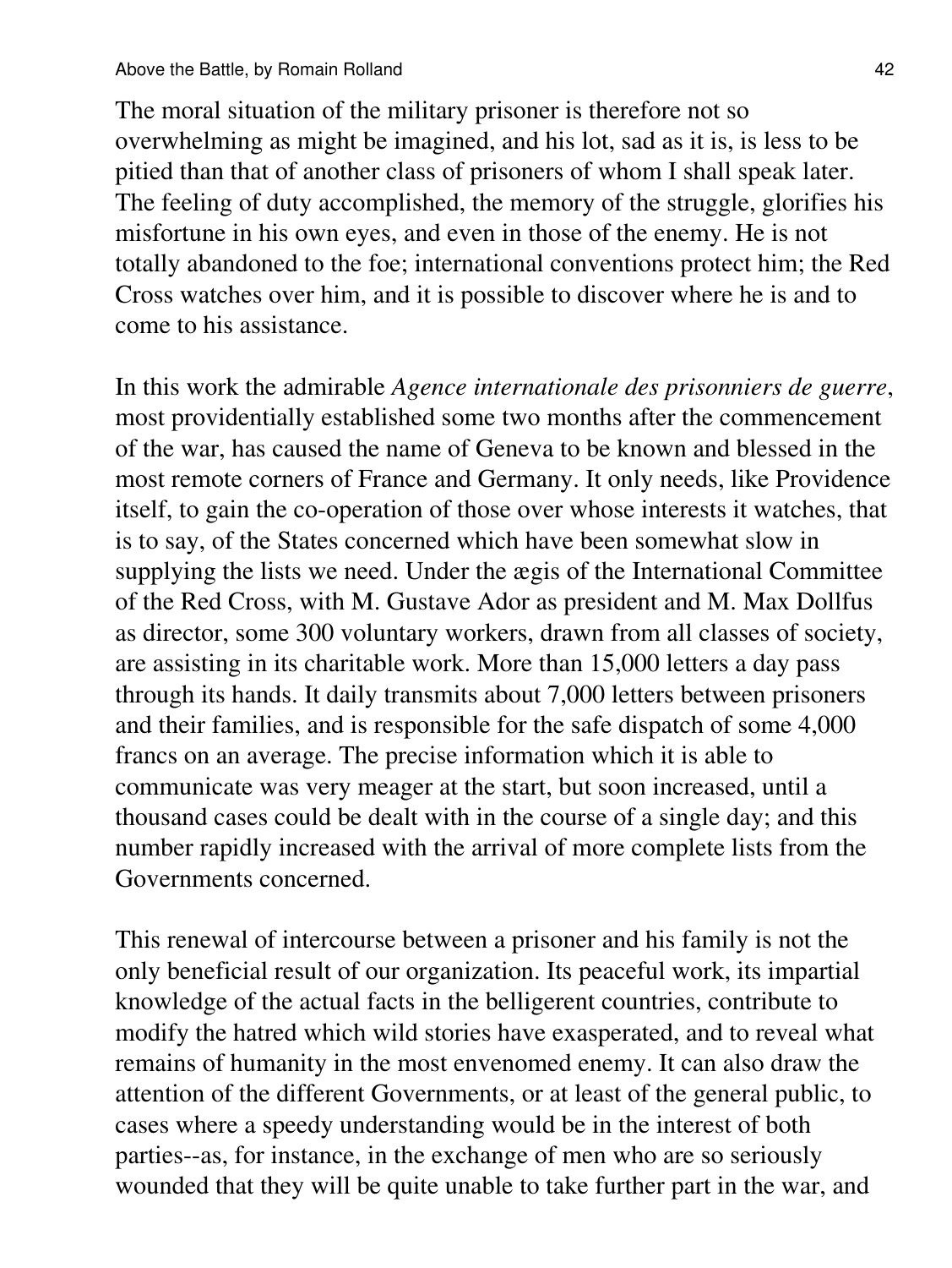The moral situation of the military prisoner is therefore not so overwhelming as might be imagined, and his lot, sad as it is, is less to be pitied than that of another class of prisoners of whom I shall speak later. The feeling of duty accomplished, the memory of the struggle, glorifies his misfortune in his own eyes, and even in those of the enemy. He is not totally abandoned to the foe; international conventions protect him; the Red Cross watches over him, and it is possible to discover where he is and to come to his assistance.

In this work the admirable *Agence internationale des prisonniers de guerre*, most providentially established some two months after the commencement of the war, has caused the name of Geneva to be known and blessed in the most remote corners of France and Germany. It only needs, like Providence itself, to gain the co-operation of those over whose interests it watches, that is to say, of the States concerned which have been somewhat slow in supplying the lists we need. Under the ægis of the International Committee of the Red Cross, with M. Gustave Ador as president and M. Max Dollfus as director, some 300 voluntary workers, drawn from all classes of society, are assisting in its charitable work. More than 15,000 letters a day pass through its hands. It daily transmits about 7,000 letters between prisoners and their families, and is responsible for the safe dispatch of some 4,000 francs on an average. The precise information which it is able to communicate was very meager at the start, but soon increased, until a thousand cases could be dealt with in the course of a single day; and this number rapidly increased with the arrival of more complete lists from the Governments concerned.

This renewal of intercourse between a prisoner and his family is not the only beneficial result of our organization. Its peaceful work, its impartial knowledge of the actual facts in the belligerent countries, contribute to modify the hatred which wild stories have exasperated, and to reveal what remains of humanity in the most envenomed enemy. It can also draw the attention of the different Governments, or at least of the general public, to cases where a speedy understanding would be in the interest of both parties--as, for instance, in the exchange of men who are so seriously wounded that they will be quite unable to take further part in the war, and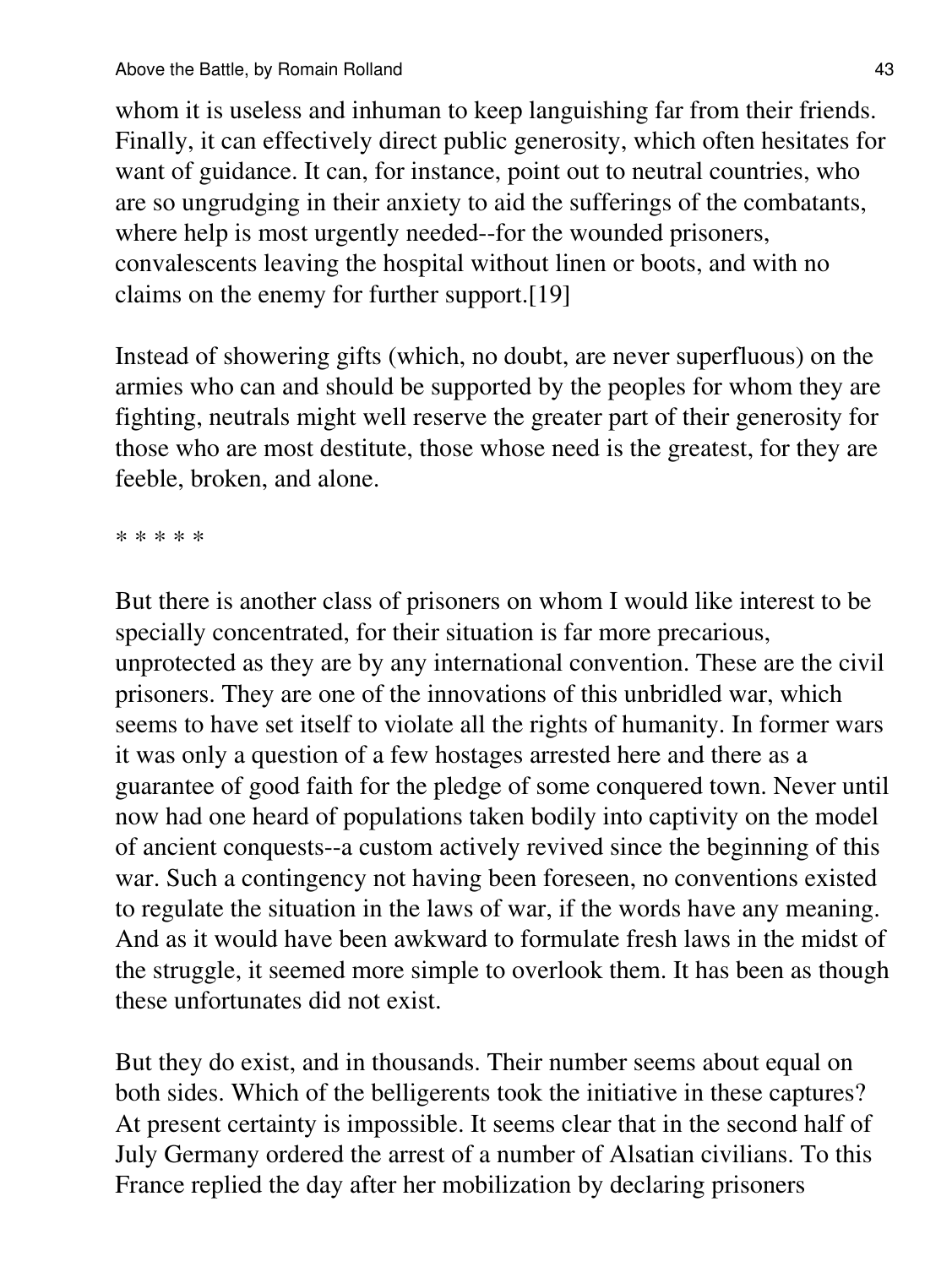whom it is useless and inhuman to keep languishing far from their friends. Finally, it can effectively direct public generosity, which often hesitates for want of guidance. It can, for instance, point out to neutral countries, who are so ungrudging in their anxiety to aid the sufferings of the combatants, where help is most urgently needed--for the wounded prisoners, convalescents leaving the hospital without linen or boots, and with no claims on the enemy for further support.[19]

Instead of showering gifts (which, no doubt, are never superfluous) on the armies who can and should be supported by the peoples for whom they are fighting, neutrals might well reserve the greater part of their generosity for those who are most destitute, those whose need is the greatest, for they are feeble, broken, and alone.

* * * * *

But there is another class of prisoners on whom I would like interest to be specially concentrated, for their situation is far more precarious, unprotected as they are by any international convention. These are the civil prisoners. They are one of the innovations of this unbridled war, which seems to have set itself to violate all the rights of humanity. In former wars it was only a question of a few hostages arrested here and there as a guarantee of good faith for the pledge of some conquered town. Never until now had one heard of populations taken bodily into captivity on the model of ancient conquests--a custom actively revived since the beginning of this war. Such a contingency not having been foreseen, no conventions existed to regulate the situation in the laws of war, if the words have any meaning. And as it would have been awkward to formulate fresh laws in the midst of the struggle, it seemed more simple to overlook them. It has been as though these unfortunates did not exist.

But they do exist, and in thousands. Their number seems about equal on both sides. Which of the belligerents took the initiative in these captures? At present certainty is impossible. It seems clear that in the second half of July Germany ordered the arrest of a number of Alsatian civilians. To this France replied the day after her mobilization by declaring prisoners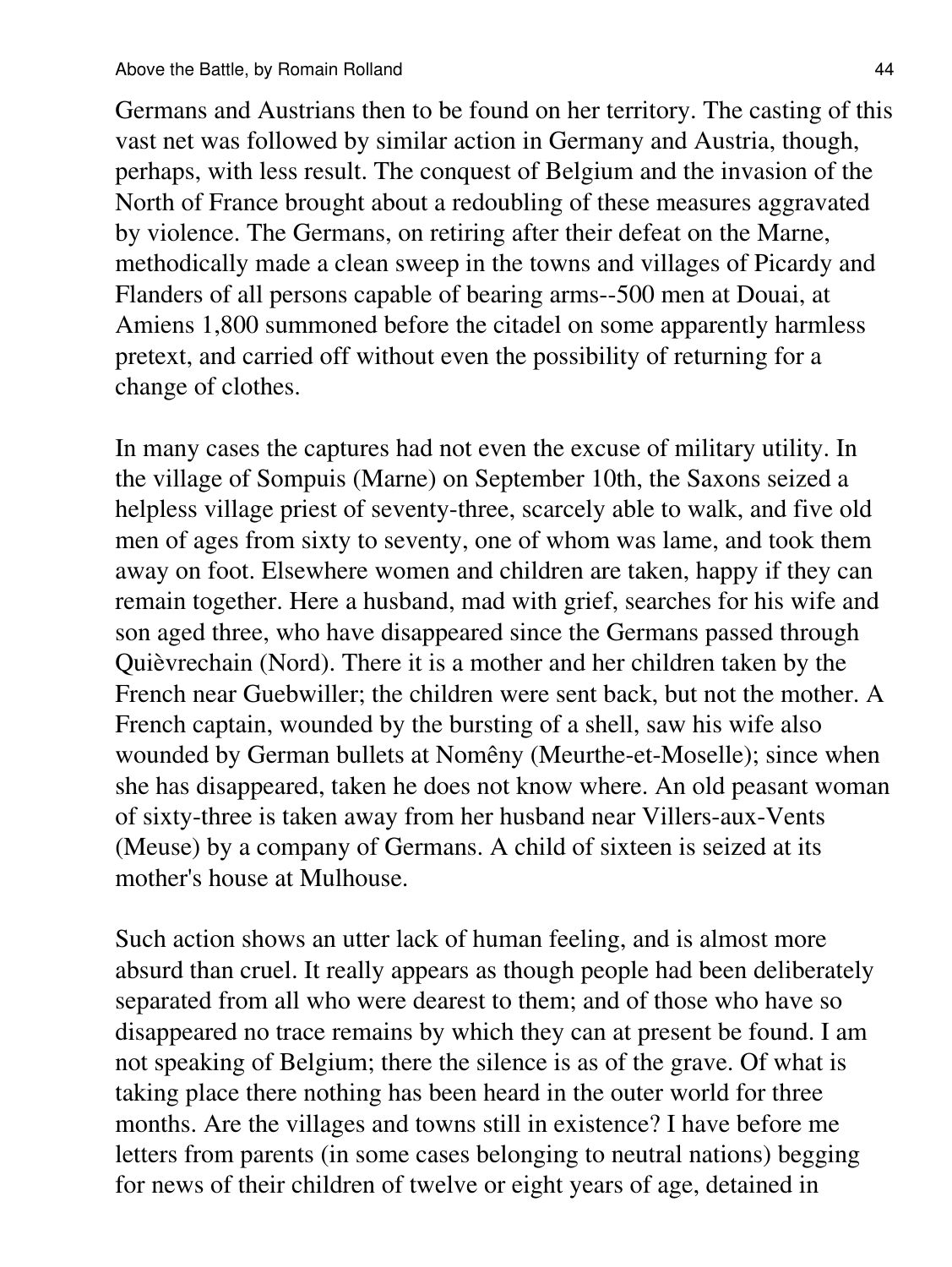Germans and Austrians then to be found on her territory. The casting of this vast net was followed by similar action in Germany and Austria, though, perhaps, with less result. The conquest of Belgium and the invasion of the North of France brought about a redoubling of these measures aggravated by violence. The Germans, on retiring after their defeat on the Marne, methodically made a clean sweep in the towns and villages of Picardy and Flanders of all persons capable of bearing arms--500 men at Douai, at Amiens 1,800 summoned before the citadel on some apparently harmless pretext, and carried off without even the possibility of returning for a change of clothes.

In many cases the captures had not even the excuse of military utility. In the village of Sompuis (Marne) on September 10th, the Saxons seized a helpless village priest of seventy-three, scarcely able to walk, and five old men of ages from sixty to seventy, one of whom was lame, and took them away on foot. Elsewhere women and children are taken, happy if they can remain together. Here a husband, mad with grief, searches for his wife and son aged three, who have disappeared since the Germans passed through Quièvrechain (Nord). There it is a mother and her children taken by the French near Guebwiller; the children were sent back, but not the mother. A French captain, wounded by the bursting of a shell, saw his wife also wounded by German bullets at Nomêny (Meurthe-et-Moselle); since when she has disappeared, taken he does not know where. An old peasant woman of sixty-three is taken away from her husband near Villers-aux-Vents (Meuse) by a company of Germans. A child of sixteen is seized at its mother's house at Mulhouse.

Such action shows an utter lack of human feeling, and is almost more absurd than cruel. It really appears as though people had been deliberately separated from all who were dearest to them; and of those who have so disappeared no trace remains by which they can at present be found. I am not speaking of Belgium; there the silence is as of the grave. Of what is taking place there nothing has been heard in the outer world for three months. Are the villages and towns still in existence? I have before me letters from parents (in some cases belonging to neutral nations) begging for news of their children of twelve or eight years of age, detained in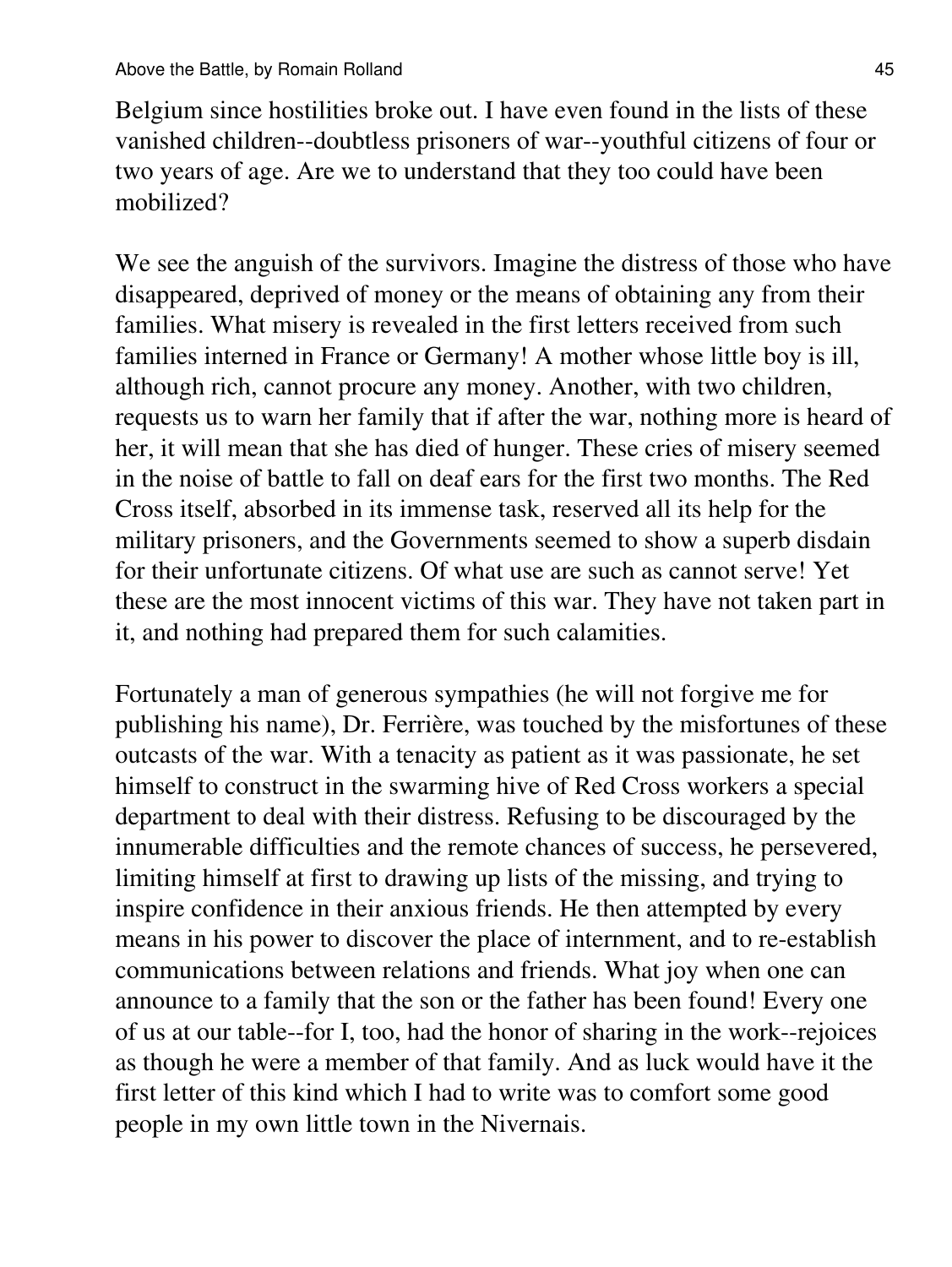Belgium since hostilities broke out. I have even found in the lists of these vanished children--doubtless prisoners of war--youthful citizens of four or two years of age. Are we to understand that they too could have been mobilized?

We see the anguish of the survivors. Imagine the distress of those who have disappeared, deprived of money or the means of obtaining any from their families. What misery is revealed in the first letters received from such families interned in France or Germany! A mother whose little boy is ill, although rich, cannot procure any money. Another, with two children, requests us to warn her family that if after the war, nothing more is heard of her, it will mean that she has died of hunger. These cries of misery seemed in the noise of battle to fall on deaf ears for the first two months. The Red Cross itself, absorbed in its immense task, reserved all its help for the military prisoners, and the Governments seemed to show a superb disdain for their unfortunate citizens. Of what use are such as cannot serve! Yet these are the most innocent victims of this war. They have not taken part in it, and nothing had prepared them for such calamities.

Fortunately a man of generous sympathies (he will not forgive me for publishing his name), Dr. Ferrière, was touched by the misfortunes of these outcasts of the war. With a tenacity as patient as it was passionate, he set himself to construct in the swarming hive of Red Cross workers a special department to deal with their distress. Refusing to be discouraged by the innumerable difficulties and the remote chances of success, he persevered, limiting himself at first to drawing up lists of the missing, and trying to inspire confidence in their anxious friends. He then attempted by every means in his power to discover the place of internment, and to re-establish communications between relations and friends. What joy when one can announce to a family that the son or the father has been found! Every one of us at our table--for I, too, had the honor of sharing in the work--rejoices as though he were a member of that family. And as luck would have it the first letter of this kind which I had to write was to comfort some good people in my own little town in the Nivernais.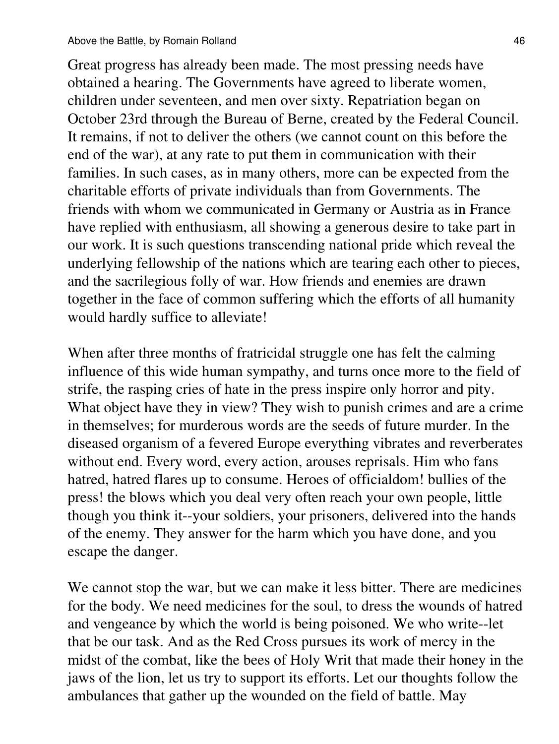Great progress has already been made. The most pressing needs have obtained a hearing. The Governments have agreed to liberate women, children under seventeen, and men over sixty. Repatriation began on October 23rd through the Bureau of Berne, created by the Federal Council. It remains, if not to deliver the others (we cannot count on this before the end of the war), at any rate to put them in communication with their families. In such cases, as in many others, more can be expected from the charitable efforts of private individuals than from Governments. The friends with whom we communicated in Germany or Austria as in France have replied with enthusiasm, all showing a generous desire to take part in our work. It is such questions transcending national pride which reveal the underlying fellowship of the nations which are tearing each other to pieces, and the sacrilegious folly of war. How friends and enemies are drawn together in the face of common suffering which the efforts of all humanity would hardly suffice to alleviate!

When after three months of fratricidal struggle one has felt the calming influence of this wide human sympathy, and turns once more to the field of strife, the rasping cries of hate in the press inspire only horror and pity. What object have they in view? They wish to punish crimes and are a crime in themselves; for murderous words are the seeds of future murder. In the diseased organism of a fevered Europe everything vibrates and reverberates without end. Every word, every action, arouses reprisals. Him who fans hatred, hatred flares up to consume. Heroes of officialdom! bullies of the press! the blows which you deal very often reach your own people, little though you think it--your soldiers, your prisoners, delivered into the hands of the enemy. They answer for the harm which you have done, and you escape the danger.

We cannot stop the war, but we can make it less bitter. There are medicines for the body. We need medicines for the soul, to dress the wounds of hatred and vengeance by which the world is being poisoned. We who write--let that be our task. And as the Red Cross pursues its work of mercy in the midst of the combat, like the bees of Holy Writ that made their honey in the jaws of the lion, let us try to support its efforts. Let our thoughts follow the ambulances that gather up the wounded on the field of battle. May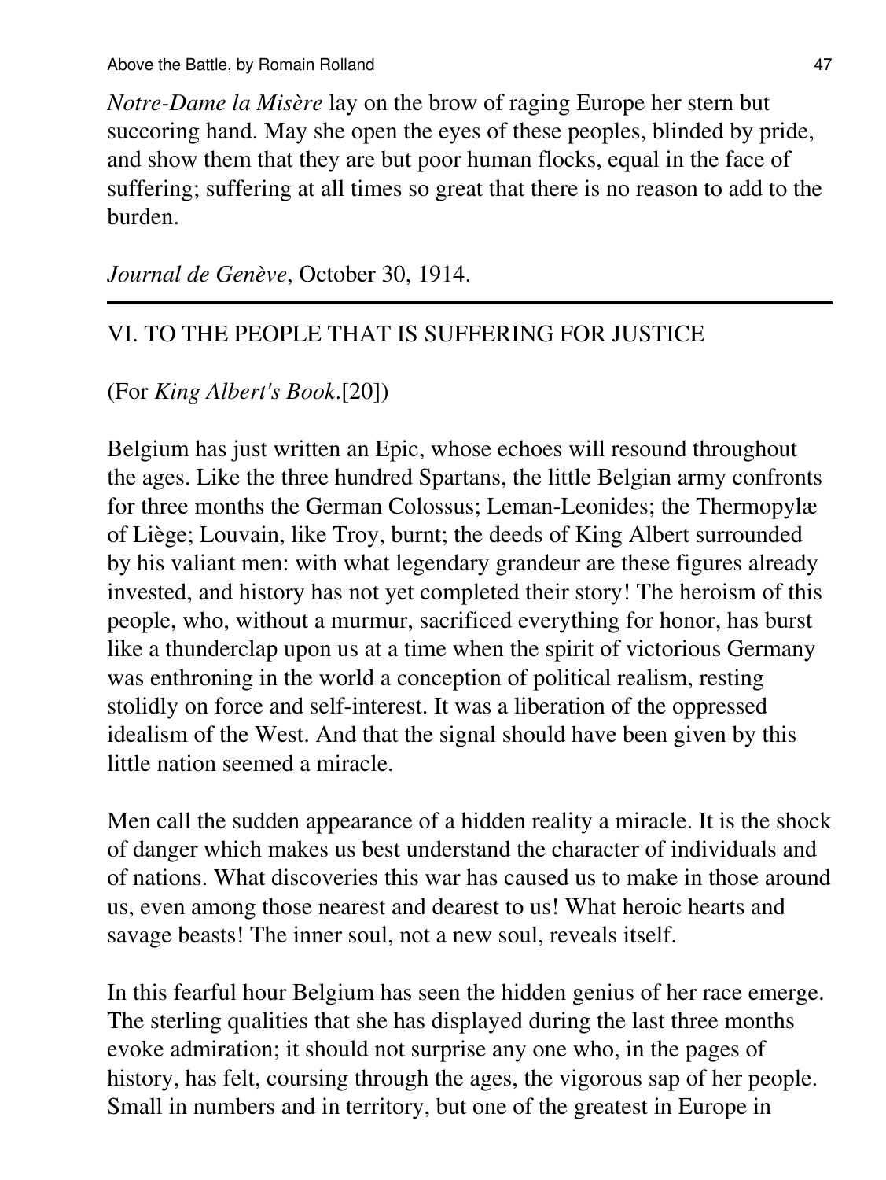*Notre-Dame la Misère* lay on the brow of raging Europe her stern but succoring hand. May she open the eyes of these peoples, blinded by pride, and show them that they are but poor human flocks, equal in the face of suffering; suffering at all times so great that there is no reason to add to the burden.

*Journal de Genève*, October 30, 1914.

---

## VI. TO THE PEOPLE THAT IS SUFFERING FOR JUSTICE

(For *King Albert's Book*.[20])

Belgium has just written an Epic, whose echoes will resound throughout the ages. Like the three hundred Spartans, the little Belgian army confronts for three months the German Colossus; Leman-Leonides; the Thermopylæ of Liège; Louvain, like Troy, burnt; the deeds of King Albert surrounded by his valiant men: with what legendary grandeur are these figures already invested, and history has not yet completed their story! The heroism of this people, who, without a murmur, sacrificed everything for honor, has burst like a thunderclap upon us at a time when the spirit of victorious Germany was enthroning in the world a conception of political realism, resting stolidly on force and self-interest. It was a liberation of the oppressed idealism of the West. And that the signal should have been given by this little nation seemed a miracle.

Men call the sudden appearance of a hidden reality a miracle. It is the shock of danger which makes us best understand the character of individuals and of nations. What discoveries this war has caused us to make in those around us, even among those nearest and dearest to us! What heroic hearts and savage beasts! The inner soul, not a new soul, reveals itself.

In this fearful hour Belgium has seen the hidden genius of her race emerge. The sterling qualities that she has displayed during the last three months evoke admiration; it should not surprise any one who, in the pages of history, has felt, coursing through the ages, the vigorous sap of her people. Small in numbers and in territory, but one of the greatest in Europe in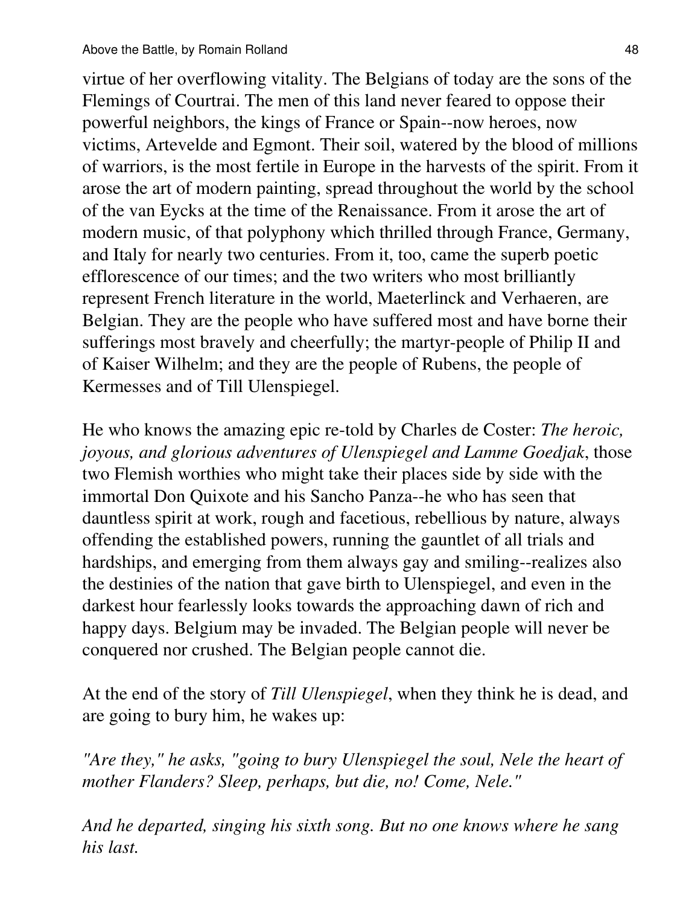virtue of her overflowing vitality. The Belgians of today are the sons of the Flemings of Courtrai. The men of this land never feared to oppose their powerful neighbors, the kings of France or Spain--now heroes, now victims, Artevelde and Egmont. Their soil, watered by the blood of millions of warriors, is the most fertile in Europe in the harvests of the spirit. From it arose the art of modern painting, spread throughout the world by the school of the van Eycks at the time of the Renaissance. From it arose the art of modern music, of that polyphony which thrilled through France, Germany, and Italy for nearly two centuries. From it, too, came the superb poetic efflorescence of our times; and the two writers who most brilliantly represent French literature in the world, Maeterlinck and Verhaeren, are Belgian. They are the people who have suffered most and have borne their sufferings most bravely and cheerfully; the martyr-people of Philip II and of Kaiser Wilhelm; and they are the people of Rubens, the people of Kermesses and of Till Ulenspiegel.

He who knows the amazing epic re-told by Charles de Coster: *The heroic, joyous, and glorious adventures of Ulenspiegel and Lamme Goedjak*, those two Flemish worthies who might take their places side by side with the immortal Don Quixote and his Sancho Panza--he who has seen that dauntless spirit at work, rough and facetious, rebellious by nature, always offending the established powers, running the gauntlet of all trials and hardships, and emerging from them always gay and smiling--realizes also the destinies of the nation that gave birth to Ulenspiegel, and even in the darkest hour fearlessly looks towards the approaching dawn of rich and happy days. Belgium may be invaded. The Belgian people will never be conquered nor crushed. The Belgian people cannot die.

At the end of the story of *Till Ulenspiegel*, when they think he is dead, and are going to bury him, he wakes up:

*"Are they," he asks, "going to bury Ulenspiegel the soul, Nele the heart of mother Flanders? Sleep, perhaps, but die, no! Come, Nele."*

*And he departed, singing his sixth song. But no one knows where he sang his last.*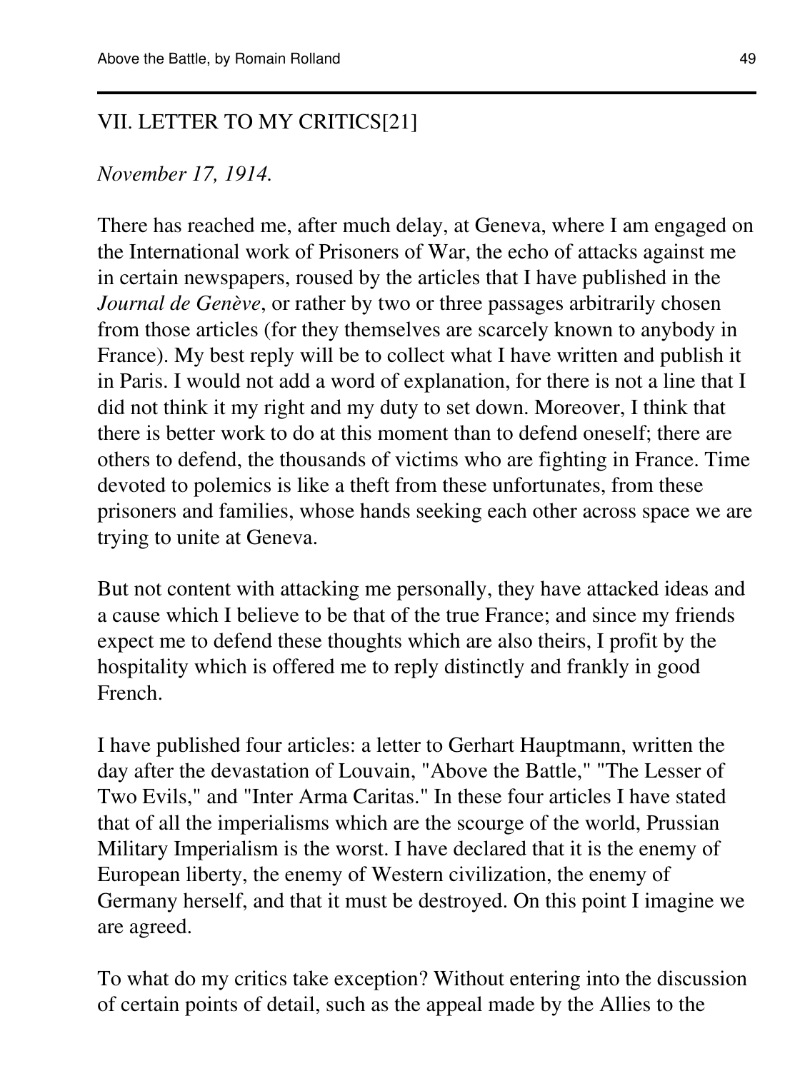## VII. LETTER TO MY CRITICS[21]

*November 17, 1914.*

There has reached me, after much delay, at Geneva, where I am engaged on the International work of Prisoners of War, the echo of attacks against me in certain newspapers, roused by the articles that I have published in the *Journal de Genève*, or rather by two or three passages arbitrarily chosen from those articles (for they themselves are scarcely known to anybody in France). My best reply will be to collect what I have written and publish it in Paris. I would not add a word of explanation, for there is not a line that I did not think it my right and my duty to set down. Moreover, I think that there is better work to do at this moment than to defend oneself; there are others to defend, the thousands of victims who are fighting in France. Time devoted to polemics is like a theft from these unfortunates, from these prisoners and families, whose hands seeking each other across space we are trying to unite at Geneva.

But not content with attacking me personally, they have attacked ideas and a cause which I believe to be that of the true France; and since my friends expect me to defend these thoughts which are also theirs, I profit by the hospitality which is offered me to reply distinctly and frankly in good French.

I have published four articles: a letter to Gerhart Hauptmann, written the day after the devastation of Louvain, "Above the Battle," "The Lesser of Two Evils," and "Inter Arma Caritas." In these four articles I have stated that of all the imperialisms which are the scourge of the world, Prussian Military Imperialism is the worst. I have declared that it is the enemy of European liberty, the enemy of Western civilization, the enemy of Germany herself, and that it must be destroyed. On this point I imagine we are agreed.

To what do my critics take exception? Without entering into the discussion of certain points of detail, such as the appeal made by the Allies to the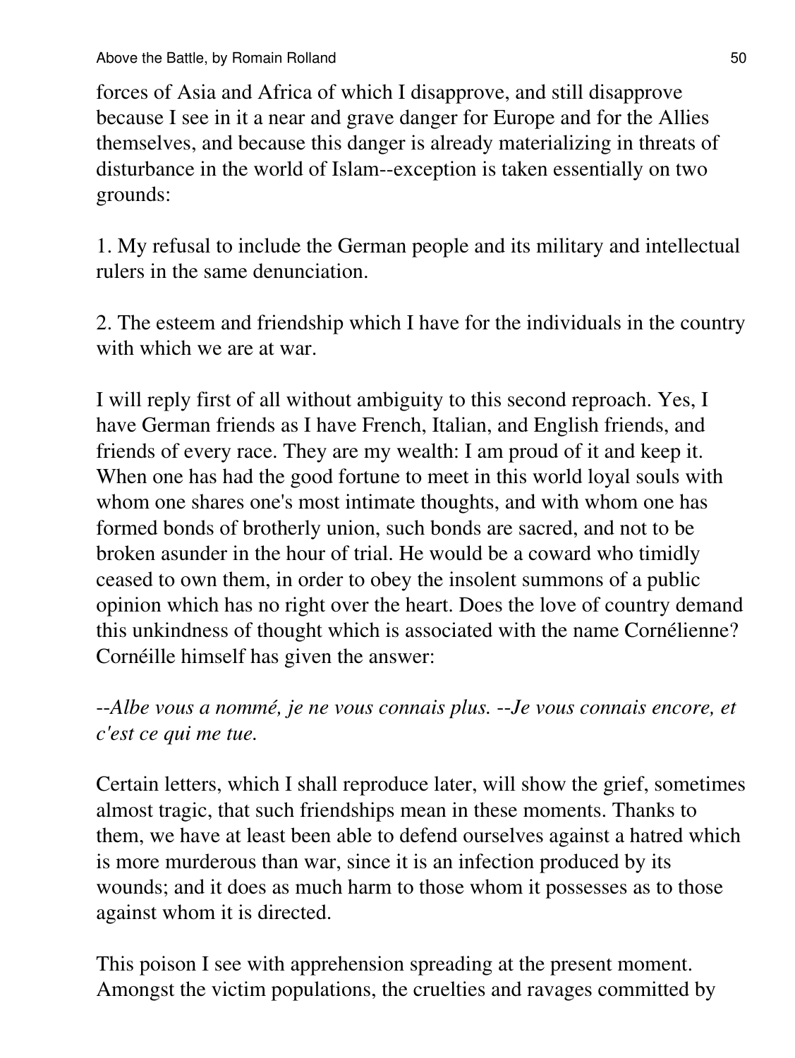forces of Asia and Africa of which I disapprove, and still disapprove because I see in it a near and grave danger for Europe and for the Allies themselves, and because this danger is already materializing in threats of disturbance in the world of Islam--exception is taken essentially on two grounds:

1. My refusal to include the German people and its military and intellectual rulers in the same denunciation.

2. The esteem and friendship which I have for the individuals in the country with which we are at war.

I will reply first of all without ambiguity to this second reproach. Yes, I have German friends as I have French, Italian, and English friends, and friends of every race. They are my wealth: I am proud of it and keep it. When one has had the good fortune to meet in this world loyal souls with whom one shares one's most intimate thoughts, and with whom one has formed bonds of brotherly union, such bonds are sacred, and not to be broken asunder in the hour of trial. He would be a coward who timidly ceased to own them, in order to obey the insolent summons of a public opinion which has no right over the heart. Does the love of country demand this unkindness of thought which is associated with the name Cornélienne? Cornéille himself has given the answer:

*--Albe vous a nommé, je ne vous connais plus. --Je vous connais encore, et c'est ce qui me tue.*

Certain letters, which I shall reproduce later, will show the grief, sometimes almost tragic, that such friendships mean in these moments. Thanks to them, we have at least been able to defend ourselves against a hatred which is more murderous than war, since it is an infection produced by its wounds; and it does as much harm to those whom it possesses as to those against whom it is directed.

This poison I see with apprehension spreading at the present moment. Amongst the victim populations, the cruelties and ravages committed by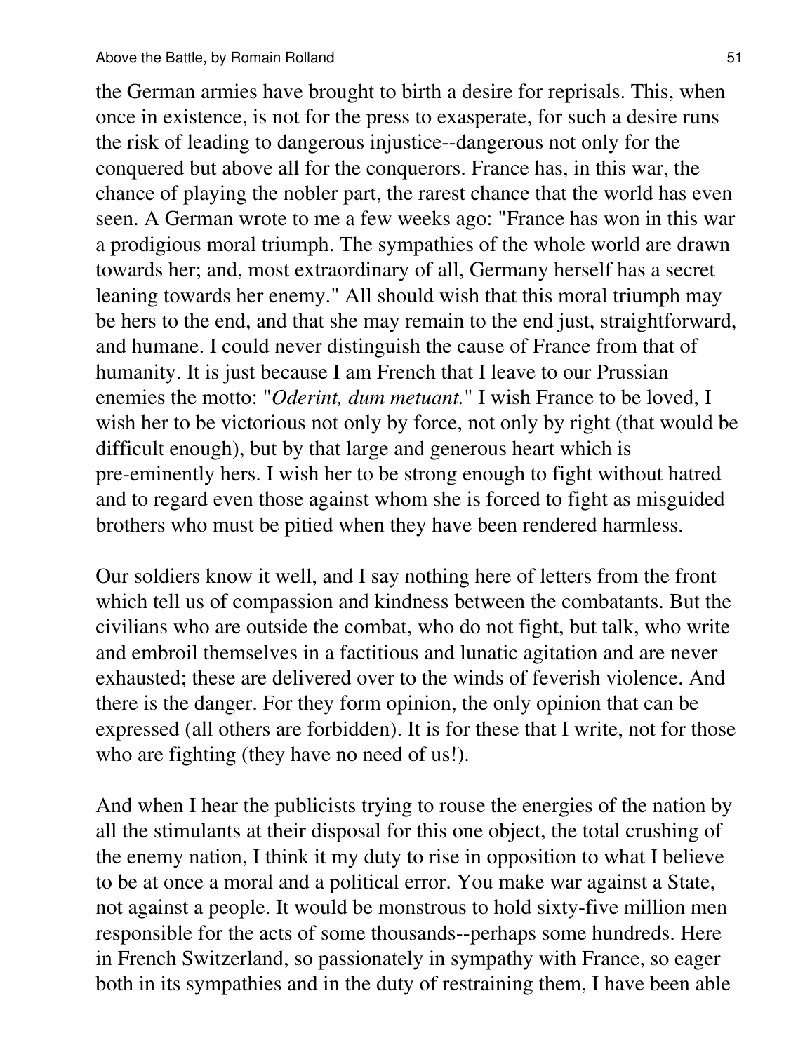the German armies have brought to birth a desire for reprisals. This, when once in existence, is not for the press to exasperate, for such a desire runs the risk of leading to dangerous injustice--dangerous not only for the conquered but above all for the conquerors. France has, in this war, the chance of playing the nobler part, the rarest chance that the world has even seen. A German wrote to me a few weeks ago: "France has won in this war a prodigious moral triumph. The sympathies of the whole world are drawn towards her; and, most extraordinary of all, Germany herself has a secret leaning towards her enemy." All should wish that this moral triumph may be hers to the end, and that she may remain to the end just, straightforward, and humane. I could never distinguish the cause of France from that of humanity. It is just because I am French that I leave to our Prussian enemies the motto: "*Oderint, dum metuant.*" I wish France to be loved, I wish her to be victorious not only by force, not only by right (that would be difficult enough), but by that large and generous heart which is pre-eminently hers. I wish her to be strong enough to fight without hatred and to regard even those against whom she is forced to fight as misguided brothers who must be pitied when they have been rendered harmless.

Our soldiers know it well, and I say nothing here of letters from the front which tell us of compassion and kindness between the combatants. But the civilians who are outside the combat, who do not fight, but talk, who write and embroil themselves in a factitious and lunatic agitation and are never exhausted; these are delivered over to the winds of feverish violence. And there is the danger. For they form opinion, the only opinion that can be expressed (all others are forbidden). It is for these that I write, not for those who are fighting (they have no need of us!).

And when I hear the publicists trying to rouse the energies of the nation by all the stimulants at their disposal for this one object, the total crushing of the enemy nation, I think it my duty to rise in opposition to what I believe to be at once a moral and a political error. You make war against a State, not against a people. It would be monstrous to hold sixty-five million men responsible for the acts of some thousands--perhaps some hundreds. Here in French Switzerland, so passionately in sympathy with France, so eager both in its sympathies and in the duty of restraining them, I have been able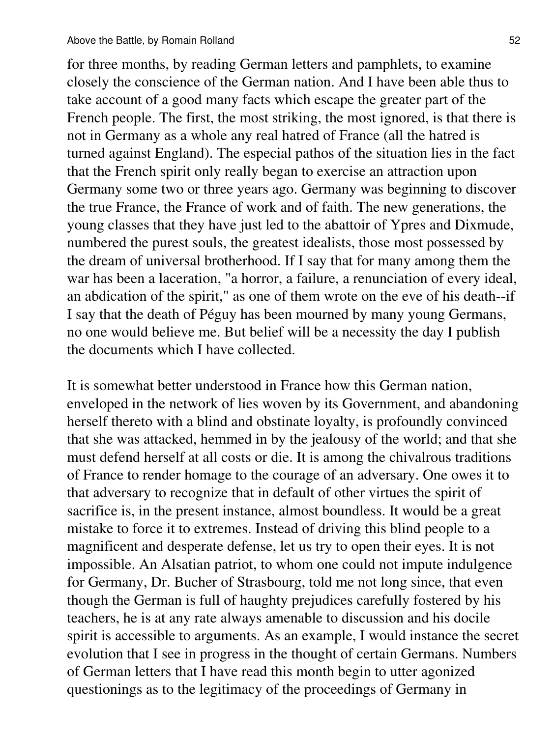for three months, by reading German letters and pamphlets, to examine closely the conscience of the German nation. And I have been able thus to take account of a good many facts which escape the greater part of the French people. The first, the most striking, the most ignored, is that there is not in Germany as a whole any real hatred of France (all the hatred is turned against England). The especial pathos of the situation lies in the fact that the French spirit only really began to exercise an attraction upon Germany some two or three years ago. Germany was beginning to discover the true France, the France of work and of faith. The new generations, the young classes that they have just led to the abattoir of Ypres and Dixmude, numbered the purest souls, the greatest idealists, those most possessed by the dream of universal brotherhood. If I say that for many among them the war has been a laceration, "a horror, a failure, a renunciation of every ideal, an abdication of the spirit," as one of them wrote on the eve of his death--if I say that the death of Péguy has been mourned by many young Germans, no one would believe me. But belief will be a necessity the day I publish the documents which I have collected.

It is somewhat better understood in France how this German nation, enveloped in the network of lies woven by its Government, and abandoning herself thereto with a blind and obstinate loyalty, is profoundly convinced that she was attacked, hemmed in by the jealousy of the world; and that she must defend herself at all costs or die. It is among the chivalrous traditions of France to render homage to the courage of an adversary. One owes it to that adversary to recognize that in default of other virtues the spirit of sacrifice is, in the present instance, almost boundless. It would be a great mistake to force it to extremes. Instead of driving this blind people to a magnificent and desperate defense, let us try to open their eyes. It is not impossible. An Alsatian patriot, to whom one could not impute indulgence for Germany, Dr. Bucher of Strasbourg, told me not long since, that even though the German is full of haughty prejudices carefully fostered by his teachers, he is at any rate always amenable to discussion and his docile spirit is accessible to arguments. As an example, I would instance the secret evolution that I see in progress in the thought of certain Germans. Numbers of German letters that I have read this month begin to utter agonized questionings as to the legitimacy of the proceedings of Germany in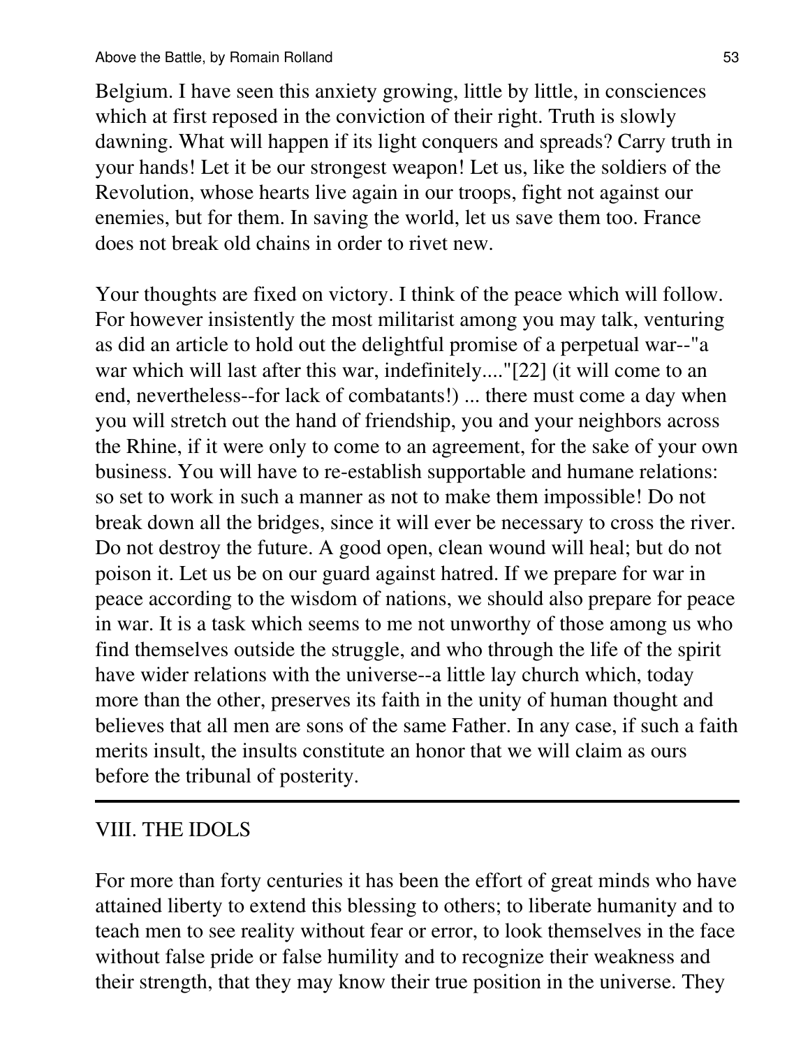Belgium. I have seen this anxiety growing, little by little, in consciences which at first reposed in the conviction of their right. Truth is slowly dawning. What will happen if its light conquers and spreads? Carry truth in your hands! Let it be our strongest weapon! Let us, like the soldiers of the Revolution, whose hearts live again in our troops, fight not against our enemies, but for them. In saving the world, let us save them too. France does not break old chains in order to rivet new.

Your thoughts are fixed on victory. I think of the peace which will follow. For however insistently the most militarist among you may talk, venturing as did an article to hold out the delightful promise of a perpetual war--"a war which will last after this war, indefinitely...."[22] (it will come to an end, nevertheless--for lack of combatants!) ... there must come a day when you will stretch out the hand of friendship, you and your neighbors across the Rhine, if it were only to come to an agreement, for the sake of your own business. You will have to re-establish supportable and humane relations: so set to work in such a manner as not to make them impossible! Do not break down all the bridges, since it will ever be necessary to cross the river. Do not destroy the future. A good open, clean wound will heal; but do not poison it. Let us be on our guard against hatred. If we prepare for war in peace according to the wisdom of nations, we should also prepare for peace in war. It is a task which seems to me not unworthy of those among us who find themselves outside the struggle, and who through the life of the spirit have wider relations with the universe--a little lay church which, today more than the other, preserves its faith in the unity of human thought and believes that all men are sons of the same Father. In any case, if such a faith merits insult, the insults constitute an honor that we will claim as ours before the tribunal of posterity.

---

## VIII. THE IDOLS

For more than forty centuries it has been the effort of great minds who have attained liberty to extend this blessing to others; to liberate humanity and to teach men to see reality without fear or error, to look themselves in the face without false pride or false humility and to recognize their weakness and their strength, that they may know their true position in the universe. They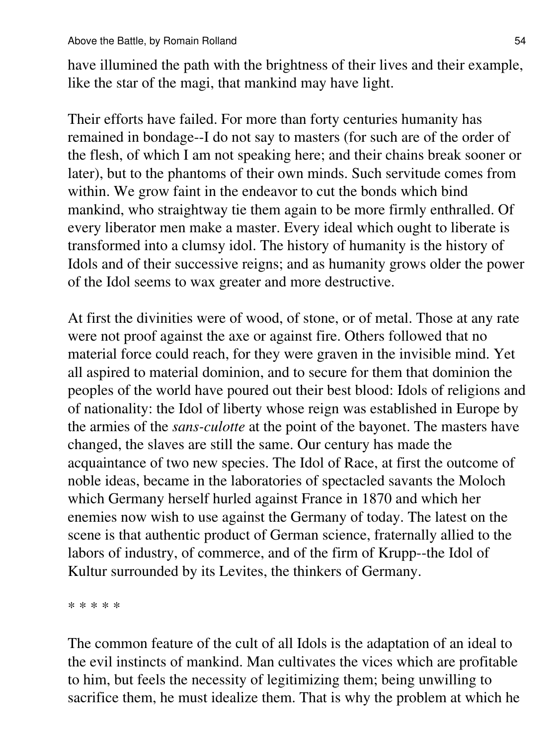have illumined the path with the brightness of their lives and their example, like the star of the magi, that mankind may have light.

Their efforts have failed. For more than forty centuries humanity has remained in bondage--I do not say to masters (for such are of the order of the flesh, of which I am not speaking here; and their chains break sooner or later), but to the phantoms of their own minds. Such servitude comes from within. We grow faint in the endeavor to cut the bonds which bind mankind, who straightway tie them again to be more firmly enthralled. Of every liberator men make a master. Every ideal which ought to liberate is transformed into a clumsy idol. The history of humanity is the history of Idols and of their successive reigns; and as humanity grows older the power of the Idol seems to wax greater and more destructive.

At first the divinities were of wood, of stone, or of metal. Those at any rate were not proof against the axe or against fire. Others followed that no material force could reach, for they were graven in the invisible mind. Yet all aspired to material dominion, and to secure for them that dominion the peoples of the world have poured out their best blood: Idols of religions and of nationality: the Idol of liberty whose reign was established in Europe by the armies of the *sans-culotte* at the point of the bayonet. The masters have changed, the slaves are still the same. Our century has made the acquaintance of two new species. The Idol of Race, at first the outcome of noble ideas, became in the laboratories of spectacled savants the Moloch which Germany herself hurled against France in 1870 and which her enemies now wish to use against the Germany of today. The latest on the scene is that authentic product of German science, fraternally allied to the labors of industry, of commerce, and of the firm of Krupp--the Idol of Kultur surrounded by its Levites, the thinkers of Germany.

* * * * *

The common feature of the cult of all Idols is the adaptation of an ideal to the evil instincts of mankind. Man cultivates the vices which are profitable to him, but feels the necessity of legitimizing them; being unwilling to sacrifice them, he must idealize them. That is why the problem at which he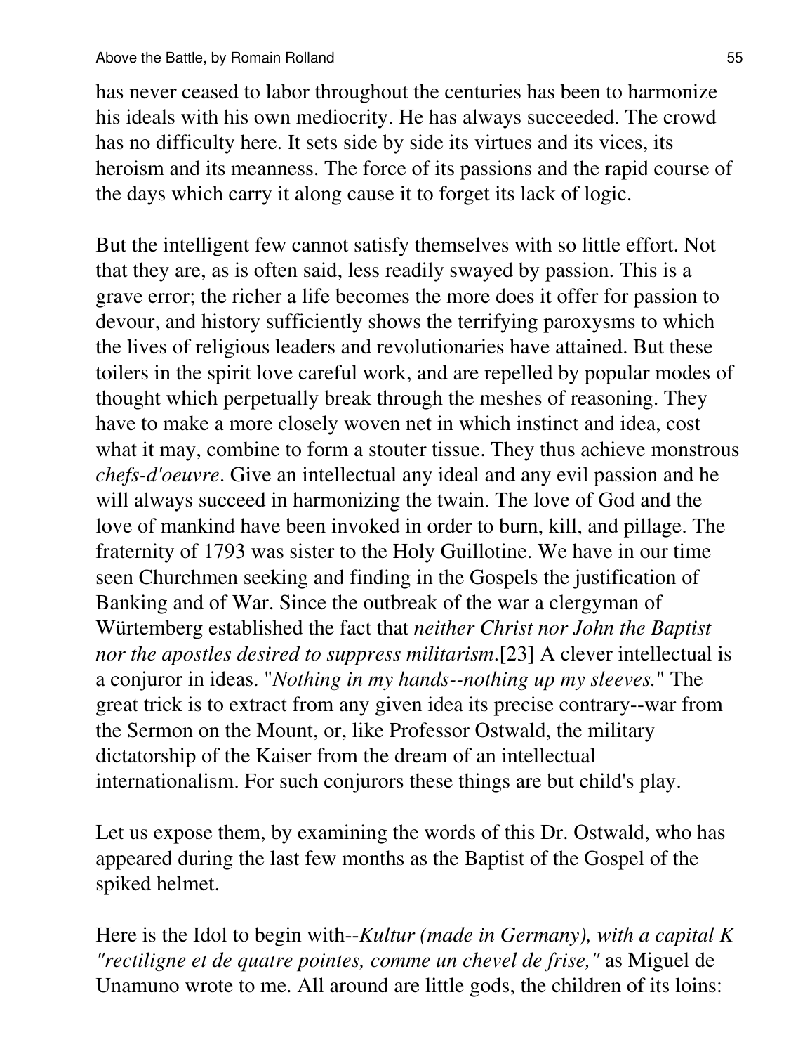has never ceased to labor throughout the centuries has been to harmonize his ideals with his own mediocrity. He has always succeeded. The crowd has no difficulty here. It sets side by side its virtues and its vices, its heroism and its meanness. The force of its passions and the rapid course of the days which carry it along cause it to forget its lack of logic.

But the intelligent few cannot satisfy themselves with so little effort. Not that they are, as is often said, less readily swayed by passion. This is a grave error; the richer a life becomes the more does it offer for passion to devour, and history sufficiently shows the terrifying paroxysms to which the lives of religious leaders and revolutionaries have attained. But these toilers in the spirit love careful work, and are repelled by popular modes of thought which perpetually break through the meshes of reasoning. They have to make a more closely woven net in which instinct and idea, cost what it may, combine to form a stouter tissue. They thus achieve monstrous *chefs-d'oeuvre*. Give an intellectual any ideal and any evil passion and he will always succeed in harmonizing the twain. The love of God and the love of mankind have been invoked in order to burn, kill, and pillage. The fraternity of 1793 was sister to the Holy Guillotine. We have in our time seen Churchmen seeking and finding in the Gospels the justification of Banking and of War. Since the outbreak of the war a clergyman of Würtemberg established the fact that *neither Christ nor John the Baptist nor the apostles desired to suppress militarism*.[23] A clever intellectual is a conjuror in ideas. "*Nothing in my hands--nothing up my sleeves.*" The great trick is to extract from any given idea its precise contrary--war from the Sermon on the Mount, or, like Professor Ostwald, the military dictatorship of the Kaiser from the dream of an intellectual internationalism. For such conjurors these things are but child's play.

Let us expose them, by examining the words of this Dr. Ostwald, who has appeared during the last few months as the Baptist of the Gospel of the spiked helmet.

Here is the Idol to begin with--*Kultur (made in Germany), with a capital K "rectiligne et de quatre pointes, comme un chevel de frise,"* as Miguel de Unamuno wrote to me. All around are little gods, the children of its loins: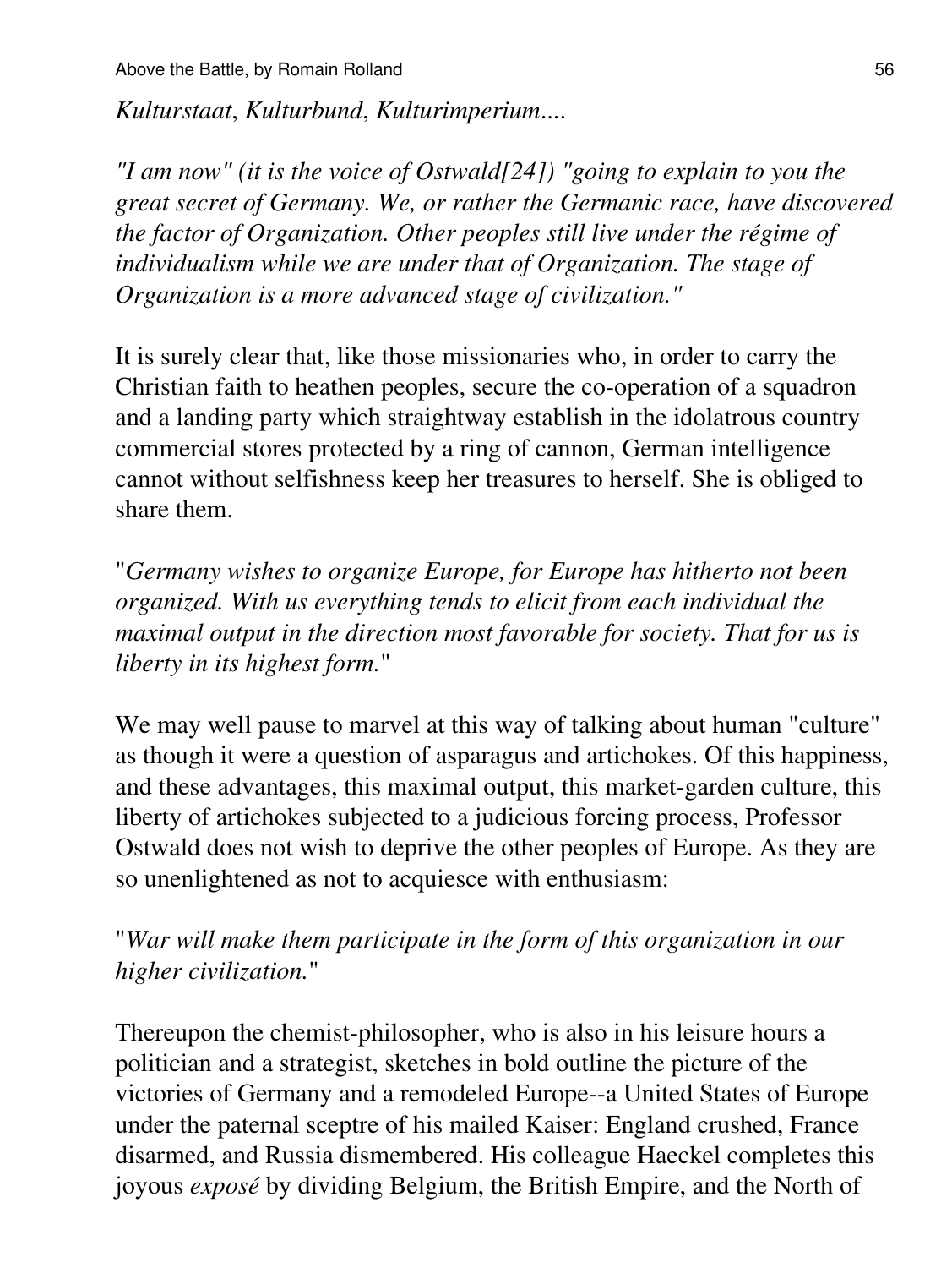*Kulturstaat*, *Kulturbund*, *Kulturimperium*....

*"I am now" (it is the voice of Ostwald[24]) "going to explain to you the great secret of Germany. We, or rather the Germanic race, have discovered the factor of Organization. Other peoples still live under the régime of individualism while we are under that of Organization. The stage of Organization is a more advanced stage of civilization."*

It is surely clear that, like those missionaries who, in order to carry the Christian faith to heathen peoples, secure the co-operation of a squadron and a landing party which straightway establish in the idolatrous country commercial stores protected by a ring of cannon, German intelligence cannot without selfishness keep her treasures to herself. She is obliged to share them.

"*Germany wishes to organize Europe, for Europe has hitherto not been organized. With us everything tends to elicit from each individual the maximal output in the direction most favorable for society. That for us is liberty in its highest form.*"

We may well pause to marvel at this way of talking about human "culture" as though it were a question of asparagus and artichokes. Of this happiness, and these advantages, this maximal output, this market-garden culture, this liberty of artichokes subjected to a judicious forcing process, Professor Ostwald does not wish to deprive the other peoples of Europe. As they are so unenlightened as not to acquiesce with enthusiasm:

"*War will make them participate in the form of this organization in our higher civilization.*"

Thereupon the chemist-philosopher, who is also in his leisure hours a politician and a strategist, sketches in bold outline the picture of the victories of Germany and a remodeled Europe--a United States of Europe under the paternal sceptre of his mailed Kaiser: England crushed, France disarmed, and Russia dismembered. His colleague Haeckel completes this joyous *exposé* by dividing Belgium, the British Empire, and the North of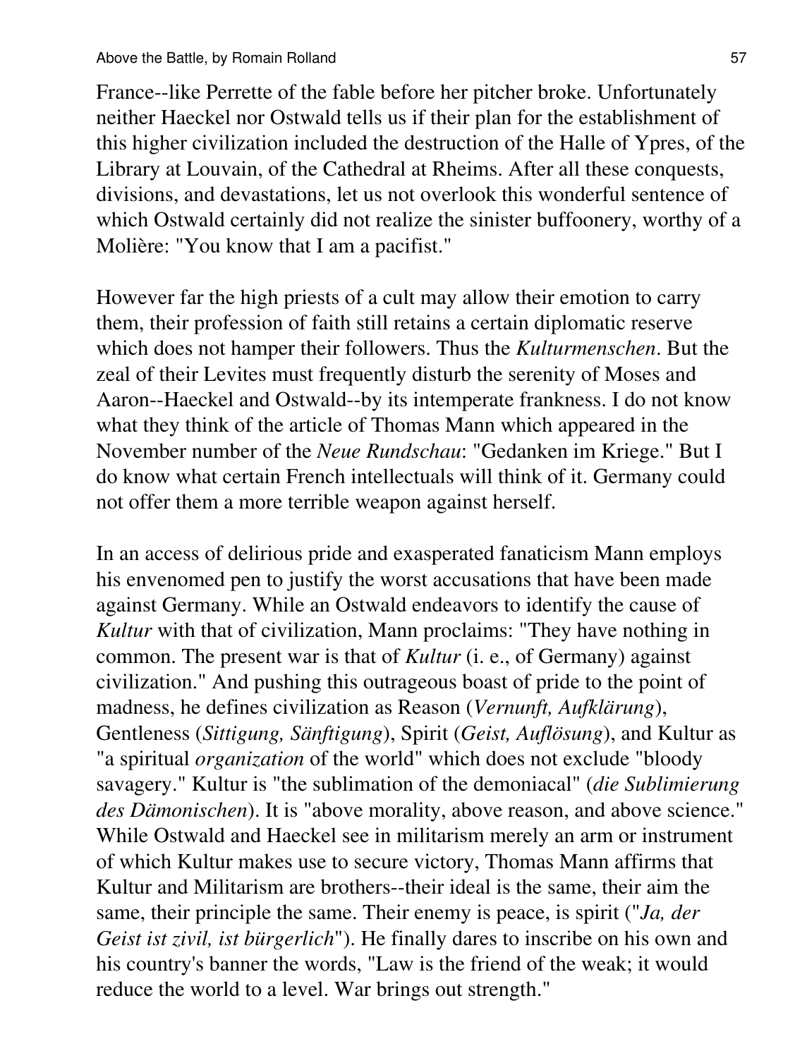France--like Perrette of the fable before her pitcher broke. Unfortunately neither Haeckel nor Ostwald tells us if their plan for the establishment of this higher civilization included the destruction of the Halle of Ypres, of the Library at Louvain, of the Cathedral at Rheims. After all these conquests, divisions, and devastations, let us not overlook this wonderful sentence of which Ostwald certainly did not realize the sinister buffoonery, worthy of a Molière: "You know that I am a pacifist."

However far the high priests of a cult may allow their emotion to carry them, their profession of faith still retains a certain diplomatic reserve which does not hamper their followers. Thus the *Kulturmenschen*. But the zeal of their Levites must frequently disturb the serenity of Moses and Aaron--Haeckel and Ostwald--by its intemperate frankness. I do not know what they think of the article of Thomas Mann which appeared in the November number of the *Neue Rundschau*: "Gedanken im Kriege." But I do know what certain French intellectuals will think of it. Germany could not offer them a more terrible weapon against herself.

In an access of delirious pride and exasperated fanaticism Mann employs his envenomed pen to justify the worst accusations that have been made against Germany. While an Ostwald endeavors to identify the cause of *Kultur* with that of civilization, Mann proclaims: "They have nothing in common. The present war is that of *Kultur* (i. e., of Germany) against civilization." And pushing this outrageous boast of pride to the point of madness, he defines civilization as Reason (*Vernunft, Aufklärung*), Gentleness (*Sittigung, Sänftigung*), Spirit (*Geist, Auflösung*), and Kultur as "a spiritual *organization* of the world" which does not exclude "bloody savagery." Kultur is "the sublimation of the demoniacal" (*die Sublimierung des Dämonischen*). It is "above morality, above reason, and above science." While Ostwald and Haeckel see in militarism merely an arm or instrument of which Kultur makes use to secure victory, Thomas Mann affirms that Kultur and Militarism are brothers--their ideal is the same, their aim the same, their principle the same. Their enemy is peace, is spirit ("*Ja, der Geist ist zivil, ist bürgerlich*"). He finally dares to inscribe on his own and his country's banner the words, "Law is the friend of the weak; it would reduce the world to a level. War brings out strength."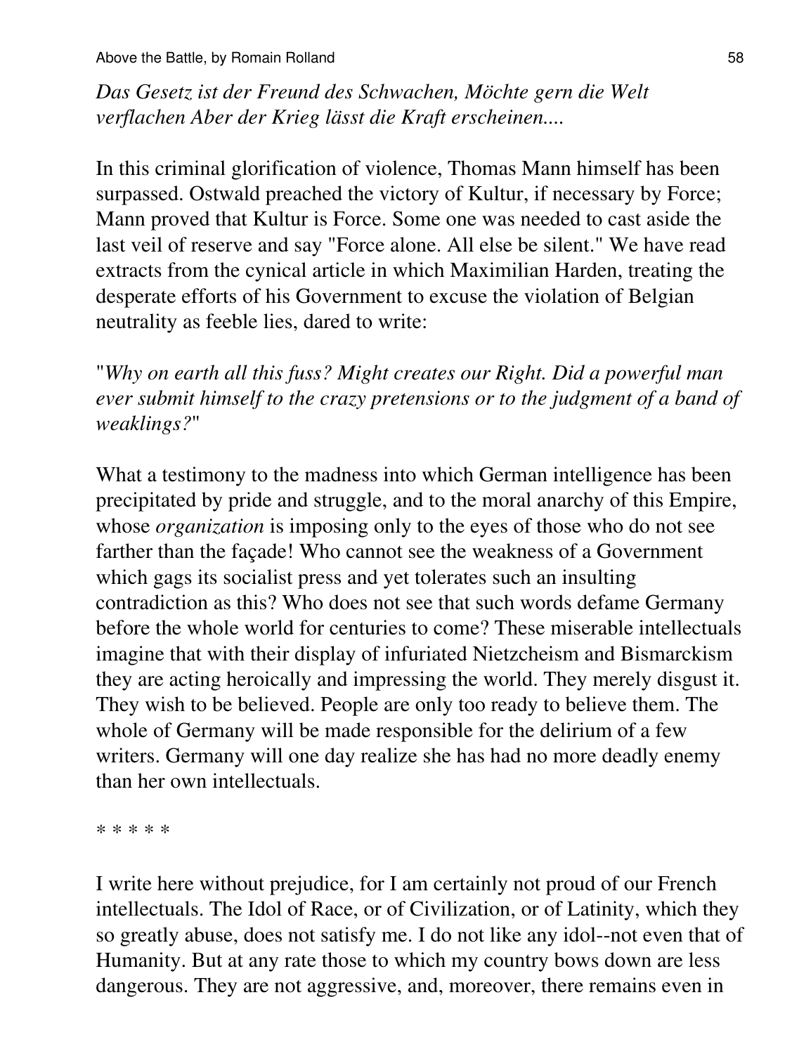*Das Gesetz ist der Freund des Schwachen, Möchte gern die Welt verflachen Aber der Krieg lässt die Kraft erscheinen....*

In this criminal glorification of violence, Thomas Mann himself has been surpassed. Ostwald preached the victory of Kultur, if necessary by Force; Mann proved that Kultur is Force. Some one was needed to cast aside the last veil of reserve and say "Force alone. All else be silent." We have read extracts from the cynical article in which Maximilian Harden, treating the desperate efforts of his Government to excuse the violation of Belgian neutrality as feeble lies, dared to write:

"*Why on earth all this fuss? Might creates our Right. Did a powerful man ever submit himself to the crazy pretensions or to the judgment of a band of weaklings?*"

What a testimony to the madness into which German intelligence has been precipitated by pride and struggle, and to the moral anarchy of this Empire, whose *organization* is imposing only to the eyes of those who do not see farther than the façade! Who cannot see the weakness of a Government which gags its socialist press and yet tolerates such an insulting contradiction as this? Who does not see that such words defame Germany before the whole world for centuries to come? These miserable intellectuals imagine that with their display of infuriated Nietzcheism and Bismarckism they are acting heroically and impressing the world. They merely disgust it. They wish to be believed. People are only too ready to believe them. The whole of Germany will be made responsible for the delirium of a few writers. Germany will one day realize she has had no more deadly enemy than her own intellectuals.

* * * * *

I write here without prejudice, for I am certainly not proud of our French intellectuals. The Idol of Race, or of Civilization, or of Latinity, which they so greatly abuse, does not satisfy me. I do not like any idol--not even that of Humanity. But at any rate those to which my country bows down are less dangerous. They are not aggressive, and, moreover, there remains even in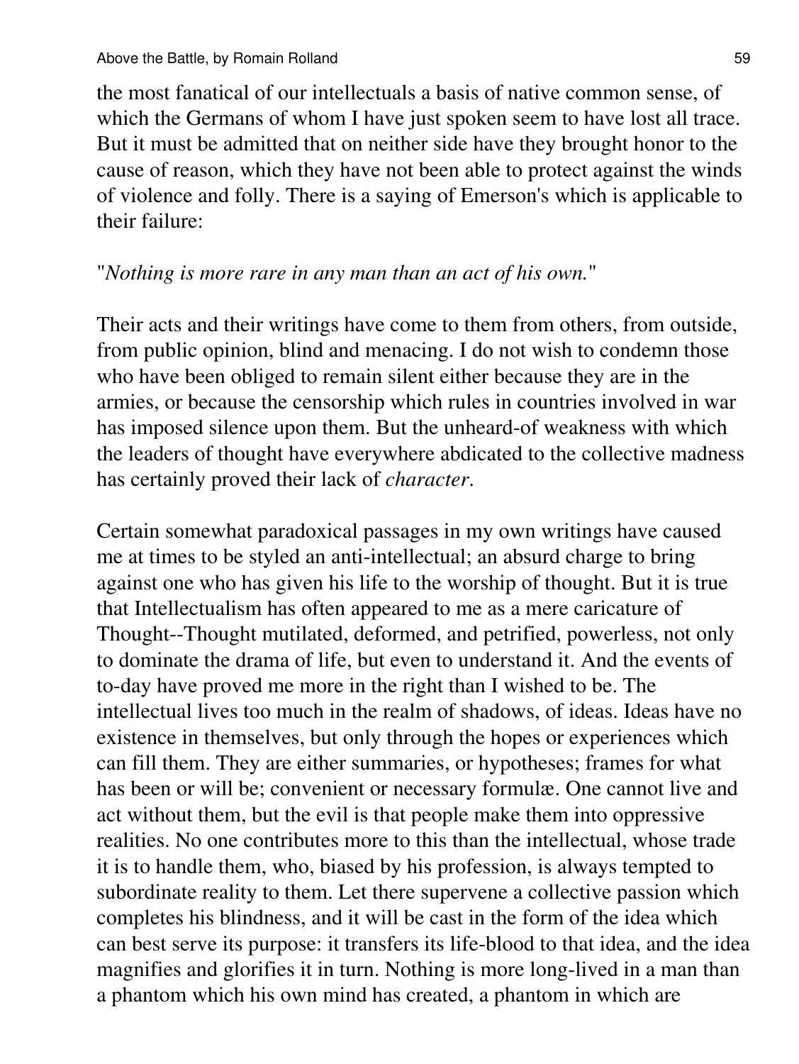the most fanatical of our intellectuals a basis of native common sense, of which the Germans of whom I have just spoken seem to have lost all trace. But it must be admitted that on neither side have they brought honor to the cause of reason, which they have not been able to protect against the winds of violence and folly. There is a saying of Emerson's which is applicable to their failure:

"*Nothing is more rare in any man than an act of his own.*"

Their acts and their writings have come to them from others, from outside, from public opinion, blind and menacing. I do not wish to condemn those who have been obliged to remain silent either because they are in the armies, or because the censorship which rules in countries involved in war has imposed silence upon them. But the unheard-of weakness with which the leaders of thought have everywhere abdicated to the collective madness has certainly proved their lack of *character*.

Certain somewhat paradoxical passages in my own writings have caused me at times to be styled an anti-intellectual; an absurd charge to bring against one who has given his life to the worship of thought. But it is true that Intellectualism has often appeared to me as a mere caricature of Thought--Thought mutilated, deformed, and petrified, powerless, not only to dominate the drama of life, but even to understand it. And the events of to-day have proved me more in the right than I wished to be. The intellectual lives too much in the realm of shadows, of ideas. Ideas have no existence in themselves, but only through the hopes or experiences which can fill them. They are either summaries, or hypotheses; frames for what has been or will be; convenient or necessary formulæ. One cannot live and act without them, but the evil is that people make them into oppressive realities. No one contributes more to this than the intellectual, whose trade it is to handle them, who, biased by his profession, is always tempted to subordinate reality to them. Let there supervene a collective passion which completes his blindness, and it will be cast in the form of the idea which can best serve its purpose: it transfers its life-blood to that idea, and the idea magnifies and glorifies it in turn. Nothing is more long-lived in a man than a phantom which his own mind has created, a phantom in which are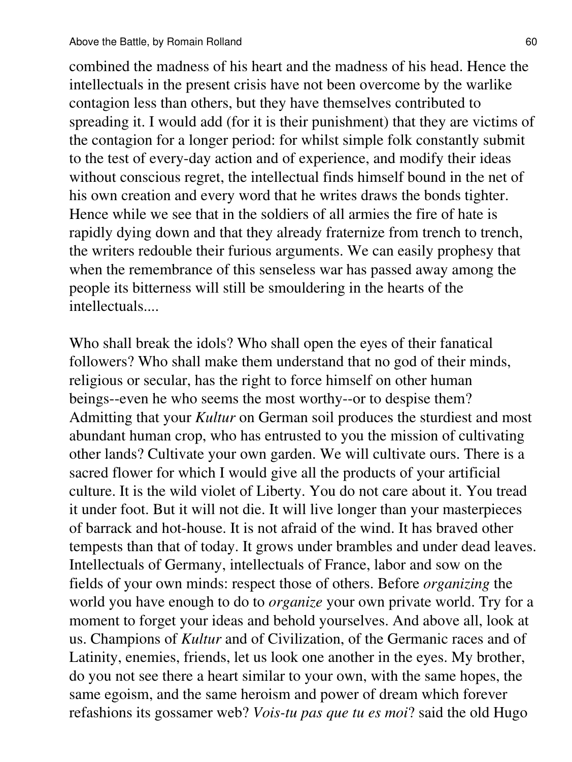combined the madness of his heart and the madness of his head. Hence the intellectuals in the present crisis have not been overcome by the warlike contagion less than others, but they have themselves contributed to spreading it. I would add (for it is their punishment) that they are victims of the contagion for a longer period: for whilst simple folk constantly submit to the test of every-day action and of experience, and modify their ideas without conscious regret, the intellectual finds himself bound in the net of his own creation and every word that he writes draws the bonds tighter. Hence while we see that in the soldiers of all armies the fire of hate is rapidly dying down and that they already fraternize from trench to trench, the writers redouble their furious arguments. We can easily prophesy that when the remembrance of this senseless war has passed away among the people its bitterness will still be smouldering in the hearts of the intellectuals....

Who shall break the idols? Who shall open the eyes of their fanatical followers? Who shall make them understand that no god of their minds, religious or secular, has the right to force himself on other human beings--even he who seems the most worthy--or to despise them? Admitting that your *Kultur* on German soil produces the sturdiest and most abundant human crop, who has entrusted to you the mission of cultivating other lands? Cultivate your own garden. We will cultivate ours. There is a sacred flower for which I would give all the products of your artificial culture. It is the wild violet of Liberty. You do not care about it. You tread it under foot. But it will not die. It will live longer than your masterpieces of barrack and hot-house. It is not afraid of the wind. It has braved other tempests than that of today. It grows under brambles and under dead leaves. Intellectuals of Germany, intellectuals of France, labor and sow on the fields of your own minds: respect those of others. Before *organizing* the world you have enough to do to *organize* your own private world. Try for a moment to forget your ideas and behold yourselves. And above all, look at us. Champions of *Kultur* and of Civilization, of the Germanic races and of Latinity, enemies, friends, let us look one another in the eyes. My brother, do you not see there a heart similar to your own, with the same hopes, the same egoism, and the same heroism and power of dream which forever refashions its gossamer web? *Vois-tu pas que tu es moi*? said the old Hugo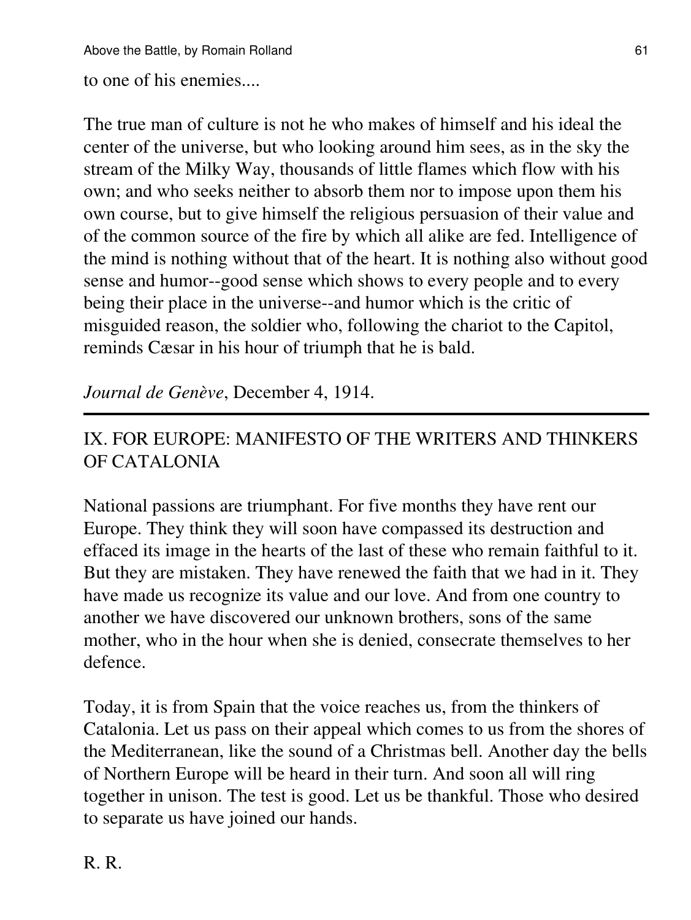to one of his enemies....

The true man of culture is not he who makes of himself and his ideal the center of the universe, but who looking around him sees, as in the sky the stream of the Milky Way, thousands of little flames which flow with his own; and who seeks neither to absorb them nor to impose upon them his own course, but to give himself the religious persuasion of their value and of the common source of the fire by which all alike are fed. Intelligence of the mind is nothing without that of the heart. It is nothing also without good sense and humor--good sense which shows to every people and to every being their place in the universe--and humor which is the critic of misguided reason, the soldier who, following the chariot to the Capitol, reminds Cæsar in his hour of triumph that he is bald.

*Journal de Genève*, December 4, 1914.

---

## IX. FOR EUROPE: MANIFESTO OF THE WRITERS AND THINKERS OF CATALONIA

National passions are triumphant. For five months they have rent our Europe. They think they will soon have compassed its destruction and effaced its image in the hearts of the last of these who remain faithful to it. But they are mistaken. They have renewed the faith that we had in it. They have made us recognize its value and our love. And from one country to another we have discovered our unknown brothers, sons of the same mother, who in the hour when she is denied, consecrate themselves to her defence.

Today, it is from Spain that the voice reaches us, from the thinkers of Catalonia. Let us pass on their appeal which comes to us from the shores of the Mediterranean, like the sound of a Christmas bell. Another day the bells of Northern Europe will be heard in their turn. And soon all will ring together in unison. The test is good. Let us be thankful. Those who desired to separate us have joined our hands.

R. R.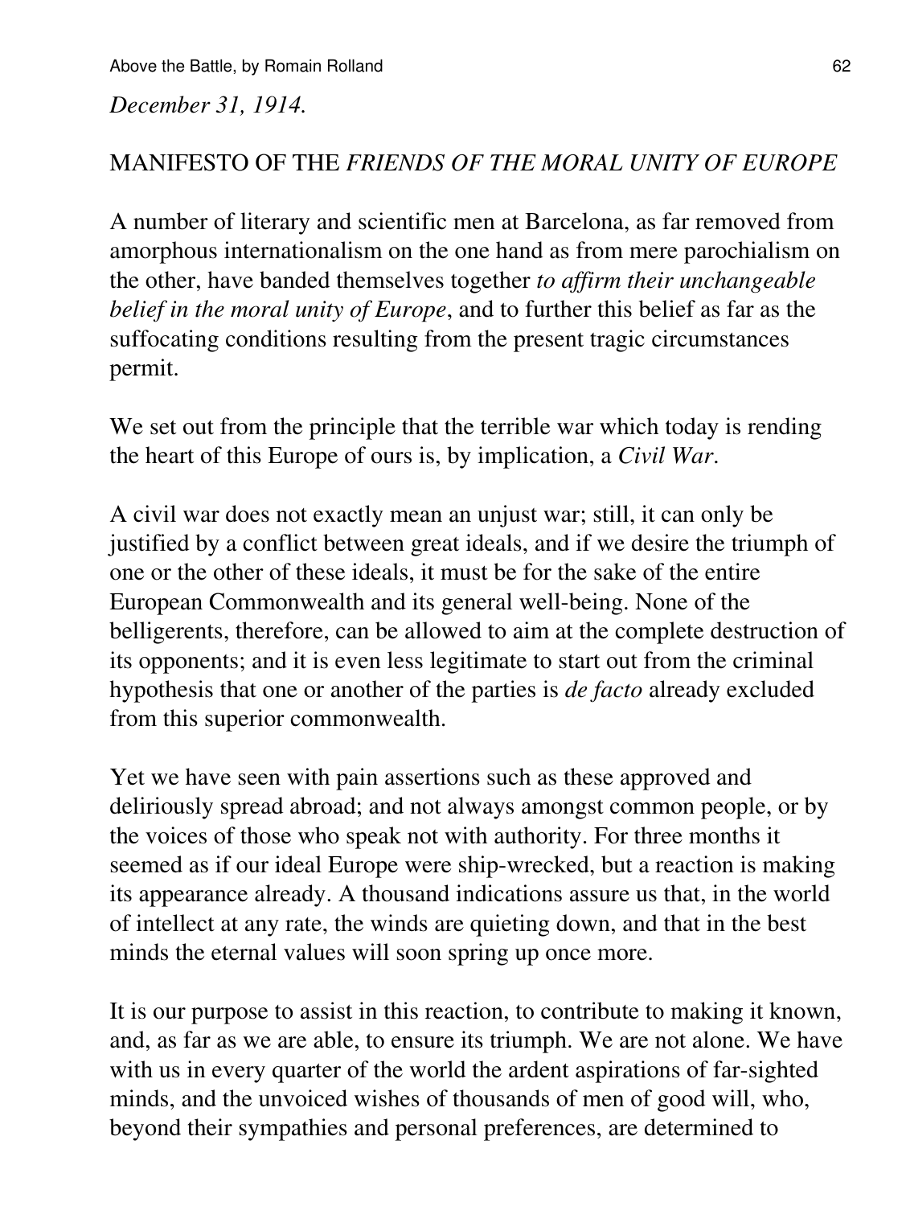*December 31, 1914.*

MANIFESTO OF THE *FRIENDS OF THE MORAL UNITY OF EUROPE*

A number of literary and scientific men at Barcelona, as far removed from amorphous internationalism on the one hand as from mere parochialism on the other, have banded themselves together *to affirm their unchangeable belief in the moral unity of Europe*, and to further this belief as far as the suffocating conditions resulting from the present tragic circumstances permit.

We set out from the principle that the terrible war which today is rending the heart of this Europe of ours is, by implication, a *Civil War*.

A civil war does not exactly mean an unjust war; still, it can only be justified by a conflict between great ideals, and if we desire the triumph of one or the other of these ideals, it must be for the sake of the entire European Commonwealth and its general well-being. None of the belligerents, therefore, can be allowed to aim at the complete destruction of its opponents; and it is even less legitimate to start out from the criminal hypothesis that one or another of the parties is *de facto* already excluded from this superior commonwealth.

Yet we have seen with pain assertions such as these approved and deliriously spread abroad; and not always amongst common people, or by the voices of those who speak not with authority. For three months it seemed as if our ideal Europe were ship-wrecked, but a reaction is making its appearance already. A thousand indications assure us that, in the world of intellect at any rate, the winds are quieting down, and that in the best minds the eternal values will soon spring up once more.

It is our purpose to assist in this reaction, to contribute to making it known, and, as far as we are able, to ensure its triumph. We are not alone. We have with us in every quarter of the world the ardent aspirations of far-sighted minds, and the unvoiced wishes of thousands of men of good will, who, beyond their sympathies and personal preferences, are determined to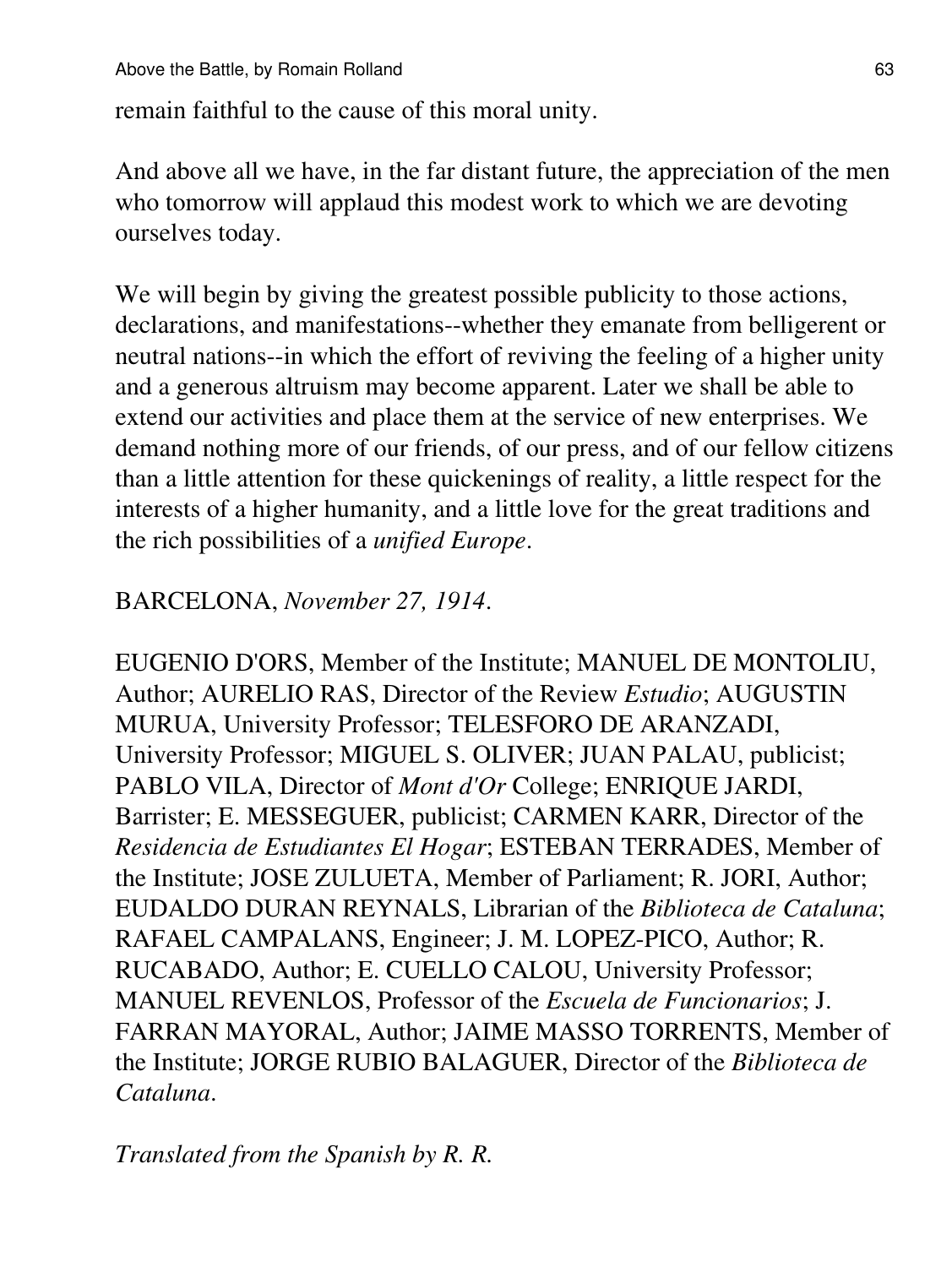remain faithful to the cause of this moral unity.

And above all we have, in the far distant future, the appreciation of the men who tomorrow will applaud this modest work to which we are devoting ourselves today.

We will begin by giving the greatest possible publicity to those actions, declarations, and manifestations--whether they emanate from belligerent or neutral nations--in which the effort of reviving the feeling of a higher unity and a generous altruism may become apparent. Later we shall be able to extend our activities and place them at the service of new enterprises. We demand nothing more of our friends, of our press, and of our fellow citizens than a little attention for these quickenings of reality, a little respect for the interests of a higher humanity, and a little love for the great traditions and the rich possibilities of a *unified Europe*.

BARCELONA, *November 27, 1914*.

EUGENIO D'ORS, Member of the Institute; MANUEL DE MONTOLIU, Author; AURELIO RAS, Director of the Review *Estudio*; AUGUSTIN MURUA, University Professor; TELESFORO DE ARANZADI, University Professor; MIGUEL S. OLIVER; JUAN PALAU, publicist; PABLO VILA, Director of *Mont d'Or* College; ENRIQUE JARDI, Barrister; E. MESSEGUER, publicist; CARMEN KARR, Director of the *Residencia de Estudiantes El Hogar*; ESTEBAN TERRADES, Member of the Institute; JOSE ZULUETA, Member of Parliament; R. JORI, Author; EUDALDO DURAN REYNALS, Librarian of the *Biblioteca de Cataluna*; RAFAEL CAMPALANS, Engineer; J. M. LOPEZ-PICO, Author; R. RUCABADO, Author; E. CUELLO CALOU, University Professor; MANUEL REVENLOS, Professor of the *Escuela de Funcionarios*; J. FARRAN MAYORAL, Author; JAIME MASSO TORRENTS, Member of the Institute; JORGE RUBIO BALAGUER, Director of the *Biblioteca de Cataluna*.

*Translated from the Spanish by R. R.*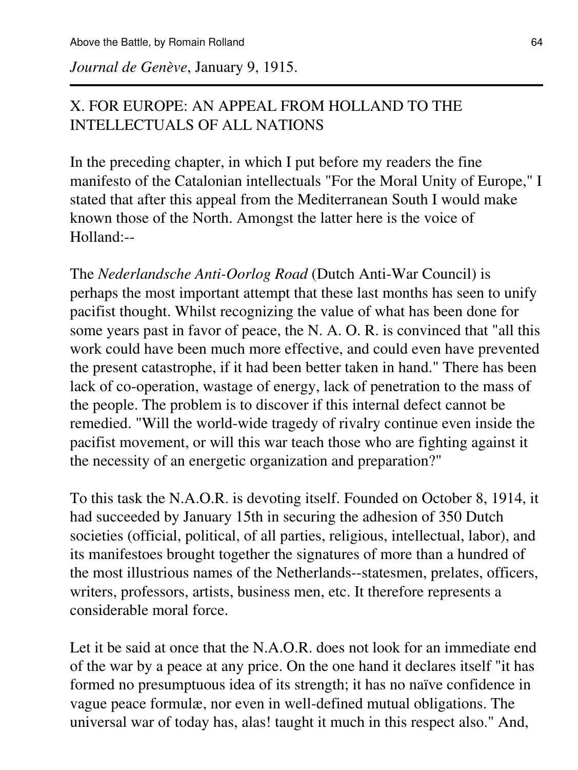*Journal de Genève*, January 9, 1915.

---

## X. FOR EUROPE: AN APPEAL FROM HOLLAND TO THE INTELLECTUALS OF ALL NATIONS

In the preceding chapter, in which I put before my readers the fine manifesto of the Catalonian intellectuals "For the Moral Unity of Europe," I stated that after this appeal from the Mediterranean South I would make known those of the North. Amongst the latter here is the voice of Holland:--

The *Nederlandsche Anti-Oorlog Road* (Dutch Anti-War Council) is perhaps the most important attempt that these last months has seen to unify pacifist thought. Whilst recognizing the value of what has been done for some years past in favor of peace, the N. A. O. R. is convinced that "all this work could have been much more effective, and could even have prevented the present catastrophe, if it had been better taken in hand." There has been lack of co-operation, wastage of energy, lack of penetration to the mass of the people. The problem is to discover if this internal defect cannot be remedied. "Will the world-wide tragedy of rivalry continue even inside the pacifist movement, or will this war teach those who are fighting against it the necessity of an energetic organization and preparation?"

To this task the N.A.O.R. is devoting itself. Founded on October 8, 1914, it had succeeded by January 15th in securing the adhesion of 350 Dutch societies (official, political, of all parties, religious, intellectual, labor), and its manifestoes brought together the signatures of more than a hundred of the most illustrious names of the Netherlands--statesmen, prelates, officers, writers, professors, artists, business men, etc. It therefore represents a considerable moral force.

Let it be said at once that the N.A.O.R. does not look for an immediate end of the war by a peace at any price. On the one hand it declares itself "it has formed no presumptuous idea of its strength; it has no naïve confidence in vague peace formulæ, nor even in well-defined mutual obligations. The universal war of today has, alas! taught it much in this respect also." And,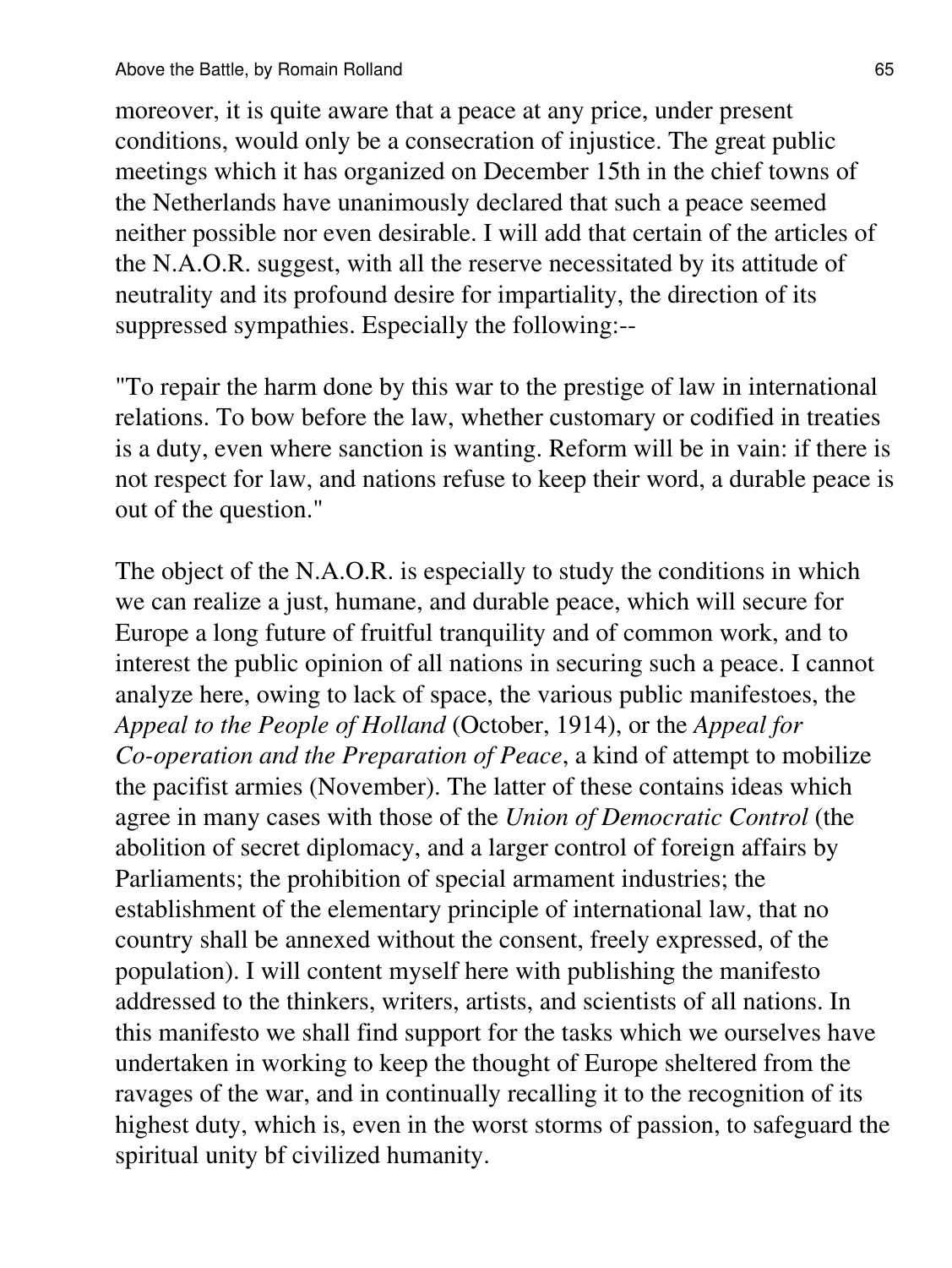moreover, it is quite aware that a peace at any price, under present conditions, would only be a consecration of injustice. The great public meetings which it has organized on December 15th in the chief towns of the Netherlands have unanimously declared that such a peace seemed neither possible nor even desirable. I will add that certain of the articles of the N.A.O.R. suggest, with all the reserve necessitated by its attitude of neutrality and its profound desire for impartiality, the direction of its suppressed sympathies. Especially the following:--

"To repair the harm done by this war to the prestige of law in international relations. To bow before the law, whether customary or codified in treaties is a duty, even where sanction is wanting. Reform will be in vain: if there is not respect for law, and nations refuse to keep their word, a durable peace is out of the question."

The object of the N.A.O.R. is especially to study the conditions in which we can realize a just, humane, and durable peace, which will secure for Europe a long future of fruitful tranquility and of common work, and to interest the public opinion of all nations in securing such a peace. I cannot analyze here, owing to lack of space, the various public manifestoes, the *Appeal to the People of Holland* (October, 1914), or the *Appeal for Co-operation and the Preparation of Peace*, a kind of attempt to mobilize the pacifist armies (November). The latter of these contains ideas which agree in many cases with those of the *Union of Democratic Control* (the abolition of secret diplomacy, and a larger control of foreign affairs by Parliaments; the prohibition of special armament industries; the establishment of the elementary principle of international law, that no country shall be annexed without the consent, freely expressed, of the population). I will content myself here with publishing the manifesto addressed to the thinkers, writers, artists, and scientists of all nations. In this manifesto we shall find support for the tasks which we ourselves have undertaken in working to keep the thought of Europe sheltered from the ravages of the war, and in continually recalling it to the recognition of its highest duty, which is, even in the worst storms of passion, to safeguard the spiritual unity bf civilized humanity.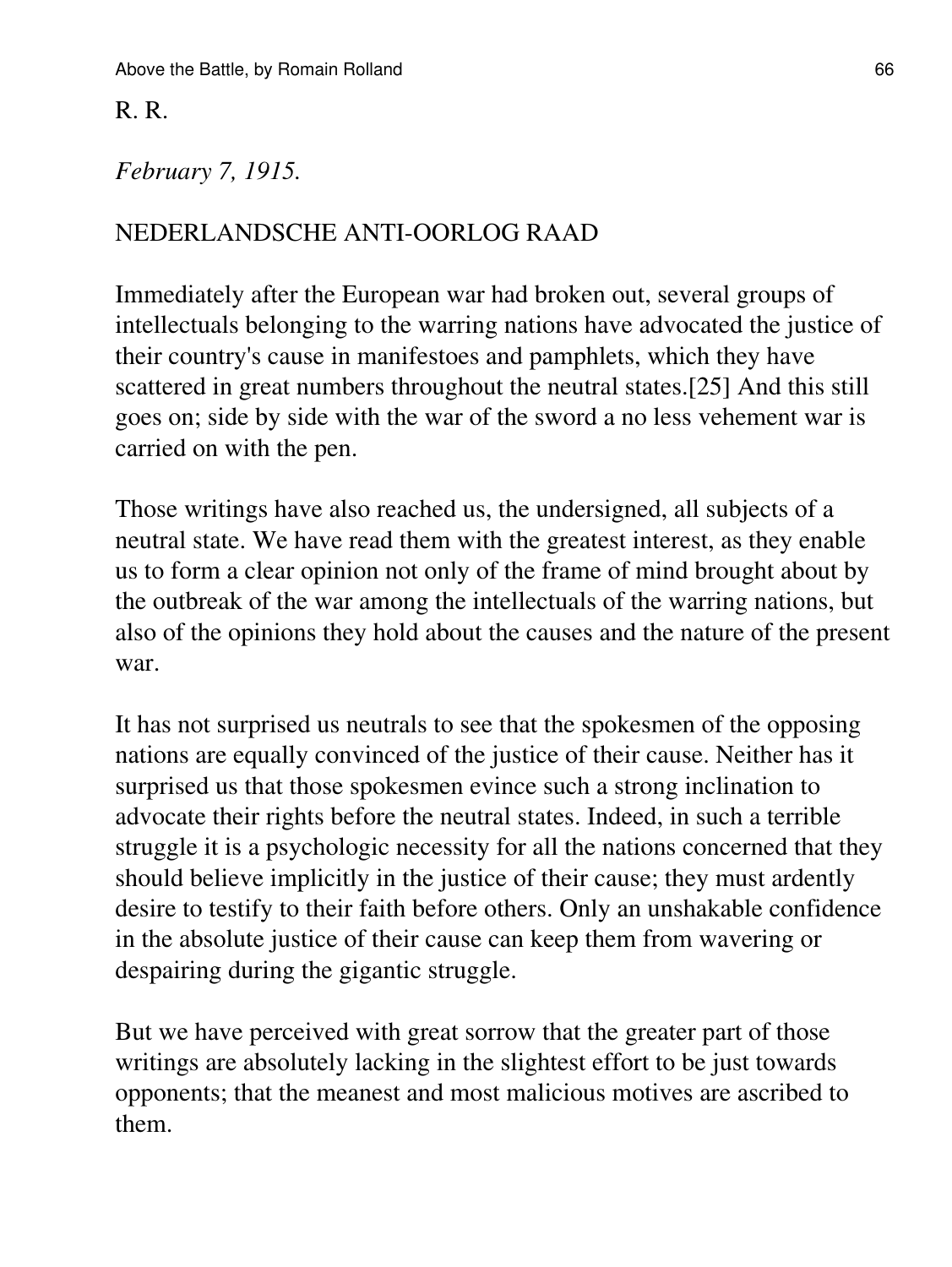R. R.

*February 7, 1915.*

NEDERLANDSCHE ANTI-OORLOG RAAD

Immediately after the European war had broken out, several groups of intellectuals belonging to the warring nations have advocated the justice of their country's cause in manifestoes and pamphlets, which they have scattered in great numbers throughout the neutral states.[25] And this still goes on; side by side with the war of the sword a no less vehement war is carried on with the pen.

Those writings have also reached us, the undersigned, all subjects of a neutral state. We have read them with the greatest interest, as they enable us to form a clear opinion not only of the frame of mind brought about by the outbreak of the war among the intellectuals of the warring nations, but also of the opinions they hold about the causes and the nature of the present war.

It has not surprised us neutrals to see that the spokesmen of the opposing nations are equally convinced of the justice of their cause. Neither has it surprised us that those spokesmen evince such a strong inclination to advocate their rights before the neutral states. Indeed, in such a terrible struggle it is a psychologic necessity for all the nations concerned that they should believe implicitly in the justice of their cause; they must ardently desire to testify to their faith before others. Only an unshakable confidence in the absolute justice of their cause can keep them from wavering or despairing during the gigantic struggle.

But we have perceived with great sorrow that the greater part of those writings are absolutely lacking in the slightest effort to be just towards opponents; that the meanest and most malicious motives are ascribed to them.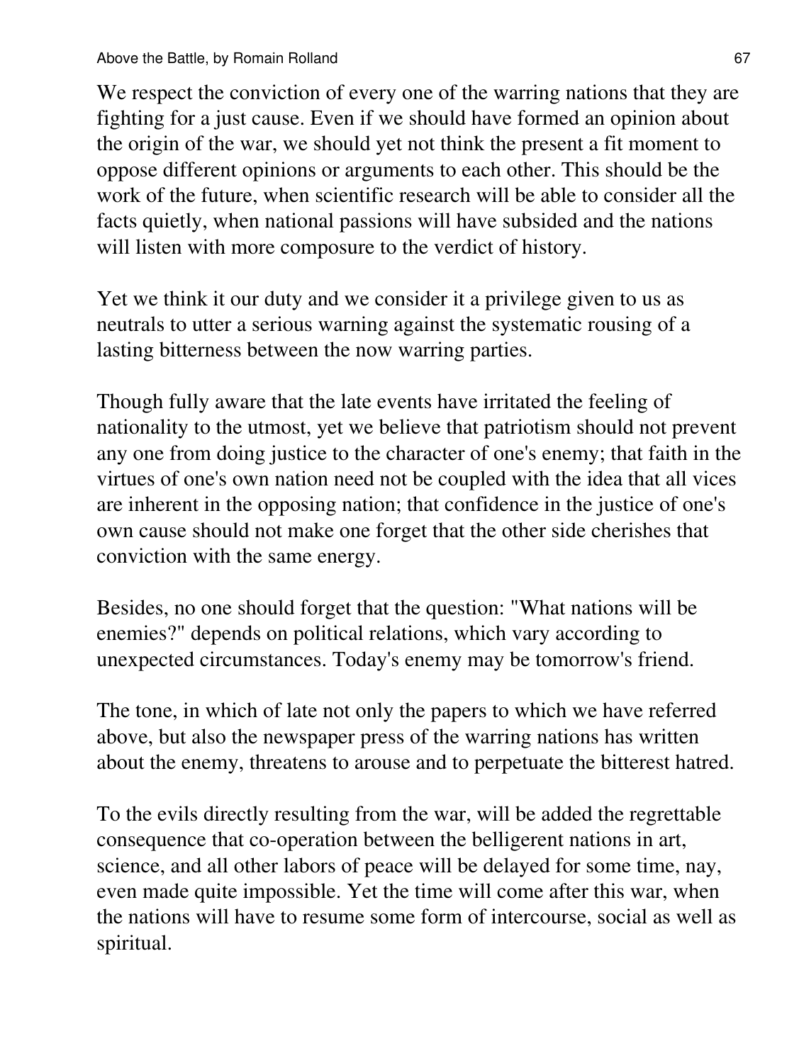We respect the conviction of every one of the warring nations that they are fighting for a just cause. Even if we should have formed an opinion about the origin of the war, we should yet not think the present a fit moment to oppose different opinions or arguments to each other. This should be the work of the future, when scientific research will be able to consider all the facts quietly, when national passions will have subsided and the nations will listen with more composure to the verdict of history.

Yet we think it our duty and we consider it a privilege given to us as neutrals to utter a serious warning against the systematic rousing of a lasting bitterness between the now warring parties.

Though fully aware that the late events have irritated the feeling of nationality to the utmost, yet we believe that patriotism should not prevent any one from doing justice to the character of one's enemy; that faith in the virtues of one's own nation need not be coupled with the idea that all vices are inherent in the opposing nation; that confidence in the justice of one's own cause should not make one forget that the other side cherishes that conviction with the same energy.

Besides, no one should forget that the question: "What nations will be enemies?" depends on political relations, which vary according to unexpected circumstances. Today's enemy may be tomorrow's friend.

The tone, in which of late not only the papers to which we have referred above, but also the newspaper press of the warring nations has written about the enemy, threatens to arouse and to perpetuate the bitterest hatred.

To the evils directly resulting from the war, will be added the regrettable consequence that co-operation between the belligerent nations in art, science, and all other labors of peace will be delayed for some time, nay, even made quite impossible. Yet the time will come after this war, when the nations will have to resume some form of intercourse, social as well as spiritual.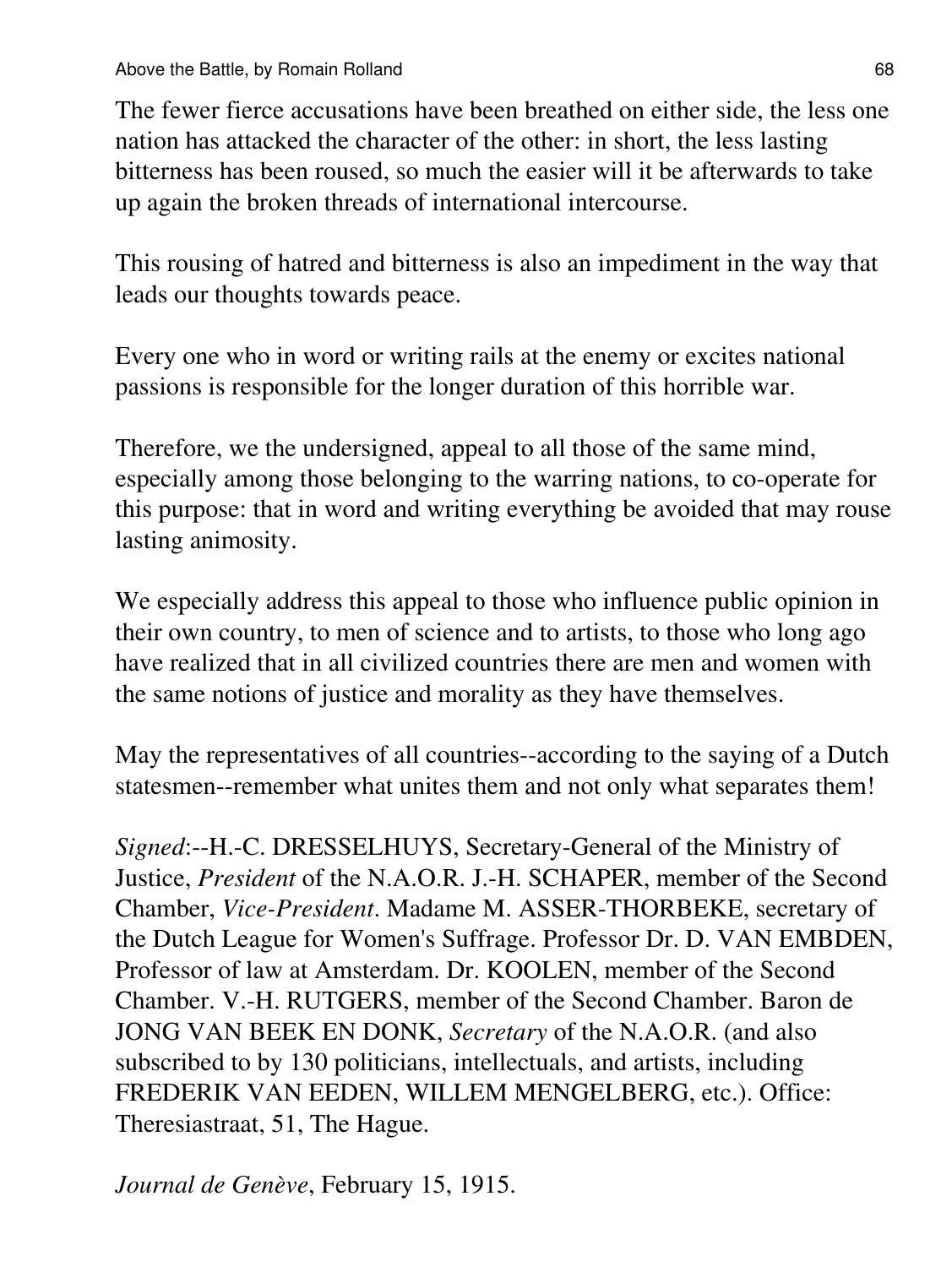The fewer fierce accusations have been breathed on either side, the less one nation has attacked the character of the other: in short, the less lasting bitterness has been roused, so much the easier will it be afterwards to take up again the broken threads of international intercourse.

This rousing of hatred and bitterness is also an impediment in the way that leads our thoughts towards peace.

Every one who in word or writing rails at the enemy or excites national passions is responsible for the longer duration of this horrible war.

Therefore, we the undersigned, appeal to all those of the same mind, especially among those belonging to the warring nations, to co-operate for this purpose: that in word and writing everything be avoided that may rouse lasting animosity.

We especially address this appeal to those who influence public opinion in their own country, to men of science and to artists, to those who long ago have realized that in all civilized countries there are men and women with the same notions of justice and morality as they have themselves.

May the representatives of all countries--according to the saying of a Dutch statesmen--remember what unites them and not only what separates them!

*Signed*:--H.-C. DRESSELHUYS, Secretary-General of the Ministry of Justice, *President* of the N.A.O.R. J.-H. SCHAPER, member of the Second Chamber, *Vice-President*. Madame M. ASSER-THORBEKE, secretary of the Dutch League for Women's Suffrage. Professor Dr. D. VAN EMBDEN, Professor of law at Amsterdam. Dr. KOOLEN, member of the Second Chamber. V.-H. RUTGERS, member of the Second Chamber. Baron de JONG VAN BEEK EN DONK, *Secretary* of the N.A.O.R. (and also subscribed to by 130 politicians, intellectuals, and artists, including FREDERIK VAN EEDEN, WILLEM MENGELBERG, etc.). Office: Theresiastraat, 51, The Hague.

*Journal de Genève*, February 15, 1915.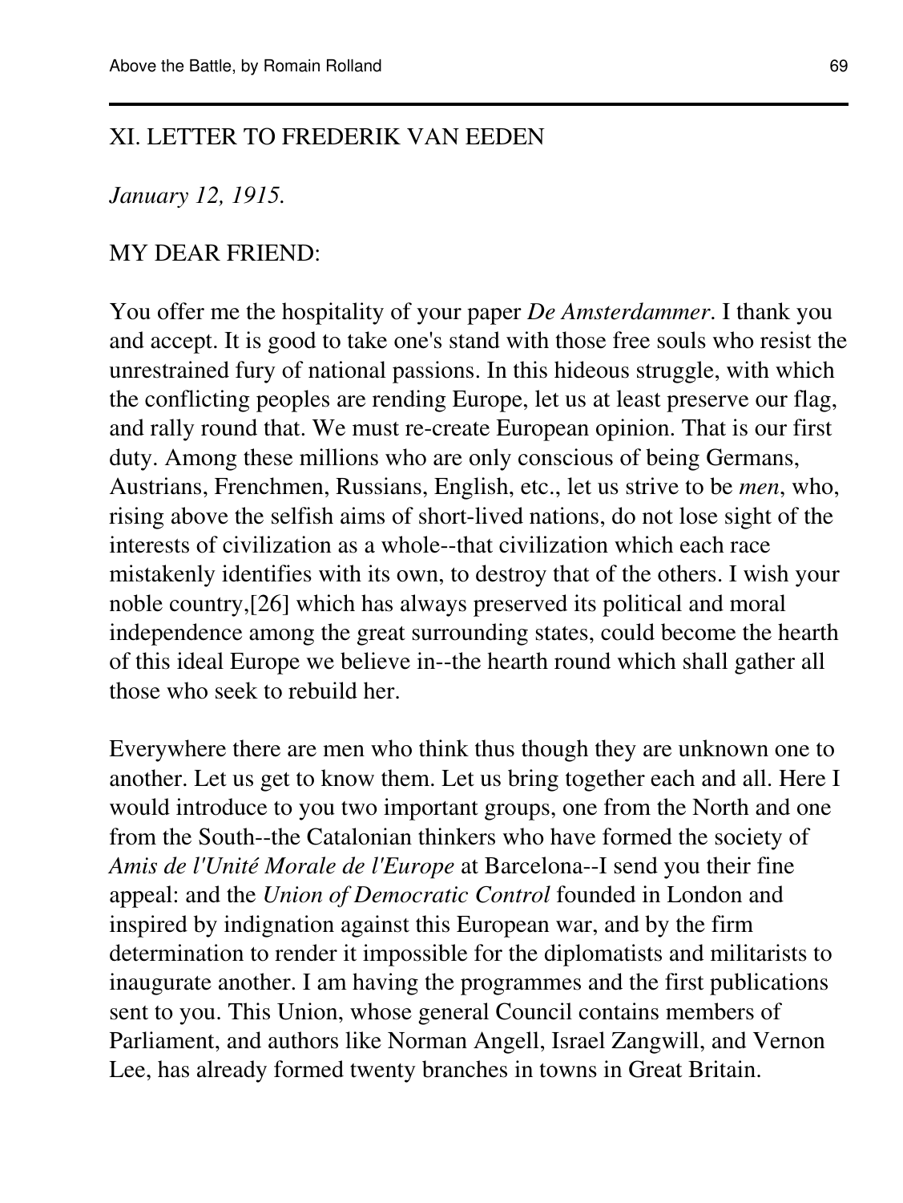## XI. LETTER TO FREDERIK VAN EEDEN

*January 12, 1915.*

MY DEAR FRIEND:

You offer me the hospitality of your paper *De Amsterdammer*. I thank you and accept. It is good to take one's stand with those free souls who resist the unrestrained fury of national passions. In this hideous struggle, with which the conflicting peoples are rending Europe, let us at least preserve our flag, and rally round that. We must re-create European opinion. That is our first duty. Among these millions who are only conscious of being Germans, Austrians, Frenchmen, Russians, English, etc., let us strive to be *men*, who, rising above the selfish aims of short-lived nations, do not lose sight of the interests of civilization as a whole--that civilization which each race mistakenly identifies with its own, to destroy that of the others. I wish your noble country,[26] which has always preserved its political and moral independence among the great surrounding states, could become the hearth of this ideal Europe we believe in--the hearth round which shall gather all those who seek to rebuild her.

Everywhere there are men who think thus though they are unknown one to another. Let us get to know them. Let us bring together each and all. Here I would introduce to you two important groups, one from the North and one from the South--the Catalonian thinkers who have formed the society of *Amis de l'Unité Morale de l'Europe* at Barcelona--I send you their fine appeal: and the *Union of Democratic Control* founded in London and inspired by indignation against this European war, and by the firm determination to render it impossible for the diplomatists and militarists to inaugurate another. I am having the programmes and the first publications sent to you. This Union, whose general Council contains members of Parliament, and authors like Norman Angell, Israel Zangwill, and Vernon Lee, has already formed twenty branches in towns in Great Britain.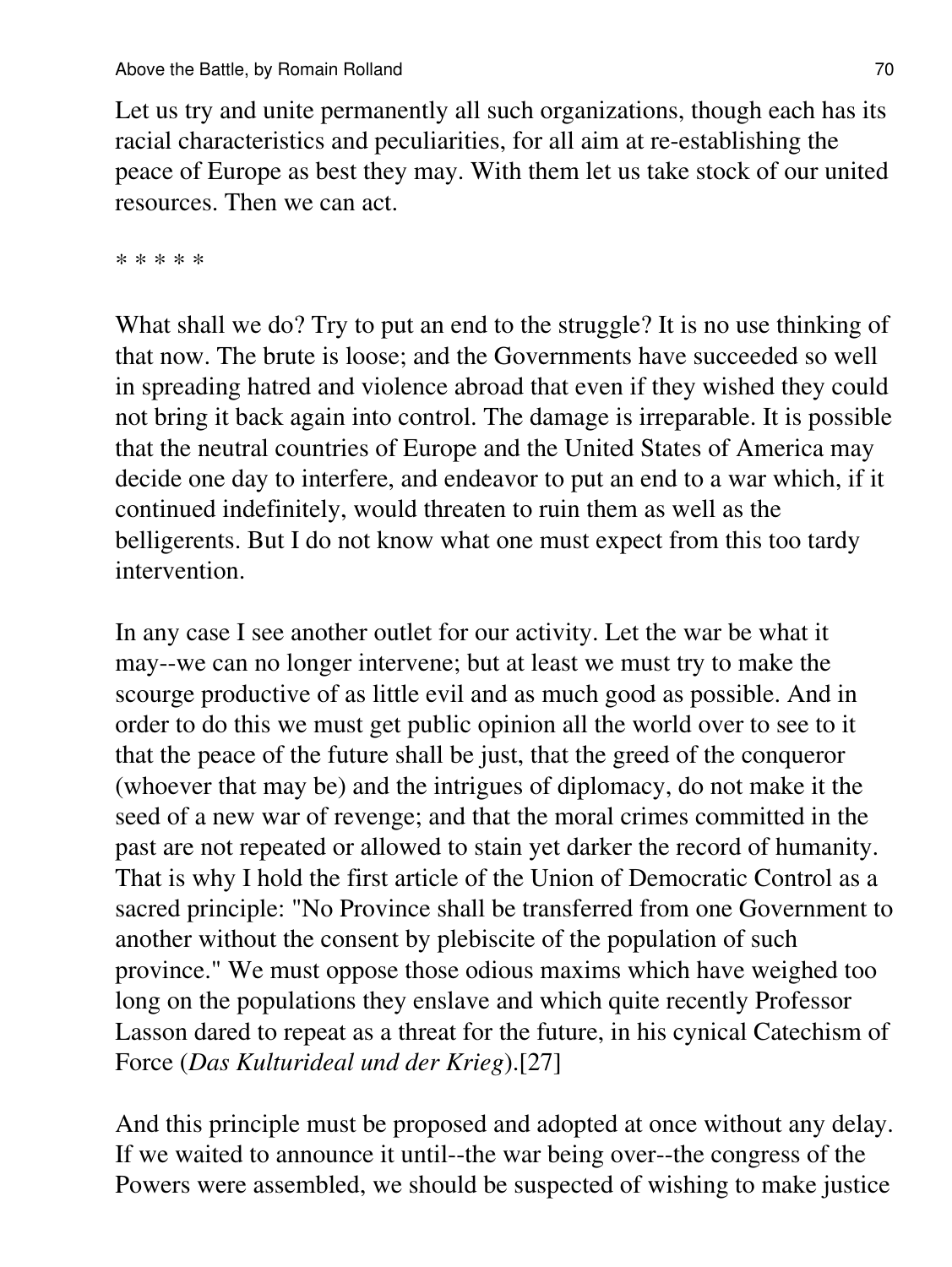Let us try and unite permanently all such organizations, though each has its racial characteristics and peculiarities, for all aim at re-establishing the peace of Europe as best they may. With them let us take stock of our united resources. Then we can act.

* * * * *

What shall we do? Try to put an end to the struggle? It is no use thinking of that now. The brute is loose; and the Governments have succeeded so well in spreading hatred and violence abroad that even if they wished they could not bring it back again into control. The damage is irreparable. It is possible that the neutral countries of Europe and the United States of America may decide one day to interfere, and endeavor to put an end to a war which, if it continued indefinitely, would threaten to ruin them as well as the belligerents. But I do not know what one must expect from this too tardy intervention.

In any case I see another outlet for our activity. Let the war be what it may--we can no longer intervene; but at least we must try to make the scourge productive of as little evil and as much good as possible. And in order to do this we must get public opinion all the world over to see to it that the peace of the future shall be just, that the greed of the conqueror (whoever that may be) and the intrigues of diplomacy, do not make it the seed of a new war of revenge; and that the moral crimes committed in the past are not repeated or allowed to stain yet darker the record of humanity. That is why I hold the first article of the Union of Democratic Control as a sacred principle: "No Province shall be transferred from one Government to another without the consent by plebiscite of the population of such province." We must oppose those odious maxims which have weighed too long on the populations they enslave and which quite recently Professor Lasson dared to repeat as a threat for the future, in his cynical Catechism of Force (*Das Kulturideal und der Krieg*).[27]

And this principle must be proposed and adopted at once without any delay. If we waited to announce it until--the war being over--the congress of the Powers were assembled, we should be suspected of wishing to make justice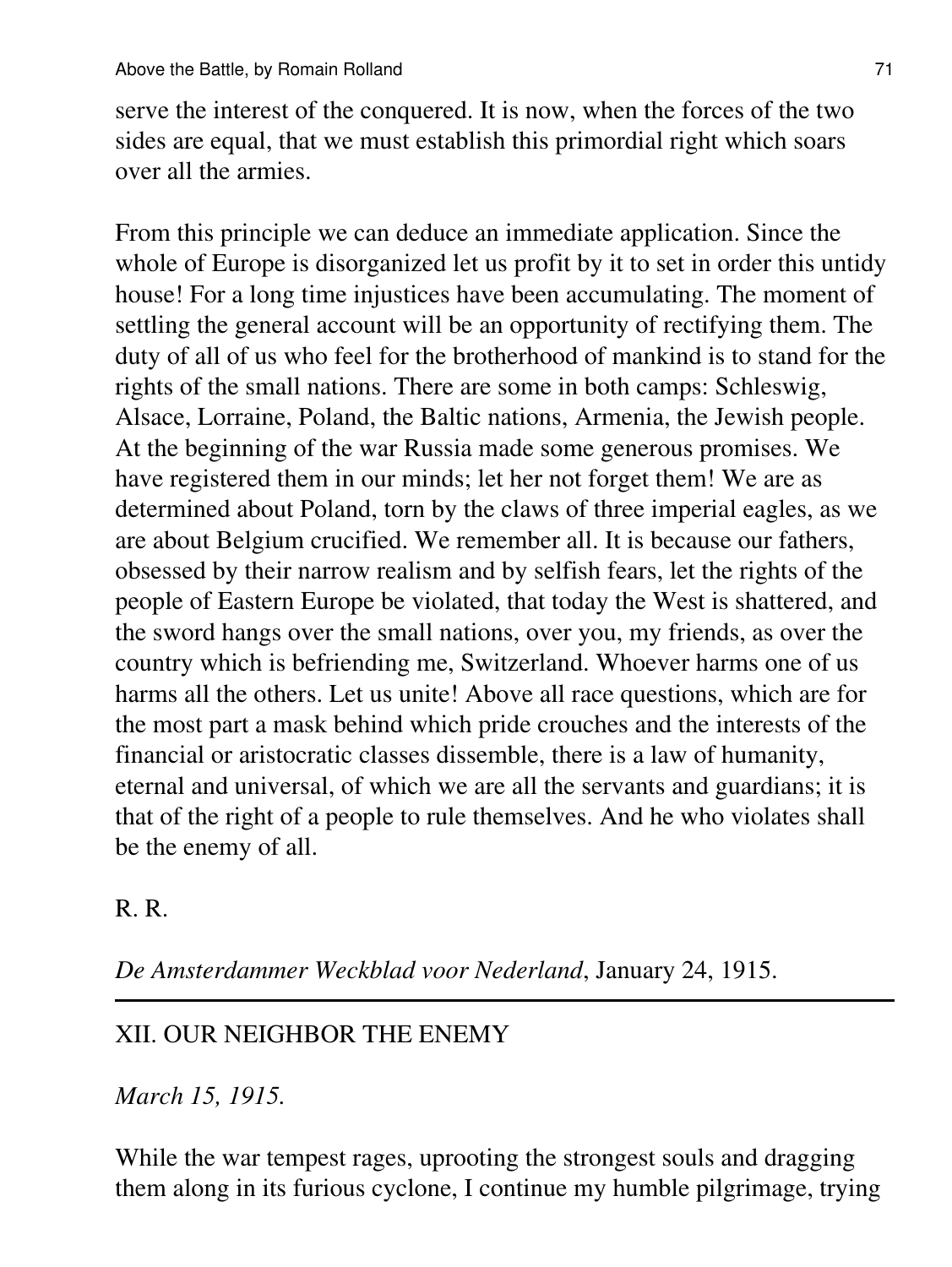serve the interest of the conquered. It is now, when the forces of the two sides are equal, that we must establish this primordial right which soars over all the armies.

From this principle we can deduce an immediate application. Since the whole of Europe is disorganized let us profit by it to set in order this untidy house! For a long time injustices have been accumulating. The moment of settling the general account will be an opportunity of rectifying them. The duty of all of us who feel for the brotherhood of mankind is to stand for the rights of the small nations. There are some in both camps: Schleswig, Alsace, Lorraine, Poland, the Baltic nations, Armenia, the Jewish people. At the beginning of the war Russia made some generous promises. We have registered them in our minds; let her not forget them! We are as determined about Poland, torn by the claws of three imperial eagles, as we are about Belgium crucified. We remember all. It is because our fathers, obsessed by their narrow realism and by selfish fears, let the rights of the people of Eastern Europe be violated, that today the West is shattered, and the sword hangs over the small nations, over you, my friends, as over the country which is befriending me, Switzerland. Whoever harms one of us harms all the others. Let us unite! Above all race questions, which are for the most part a mask behind which pride crouches and the interests of the financial or aristocratic classes dissemble, there is a law of humanity, eternal and universal, of which we are all the servants and guardians; it is that of the right of a people to rule themselves. And he who violates shall be the enemy of all.

R. R.

*De Amsterdammer Weckblad voor Nederland*, January 24, 1915.

---

## XII. OUR NEIGHBOR THE ENEMY

*March 15, 1915.*

While the war tempest rages, uprooting the strongest souls and dragging them along in its furious cyclone, I continue my humble pilgrimage, trying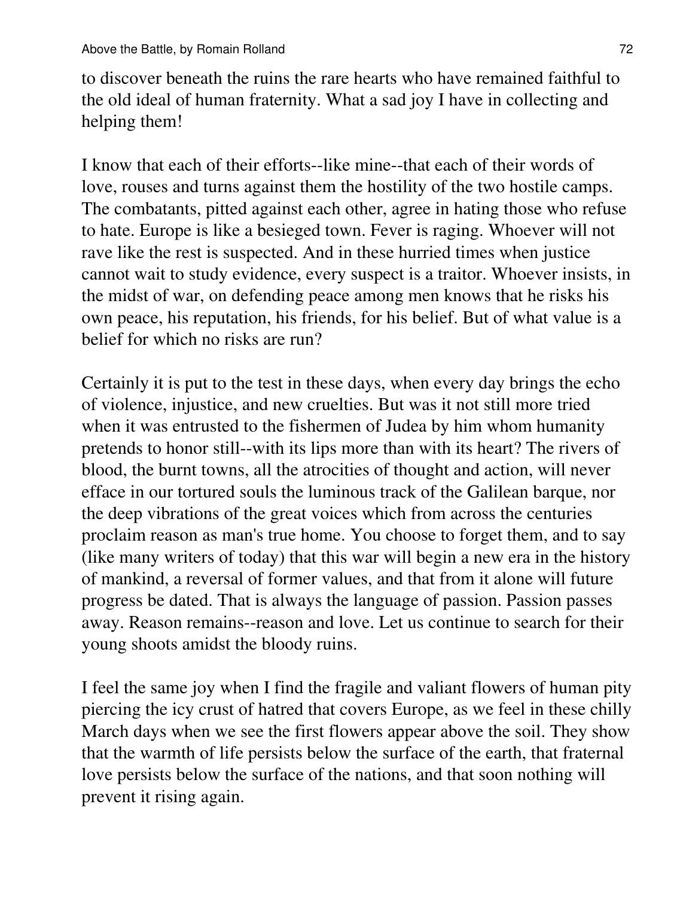to discover beneath the ruins the rare hearts who have remained faithful to the old ideal of human fraternity. What a sad joy I have in collecting and helping them!

I know that each of their efforts--like mine--that each of their words of love, rouses and turns against them the hostility of the two hostile camps. The combatants, pitted against each other, agree in hating those who refuse to hate. Europe is like a besieged town. Fever is raging. Whoever will not rave like the rest is suspected. And in these hurried times when justice cannot wait to study evidence, every suspect is a traitor. Whoever insists, in the midst of war, on defending peace among men knows that he risks his own peace, his reputation, his friends, for his belief. But of what value is a belief for which no risks are run?

Certainly it is put to the test in these days, when every day brings the echo of violence, injustice, and new cruelties. But was it not still more tried when it was entrusted to the fishermen of Judea by him whom humanity pretends to honor still--with its lips more than with its heart? The rivers of blood, the burnt towns, all the atrocities of thought and action, will never efface in our tortured souls the luminous track of the Galilean barque, nor the deep vibrations of the great voices which from across the centuries proclaim reason as man's true home. You choose to forget them, and to say (like many writers of today) that this war will begin a new era in the history of mankind, a reversal of former values, and that from it alone will future progress be dated. That is always the language of passion. Passion passes away. Reason remains--reason and love. Let us continue to search for their young shoots amidst the bloody ruins.

I feel the same joy when I find the fragile and valiant flowers of human pity piercing the icy crust of hatred that covers Europe, as we feel in these chilly March days when we see the first flowers appear above the soil. They show that the warmth of life persists below the surface of the earth, that fraternal love persists below the surface of the nations, and that soon nothing will prevent it rising again.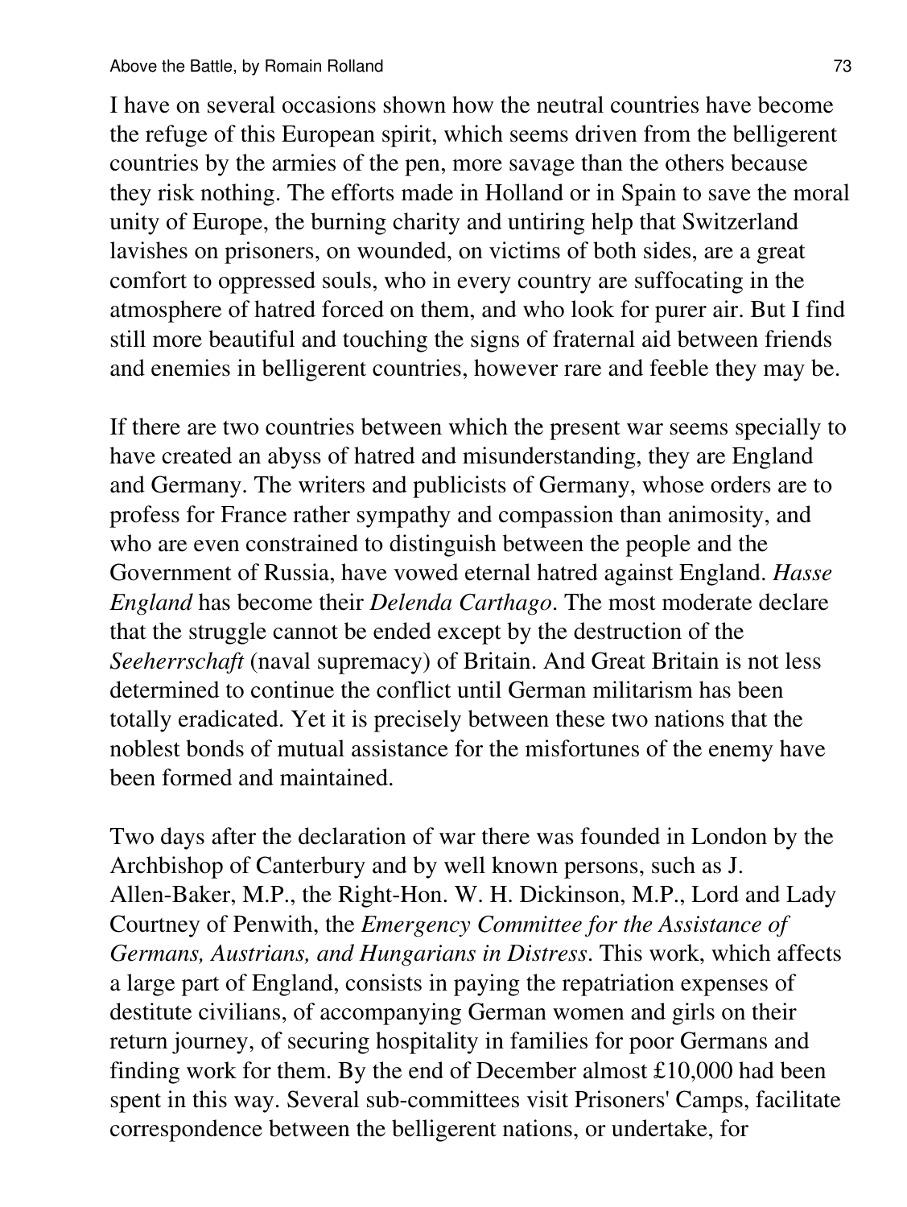I have on several occasions shown how the neutral countries have become the refuge of this European spirit, which seems driven from the belligerent countries by the armies of the pen, more savage than the others because they risk nothing. The efforts made in Holland or in Spain to save the moral unity of Europe, the burning charity and untiring help that Switzerland lavishes on prisoners, on wounded, on victims of both sides, are a great comfort to oppressed souls, who in every country are suffocating in the atmosphere of hatred forced on them, and who look for purer air. But I find still more beautiful and touching the signs of fraternal aid between friends and enemies in belligerent countries, however rare and feeble they may be.

If there are two countries between which the present war seems specially to have created an abyss of hatred and misunderstanding, they are England and Germany. The writers and publicists of Germany, whose orders are to profess for France rather sympathy and compassion than animosity, and who are even constrained to distinguish between the people and the Government of Russia, have vowed eternal hatred against England. *Hasse England* has become their *Delenda Carthago*. The most moderate declare that the struggle cannot be ended except by the destruction of the *Seeherrschaft* (naval supremacy) of Britain. And Great Britain is not less determined to continue the conflict until German militarism has been totally eradicated. Yet it is precisely between these two nations that the noblest bonds of mutual assistance for the misfortunes of the enemy have been formed and maintained.

Two days after the declaration of war there was founded in London by the Archbishop of Canterbury and by well known persons, such as J. Allen-Baker, M.P., the Right-Hon. W. H. Dickinson, M.P., Lord and Lady Courtney of Penwith, the *Emergency Committee for the Assistance of Germans, Austrians, and Hungarians in Distress*. This work, which affects a large part of England, consists in paying the repatriation expenses of destitute civilians, of accompanying German women and girls on their return journey, of securing hospitality in families for poor Germans and finding work for them. By the end of December almost £10,000 had been spent in this way. Several sub-committees visit Prisoners' Camps, facilitate correspondence between the belligerent nations, or undertake, for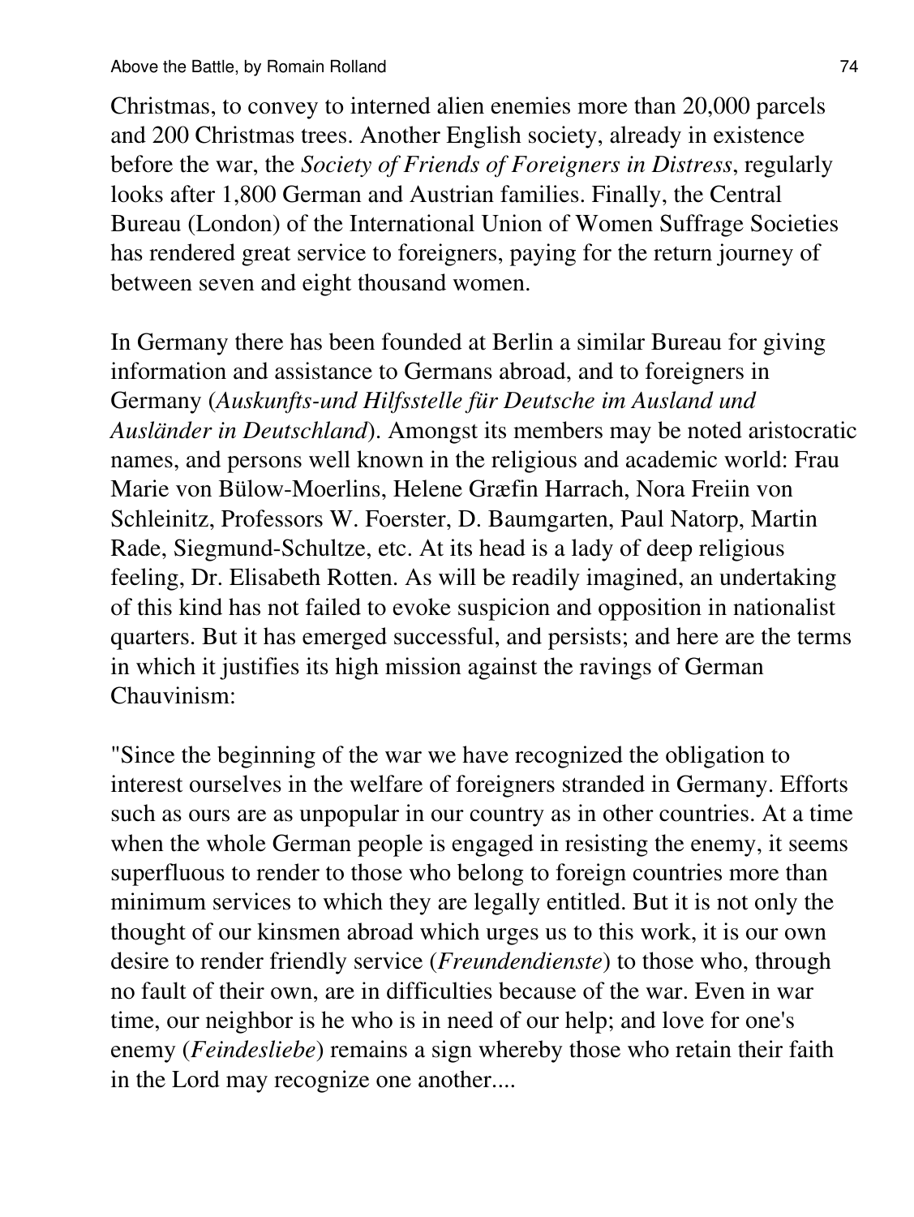Christmas, to convey to interned alien enemies more than 20,000 parcels and 200 Christmas trees. Another English society, already in existence before the war, the *Society of Friends of Foreigners in Distress*, regularly looks after 1,800 German and Austrian families. Finally, the Central Bureau (London) of the International Union of Women Suffrage Societies has rendered great service to foreigners, paying for the return journey of between seven and eight thousand women.

In Germany there has been founded at Berlin a similar Bureau for giving information and assistance to Germans abroad, and to foreigners in Germany (*Auskunfts-und Hilfsstelle für Deutsche im Ausland und Ausländer in Deutschland*). Amongst its members may be noted aristocratic names, and persons well known in the religious and academic world: Frau Marie von Bülow-Moerlins, Helene Græfin Harrach, Nora Freiin von Schleinitz, Professors W. Foerster, D. Baumgarten, Paul Natorp, Martin Rade, Siegmund-Schultze, etc. At its head is a lady of deep religious feeling, Dr. Elisabeth Rotten. As will be readily imagined, an undertaking of this kind has not failed to evoke suspicion and opposition in nationalist quarters. But it has emerged successful, and persists; and here are the terms in which it justifies its high mission against the ravings of German Chauvinism:

"Since the beginning of the war we have recognized the obligation to interest ourselves in the welfare of foreigners stranded in Germany. Efforts such as ours are as unpopular in our country as in other countries. At a time when the whole German people is engaged in resisting the enemy, it seems superfluous to render to those who belong to foreign countries more than minimum services to which they are legally entitled. But it is not only the thought of our kinsmen abroad which urges us to this work, it is our own desire to render friendly service (*Freundendienste*) to those who, through no fault of their own, are in difficulties because of the war. Even in war time, our neighbor is he who is in need of our help; and love for one's enemy (*Feindesliebe*) remains a sign whereby those who retain their faith in the Lord may recognize one another....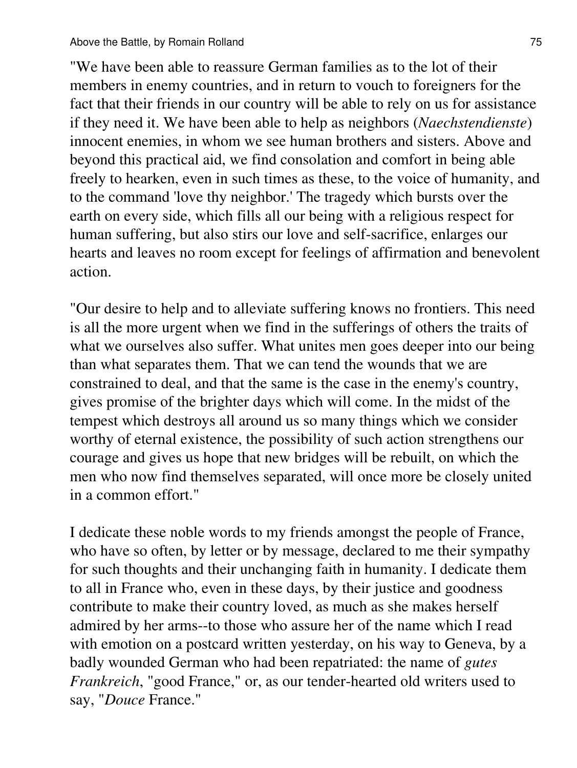"We have been able to reassure German families as to the lot of their members in enemy countries, and in return to vouch to foreigners for the fact that their friends in our country will be able to rely on us for assistance if they need it. We have been able to help as neighbors (*Naechstendienste*) innocent enemies, in whom we see human brothers and sisters. Above and beyond this practical aid, we find consolation and comfort in being able freely to hearken, even in such times as these, to the voice of humanity, and to the command 'love thy neighbor.' The tragedy which bursts over the earth on every side, which fills all our being with a religious respect for human suffering, but also stirs our love and self-sacrifice, enlarges our hearts and leaves no room except for feelings of affirmation and benevolent action.

"Our desire to help and to alleviate suffering knows no frontiers. This need is all the more urgent when we find in the sufferings of others the traits of what we ourselves also suffer. What unites men goes deeper into our being than what separates them. That we can tend the wounds that we are constrained to deal, and that the same is the case in the enemy's country, gives promise of the brighter days which will come. In the midst of the tempest which destroys all around us so many things which we consider worthy of eternal existence, the possibility of such action strengthens our courage and gives us hope that new bridges will be rebuilt, on which the men who now find themselves separated, will once more be closely united in a common effort."

I dedicate these noble words to my friends amongst the people of France, who have so often, by letter or by message, declared to me their sympathy for such thoughts and their unchanging faith in humanity. I dedicate them to all in France who, even in these days, by their justice and goodness contribute to make their country loved, as much as she makes herself admired by her arms--to those who assure her of the name which I read with emotion on a postcard written yesterday, on his way to Geneva, by a badly wounded German who had been repatriated: the name of *gutes Frankreich*, "good France," or, as our tender-hearted old writers used to say, "*Douce* France."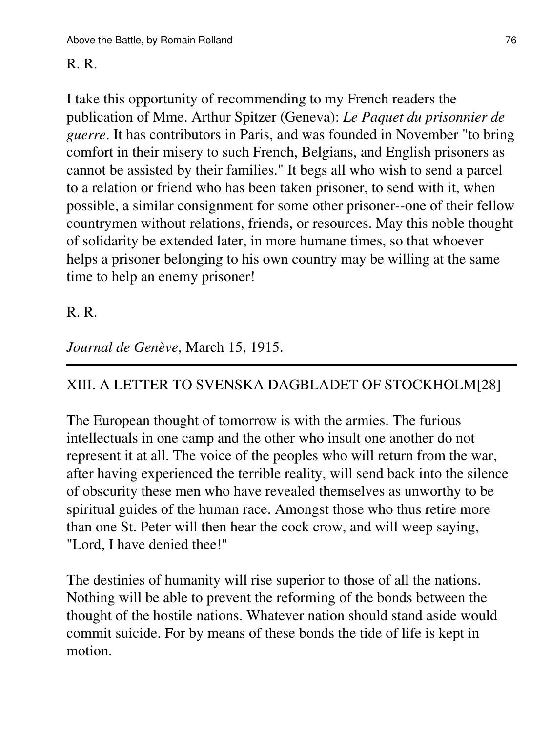R. R.

I take this opportunity of recommending to my French readers the publication of Mme. Arthur Spitzer (Geneva): *Le Paquet du prisonnier de guerre*. It has contributors in Paris, and was founded in November "to bring comfort in their misery to such French, Belgians, and English prisoners as cannot be assisted by their families." It begs all who wish to send a parcel to a relation or friend who has been taken prisoner, to send with it, when possible, a similar consignment for some other prisoner--one of their fellow countrymen without relations, friends, or resources. May this noble thought of solidarity be extended later, in more humane times, so that whoever helps a prisoner belonging to his own country may be willing at the same time to help an enemy prisoner!

R. R.

*Journal de Genève*, March 15, 1915.

---

## XIII. A LETTER TO SVENSKA DAGBLADET OF STOCKHOLM[28]

The European thought of tomorrow is with the armies. The furious intellectuals in one camp and the other who insult one another do not represent it at all. The voice of the peoples who will return from the war, after having experienced the terrible reality, will send back into the silence of obscurity these men who have revealed themselves as unworthy to be spiritual guides of the human race. Amongst those who thus retire more than one St. Peter will then hear the cock crow, and will weep saying, "Lord, I have denied thee!"

The destinies of humanity will rise superior to those of all the nations. Nothing will be able to prevent the reforming of the bonds between the thought of the hostile nations. Whatever nation should stand aside would commit suicide. For by means of these bonds the tide of life is kept in motion.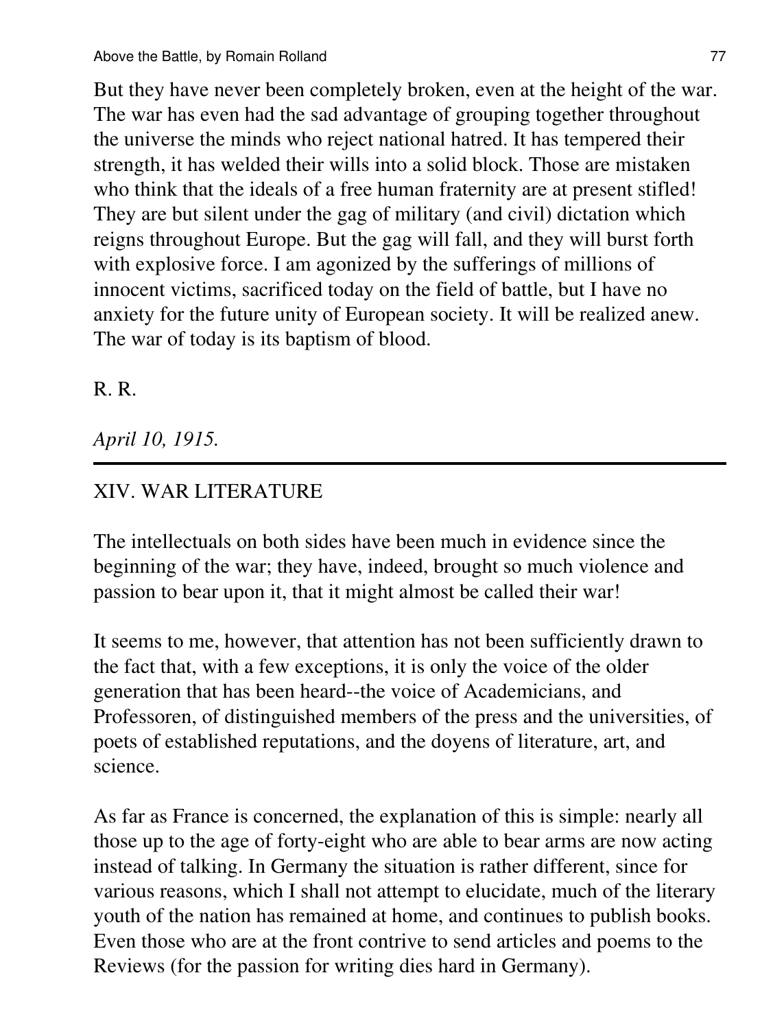But they have never been completely broken, even at the height of the war. The war has even had the sad advantage of grouping together throughout the universe the minds who reject national hatred. It has tempered their strength, it has welded their wills into a solid block. Those are mistaken who think that the ideals of a free human fraternity are at present stifled! They are but silent under the gag of military (and civil) dictation which reigns throughout Europe. But the gag will fall, and they will burst forth with explosive force. I am agonized by the sufferings of millions of innocent victims, sacrificed today on the field of battle, but I have no anxiety for the future unity of European society. It will be realized anew. The war of today is its baptism of blood.

R. R.

*April 10, 1915.*

---

## XIV. WAR LITERATURE

The intellectuals on both sides have been much in evidence since the beginning of the war; they have, indeed, brought so much violence and passion to bear upon it, that it might almost be called their war!

It seems to me, however, that attention has not been sufficiently drawn to the fact that, with a few exceptions, it is only the voice of the older generation that has been heard--the voice of Academicians, and Professoren, of distinguished members of the press and the universities, of poets of established reputations, and the doyens of literature, art, and science.

As far as France is concerned, the explanation of this is simple: nearly all those up to the age of forty-eight who are able to bear arms are now acting instead of talking. In Germany the situation is rather different, since for various reasons, which I shall not attempt to elucidate, much of the literary youth of the nation has remained at home, and continues to publish books. Even those who are at the front contrive to send articles and poems to the Reviews (for the passion for writing dies hard in Germany).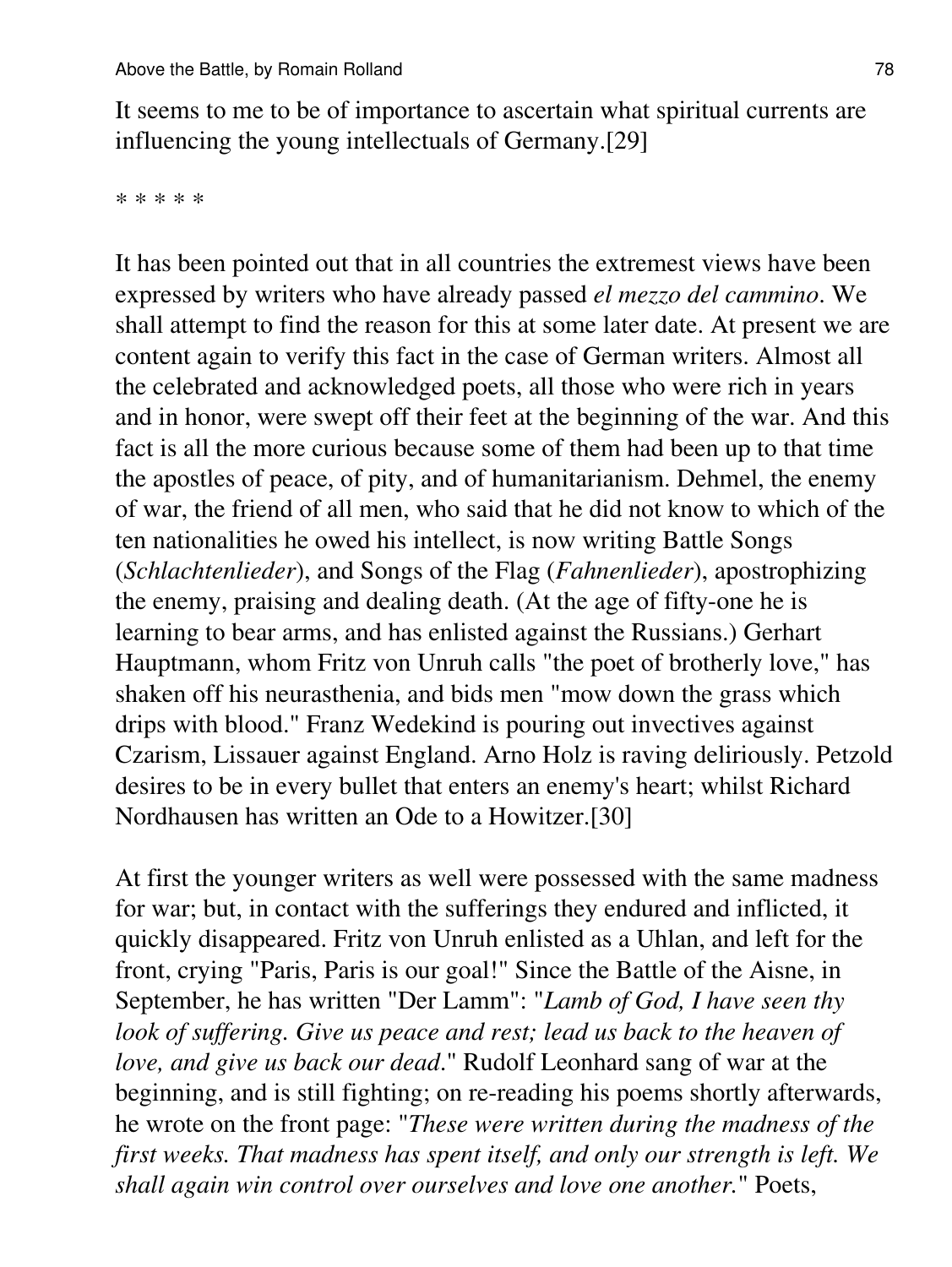It seems to me to be of importance to ascertain what spiritual currents are influencing the young intellectuals of Germany.[29]

* * * * *

It has been pointed out that in all countries the extremest views have been expressed by writers who have already passed *el mezzo del cammino*. We shall attempt to find the reason for this at some later date. At present we are content again to verify this fact in the case of German writers. Almost all the celebrated and acknowledged poets, all those who were rich in years and in honor, were swept off their feet at the beginning of the war. And this fact is all the more curious because some of them had been up to that time the apostles of peace, of pity, and of humanitarianism. Dehmel, the enemy of war, the friend of all men, who said that he did not know to which of the ten nationalities he owed his intellect, is now writing Battle Songs (*Schlachtenlieder*), and Songs of the Flag (*Fahnenlieder*), apostrophizing the enemy, praising and dealing death. (At the age of fifty-one he is learning to bear arms, and has enlisted against the Russians.) Gerhart Hauptmann, whom Fritz von Unruh calls "the poet of brotherly love," has shaken off his neurasthenia, and bids men "mow down the grass which drips with blood." Franz Wedekind is pouring out invectives against Czarism, Lissauer against England. Arno Holz is raving deliriously. Petzold desires to be in every bullet that enters an enemy's heart; whilst Richard Nordhausen has written an Ode to a Howitzer.[30]

At first the younger writers as well were possessed with the same madness for war; but, in contact with the sufferings they endured and inflicted, it quickly disappeared. Fritz von Unruh enlisted as a Uhlan, and left for the front, crying "Paris, Paris is our goal!" Since the Battle of the Aisne, in September, he has written "Der Lamm": "*Lamb of God, I have seen thy look of suffering. Give us peace and rest; lead us back to the heaven of love, and give us back our dead.*" Rudolf Leonhard sang of war at the beginning, and is still fighting; on re-reading his poems shortly afterwards, he wrote on the front page: "*These were written during the madness of the first weeks. That madness has spent itself, and only our strength is left. We shall again win control over ourselves and love one another.*" Poets,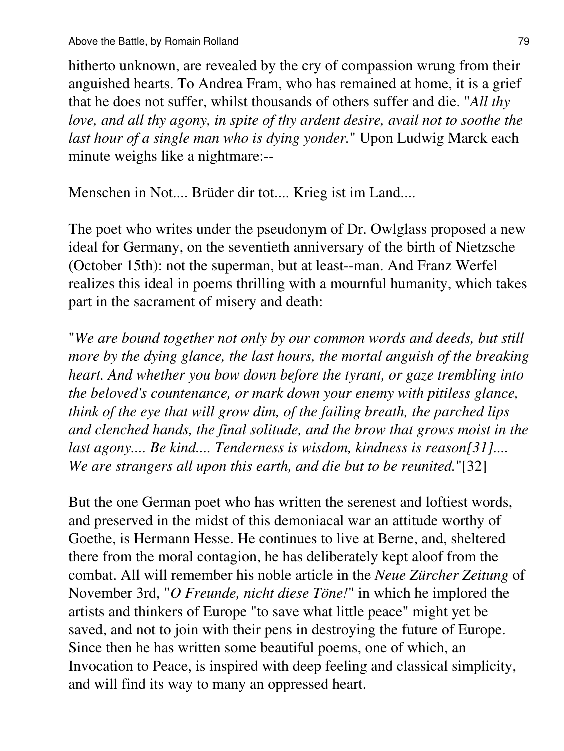hitherto unknown, are revealed by the cry of compassion wrung from their anguished hearts. To Andrea Fram, who has remained at home, it is a grief that he does not suffer, whilst thousands of others suffer and die. "*All thy love, and all thy agony, in spite of thy ardent desire, avail not to soothe the last hour of a single man who is dying yonder.*" Upon Ludwig Marck each minute weighs like a nightmare:--

Menschen in Not.... Brüder dir tot.... Krieg ist im Land....

The poet who writes under the pseudonym of Dr. Owlglass proposed a new ideal for Germany, on the seventieth anniversary of the birth of Nietzsche (October 15th): not the superman, but at least--man. And Franz Werfel realizes this ideal in poems thrilling with a mournful humanity, which takes part in the sacrament of misery and death:

"*We are bound together not only by our common words and deeds, but still more by the dying glance, the last hours, the mortal anguish of the breaking heart. And whether you bow down before the tyrant, or gaze trembling into the beloved's countenance, or mark down your enemy with pitiless glance, think of the eye that will grow dim, of the failing breath, the parched lips and clenched hands, the final solitude, and the brow that grows moist in the last agony.... Be kind.... Tenderness is wisdom, kindness is reason[31].... We are strangers all upon this earth, and die but to be reunited.*"[32]

But the one German poet who has written the serenest and loftiest words, and preserved in the midst of this demoniacal war an attitude worthy of Goethe, is Hermann Hesse. He continues to live at Berne, and, sheltered there from the moral contagion, he has deliberately kept aloof from the combat. All will remember his noble article in the *Neue Zürcher Zeitung* of November 3rd, "*O Freunde, nicht diese Töne!*" in which he implored the artists and thinkers of Europe "to save what little peace" might yet be saved, and not to join with their pens in destroying the future of Europe. Since then he has written some beautiful poems, one of which, an Invocation to Peace, is inspired with deep feeling and classical simplicity, and will find its way to many an oppressed heart.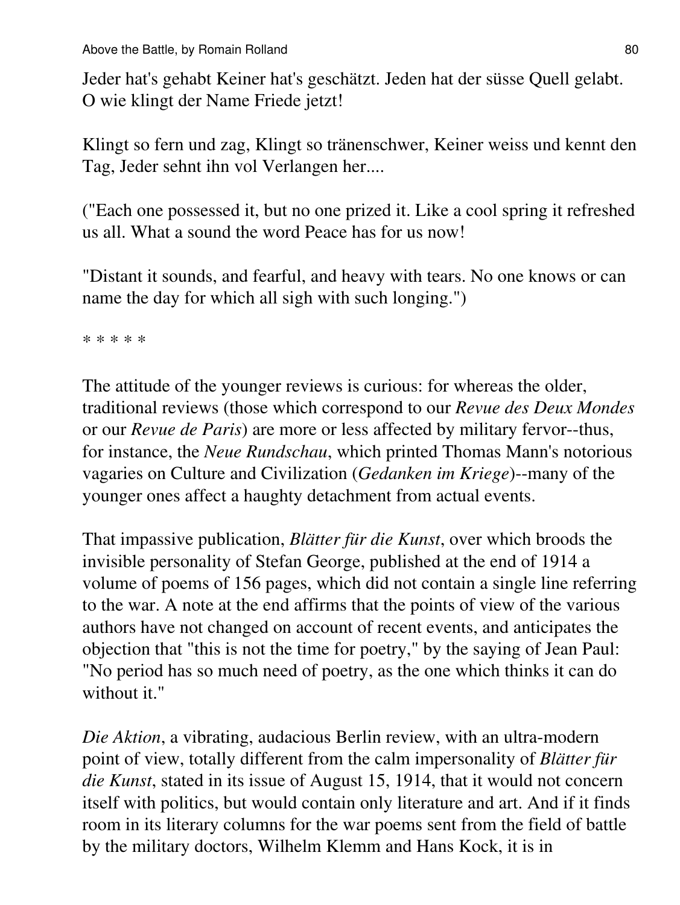Jeder hat's gehabt Keiner hat's geschätzt. Jeden hat der süsse Quell gelabt. O wie klingt der Name Friede jetzt!

Klingt so fern und zag, Klingt so tränenschwer, Keiner weiss und kennt den Tag, Jeder sehnt ihn vol Verlangen her....

("Each one possessed it, but no one prized it. Like a cool spring it refreshed us all. What a sound the word Peace has for us now!

"Distant it sounds, and fearful, and heavy with tears. No one knows or can name the day for which all sigh with such longing.")

* * * * *

The attitude of the younger reviews is curious: for whereas the older, traditional reviews (those which correspond to our *Revue des Deux Mondes* or our *Revue de Paris*) are more or less affected by military fervor--thus, for instance, the *Neue Rundschau*, which printed Thomas Mann's notorious vagaries on Culture and Civilization (*Gedanken im Kriege*)--many of the younger ones affect a haughty detachment from actual events.

That impassive publication, *Blätter für die Kunst*, over which broods the invisible personality of Stefan George, published at the end of 1914 a volume of poems of 156 pages, which did not contain a single line referring to the war. A note at the end affirms that the points of view of the various authors have not changed on account of recent events, and anticipates the objection that "this is not the time for poetry," by the saying of Jean Paul: "No period has so much need of poetry, as the one which thinks it can do without it."

*Die Aktion*, a vibrating, audacious Berlin review, with an ultra-modern point of view, totally different from the calm impersonality of *Blätter für die Kunst*, stated in its issue of August 15, 1914, that it would not concern itself with politics, but would contain only literature and art. And if it finds room in its literary columns for the war poems sent from the field of battle by the military doctors, Wilhelm Klemm and Hans Kock, it is in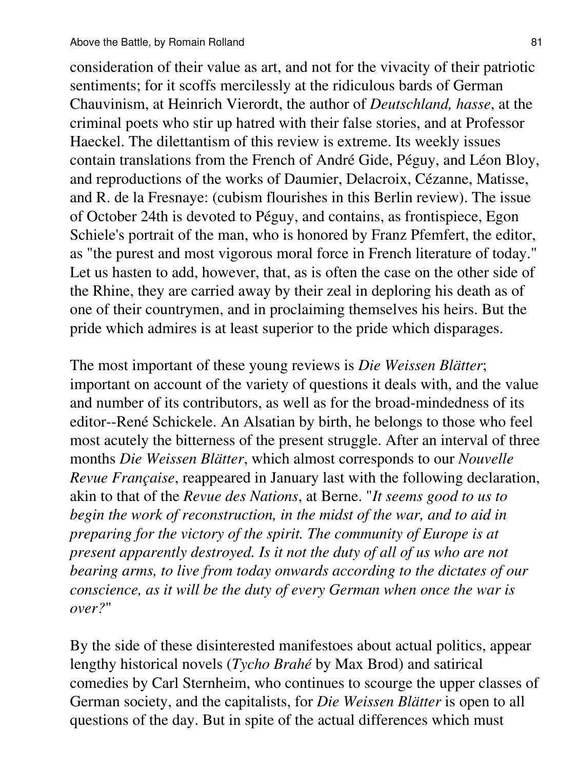consideration of their value as art, and not for the vivacity of their patriotic sentiments; for it scoffs mercilessly at the ridiculous bards of German Chauvinism, at Heinrich Vierordt, the author of *Deutschland, hasse*, at the criminal poets who stir up hatred with their false stories, and at Professor Haeckel. The dilettantism of this review is extreme. Its weekly issues contain translations from the French of André Gide, Péguy, and Léon Bloy, and reproductions of the works of Daumier, Delacroix, Cézanne, Matisse, and R. de la Fresnaye: (cubism flourishes in this Berlin review). The issue of October 24th is devoted to Péguy, and contains, as frontispiece, Egon Schiele's portrait of the man, who is honored by Franz Pfemfert, the editor, as "the purest and most vigorous moral force in French literature of today." Let us hasten to add, however, that, as is often the case on the other side of the Rhine, they are carried away by their zeal in deploring his death as of one of their countrymen, and in proclaiming themselves his heirs. But the pride which admires is at least superior to the pride which disparages.

The most important of these young reviews is *Die Weissen Blätter*; important on account of the variety of questions it deals with, and the value and number of its contributors, as well as for the broad-mindedness of its editor--René Schickele. An Alsatian by birth, he belongs to those who feel most acutely the bitterness of the present struggle. After an interval of three months *Die Weissen Blätter*, which almost corresponds to our *Nouvelle Revue Française*, reappeared in January last with the following declaration, akin to that of the *Revue des Nations*, at Berne. "*It seems good to us to begin the work of reconstruction, in the midst of the war, and to aid in preparing for the victory of the spirit. The community of Europe is at present apparently destroyed. Is it not the duty of all of us who are not bearing arms, to live from today onwards according to the dictates of our conscience, as it will be the duty of every German when once the war is over?*"

By the side of these disinterested manifestoes about actual politics, appear lengthy historical novels (*Tycho Brahé* by Max Brod) and satirical comedies by Carl Sternheim, who continues to scourge the upper classes of German society, and the capitalists, for *Die Weissen Blätter* is open to all questions of the day. But in spite of the actual differences which must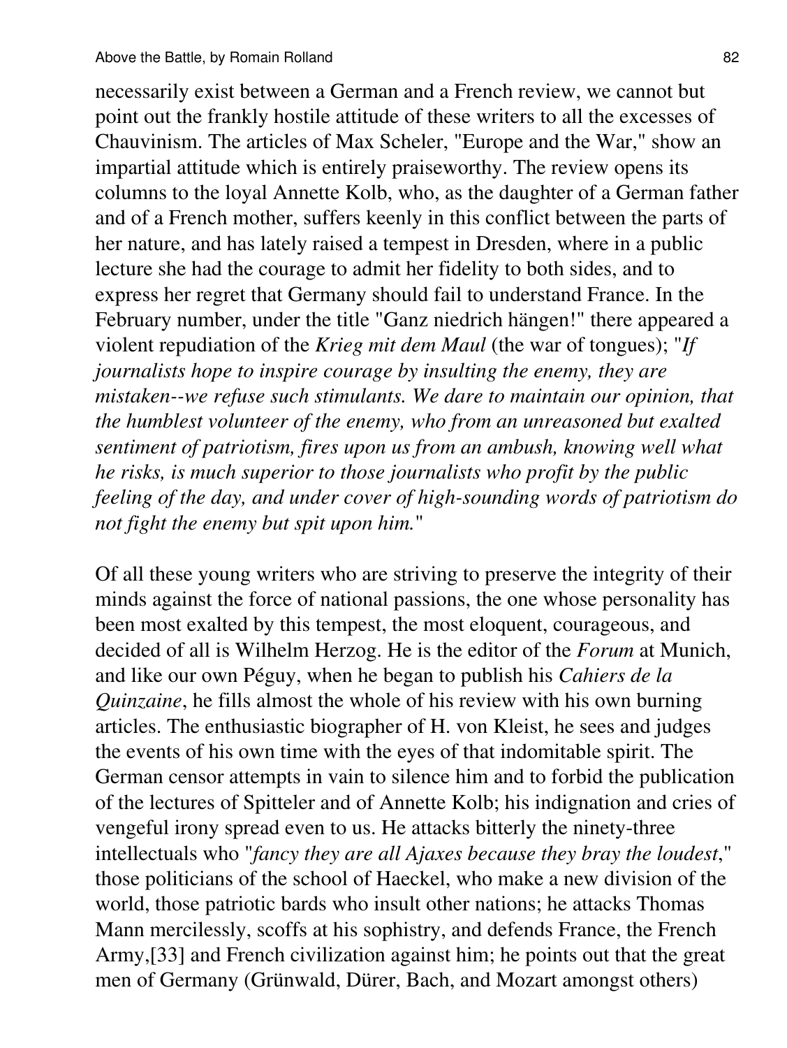necessarily exist between a German and a French review, we cannot but point out the frankly hostile attitude of these writers to all the excesses of Chauvinism. The articles of Max Scheler, "Europe and the War," show an impartial attitude which is entirely praiseworthy. The review opens its columns to the loyal Annette Kolb, who, as the daughter of a German father and of a French mother, suffers keenly in this conflict between the parts of her nature, and has lately raised a tempest in Dresden, where in a public lecture she had the courage to admit her fidelity to both sides, and to express her regret that Germany should fail to understand France. In the February number, under the title "Ganz niedrich hängen!" there appeared a violent repudiation of the *Krieg mit dem Maul* (the war of tongues); "*If journalists hope to inspire courage by insulting the enemy, they are mistaken--we refuse such stimulants. We dare to maintain our opinion, that the humblest volunteer of the enemy, who from an unreasoned but exalted sentiment of patriotism, fires upon us from an ambush, knowing well what he risks, is much superior to those journalists who profit by the public feeling of the day, and under cover of high-sounding words of patriotism do not fight the enemy but spit upon him.*"

Of all these young writers who are striving to preserve the integrity of their minds against the force of national passions, the one whose personality has been most exalted by this tempest, the most eloquent, courageous, and decided of all is Wilhelm Herzog. He is the editor of the *Forum* at Munich, and like our own Péguy, when he began to publish his *Cahiers de la Quinzaine*, he fills almost the whole of his review with his own burning articles. The enthusiastic biographer of H. von Kleist, he sees and judges the events of his own time with the eyes of that indomitable spirit. The German censor attempts in vain to silence him and to forbid the publication of the lectures of Spitteler and of Annette Kolb; his indignation and cries of vengeful irony spread even to us. He attacks bitterly the ninety-three intellectuals who "*fancy they are all Ajaxes because they bray the loudest*," those politicians of the school of Haeckel, who make a new division of the world, those patriotic bards who insult other nations; he attacks Thomas Mann mercilessly, scoffs at his sophistry, and defends France, the French Army,[33] and French civilization against him; he points out that the great men of Germany (Grünwald, Dürer, Bach, and Mozart amongst others)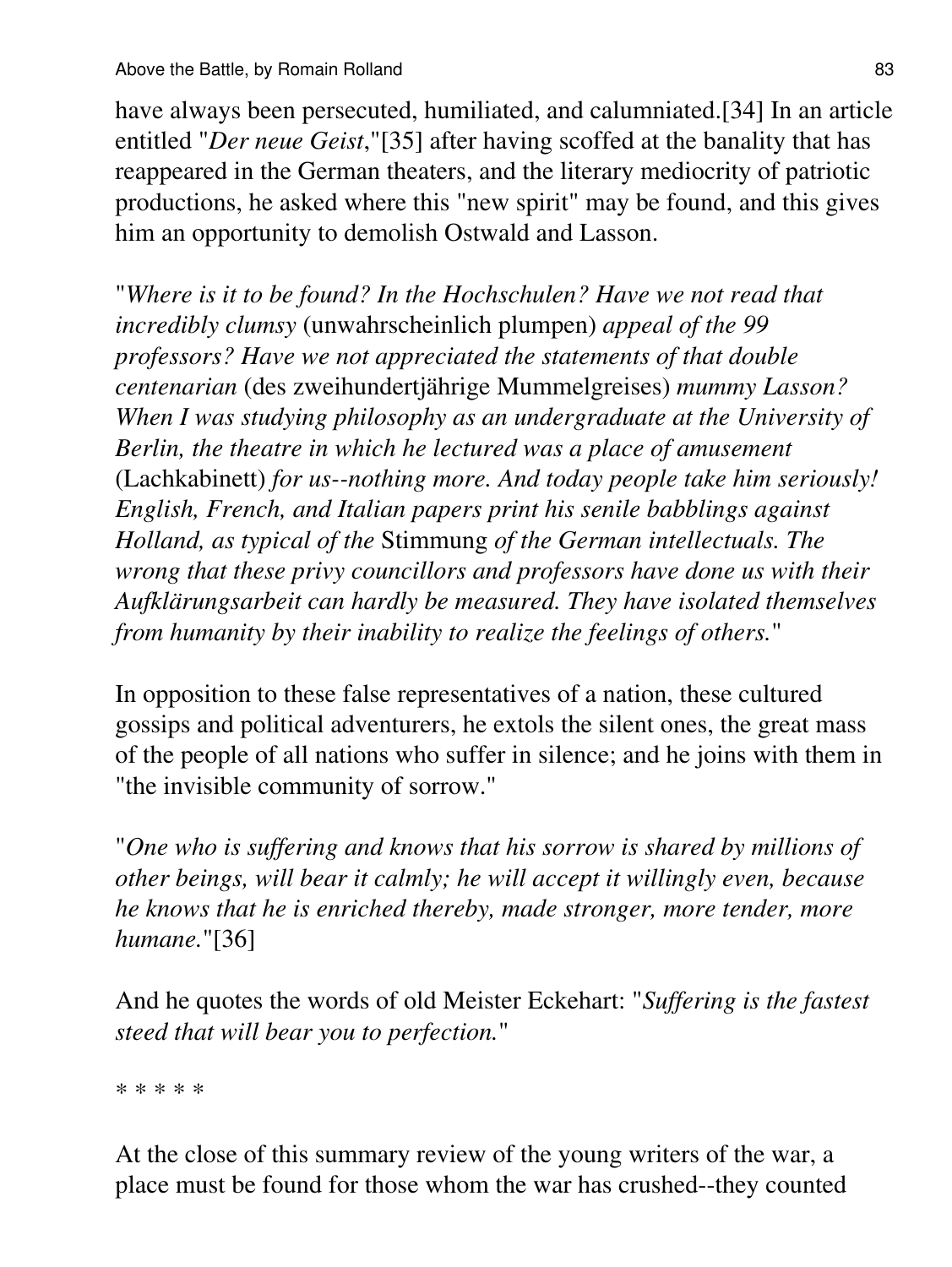have always been persecuted, humiliated, and calumniated.[34] In an article entitled "*Der neue Geist*,"[35] after having scoffed at the banality that has reappeared in the German theaters, and the literary mediocrity of patriotic productions, he asked where this "new spirit" may be found, and this gives him an opportunity to demolish Ostwald and Lasson.

"*Where is it to be found? In the Hochschulen? Have we not read that incredibly clumsy* (unwahrscheinlich plumpen) *appeal of the 99 professors? Have we not appreciated the statements of that double centenarian* (des zweihundertjährige Mummelgreises) *mummy Lasson? When I was studying philosophy as an undergraduate at the University of Berlin, the theatre in which he lectured was a place of amusement* (Lachkabinett) *for us--nothing more. And today people take him seriously! English, French, and Italian papers print his senile babblings against Holland, as typical of the* Stimmung *of the German intellectuals. The wrong that these privy councillors and professors have done us with their Aufklärungsarbeit can hardly be measured. They have isolated themselves from humanity by their inability to realize the feelings of others.*"

In opposition to these false representatives of a nation, these cultured gossips and political adventurers, he extols the silent ones, the great mass of the people of all nations who suffer in silence; and he joins with them in "the invisible community of sorrow."

"*One who is suffering and knows that his sorrow is shared by millions of other beings, will bear it calmly; he will accept it willingly even, because he knows that he is enriched thereby, made stronger, more tender, more humane.*"[36]

And he quotes the words of old Meister Eckehart: "*Suffering is the fastest steed that will bear you to perfection.*"

* * * * *

At the close of this summary review of the young writers of the war, a place must be found for those whom the war has crushed--they counted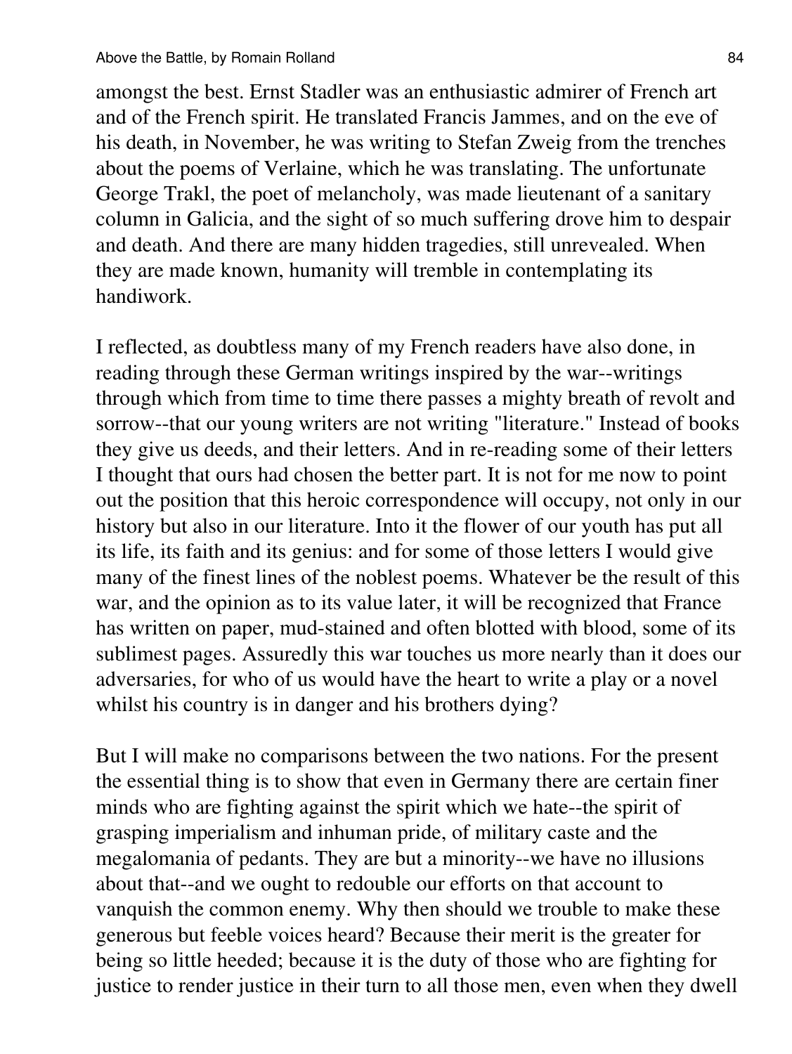amongst the best. Ernst Stadler was an enthusiastic admirer of French art and of the French spirit. He translated Francis Jammes, and on the eve of his death, in November, he was writing to Stefan Zweig from the trenches about the poems of Verlaine, which he was translating. The unfortunate George Trakl, the poet of melancholy, was made lieutenant of a sanitary column in Galicia, and the sight of so much suffering drove him to despair and death. And there are many hidden tragedies, still unrevealed. When they are made known, humanity will tremble in contemplating its handiwork.

I reflected, as doubtless many of my French readers have also done, in reading through these German writings inspired by the war--writings through which from time to time there passes a mighty breath of revolt and sorrow--that our young writers are not writing "literature." Instead of books they give us deeds, and their letters. And in re-reading some of their letters I thought that ours had chosen the better part. It is not for me now to point out the position that this heroic correspondence will occupy, not only in our history but also in our literature. Into it the flower of our youth has put all its life, its faith and its genius: and for some of those letters I would give many of the finest lines of the noblest poems. Whatever be the result of this war, and the opinion as to its value later, it will be recognized that France has written on paper, mud-stained and often blotted with blood, some of its sublimest pages. Assuredly this war touches us more nearly than it does our adversaries, for who of us would have the heart to write a play or a novel whilst his country is in danger and his brothers dying?

But I will make no comparisons between the two nations. For the present the essential thing is to show that even in Germany there are certain finer minds who are fighting against the spirit which we hate--the spirit of grasping imperialism and inhuman pride, of military caste and the megalomania of pedants. They are but a minority--we have no illusions about that--and we ought to redouble our efforts on that account to vanquish the common enemy. Why then should we trouble to make these generous but feeble voices heard? Because their merit is the greater for being so little heeded; because it is the duty of those who are fighting for justice to render justice in their turn to all those men, even when they dwell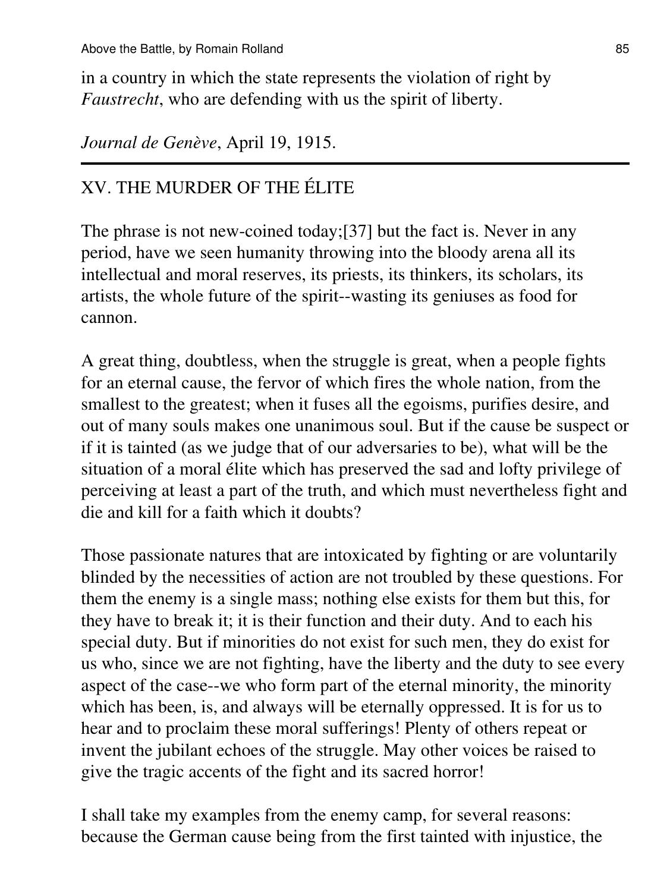in a country in which the state represents the violation of right by *Faustrecht*, who are defending with us the spirit of liberty.

*Journal de Genève*, April 19, 1915.

---

## XV. THE MURDER OF THE ÉLITE

The phrase is not new-coined today;[37] but the fact is. Never in any period, have we seen humanity throwing into the bloody arena all its intellectual and moral reserves, its priests, its thinkers, its scholars, its artists, the whole future of the spirit--wasting its geniuses as food for cannon.

A great thing, doubtless, when the struggle is great, when a people fights for an eternal cause, the fervor of which fires the whole nation, from the smallest to the greatest; when it fuses all the egoisms, purifies desire, and out of many souls makes one unanimous soul. But if the cause be suspect or if it is tainted (as we judge that of our adversaries to be), what will be the situation of a moral élite which has preserved the sad and lofty privilege of perceiving at least a part of the truth, and which must nevertheless fight and die and kill for a faith which it doubts?

Those passionate natures that are intoxicated by fighting or are voluntarily blinded by the necessities of action are not troubled by these questions. For them the enemy is a single mass; nothing else exists for them but this, for they have to break it; it is their function and their duty. And to each his special duty. But if minorities do not exist for such men, they do exist for us who, since we are not fighting, have the liberty and the duty to see every aspect of the case--we who form part of the eternal minority, the minority which has been, is, and always will be eternally oppressed. It is for us to hear and to proclaim these moral sufferings! Plenty of others repeat or invent the jubilant echoes of the struggle. May other voices be raised to give the tragic accents of the fight and its sacred horror!

I shall take my examples from the enemy camp, for several reasons: because the German cause being from the first tainted with injustice, the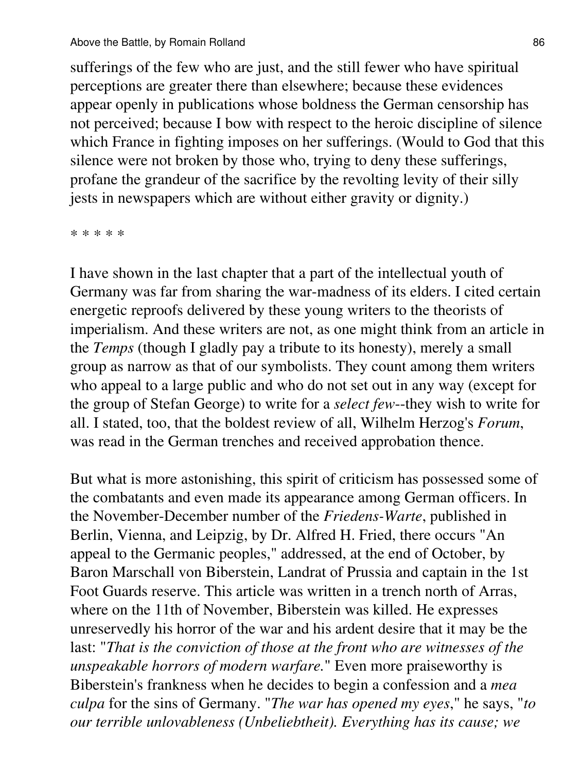sufferings of the few who are just, and the still fewer who have spiritual perceptions are greater there than elsewhere; because these evidences appear openly in publications whose boldness the German censorship has not perceived; because I bow with respect to the heroic discipline of silence which France in fighting imposes on her sufferings. (Would to God that this silence were not broken by those who, trying to deny these sufferings, profane the grandeur of the sacrifice by the revolting levity of their silly jests in newspapers which are without either gravity or dignity.)

* * * * *

I have shown in the last chapter that a part of the intellectual youth of Germany was far from sharing the war-madness of its elders. I cited certain energetic reproofs delivered by these young writers to the theorists of imperialism. And these writers are not, as one might think from an article in the *Temps* (though I gladly pay a tribute to its honesty), merely a small group as narrow as that of our symbolists. They count among them writers who appeal to a large public and who do not set out in any way (except for the group of Stefan George) to write for a *select few*--they wish to write for all. I stated, too, that the boldest review of all, Wilhelm Herzog's *Forum*, was read in the German trenches and received approbation thence.

But what is more astonishing, this spirit of criticism has possessed some of the combatants and even made its appearance among German officers. In the November-December number of the *Friedens-Warte*, published in Berlin, Vienna, and Leipzig, by Dr. Alfred H. Fried, there occurs "An appeal to the Germanic peoples," addressed, at the end of October, by Baron Marschall von Biberstein, Landrat of Prussia and captain in the 1st Foot Guards reserve. This article was written in a trench north of Arras, where on the 11th of November, Biberstein was killed. He expresses unreservedly his horror of the war and his ardent desire that it may be the last: "*That is the conviction of those at the front who are witnesses of the unspeakable horrors of modern warfare.*" Even more praiseworthy is Biberstein's frankness when he decides to begin a confession and a *mea culpa* for the sins of Germany. "*The war has opened my eyes*," he says, "*to our terrible unlovableness (Unbeliebtheit). Everything has its cause; we*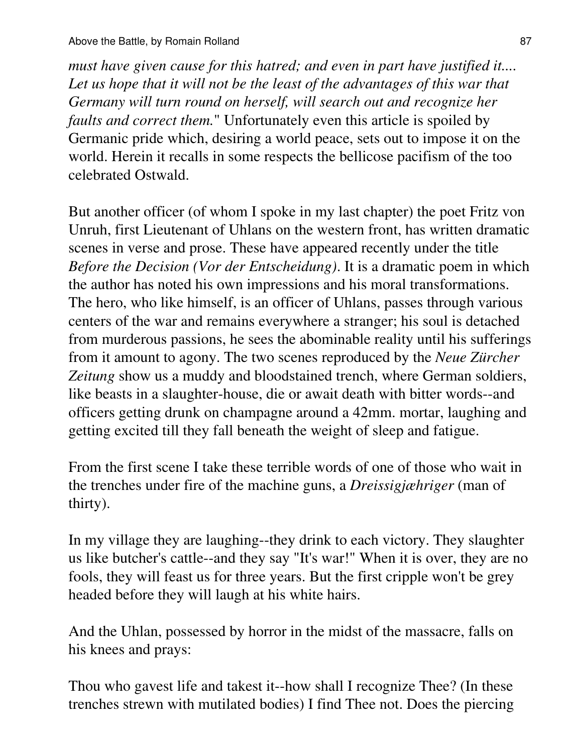*must have given cause for this hatred; and even in part have justified it.... Let us hope that it will not be the least of the advantages of this war that Germany will turn round on herself, will search out and recognize her faults and correct them.*" Unfortunately even this article is spoiled by Germanic pride which, desiring a world peace, sets out to impose it on the world. Herein it recalls in some respects the bellicose pacifism of the too celebrated Ostwald.

But another officer (of whom I spoke in my last chapter) the poet Fritz von Unruh, first Lieutenant of Uhlans on the western front, has written dramatic scenes in verse and prose. These have appeared recently under the title *Before the Decision (Vor der Entscheidung)*. It is a dramatic poem in which the author has noted his own impressions and his moral transformations. The hero, who like himself, is an officer of Uhlans, passes through various centers of the war and remains everywhere a stranger; his soul is detached from murderous passions, he sees the abominable reality until his sufferings from it amount to agony. The two scenes reproduced by the *Neue Zürcher Zeitung* show us a muddy and bloodstained trench, where German soldiers, like beasts in a slaughter-house, die or await death with bitter words--and officers getting drunk on champagne around a 42mm. mortar, laughing and getting excited till they fall beneath the weight of sleep and fatigue.

From the first scene I take these terrible words of one of those who wait in the trenches under fire of the machine guns, a *Dreissigjæhriger* (man of thirty).

In my village they are laughing--they drink to each victory. They slaughter us like butcher's cattle--and they say "It's war!" When it is over, they are no fools, they will feast us for three years. But the first cripple won't be grey headed before they will laugh at his white hairs.

And the Uhlan, possessed by horror in the midst of the massacre, falls on his knees and prays:

Thou who gavest life and takest it--how shall I recognize Thee? (In these trenches strewn with mutilated bodies) I find Thee not. Does the piercing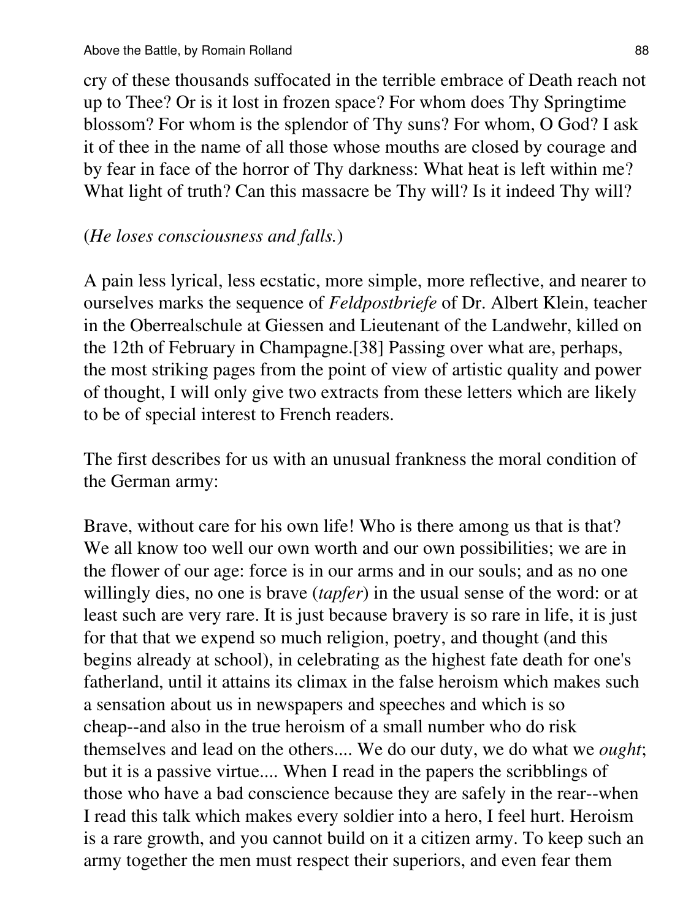cry of these thousands suffocated in the terrible embrace of Death reach not up to Thee? Or is it lost in frozen space? For whom does Thy Springtime blossom? For whom is the splendor of Thy suns? For whom, O God? I ask it of thee in the name of all those whose mouths are closed by courage and by fear in face of the horror of Thy darkness: What heat is left within me? What light of truth? Can this massacre be Thy will? Is it indeed Thy will?

(*He loses consciousness and falls.*)

A pain less lyrical, less ecstatic, more simple, more reflective, and nearer to ourselves marks the sequence of *Feldpostbriefe* of Dr. Albert Klein, teacher in the Oberrealschule at Giessen and Lieutenant of the Landwehr, killed on the 12th of February in Champagne.[38] Passing over what are, perhaps, the most striking pages from the point of view of artistic quality and power of thought, I will only give two extracts from these letters which are likely to be of special interest to French readers.

The first describes for us with an unusual frankness the moral condition of the German army:

Brave, without care for his own life! Who is there among us that is that? We all know too well our own worth and our own possibilities; we are in the flower of our age: force is in our arms and in our souls; and as no one willingly dies, no one is brave (*tapfer*) in the usual sense of the word: or at least such are very rare. It is just because bravery is so rare in life, it is just for that that we expend so much religion, poetry, and thought (and this begins already at school), in celebrating as the highest fate death for one's fatherland, until it attains its climax in the false heroism which makes such a sensation about us in newspapers and speeches and which is so cheap--and also in the true heroism of a small number who do risk themselves and lead on the others.... We do our duty, we do what we *ought*; but it is a passive virtue.... When I read in the papers the scribblings of those who have a bad conscience because they are safely in the rear--when I read this talk which makes every soldier into a hero, I feel hurt. Heroism is a rare growth, and you cannot build on it a citizen army. To keep such an army together the men must respect their superiors, and even fear them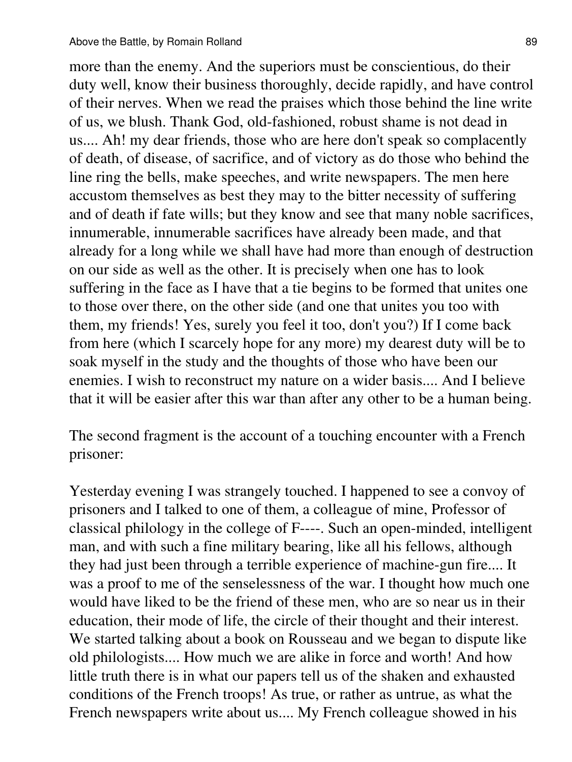more than the enemy. And the superiors must be conscientious, do their duty well, know their business thoroughly, decide rapidly, and have control of their nerves. When we read the praises which those behind the line write of us, we blush. Thank God, old-fashioned, robust shame is not dead in us.... Ah! my dear friends, those who are here don't speak so complacently of death, of disease, of sacrifice, and of victory as do those who behind the line ring the bells, make speeches, and write newspapers. The men here accustom themselves as best they may to the bitter necessity of suffering and of death if fate wills; but they know and see that many noble sacrifices, innumerable, innumerable sacrifices have already been made, and that already for a long while we shall have had more than enough of destruction on our side as well as the other. It is precisely when one has to look suffering in the face as I have that a tie begins to be formed that unites one to those over there, on the other side (and one that unites you too with them, my friends! Yes, surely you feel it too, don't you?) If I come back from here (which I scarcely hope for any more) my dearest duty will be to soak myself in the study and the thoughts of those who have been our enemies. I wish to reconstruct my nature on a wider basis.... And I believe that it will be easier after this war than after any other to be a human being.

The second fragment is the account of a touching encounter with a French prisoner:

Yesterday evening I was strangely touched. I happened to see a convoy of prisoners and I talked to one of them, a colleague of mine, Professor of classical philology in the college of F----. Such an open-minded, intelligent man, and with such a fine military bearing, like all his fellows, although they had just been through a terrible experience of machine-gun fire.... It was a proof to me of the senselessness of the war. I thought how much one would have liked to be the friend of these men, who are so near us in their education, their mode of life, the circle of their thought and their interest. We started talking about a book on Rousseau and we began to dispute like old philologists.... How much we are alike in force and worth! And how little truth there is in what our papers tell us of the shaken and exhausted conditions of the French troops! As true, or rather as untrue, as what the French newspapers write about us.... My French colleague showed in his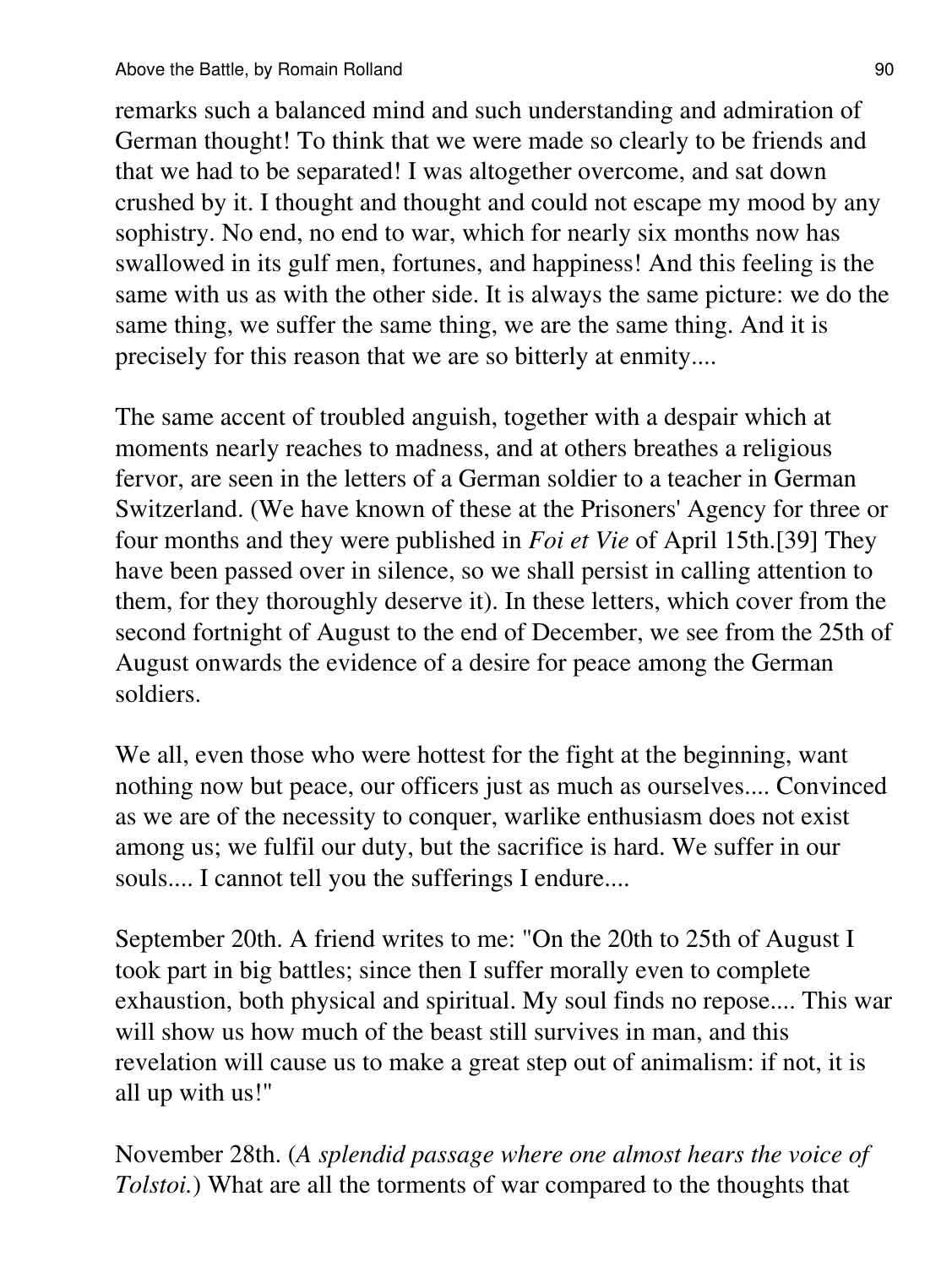remarks such a balanced mind and such understanding and admiration of German thought! To think that we were made so clearly to be friends and that we had to be separated! I was altogether overcome, and sat down crushed by it. I thought and thought and could not escape my mood by any sophistry. No end, no end to war, which for nearly six months now has swallowed in its gulf men, fortunes, and happiness! And this feeling is the same with us as with the other side. It is always the same picture: we do the same thing, we suffer the same thing, we are the same thing. And it is precisely for this reason that we are so bitterly at enmity....

The same accent of troubled anguish, together with a despair which at moments nearly reaches to madness, and at others breathes a religious fervor, are seen in the letters of a German soldier to a teacher in German Switzerland. (We have known of these at the Prisoners' Agency for three or four months and they were published in *Foi et Vie* of April 15th.[39] They have been passed over in silence, so we shall persist in calling attention to them, for they thoroughly deserve it). In these letters, which cover from the second fortnight of August to the end of December, we see from the 25th of August onwards the evidence of a desire for peace among the German soldiers.

We all, even those who were hottest for the fight at the beginning, want nothing now but peace, our officers just as much as ourselves.... Convinced as we are of the necessity to conquer, warlike enthusiasm does not exist among us; we fulfil our duty, but the sacrifice is hard. We suffer in our souls.... I cannot tell you the sufferings I endure....

September 20th. A friend writes to me: "On the 20th to 25th of August I took part in big battles; since then I suffer morally even to complete exhaustion, both physical and spiritual. My soul finds no repose.... This war will show us how much of the beast still survives in man, and this revelation will cause us to make a great step out of animalism: if not, it is all up with us!"

November 28th. (*A splendid passage where one almost hears the voice of Tolstoi.*) What are all the torments of war compared to the thoughts that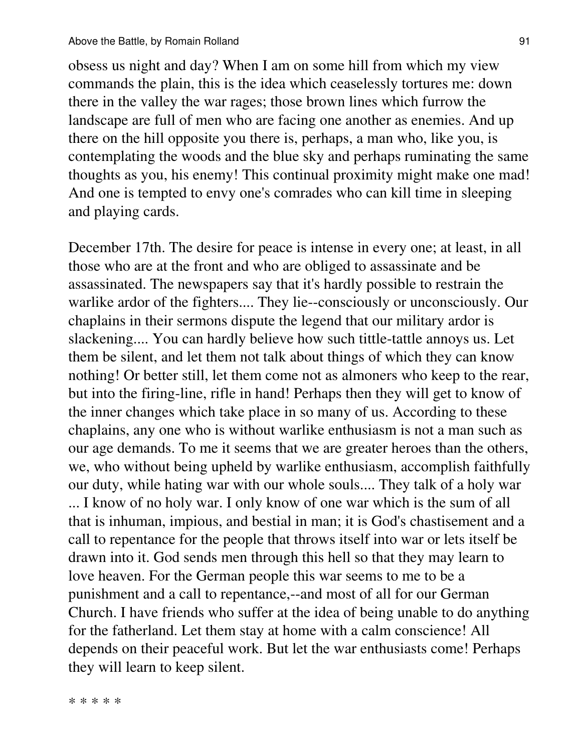obsess us night and day? When I am on some hill from which my view commands the plain, this is the idea which ceaselessly tortures me: down there in the valley the war rages; those brown lines which furrow the landscape are full of men who are facing one another as enemies. And up there on the hill opposite you there is, perhaps, a man who, like you, is contemplating the woods and the blue sky and perhaps ruminating the same thoughts as you, his enemy! This continual proximity might make one mad! And one is tempted to envy one's comrades who can kill time in sleeping and playing cards.

December 17th. The desire for peace is intense in every one; at least, in all those who are at the front and who are obliged to assassinate and be assassinated. The newspapers say that it's hardly possible to restrain the warlike ardor of the fighters.... They lie--consciously or unconsciously. Our chaplains in their sermons dispute the legend that our military ardor is slackening.... You can hardly believe how such tittle-tattle annoys us. Let them be silent, and let them not talk about things of which they can know nothing! Or better still, let them come not as almoners who keep to the rear, but into the firing-line, rifle in hand! Perhaps then they will get to know of the inner changes which take place in so many of us. According to these chaplains, any one who is without warlike enthusiasm is not a man such as our age demands. To me it seems that we are greater heroes than the others, we, who without being upheld by warlike enthusiasm, accomplish faithfully our duty, while hating war with our whole souls.... They talk of a holy war ... I know of no holy war. I only know of one war which is the sum of all that is inhuman, impious, and bestial in man; it is God's chastisement and a call to repentance for the people that throws itself into war or lets itself be drawn into it. God sends men through this hell so that they may learn to love heaven. For the German people this war seems to me to be a punishment and a call to repentance,--and most of all for our German Church. I have friends who suffer at the idea of being unable to do anything for the fatherland. Let them stay at home with a calm conscience! All depends on their peaceful work. But let the war enthusiasts come! Perhaps they will learn to keep silent.

* * * * *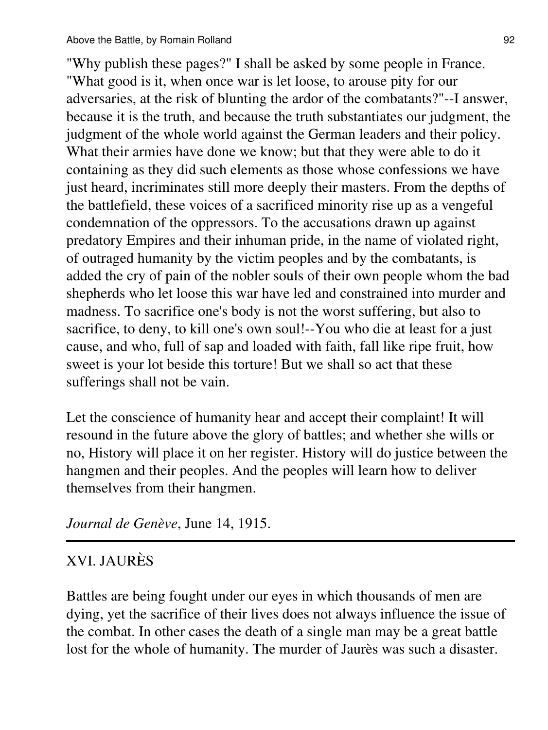"Why publish these pages?" I shall be asked by some people in France. "What good is it, when once war is let loose, to arouse pity for our adversaries, at the risk of blunting the ardor of the combatants?"--I answer, because it is the truth, and because the truth substantiates our judgment, the judgment of the whole world against the German leaders and their policy. What their armies have done we know; but that they were able to do it containing as they did such elements as those whose confessions we have just heard, incriminates still more deeply their masters. From the depths of the battlefield, these voices of a sacrificed minority rise up as a vengeful condemnation of the oppressors. To the accusations drawn up against predatory Empires and their inhuman pride, in the name of violated right, of outraged humanity by the victim peoples and by the combatants, is added the cry of pain of the nobler souls of their own people whom the bad shepherds who let loose this war have led and constrained into murder and madness. To sacrifice one's body is not the worst suffering, but also to sacrifice, to deny, to kill one's own soul!--You who die at least for a just cause, and who, full of sap and loaded with faith, fall like ripe fruit, how sweet is your lot beside this torture! But we shall so act that these sufferings shall not be vain.

Let the conscience of humanity hear and accept their complaint! It will resound in the future above the glory of battles; and whether she wills or no, History will place it on her register. History will do justice between the hangmen and their peoples. And the peoples will learn how to deliver themselves from their hangmen.

*Journal de Genève*, June 14, 1915.

---

## XVI. JAURÈS

Battles are being fought under our eyes in which thousands of men are dying, yet the sacrifice of their lives does not always influence the issue of the combat. In other cases the death of a single man may be a great battle lost for the whole of humanity. The murder of Jaurès was such a disaster.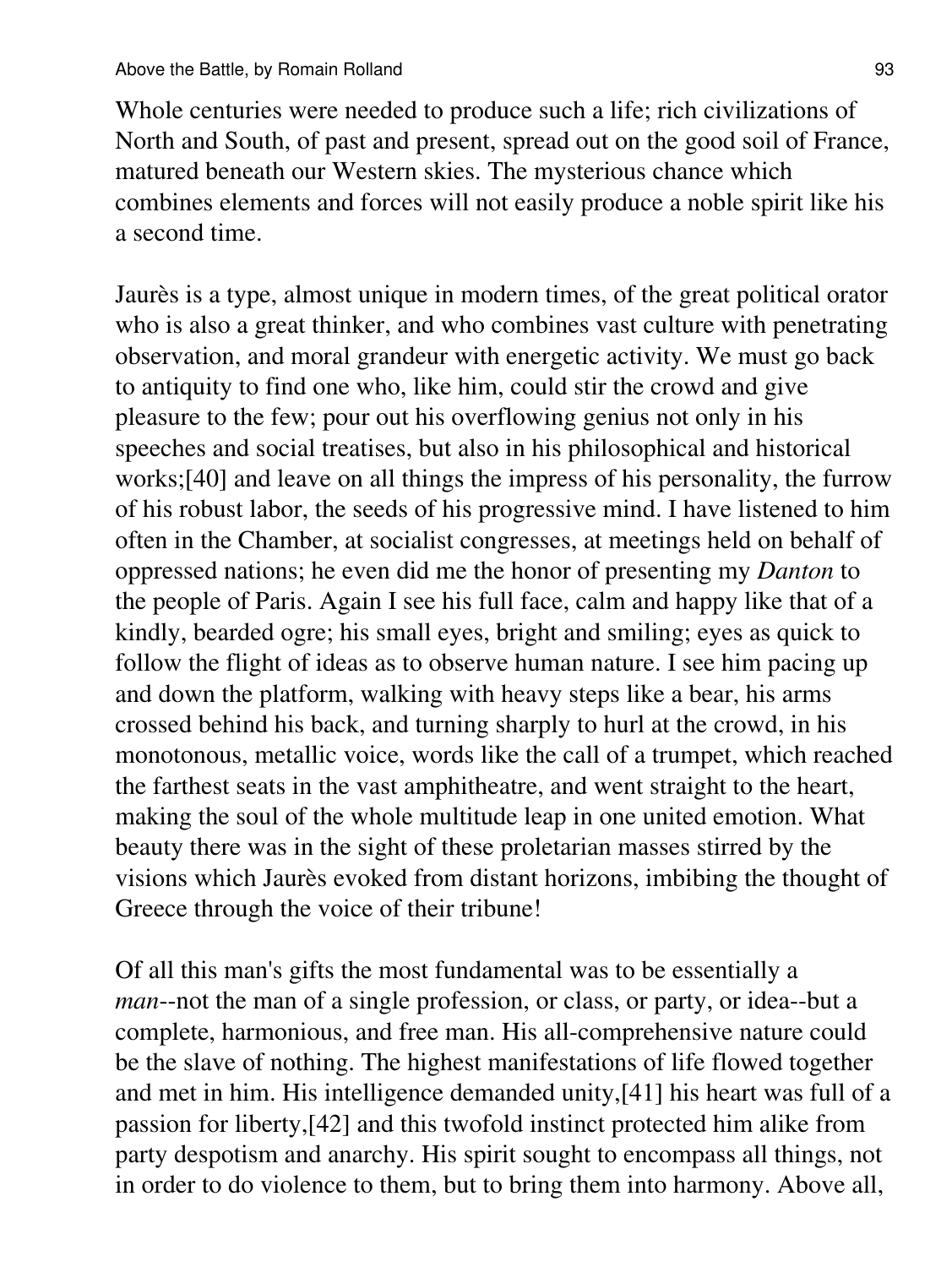Whole centuries were needed to produce such a life; rich civilizations of North and South, of past and present, spread out on the good soil of France, matured beneath our Western skies. The mysterious chance which combines elements and forces will not easily produce a noble spirit like his a second time.

Jaurès is a type, almost unique in modern times, of the great political orator who is also a great thinker, and who combines vast culture with penetrating observation, and moral grandeur with energetic activity. We must go back to antiquity to find one who, like him, could stir the crowd and give pleasure to the few; pour out his overflowing genius not only in his speeches and social treatises, but also in his philosophical and historical works;[40] and leave on all things the impress of his personality, the furrow of his robust labor, the seeds of his progressive mind. I have listened to him often in the Chamber, at socialist congresses, at meetings held on behalf of oppressed nations; he even did me the honor of presenting my *Danton* to the people of Paris. Again I see his full face, calm and happy like that of a kindly, bearded ogre; his small eyes, bright and smiling; eyes as quick to follow the flight of ideas as to observe human nature. I see him pacing up and down the platform, walking with heavy steps like a bear, his arms crossed behind his back, and turning sharply to hurl at the crowd, in his monotonous, metallic voice, words like the call of a trumpet, which reached the farthest seats in the vast amphitheatre, and went straight to the heart, making the soul of the whole multitude leap in one united emotion. What beauty there was in the sight of these proletarian masses stirred by the visions which Jaurès evoked from distant horizons, imbibing the thought of Greece through the voice of their tribune!

Of all this man's gifts the most fundamental was to be essentially a *man*--not the man of a single profession, or class, or party, or idea--but a complete, harmonious, and free man. His all-comprehensive nature could be the slave of nothing. The highest manifestations of life flowed together and met in him. His intelligence demanded unity,[41] his heart was full of a passion for liberty,[42] and this twofold instinct protected him alike from party despotism and anarchy. His spirit sought to encompass all things, not in order to do violence to them, but to bring them into harmony. Above all,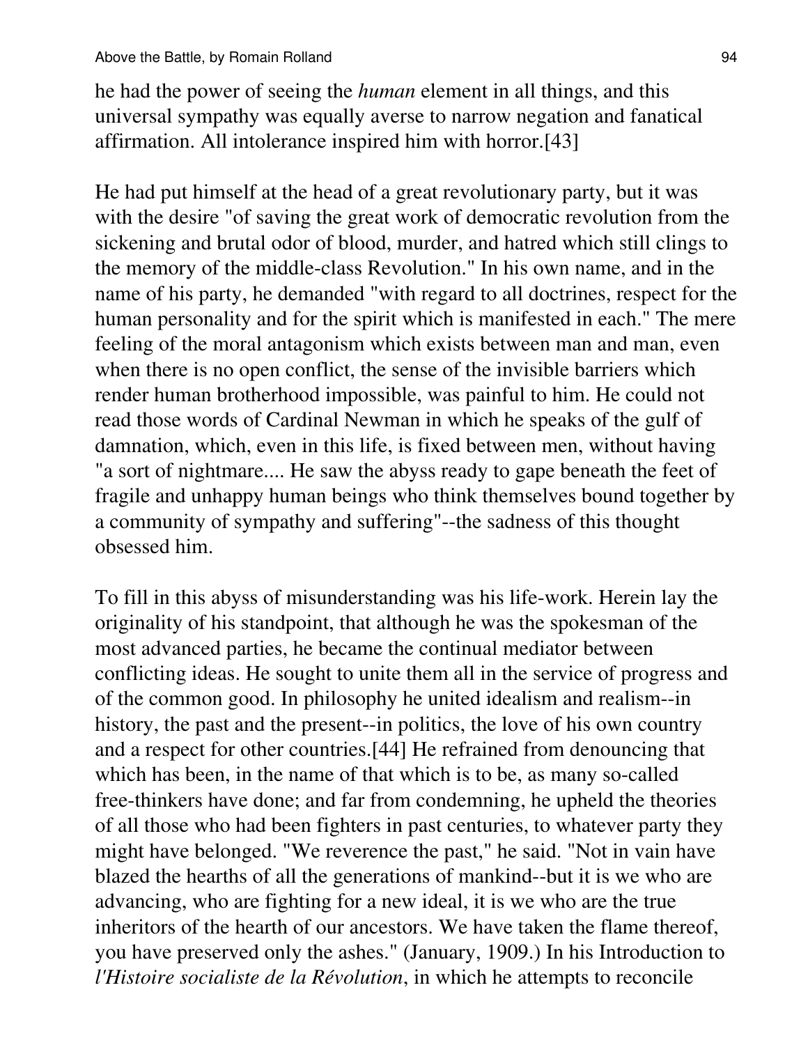he had the power of seeing the *human* element in all things, and this universal sympathy was equally averse to narrow negation and fanatical affirmation. All intolerance inspired him with horror.[43]

He had put himself at the head of a great revolutionary party, but it was with the desire "of saving the great work of democratic revolution from the sickening and brutal odor of blood, murder, and hatred which still clings to the memory of the middle-class Revolution." In his own name, and in the name of his party, he demanded "with regard to all doctrines, respect for the human personality and for the spirit which is manifested in each." The mere feeling of the moral antagonism which exists between man and man, even when there is no open conflict, the sense of the invisible barriers which render human brotherhood impossible, was painful to him. He could not read those words of Cardinal Newman in which he speaks of the gulf of damnation, which, even in this life, is fixed between men, without having "a sort of nightmare.... He saw the abyss ready to gape beneath the feet of fragile and unhappy human beings who think themselves bound together by a community of sympathy and suffering"--the sadness of this thought obsessed him.

To fill in this abyss of misunderstanding was his life-work. Herein lay the originality of his standpoint, that although he was the spokesman of the most advanced parties, he became the continual mediator between conflicting ideas. He sought to unite them all in the service of progress and of the common good. In philosophy he united idealism and realism--in history, the past and the present--in politics, the love of his own country and a respect for other countries.[44] He refrained from denouncing that which has been, in the name of that which is to be, as many so-called free-thinkers have done; and far from condemning, he upheld the theories of all those who had been fighters in past centuries, to whatever party they might have belonged. "We reverence the past," he said. "Not in vain have blazed the hearths of all the generations of mankind--but it is we who are advancing, who are fighting for a new ideal, it is we who are the true inheritors of the hearth of our ancestors. We have taken the flame thereof, you have preserved only the ashes." (January, 1909.) In his Introduction to *l'Histoire socialiste de la Révolution*, in which he attempts to reconcile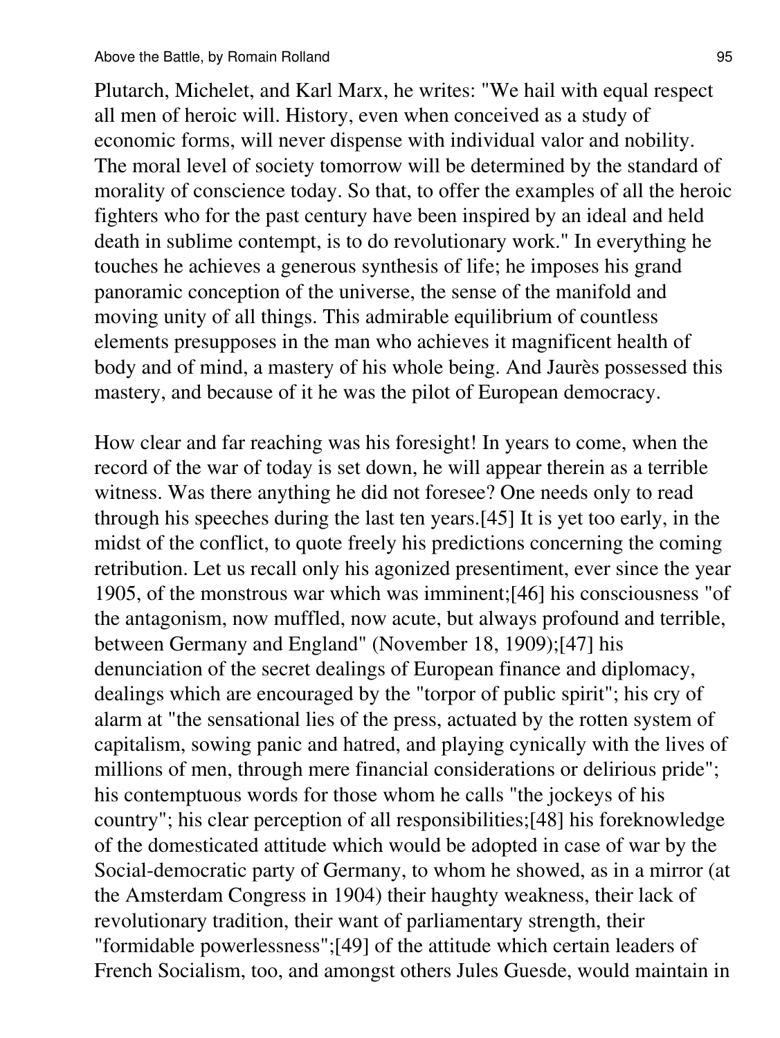Plutarch, Michelet, and Karl Marx, he writes: "We hail with equal respect all men of heroic will. History, even when conceived as a study of economic forms, will never dispense with individual valor and nobility. The moral level of society tomorrow will be determined by the standard of morality of conscience today. So that, to offer the examples of all the heroic fighters who for the past century have been inspired by an ideal and held death in sublime contempt, is to do revolutionary work." In everything he touches he achieves a generous synthesis of life; he imposes his grand panoramic conception of the universe, the sense of the manifold and moving unity of all things. This admirable equilibrium of countless elements presupposes in the man who achieves it magnificent health of body and of mind, a mastery of his whole being. And Jaurès possessed this mastery, and because of it he was the pilot of European democracy.

How clear and far reaching was his foresight! In years to come, when the record of the war of today is set down, he will appear therein as a terrible witness. Was there anything he did not foresee? One needs only to read through his speeches during the last ten years.[45] It is yet too early, in the midst of the conflict, to quote freely his predictions concerning the coming retribution. Let us recall only his agonized presentiment, ever since the year 1905, of the monstrous war which was imminent;[46] his consciousness "of the antagonism, now muffled, now acute, but always profound and terrible, between Germany and England" (November 18, 1909);[47] his denunciation of the secret dealings of European finance and diplomacy, dealings which are encouraged by the "torpor of public spirit"; his cry of alarm at "the sensational lies of the press, actuated by the rotten system of capitalism, sowing panic and hatred, and playing cynically with the lives of millions of men, through mere financial considerations or delirious pride"; his contemptuous words for those whom he calls "the jockeys of his country"; his clear perception of all responsibilities;[48] his foreknowledge of the domesticated attitude which would be adopted in case of war by the Social-democratic party of Germany, to whom he showed, as in a mirror (at the Amsterdam Congress in 1904) their haughty weakness, their lack of revolutionary tradition, their want of parliamentary strength, their "formidable powerlessness";[49] of the attitude which certain leaders of French Socialism, too, and amongst others Jules Guesde, would maintain in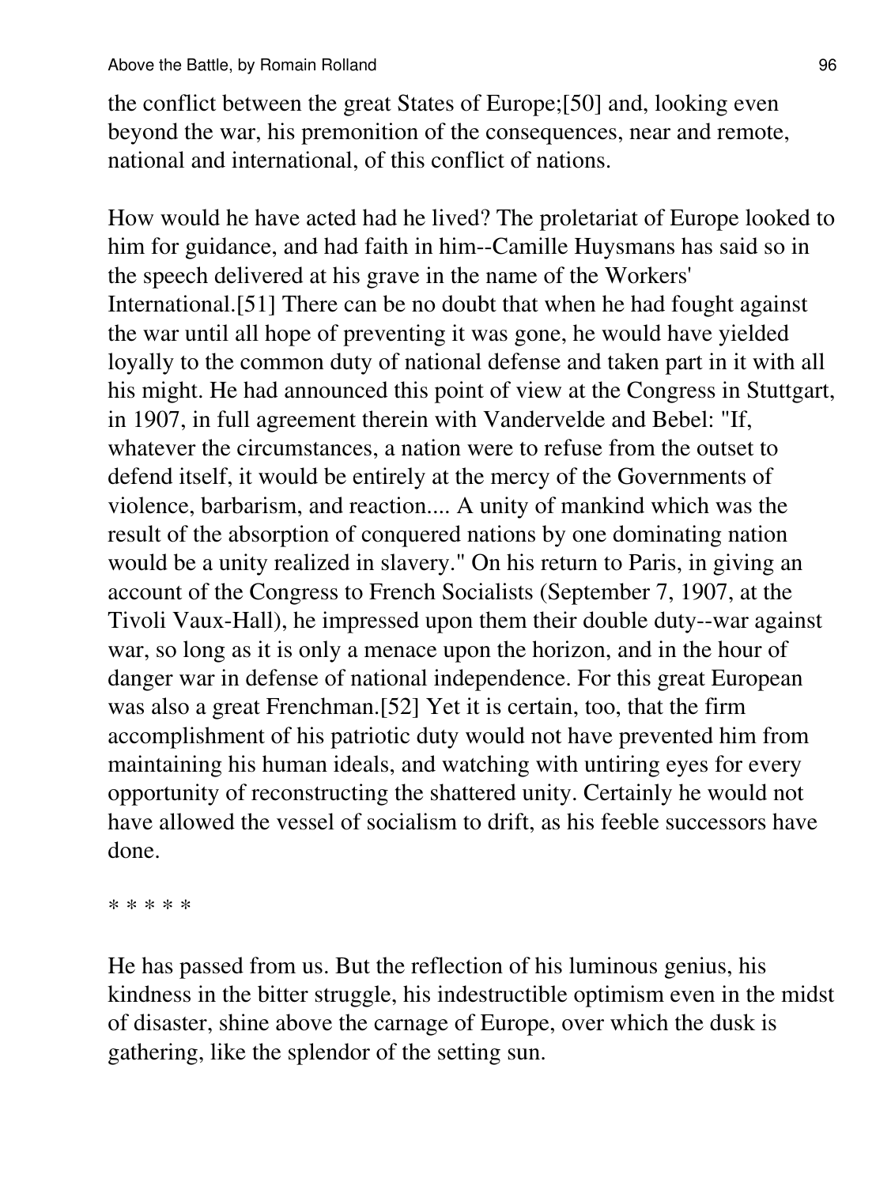the conflict between the great States of Europe;[50] and, looking even beyond the war, his premonition of the consequences, near and remote, national and international, of this conflict of nations.

How would he have acted had he lived? The proletariat of Europe looked to him for guidance, and had faith in him--Camille Huysmans has said so in the speech delivered at his grave in the name of the Workers' International.[51] There can be no doubt that when he had fought against the war until all hope of preventing it was gone, he would have yielded loyally to the common duty of national defense and taken part in it with all his might. He had announced this point of view at the Congress in Stuttgart, in 1907, in full agreement therein with Vandervelde and Bebel: "If, whatever the circumstances, a nation were to refuse from the outset to defend itself, it would be entirely at the mercy of the Governments of violence, barbarism, and reaction.... A unity of mankind which was the result of the absorption of conquered nations by one dominating nation would be a unity realized in slavery." On his return to Paris, in giving an account of the Congress to French Socialists (September 7, 1907, at the Tivoli Vaux-Hall), he impressed upon them their double duty--war against war, so long as it is only a menace upon the horizon, and in the hour of danger war in defense of national independence. For this great European was also a great Frenchman.[52] Yet it is certain, too, that the firm accomplishment of his patriotic duty would not have prevented him from maintaining his human ideals, and watching with untiring eyes for every opportunity of reconstructing the shattered unity. Certainly he would not have allowed the vessel of socialism to drift, as his feeble successors have done.

* * * * *

He has passed from us. But the reflection of his luminous genius, his kindness in the bitter struggle, his indestructible optimism even in the midst of disaster, shine above the carnage of Europe, over which the dusk is gathering, like the splendor of the setting sun.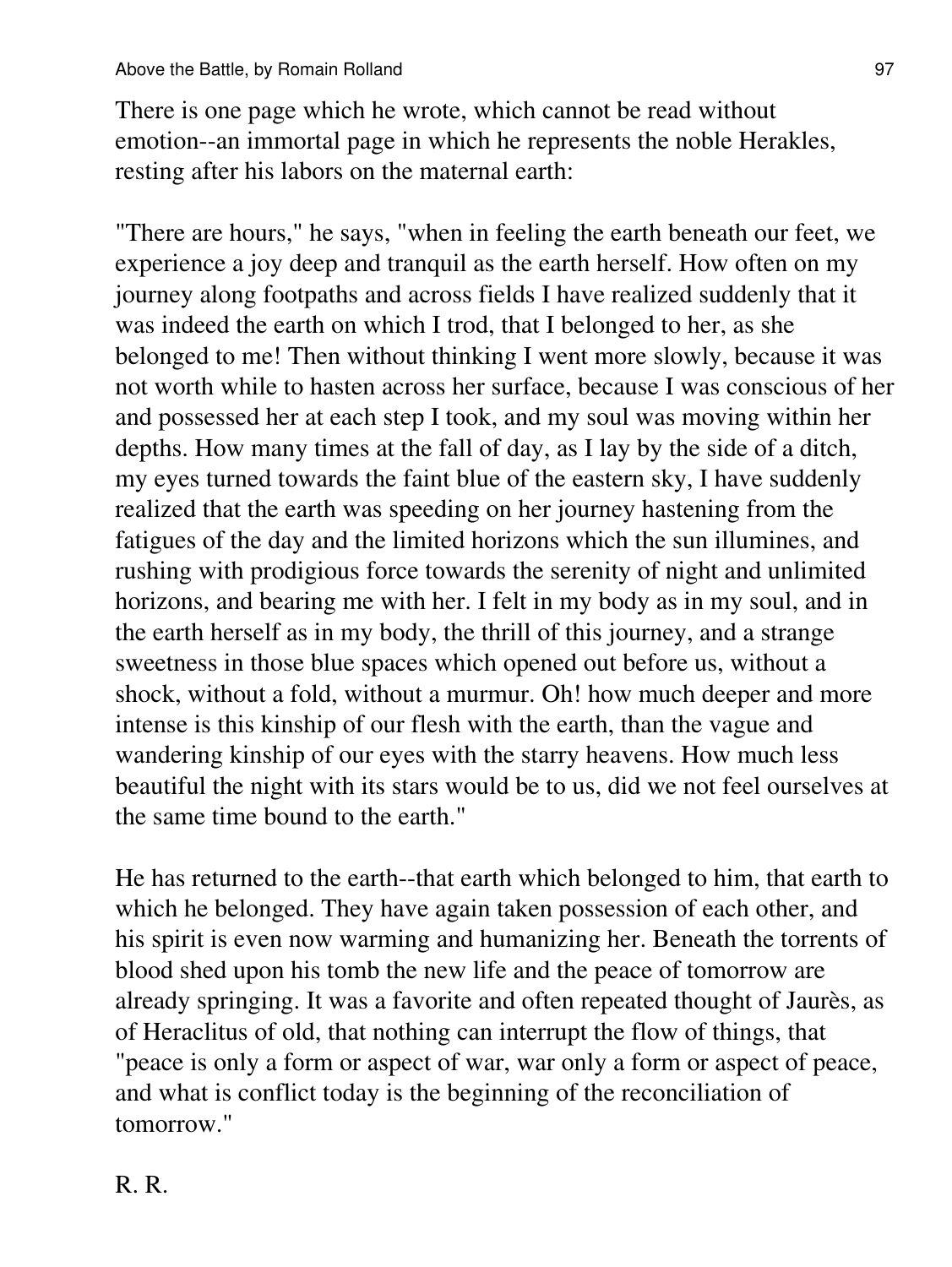There is one page which he wrote, which cannot be read without emotion--an immortal page in which he represents the noble Herakles, resting after his labors on the maternal earth:

"There are hours," he says, "when in feeling the earth beneath our feet, we experience a joy deep and tranquil as the earth herself. How often on my journey along footpaths and across fields I have realized suddenly that it was indeed the earth on which I trod, that I belonged to her, as she belonged to me! Then without thinking I went more slowly, because it was not worth while to hasten across her surface, because I was conscious of her and possessed her at each step I took, and my soul was moving within her depths. How many times at the fall of day, as I lay by the side of a ditch, my eyes turned towards the faint blue of the eastern sky, I have suddenly realized that the earth was speeding on her journey hastening from the fatigues of the day and the limited horizons which the sun illumines, and rushing with prodigious force towards the serenity of night and unlimited horizons, and bearing me with her. I felt in my body as in my soul, and in the earth herself as in my body, the thrill of this journey, and a strange sweetness in those blue spaces which opened out before us, without a shock, without a fold, without a murmur. Oh! how much deeper and more intense is this kinship of our flesh with the earth, than the vague and wandering kinship of our eyes with the starry heavens. How much less beautiful the night with its stars would be to us, did we not feel ourselves at the same time bound to the earth."

He has returned to the earth--that earth which belonged to him, that earth to which he belonged. They have again taken possession of each other, and his spirit is even now warming and humanizing her. Beneath the torrents of blood shed upon his tomb the new life and the peace of tomorrow are already springing. It was a favorite and often repeated thought of Jaurès, as of Heraclitus of old, that nothing can interrupt the flow of things, that "peace is only a form or aspect of war, war only a form or aspect of peace, and what is conflict today is the beginning of the reconciliation of tomorrow."

R. R.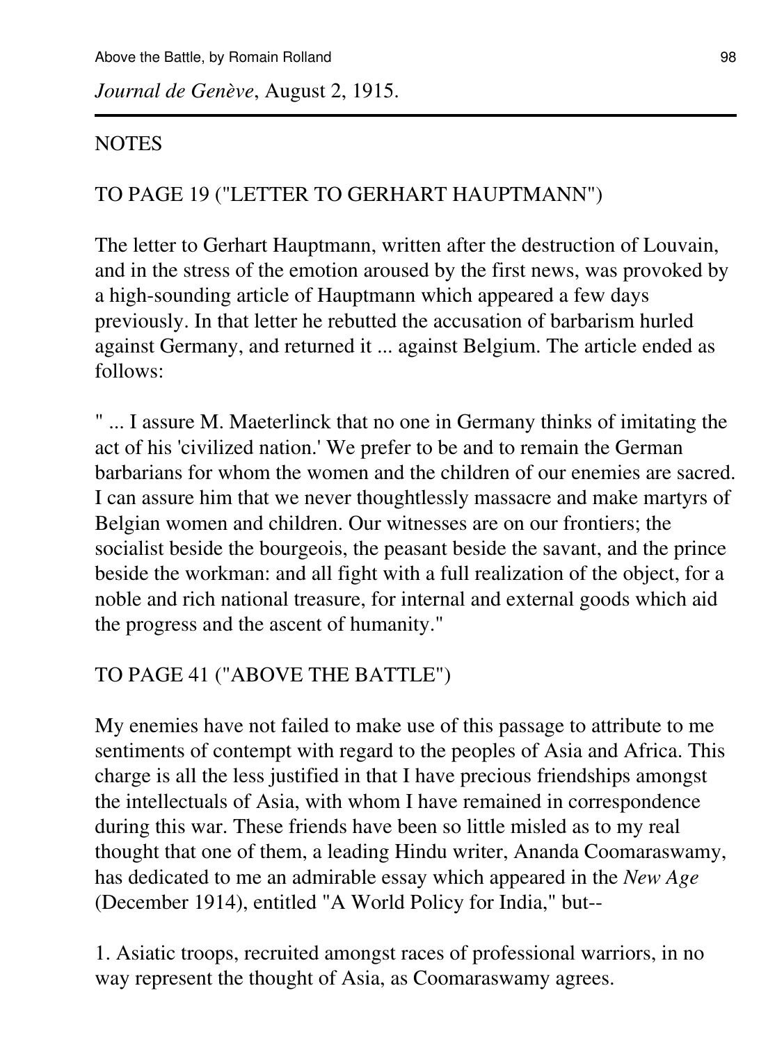*Journal de Genève*, August 2, 1915.

---

## NOTES

### TO PAGE 19 ("LETTER TO GERHART HAUPTMANN")

The letter to Gerhart Hauptmann, written after the destruction of Louvain, and in the stress of the emotion aroused by the first news, was provoked by a high-sounding article of Hauptmann which appeared a few days previously. In that letter he rebutted the accusation of barbarism hurled against Germany, and returned it ... against Belgium. The article ended as follows:

" ... I assure M. Maeterlinck that no one in Germany thinks of imitating the act of his 'civilized nation.' We prefer to be and to remain the German barbarians for whom the women and the children of our enemies are sacred. I can assure him that we never thoughtlessly massacre and make martyrs of Belgian women and children. Our witnesses are on our frontiers; the socialist beside the bourgeois, the peasant beside the savant, and the prince beside the workman: and all fight with a full realization of the object, for a noble and rich national treasure, for internal and external goods which aid the progress and the ascent of humanity."

### TO PAGE 41 ("ABOVE THE BATTLE")

My enemies have not failed to make use of this passage to attribute to me sentiments of contempt with regard to the peoples of Asia and Africa. This charge is all the less justified in that I have precious friendships amongst the intellectuals of Asia, with whom I have remained in correspondence during this war. These friends have been so little misled as to my real thought that one of them, a leading Hindu writer, Ananda Coomaraswamy, has dedicated to me an admirable essay which appeared in the *New Age* (December 1914), entitled "A World Policy for India," but--

1. Asiatic troops, recruited amongst races of professional warriors, in no way represent the thought of Asia, as Coomaraswamy agrees.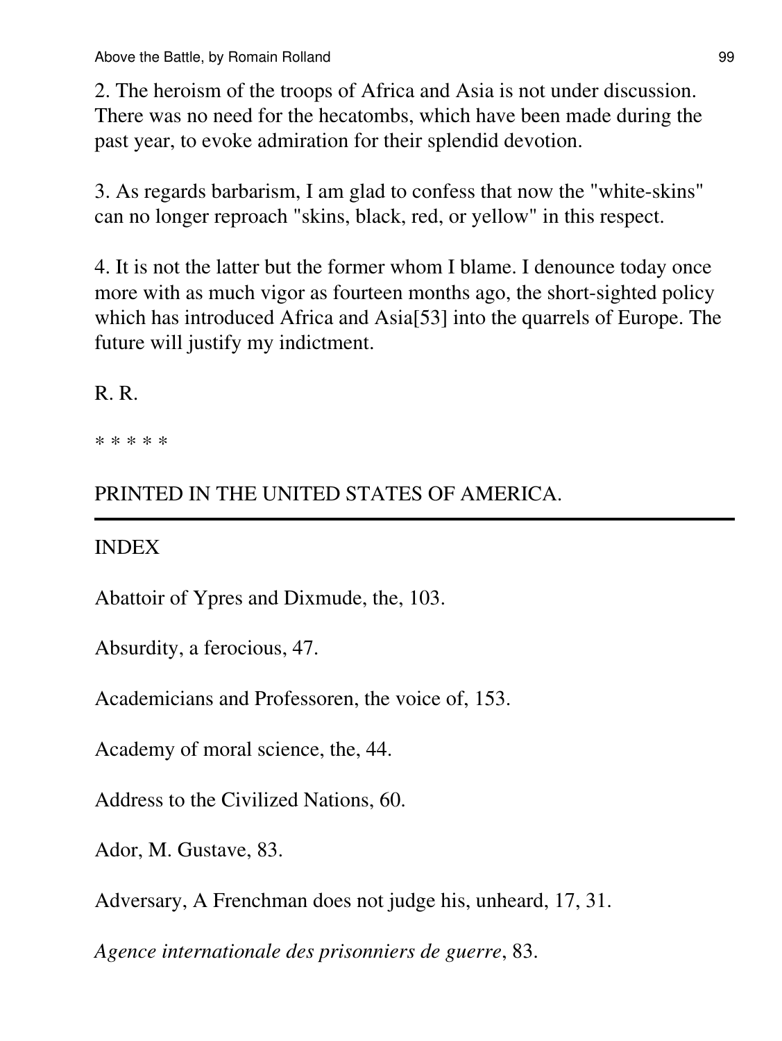2. The heroism of the troops of Africa and Asia is not under discussion. There was no need for the hecatombs, which have been made during the past year, to evoke admiration for their splendid devotion.

3. As regards barbarism, I am glad to confess that now the "white-skins" can no longer reproach "skins, black, red, or yellow" in this respect.

4. It is not the latter but the former whom I blame. I denounce today once more with as much vigor as fourteen months ago, the short-sighted policy which has introduced Africa and Asia[53] into the quarrels of Europe. The future will justify my indictment.

R. R.

* * * * *

PRINTED IN THE UNITED STATES OF AMERICA.

---

## INDEX

Abattoir of Ypres and Dixmude, the, 103.

Absurdity, a ferocious, 47.

Academicians and Professoren, the voice of, 153.

Academy of moral science, the, 44.

Address to the Civilized Nations, 60.

Ador, M. Gustave, 83.

Adversary, A Frenchman does not judge his, unheard, 17, 31.

*Agence internationale des prisonniers de guerre*, 83.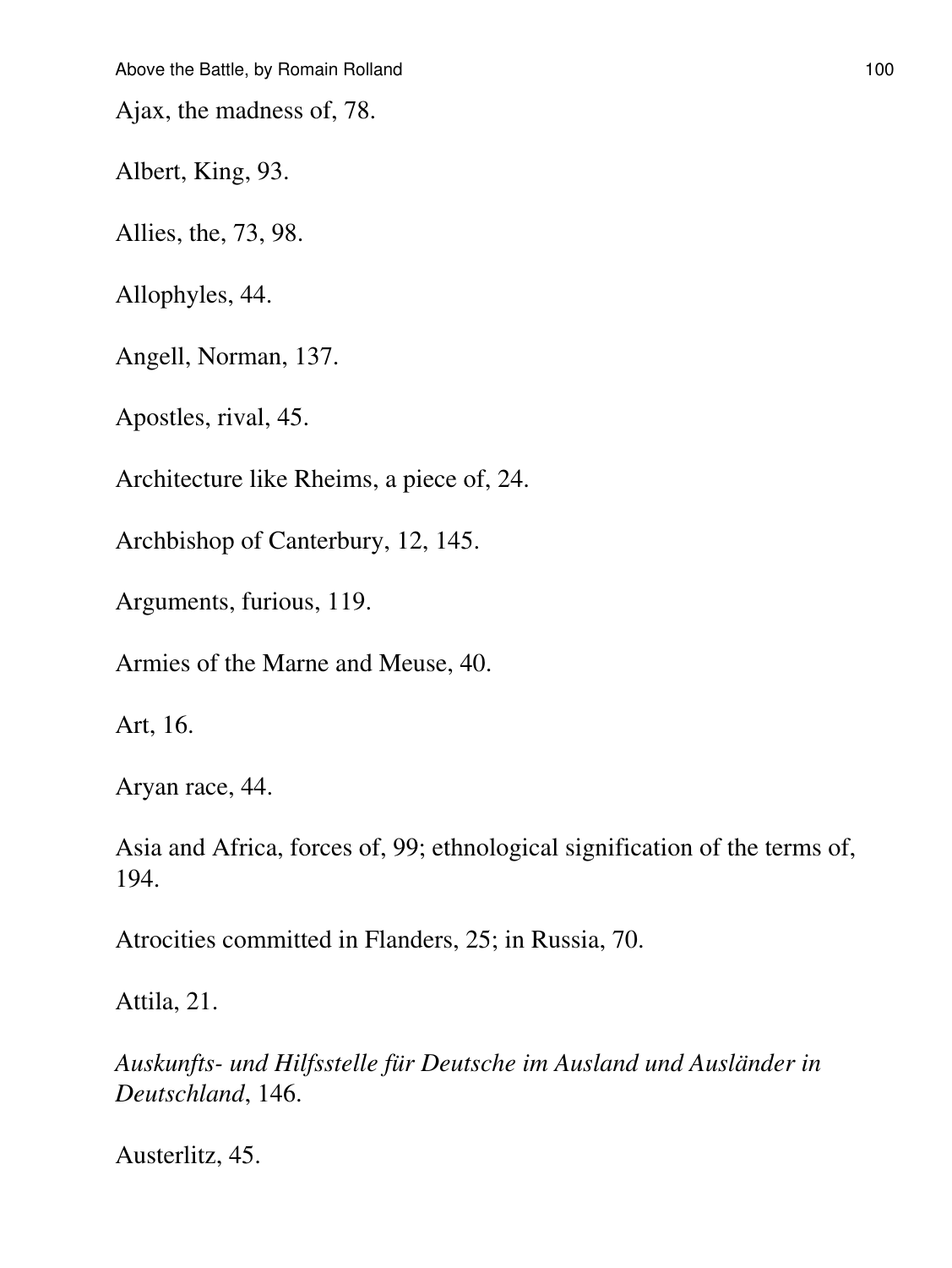Ajax, the madness of, 78.

Albert, King, 93.

Allies, the, 73, 98.

Allophyles, 44.

Angell, Norman, 137.

Apostles, rival, 45.

Architecture like Rheims, a piece of, 24.

Archbishop of Canterbury, 12, 145.

Arguments, furious, 119.

Armies of the Marne and Meuse, 40.

Art, 16.

Aryan race, 44.

Asia and Africa, forces of, 99; ethnological signification of the terms of, 194.

Atrocities committed in Flanders, 25; in Russia, 70.

Attila, 21.

*Auskunfts- und Hilfsstelle für Deutsche im Ausland und Ausländer in Deutschland*, 146.

Austerlitz, 45.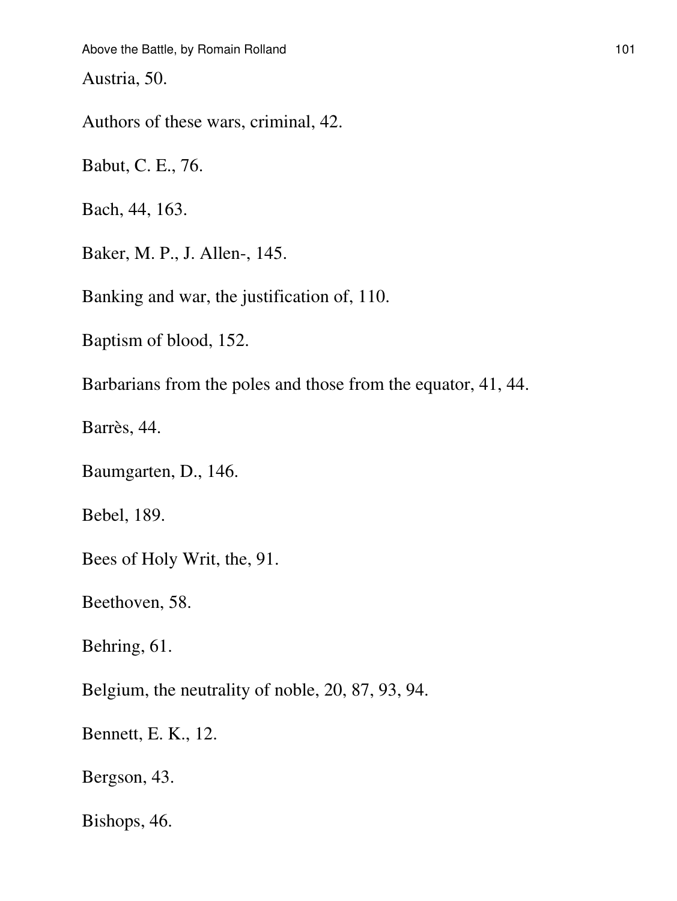Austria, 50.

Authors of these wars, criminal, 42.

Babut, C. E., 76.

Bach, 44, 163.

Baker, M. P., J. Allen-, 145.

Banking and war, the justification of, 110.

Baptism of blood, 152.

Barbarians from the poles and those from the equator, 41, 44.

Barrès, 44.

Baumgarten, D., 146.

Bebel, 189.

Bees of Holy Writ, the, 91.

Beethoven, 58.

Behring, 61.

Belgium, the neutrality of noble, 20, 87, 93, 94.

Bennett, E. K., 12.

Bergson, 43.

Bishops, 46.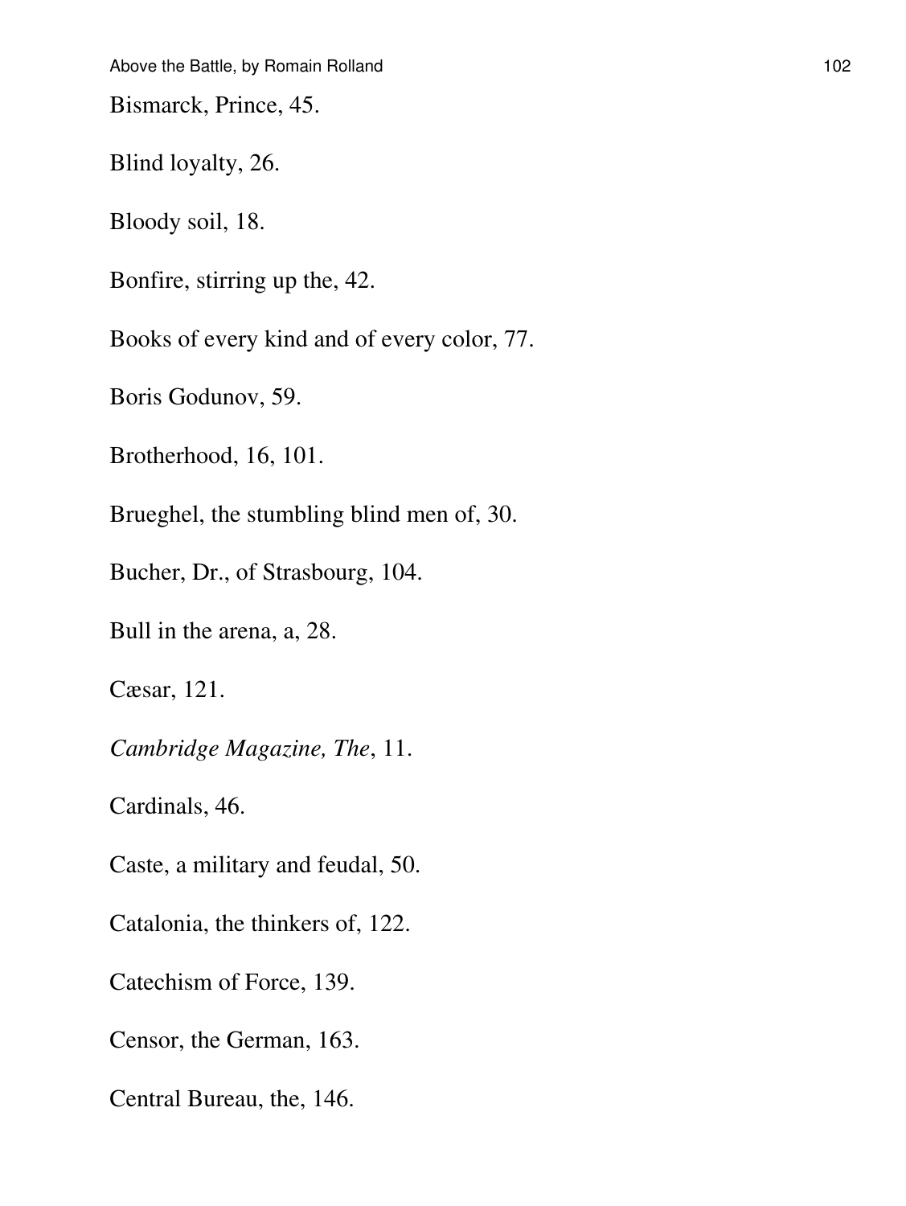Bismarck, Prince, 45.

Blind loyalty, 26.

Bloody soil, 18.

Bonfire, stirring up the, 42.

Books of every kind and of every color, 77.

Boris Godunov, 59.

Brotherhood, 16, 101.

Brueghel, the stumbling blind men of, 30.

Bucher, Dr., of Strasbourg, 104.

Bull in the arena, a, 28.

Cæsar, 121.

*Cambridge Magazine, The*, 11.

Cardinals, 46.

Caste, a military and feudal, 50.

Catalonia, the thinkers of, 122.

Catechism of Force, 139.

Censor, the German, 163.

Central Bureau, the, 146.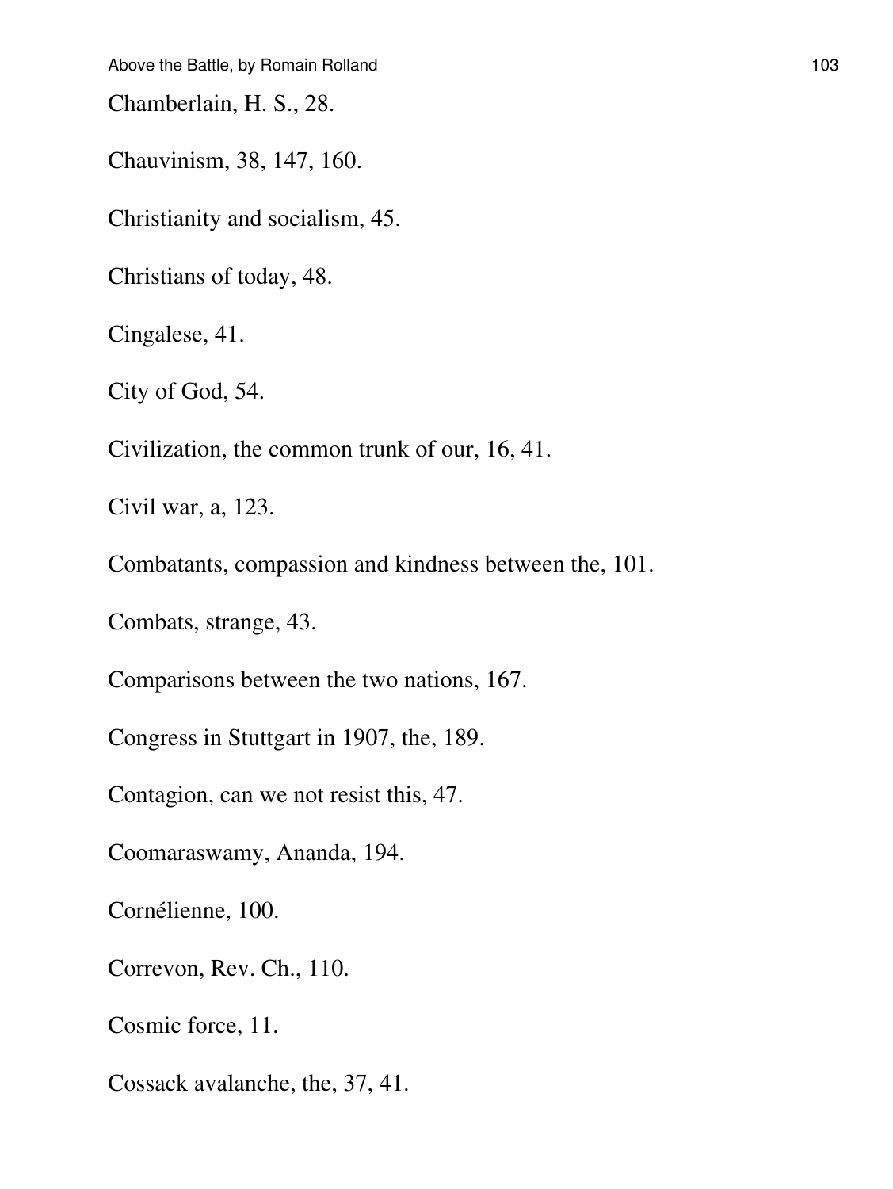Chamberlain, H. S., 28.

Chauvinism, 38, 147, 160.

Christianity and socialism, 45.

Christians of today, 48.

Cingalese, 41.

City of God, 54.

Civilization, the common trunk of our, 16, 41.

Civil war, a, 123.

Combatants, compassion and kindness between the, 101.

Combats, strange, 43.

Comparisons between the two nations, 167.

Congress in Stuttgart in 1907, the, 189.

Contagion, can we not resist this, 47.

Coomaraswamy, Ananda, 194.

Cornélienne, 100.

Correvon, Rev. Ch., 110.

Cosmic force, 11.

Cossack avalanche, the, 37, 41.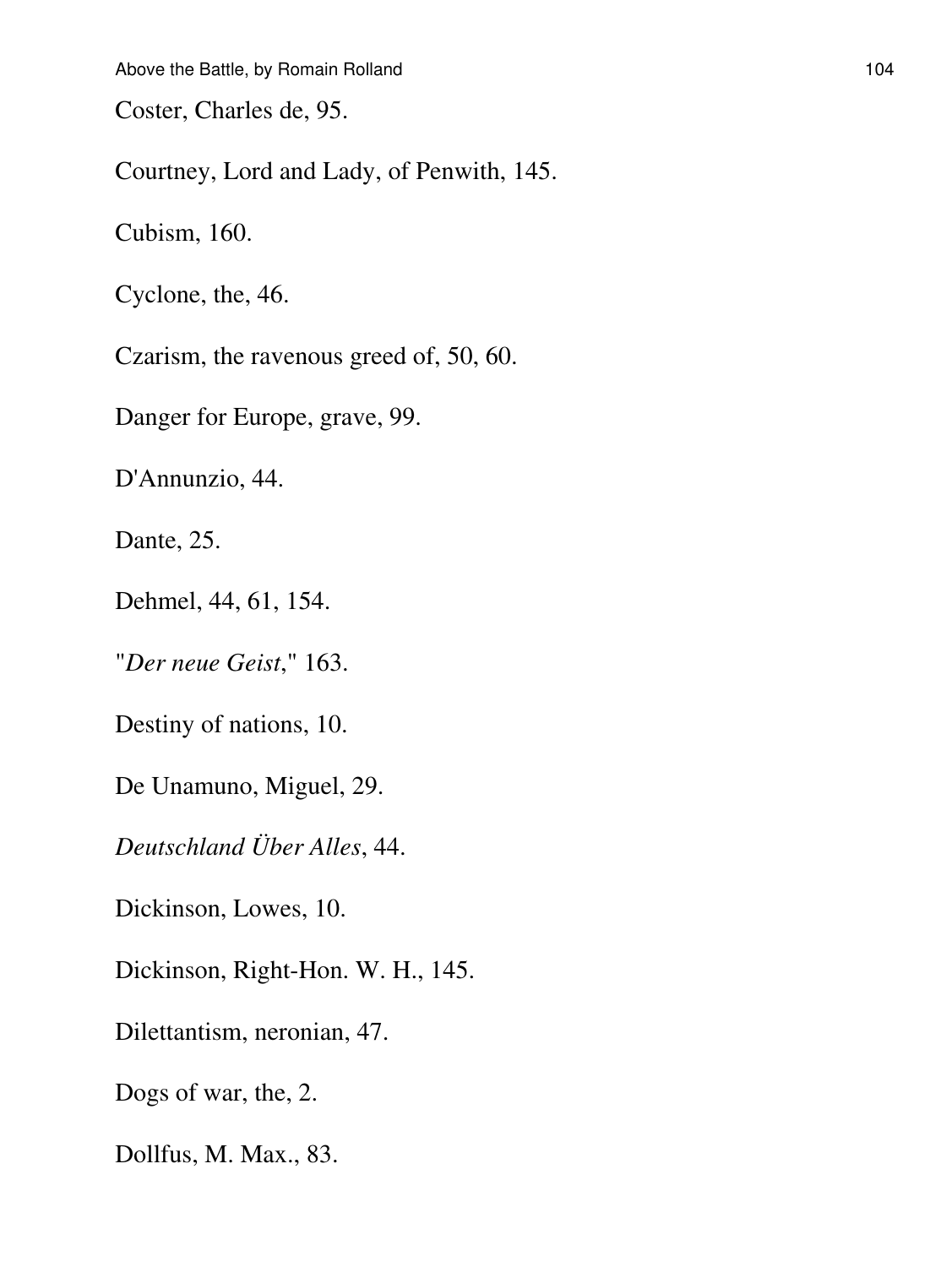Coster, Charles de, 95.

Courtney, Lord and Lady, of Penwith, 145.

Cubism, 160.

Cyclone, the, 46.

Czarism, the ravenous greed of, 50, 60.

Danger for Europe, grave, 99.

D'Annunzio, 44.

Dante, 25.

Dehmel, 44, 61, 154.

"*Der neue Geist*," 163.

Destiny of nations, 10.

De Unamuno, Miguel, 29.

*Deutschland Über Alles*, 44.

Dickinson, Lowes, 10.

Dickinson, Right-Hon. W. H., 145.

Dilettantism, neronian, 47.

Dogs of war, the, 2.

Dollfus, M. Max., 83.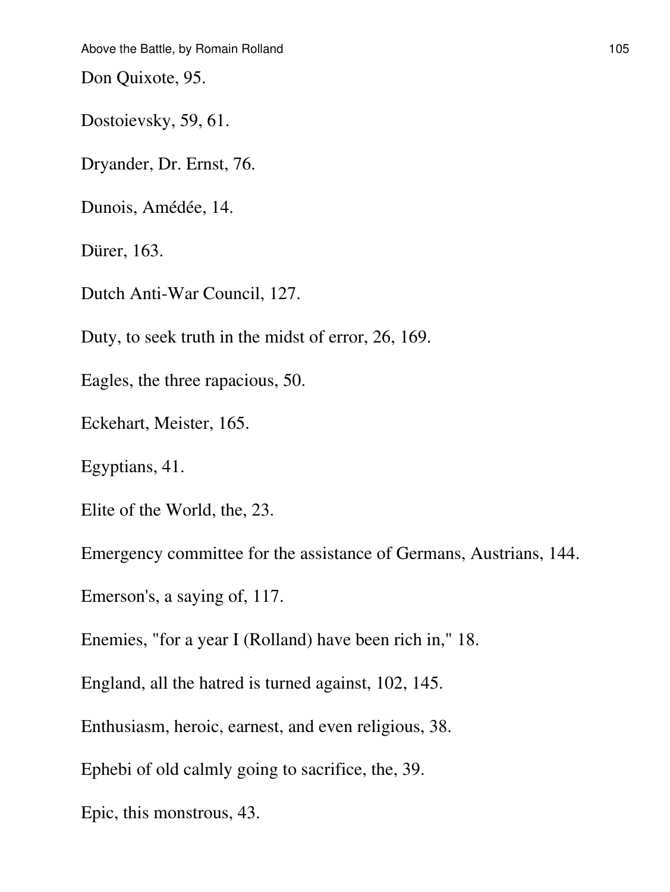Don Quixote, 95.

Dostoievsky, 59, 61.

Dryander, Dr. Ernst, 76.

Dunois, Amédée, 14.

Dürer, 163.

Dutch Anti-War Council, 127.

Duty, to seek truth in the midst of error, 26, 169.

Eagles, the three rapacious, 50.

Eckehart, Meister, 165.

Egyptians, 41.

Elite of the World, the, 23.

Emergency committee for the assistance of Germans, Austrians, 144.

Emerson's, a saying of, 117.

Enemies, "for a year I (Rolland) have been rich in," 18.

England, all the hatred is turned against, 102, 145.

Enthusiasm, heroic, earnest, and even religious, 38.

Ephebi of old calmly going to sacrifice, the, 39.

Epic, this monstrous, 43.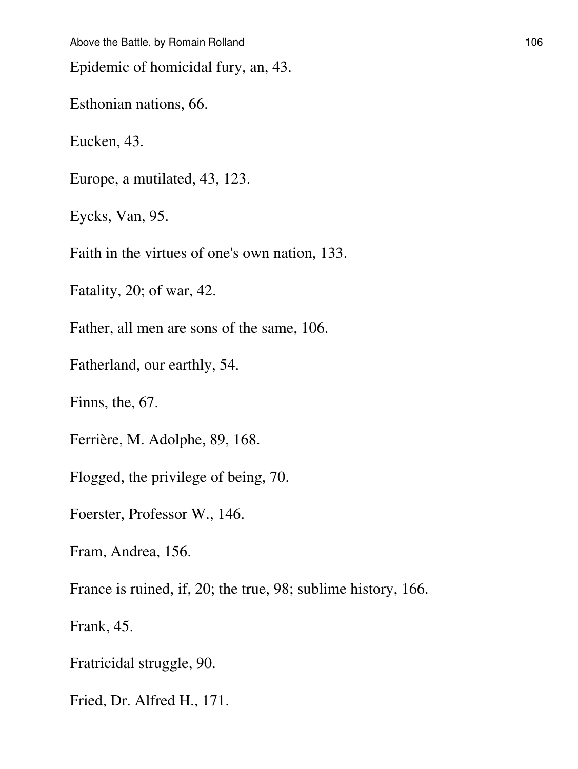Epidemic of homicidal fury, an, 43.

Esthonian nations, 66.

Eucken, 43.

Europe, a mutilated, 43, 123.

Eycks, Van, 95.

Faith in the virtues of one's own nation, 133.

Fatality, 20; of war, 42.

Father, all men are sons of the same, 106.

Fatherland, our earthly, 54.

Finns, the, 67.

Ferrière, M. Adolphe, 89, 168.

Flogged, the privilege of being, 70.

Foerster, Professor W., 146.

Fram, Andrea, 156.

France is ruined, if, 20; the true, 98; sublime history, 166.

Frank, 45.

Fratricidal struggle, 90.

Fried, Dr. Alfred H., 171.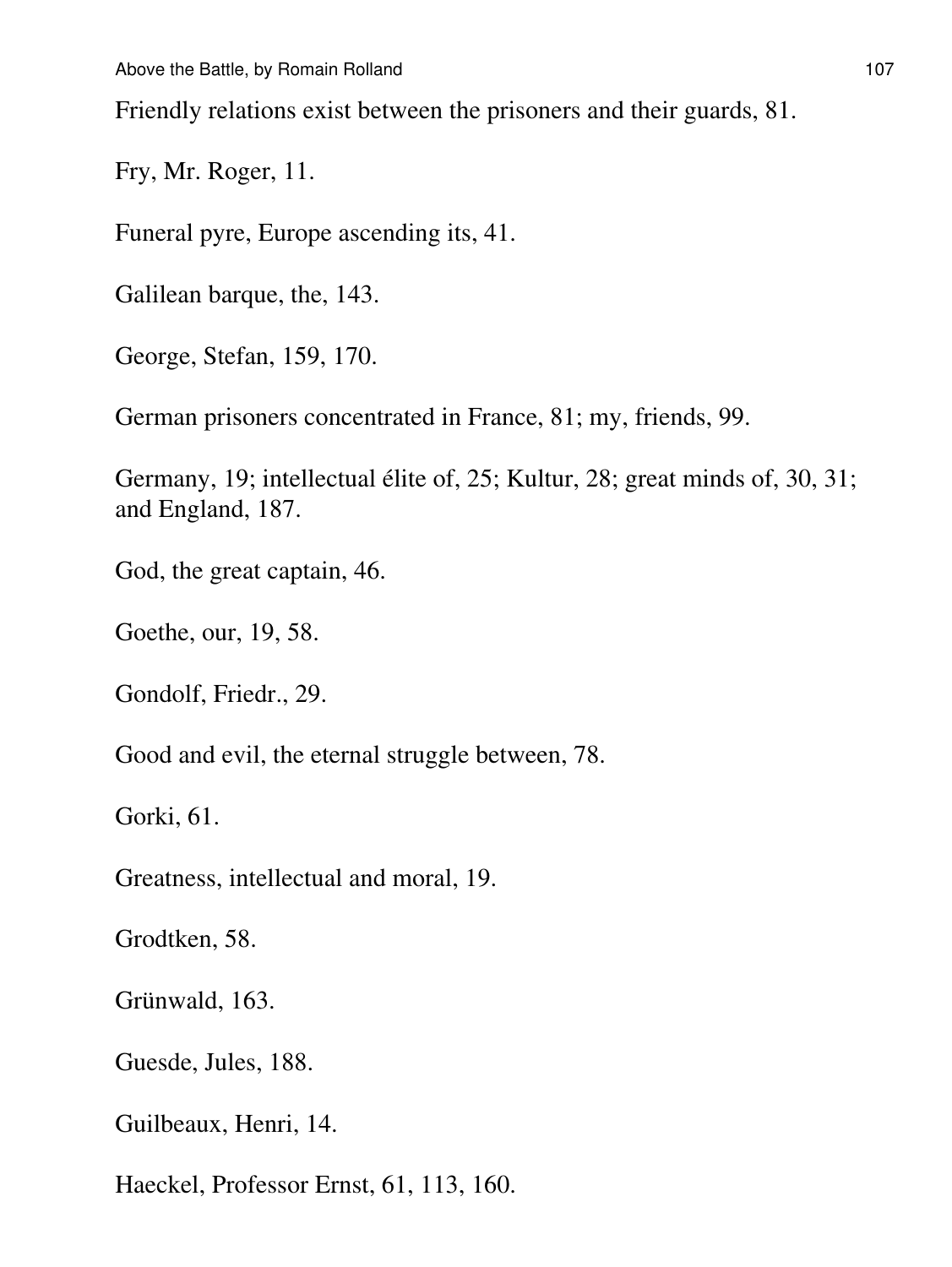Friendly relations exist between the prisoners and their guards, 81.

Fry, Mr. Roger, 11.

Funeral pyre, Europe ascending its, 41.

Galilean barque, the, 143.

George, Stefan, 159, 170.

German prisoners concentrated in France, 81; my, friends, 99.

Germany, 19; intellectual élite of, 25; Kultur, 28; great minds of, 30, 31; and England, 187.

God, the great captain, 46.

Goethe, our, 19, 58.

Gondolf, Friedr., 29.

Good and evil, the eternal struggle between, 78.

Gorki, 61.

Greatness, intellectual and moral, 19.

Grodtken, 58.

Grünwald, 163.

Guesde, Jules, 188.

Guilbeaux, Henri, 14.

Haeckel, Professor Ernst, 61, 113, 160.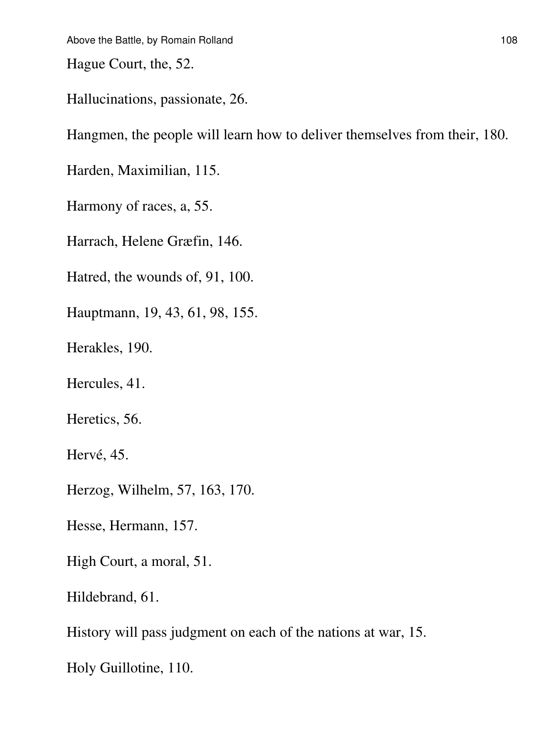Hague Court, the, 52.

Hallucinations, passionate, 26.

Hangmen, the people will learn how to deliver themselves from their, 180.

Harden, Maximilian, 115.

Harmony of races, a, 55.

Harrach, Helene Græfin, 146.

Hatred, the wounds of, 91, 100.

Hauptmann, 19, 43, 61, 98, 155.

Herakles, 190.

Hercules, 41.

Heretics, 56.

Hervé, 45.

Herzog, Wilhelm, 57, 163, 170.

Hesse, Hermann, 157.

High Court, a moral, 51.

Hildebrand, 61.

History will pass judgment on each of the nations at war, 15.

Holy Guillotine, 110.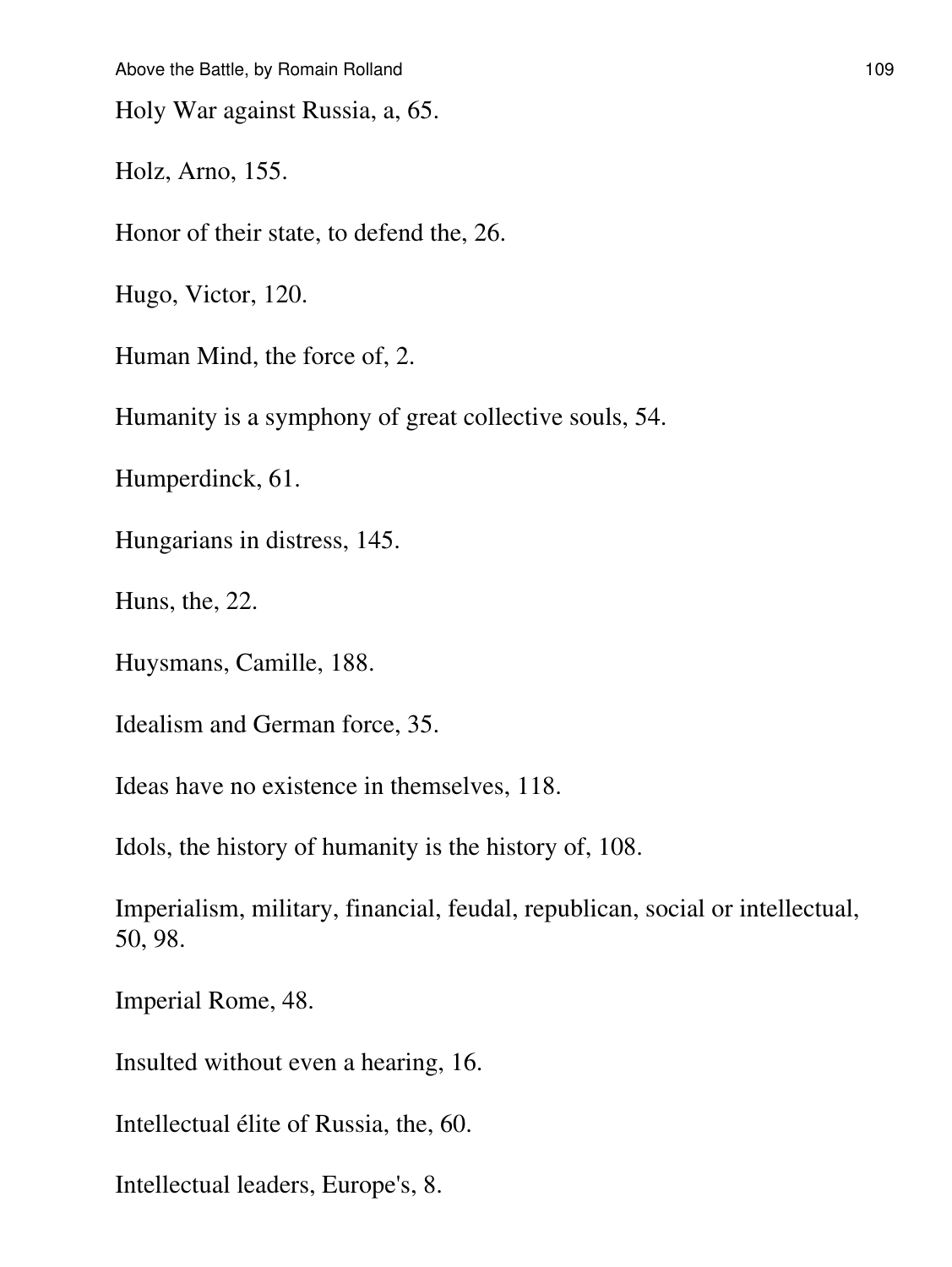Holy War against Russia, a, 65.

Holz, Arno, 155.

Honor of their state, to defend the, 26.

Hugo, Victor, 120.

Human Mind, the force of, 2.

Humanity is a symphony of great collective souls, 54.

Humperdinck, 61.

Hungarians in distress, 145.

Huns, the, 22.

Huysmans, Camille, 188.

Idealism and German force, 35.

Ideas have no existence in themselves, 118.

Idols, the history of humanity is the history of, 108.

Imperialism, military, financial, feudal, republican, social or intellectual, 50, 98.

Imperial Rome, 48.

Insulted without even a hearing, 16.

Intellectual élite of Russia, the, 60.

Intellectual leaders, Europe's, 8.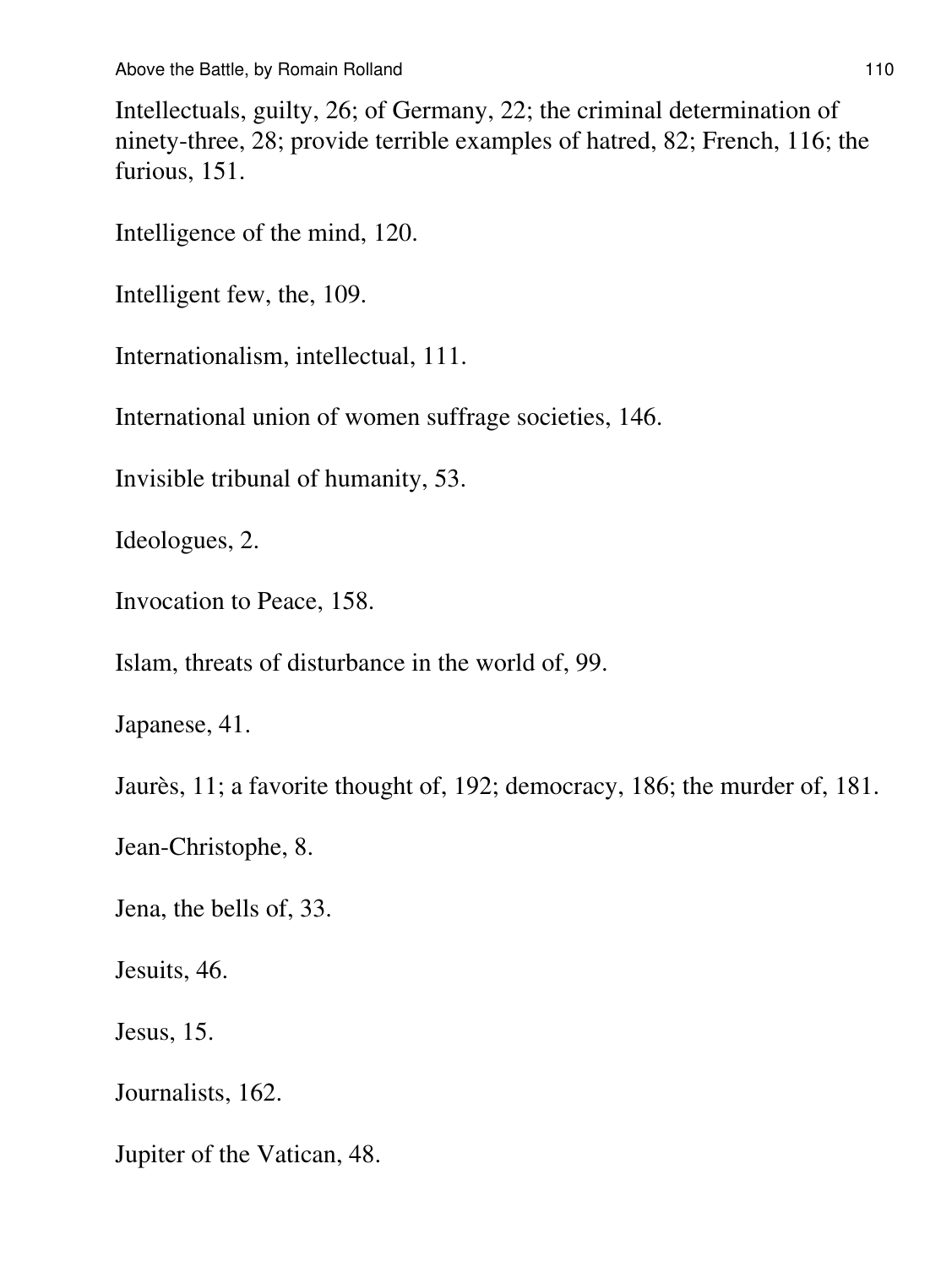Intellectuals, guilty, 26; of Germany, 22; the criminal determination of ninety-three, 28; provide terrible examples of hatred, 82; French, 116; the furious, 151.

Intelligence of the mind, 120.

Intelligent few, the, 109.

Internationalism, intellectual, 111.

International union of women suffrage societies, 146.

Invisible tribunal of humanity, 53.

Ideologues, 2.

Invocation to Peace, 158.

Islam, threats of disturbance in the world of, 99.

Japanese, 41.

Jaurès, 11; a favorite thought of, 192; democracy, 186; the murder of, 181.

Jean-Christophe, 8.

Jena, the bells of, 33.

Jesuits, 46.

Jesus, 15.

Journalists, 162.

Jupiter of the Vatican, 48.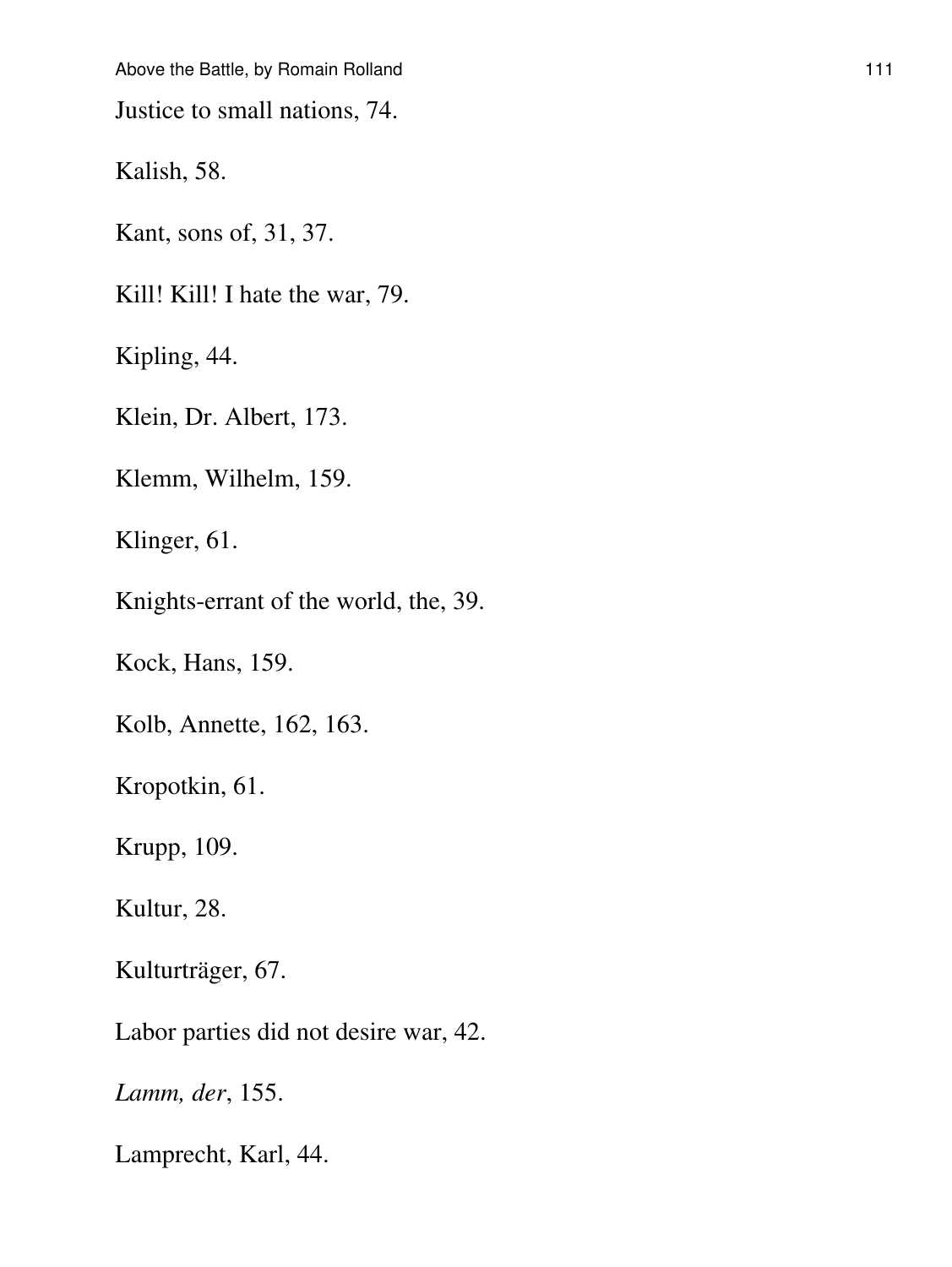Justice to small nations, 74.

Kalish, 58.

Kant, sons of, 31, 37.

Kill! Kill! I hate the war, 79.

Kipling, 44.

Klein, Dr. Albert, 173.

Klemm, Wilhelm, 159.

Klinger, 61.

Knights-errant of the world, the, 39.

Kock, Hans, 159.

Kolb, Annette, 162, 163.

Kropotkin, 61.

Krupp, 109.

Kultur, 28.

Kulturträger, 67.

Labor parties did not desire war, 42.

*Lamm, der*, 155.

Lamprecht, Karl, 44.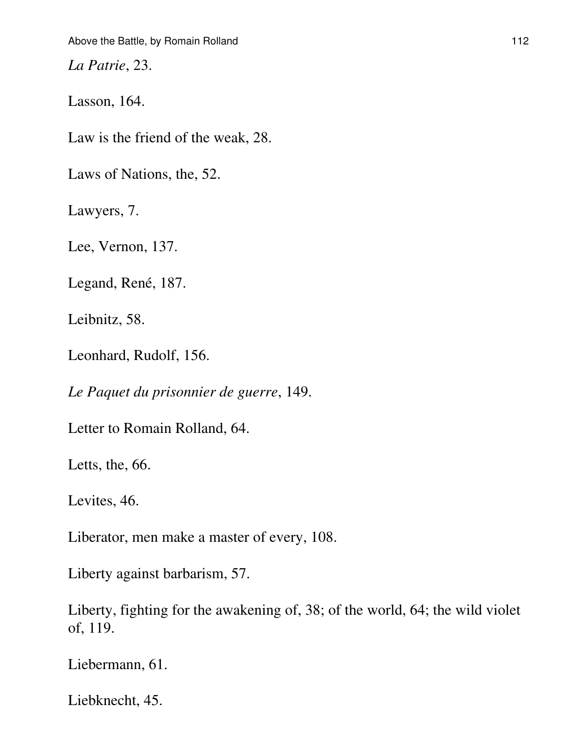*La Patrie*, 23.

Lasson, 164.

Law is the friend of the weak, 28.

Laws of Nations, the, 52.

Lawyers, 7.

Lee, Vernon, 137.

Legand, René, 187.

Leibnitz, 58.

Leonhard, Rudolf, 156.

*Le Paquet du prisonnier de guerre*, 149.

Letter to Romain Rolland, 64.

Letts, the, 66.

Levites, 46.

Liberator, men make a master of every, 108.

Liberty against barbarism, 57.

Liberty, fighting for the awakening of, 38; of the world, 64; the wild violet of, 119.

Liebermann, 61.

Liebknecht, 45.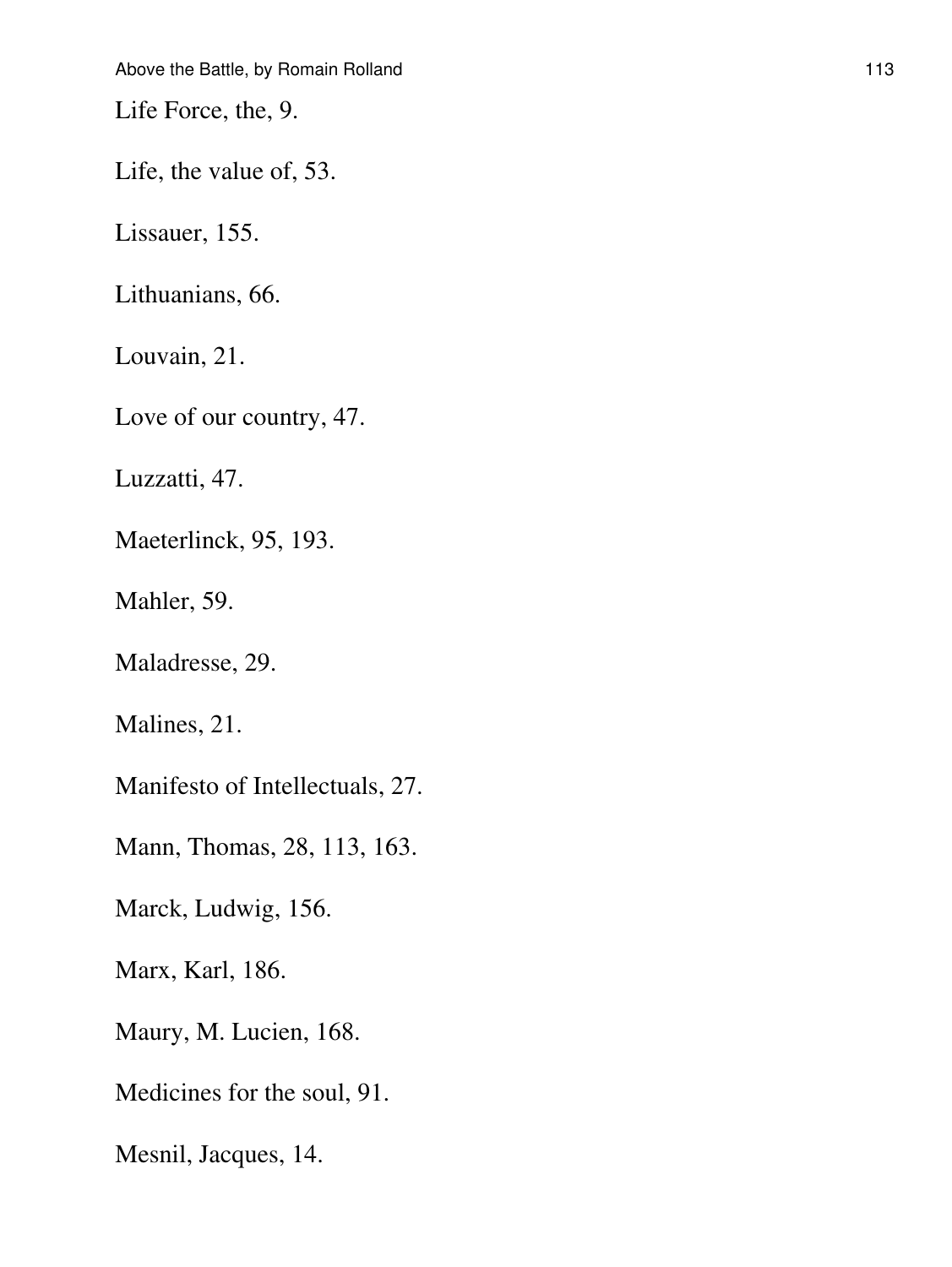Life Force, the, 9.

Life, the value of, 53.

Lissauer, 155.

Lithuanians, 66.

Louvain, 21.

Love of our country, 47.

Luzzatti, 47.

Maeterlinck, 95, 193.

Mahler, 59.

Maladresse, 29.

Malines, 21.

Manifesto of Intellectuals, 27.

Mann, Thomas, 28, 113, 163.

Marck, Ludwig, 156.

Marx, Karl, 186.

Maury, M. Lucien, 168.

Medicines for the soul, 91.

Mesnil, Jacques, 14.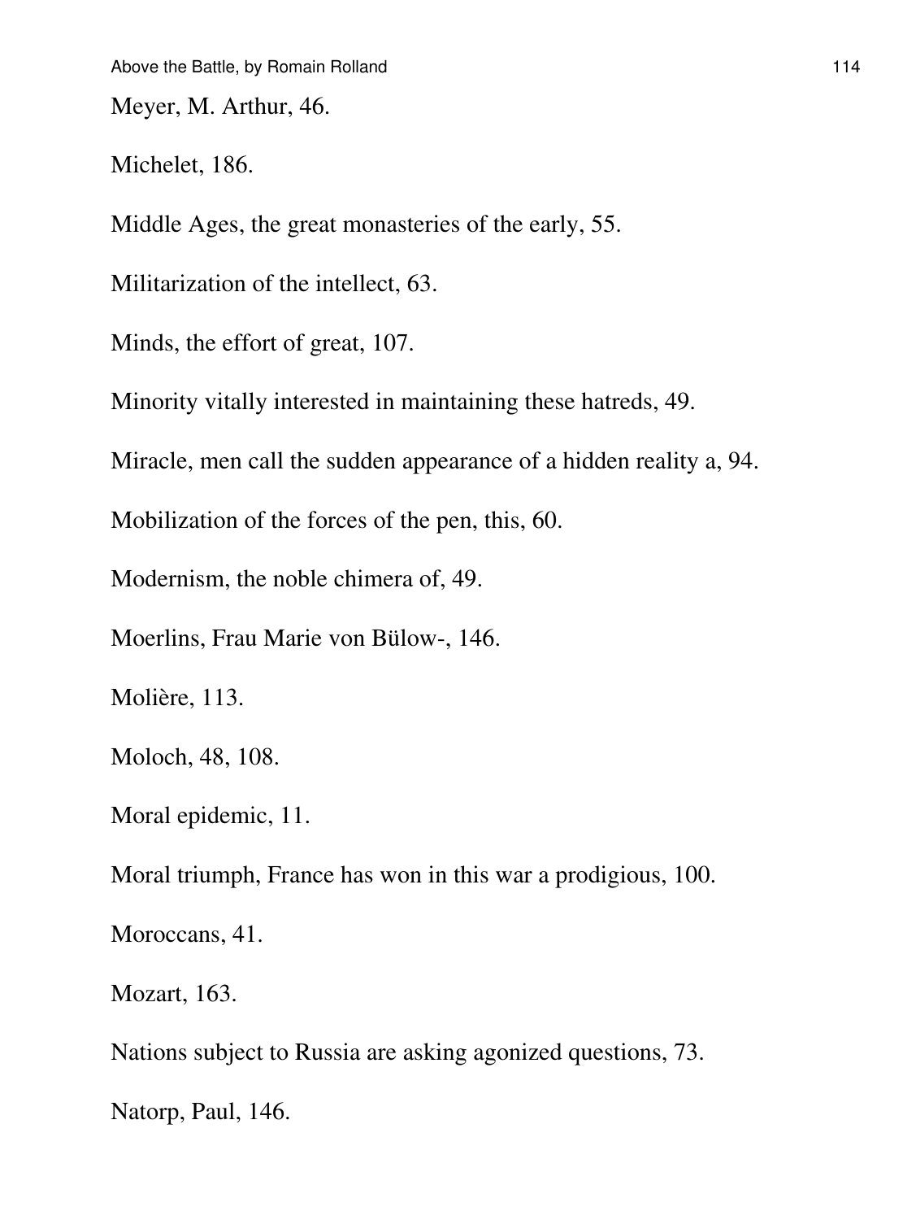Meyer, M. Arthur, 46.

Michelet, 186.

Middle Ages, the great monasteries of the early, 55.

Militarization of the intellect, 63.

Minds, the effort of great, 107.

Minority vitally interested in maintaining these hatreds, 49.

Miracle, men call the sudden appearance of a hidden reality a, 94.

Mobilization of the forces of the pen, this, 60.

Modernism, the noble chimera of, 49.

Moerlins, Frau Marie von Bülow-, 146.

Molière, 113.

Moloch, 48, 108.

Moral epidemic, 11.

Moral triumph, France has won in this war a prodigious, 100.

Moroccans, 41.

Mozart, 163.

Nations subject to Russia are asking agonized questions, 73.

Natorp, Paul, 146.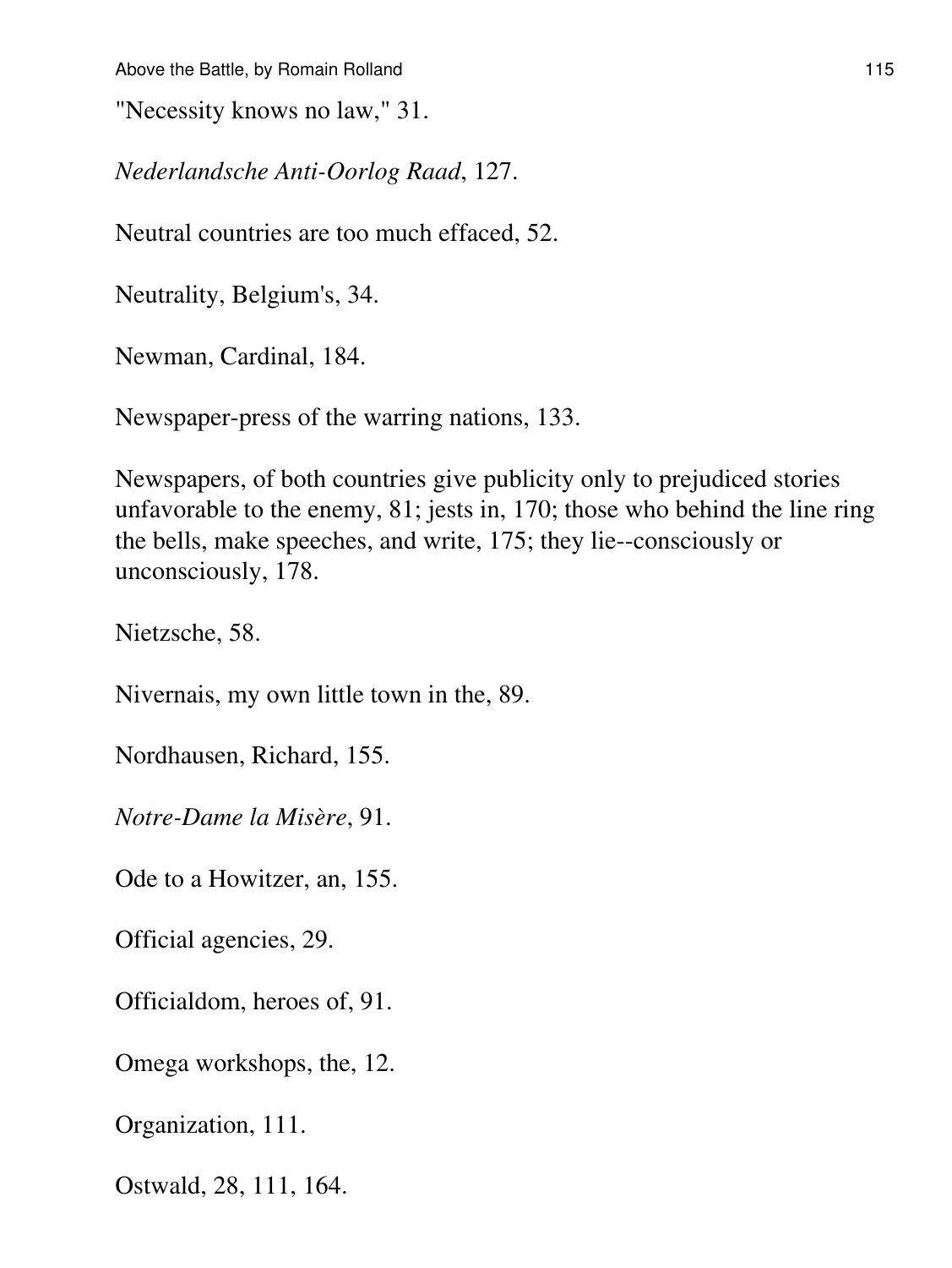"Necessity knows no law," 31.

*Nederlandsche Anti-Oorlog Raad*, 127.

Neutral countries are too much effaced, 52.

Neutrality, Belgium's, 34.

Newman, Cardinal, 184.

Newspaper-press of the warring nations, 133.

Newspapers, of both countries give publicity only to prejudiced stories unfavorable to the enemy, 81; jests in, 170; those who behind the line ring the bells, make speeches, and write, 175; they lie--consciously or unconsciously, 178.

Nietzsche, 58.

Nivernais, my own little town in the, 89.

Nordhausen, Richard, 155.

*Notre-Dame la Misère*, 91.

Ode to a Howitzer, an, 155.

Official agencies, 29.

Officialdom, heroes of, 91.

Omega workshops, the, 12.

Organization, 111.

Ostwald, 28, 111, 164.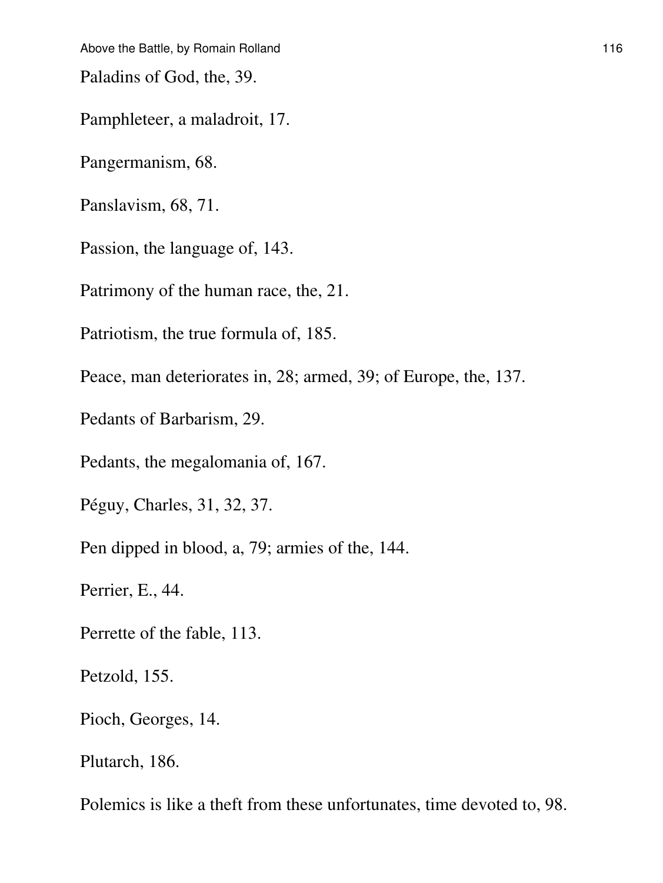Paladins of God, the, 39.

Pamphleteer, a maladroit, 17.

Pangermanism, 68.

Panslavism, 68, 71.

Passion, the language of, 143.

Patrimony of the human race, the, 21.

Patriotism, the true formula of, 185.

Peace, man deteriorates in, 28; armed, 39; of Europe, the, 137.

Pedants of Barbarism, 29.

Pedants, the megalomania of, 167.

Péguy, Charles, 31, 32, 37.

Pen dipped in blood, a, 79; armies of the, 144.

Perrier, E., 44.

Perrette of the fable, 113.

Petzold, 155.

Pioch, Georges, 14.

Plutarch, 186.

Polemics is like a theft from these unfortunates, time devoted to, 98.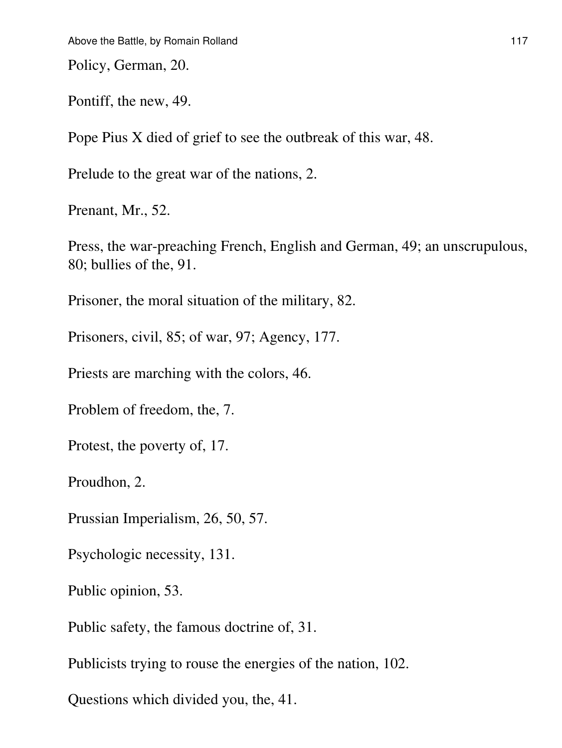Policy, German, 20.

Pontiff, the new, 49.

Pope Pius X died of grief to see the outbreak of this war, 48.

Prelude to the great war of the nations, 2.

Prenant, Mr., 52.

Press, the war-preaching French, English and German, 49; an unscrupulous, 80; bullies of the, 91.

Prisoner, the moral situation of the military, 82.

Prisoners, civil, 85; of war, 97; Agency, 177.

Priests are marching with the colors, 46.

Problem of freedom, the, 7.

Protest, the poverty of, 17.

Proudhon, 2.

Prussian Imperialism, 26, 50, 57.

Psychologic necessity, 131.

Public opinion, 53.

Public safety, the famous doctrine of, 31.

Publicists trying to rouse the energies of the nation, 102.

Questions which divided you, the, 41.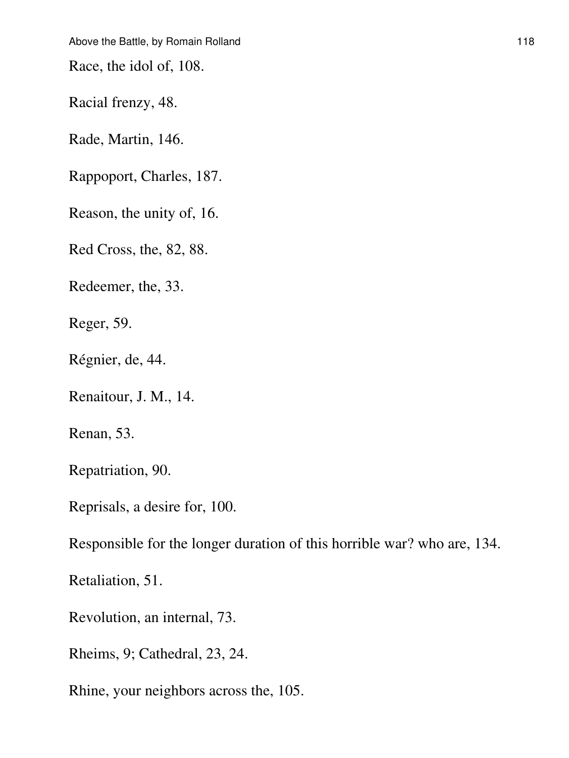Race, the idol of, 108.

Racial frenzy, 48.

Rade, Martin, 146.

Rappoport, Charles, 187.

Reason, the unity of, 16.

Red Cross, the, 82, 88.

Redeemer, the, 33.

Reger, 59.

Régnier, de, 44.

Renaitour, J. M., 14.

Renan, 53.

Repatriation, 90.

Reprisals, a desire for, 100.

Responsible for the longer duration of this horrible war? who are, 134.

Retaliation, 51.

Revolution, an internal, 73.

Rheims, 9; Cathedral, 23, 24.

Rhine, your neighbors across the, 105.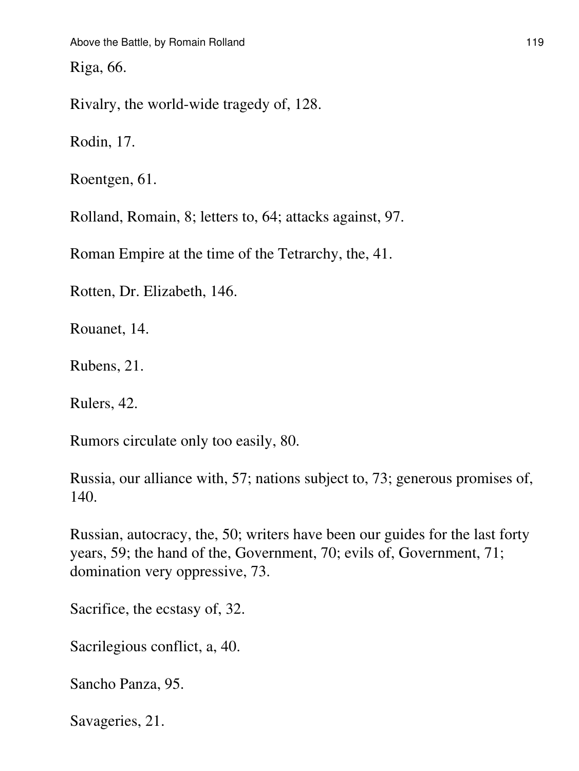Riga, 66.

Rivalry, the world-wide tragedy of, 128.

Rodin, 17.

Roentgen, 61.

Rolland, Romain, 8; letters to, 64; attacks against, 97.

Roman Empire at the time of the Tetrarchy, the, 41.

Rotten, Dr. Elizabeth, 146.

Rouanet, 14.

Rubens, 21.

Rulers, 42.

Rumors circulate only too easily, 80.

Russia, our alliance with, 57; nations subject to, 73; generous promises of, 140.

Russian, autocracy, the, 50; writers have been our guides for the last forty years, 59; the hand of the, Government, 70; evils of, Government, 71; domination very oppressive, 73.

Sacrifice, the ecstasy of, 32.

Sacrilegious conflict, a, 40.

Sancho Panza, 95.

Savageries, 21.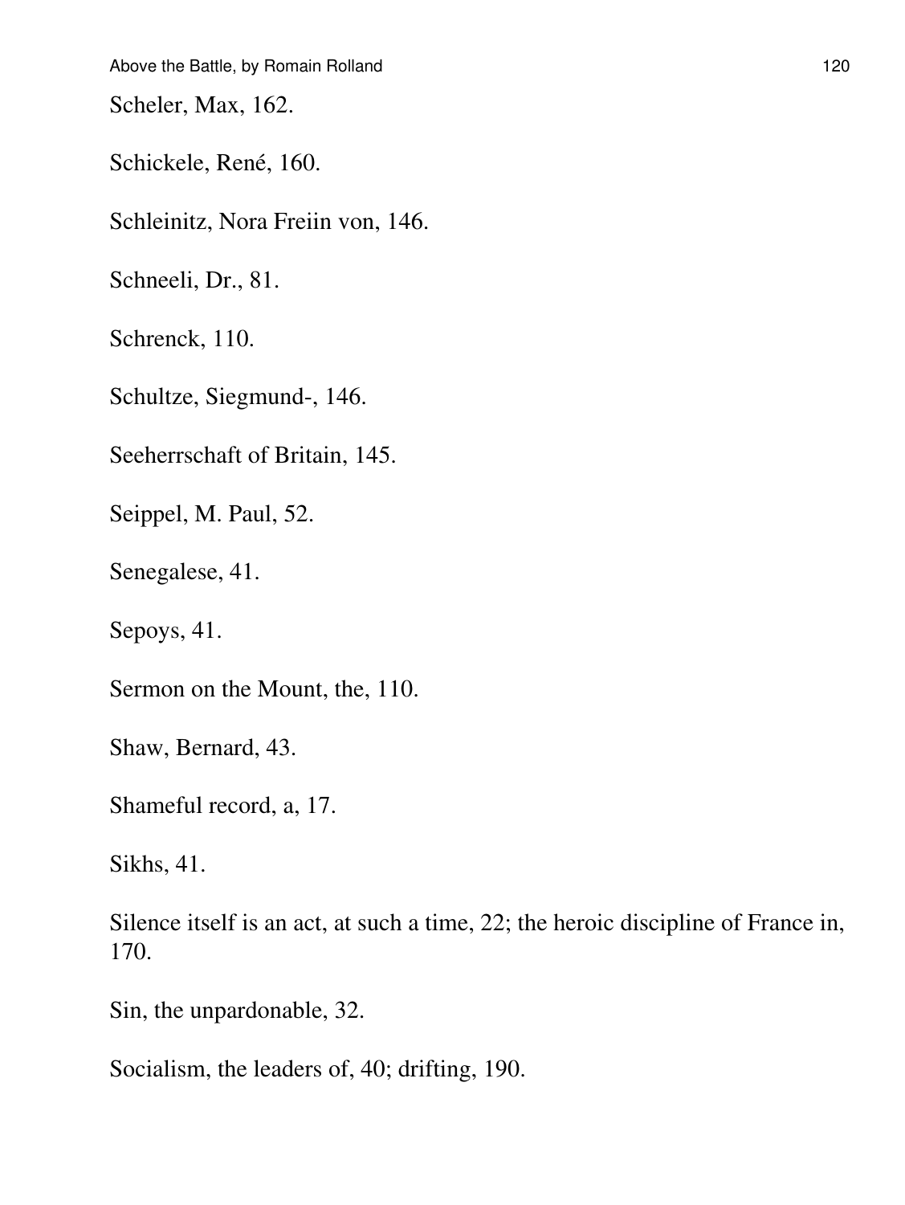Scheler, Max, 162.

Schickele, René, 160.

Schleinitz, Nora Freiin von, 146.

Schneeli, Dr., 81.

Schrenck, 110.

Schultze, Siegmund-, 146.

Seeherrschaft of Britain, 145.

Seippel, M. Paul, 52.

Senegalese, 41.

Sepoys, 41.

Sermon on the Mount, the, 110.

Shaw, Bernard, 43.

Shameful record, a, 17.

Sikhs, 41.

Silence itself is an act, at such a time, 22; the heroic discipline of France in, 170.

Sin, the unpardonable, 32.

Socialism, the leaders of, 40; drifting, 190.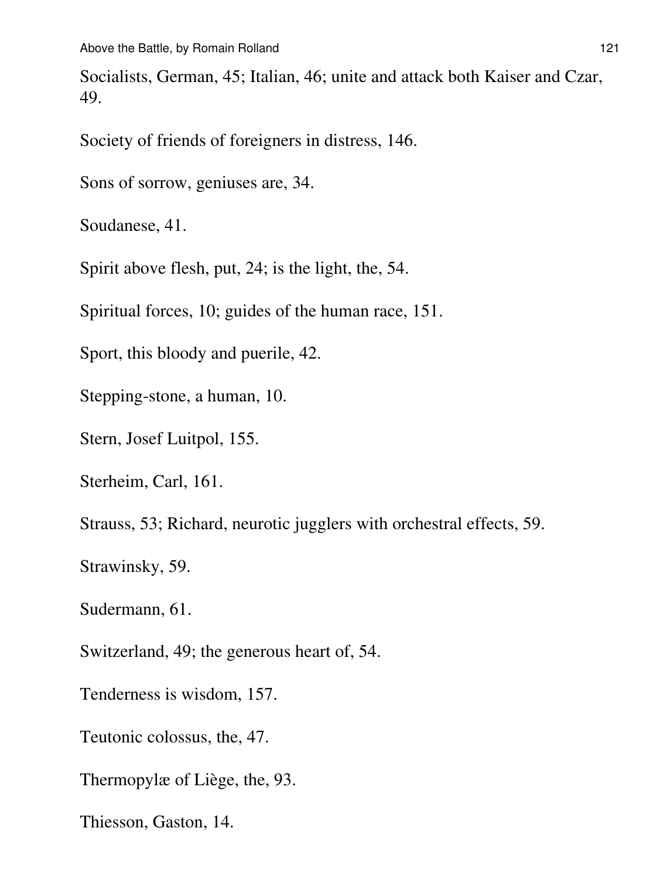Socialists, German, 45; Italian, 46; unite and attack both Kaiser and Czar, 49.

Society of friends of foreigners in distress, 146.

Sons of sorrow, geniuses are, 34.

Soudanese, 41.

Spirit above flesh, put, 24; is the light, the, 54.

Spiritual forces, 10; guides of the human race, 151.

Sport, this bloody and puerile, 42.

Stepping-stone, a human, 10.

Stern, Josef Luitpol, 155.

Sterheim, Carl, 161.

Strauss, 53; Richard, neurotic jugglers with orchestral effects, 59.

Strawinsky, 59.

Sudermann, 61.

Switzerland, 49; the generous heart of, 54.

Tenderness is wisdom, 157.

Teutonic colossus, the, 47.

Thermopylæ of Liège, the, 93.

Thiesson, Gaston, 14.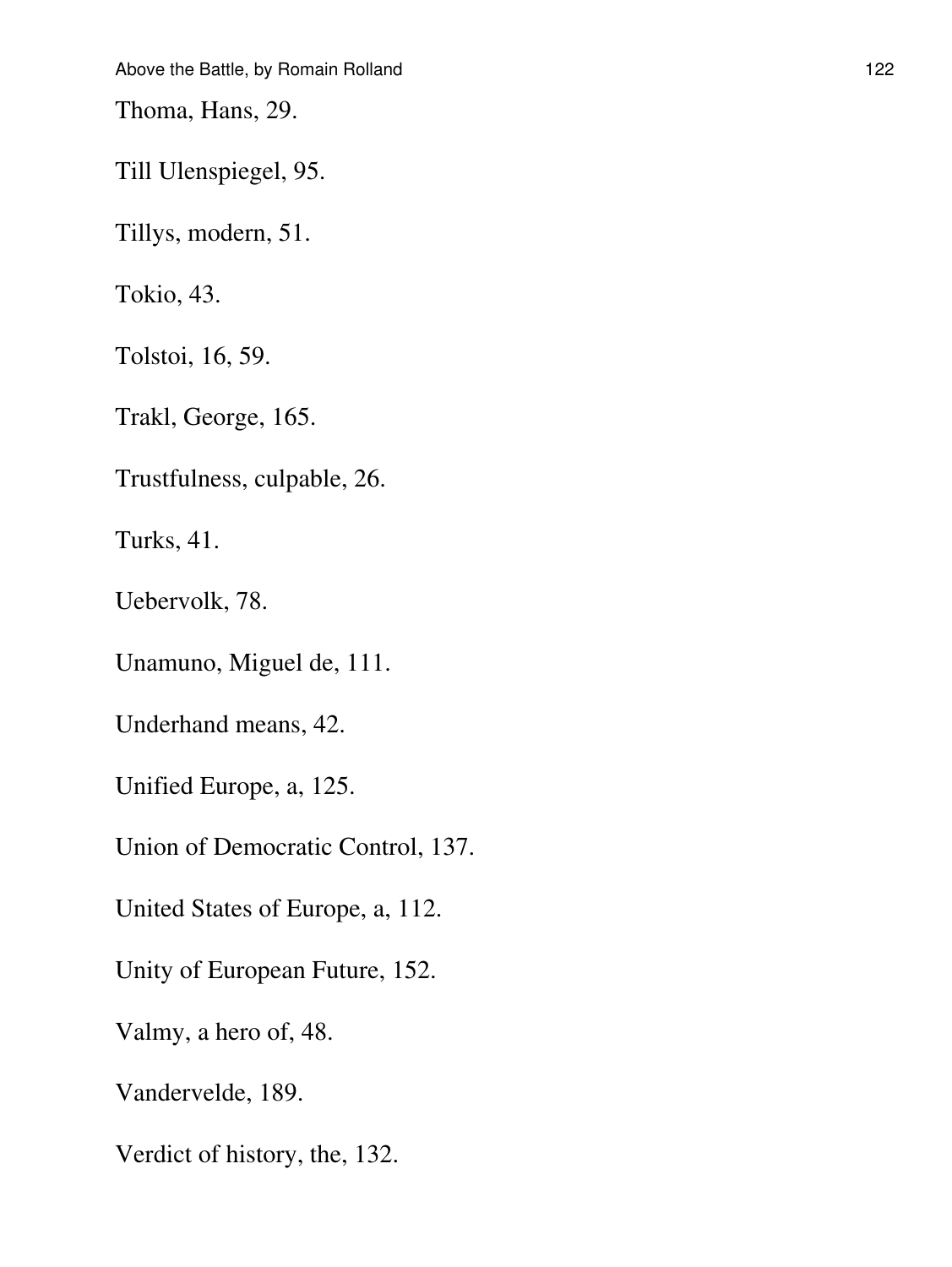Thoma, Hans, 29.

Till Ulenspiegel, 95.

Tillys, modern, 51.

Tokio, 43.

Tolstoi, 16, 59.

Trakl, George, 165.

Trustfulness, culpable, 26.

Turks, 41.

Uebervolk, 78.

Unamuno, Miguel de, 111.

Underhand means, 42.

Unified Europe, a, 125.

Union of Democratic Control, 137.

United States of Europe, a, 112.

Unity of European Future, 152.

Valmy, a hero of, 48.

Vandervelde, 189.

Verdict of history, the, 132.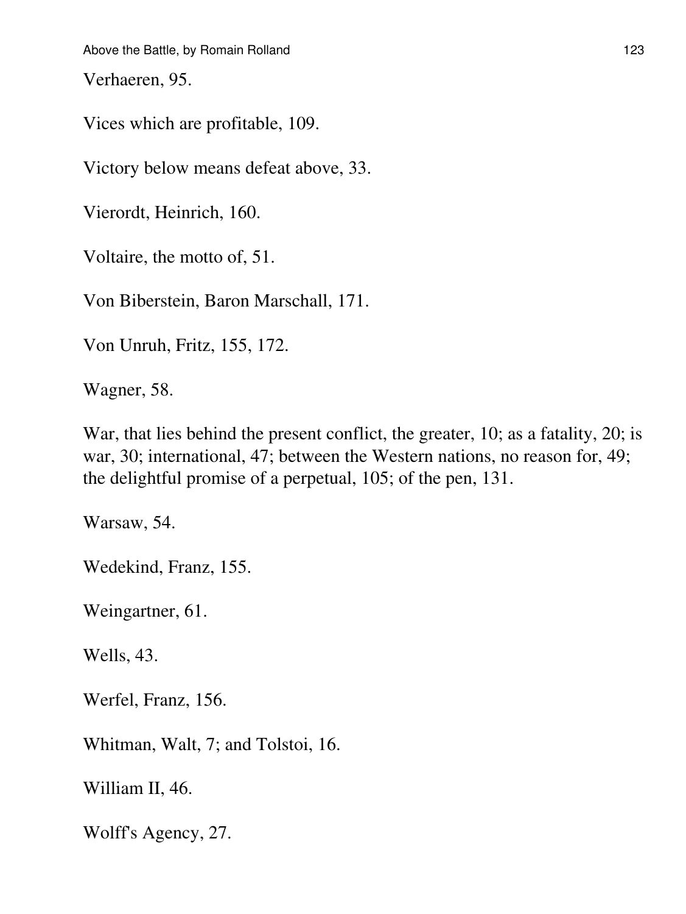Verhaeren, 95.

Vices which are profitable, 109.

Victory below means defeat above, 33.

Vierordt, Heinrich, 160.

Voltaire, the motto of, 51.

Von Biberstein, Baron Marschall, 171.

Von Unruh, Fritz, 155, 172.

Wagner, 58.

War, that lies behind the present conflict, the greater, 10; as a fatality, 20; is war, 30; international, 47; between the Western nations, no reason for, 49; the delightful promise of a perpetual, 105; of the pen, 131.

Warsaw, 54.

Wedekind, Franz, 155.

Weingartner, 61.

Wells, 43.

Werfel, Franz, 156.

Whitman, Walt, 7; and Tolstoi, 16.

William II, 46.

Wolff's Agency, 27.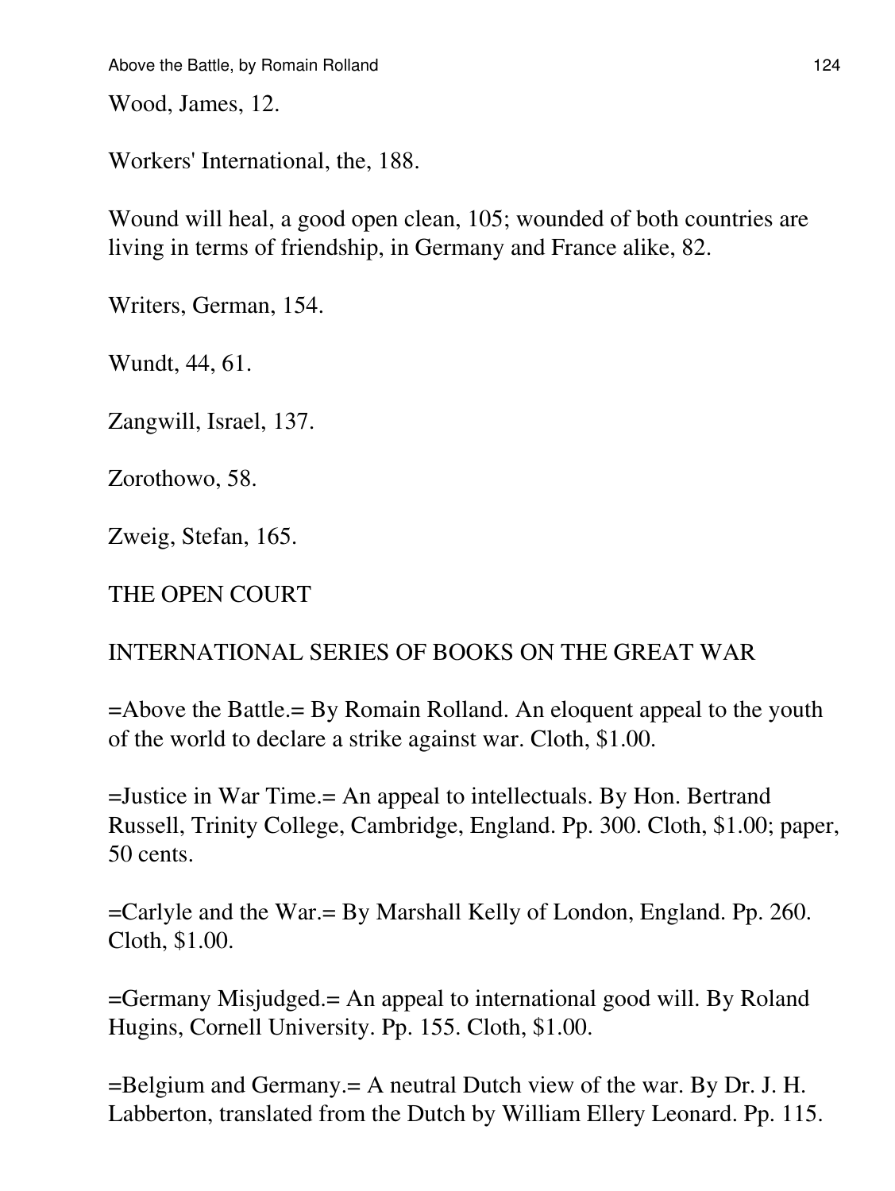Wood, James, 12.

Workers' International, the, 188.

Wound will heal, a good open clean, 105; wounded of both countries are living in terms of friendship, in Germany and France alike, 82.

Writers, German, 154.

Wundt, 44, 61.

Zangwill, Israel, 137.

Zorothowo, 58.

Zweig, Stefan, 165.

THE OPEN COURT

INTERNATIONAL SERIES OF BOOKS ON THE GREAT WAR

=Above the Battle.= By Romain Rolland. An eloquent appeal to the youth of the world to declare a strike against war. Cloth, $1.00.

=Justice in War Time.= An appeal to intellectuals. By Hon. Bertrand Russell, Trinity College, Cambridge, England. Pp. 300. Cloth, $1.00; paper, 50 cents.

=Carlyle and the War.= By Marshall Kelly of London, England. Pp. 260. Cloth, $1.00.

=Germany Misjudged.= An appeal to international good will. By Roland Hugins, Cornell University. Pp. 155. Cloth, $1.00.

=Belgium and Germany.= A neutral Dutch view of the war. By Dr. J. H. Labberton, translated from the Dutch by William Ellery Leonard. Pp. 115.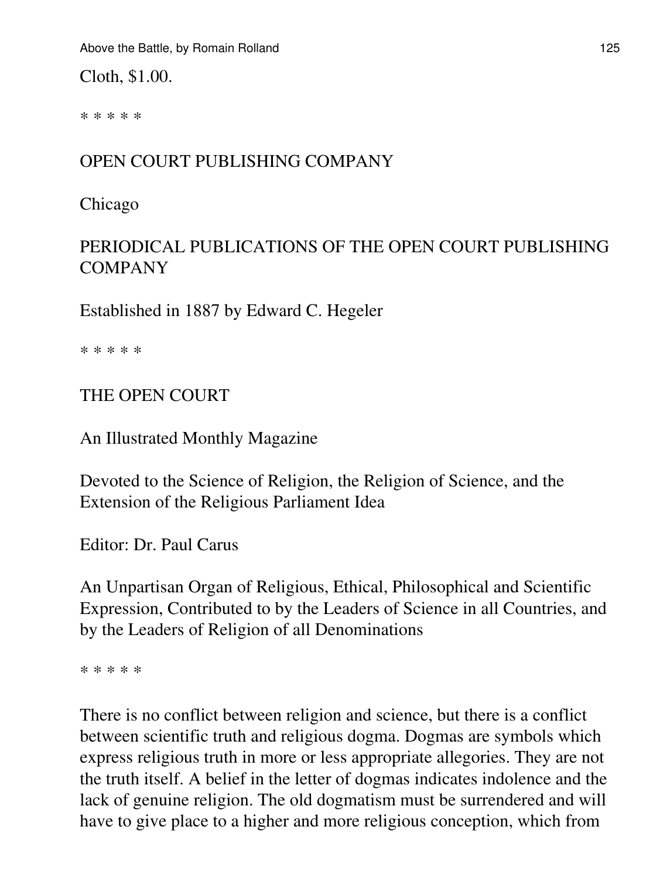Cloth, $1.00.

* * * * *

OPEN COURT PUBLISHING COMPANY

Chicago

PERIODICAL PUBLICATIONS OF THE OPEN COURT PUBLISHING COMPANY

Established in 1887 by Edward C. Hegeler

* * * * *

THE OPEN COURT

An Illustrated Monthly Magazine

Devoted to the Science of Religion, the Religion of Science, and the Extension of the Religious Parliament Idea

Editor: Dr. Paul Carus

An Unpartisan Organ of Religious, Ethical, Philosophical and Scientific Expression, Contributed to by the Leaders of Science in all Countries, and by the Leaders of Religion of all Denominations

* * * * *

There is no conflict between religion and science, but there is a conflict between scientific truth and religious dogma. Dogmas are symbols which express religious truth in more or less appropriate allegories. They are not the truth itself. A belief in the letter of dogmas indicates indolence and the lack of genuine religion. The old dogmatism must be surrendered and will have to give place to a higher and more religious conception, which from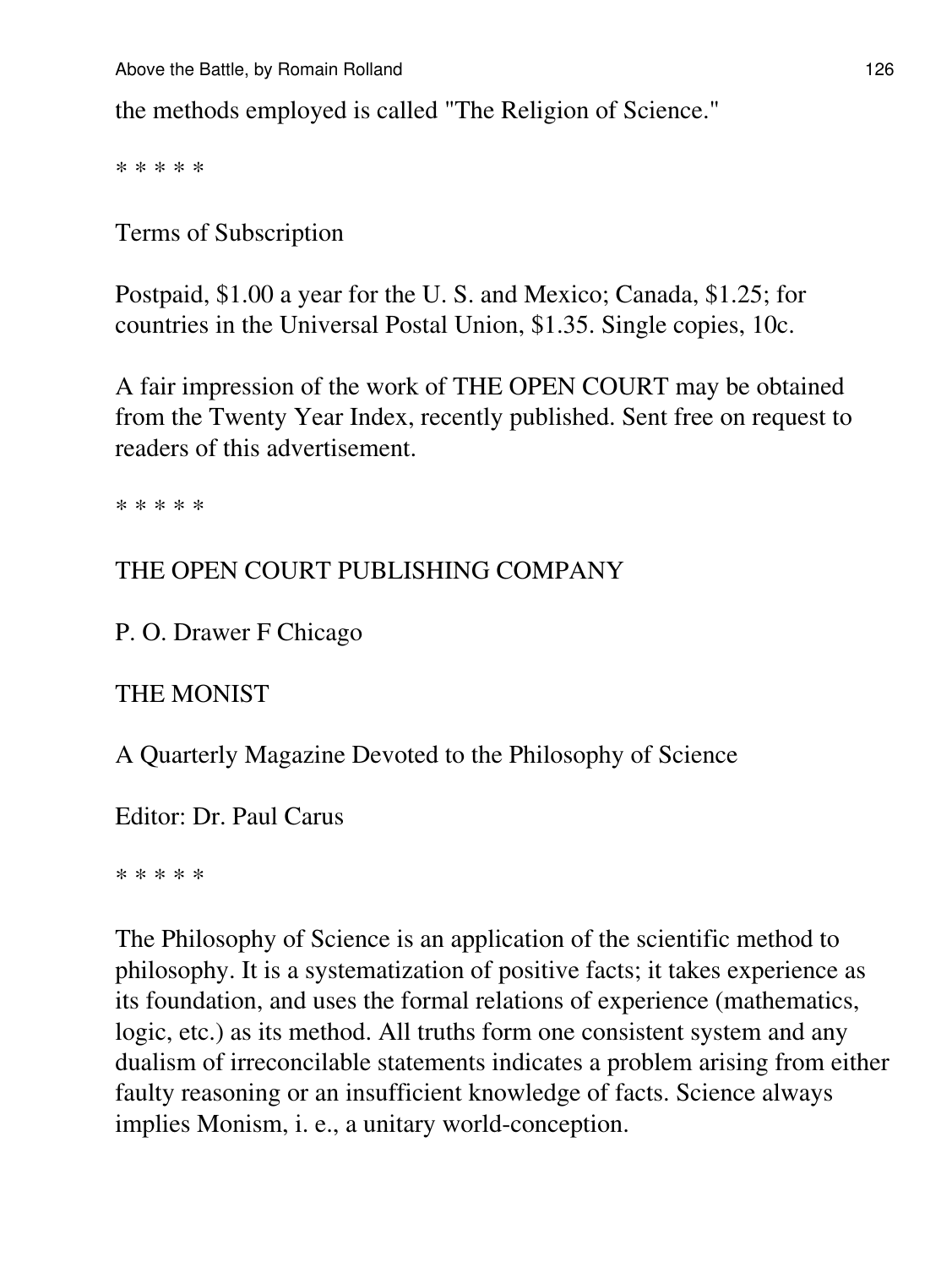the methods employed is called "The Religion of Science."

* * * * *

Terms of Subscription

Postpaid, $1.00 a year for the U. S. and Mexico; Canada, $1.25; for countries in the Universal Postal Union, $1.35. Single copies, 10c.

A fair impression of the work of THE OPEN COURT may be obtained from the Twenty Year Index, recently published. Sent free on request to readers of this advertisement.

* * * * *

THE OPEN COURT PUBLISHING COMPANY

P. O. Drawer F Chicago

THE MONIST

A Quarterly Magazine Devoted to the Philosophy of Science

Editor: Dr. Paul Carus

* * * * *

The Philosophy of Science is an application of the scientific method to philosophy. It is a systematization of positive facts; it takes experience as its foundation, and uses the formal relations of experience (mathematics, logic, etc.) as its method. All truths form one consistent system and any dualism of irreconcilable statements indicates a problem arising from either faulty reasoning or an insufficient knowledge of facts. Science always implies Monism, i. e., a unitary world-conception.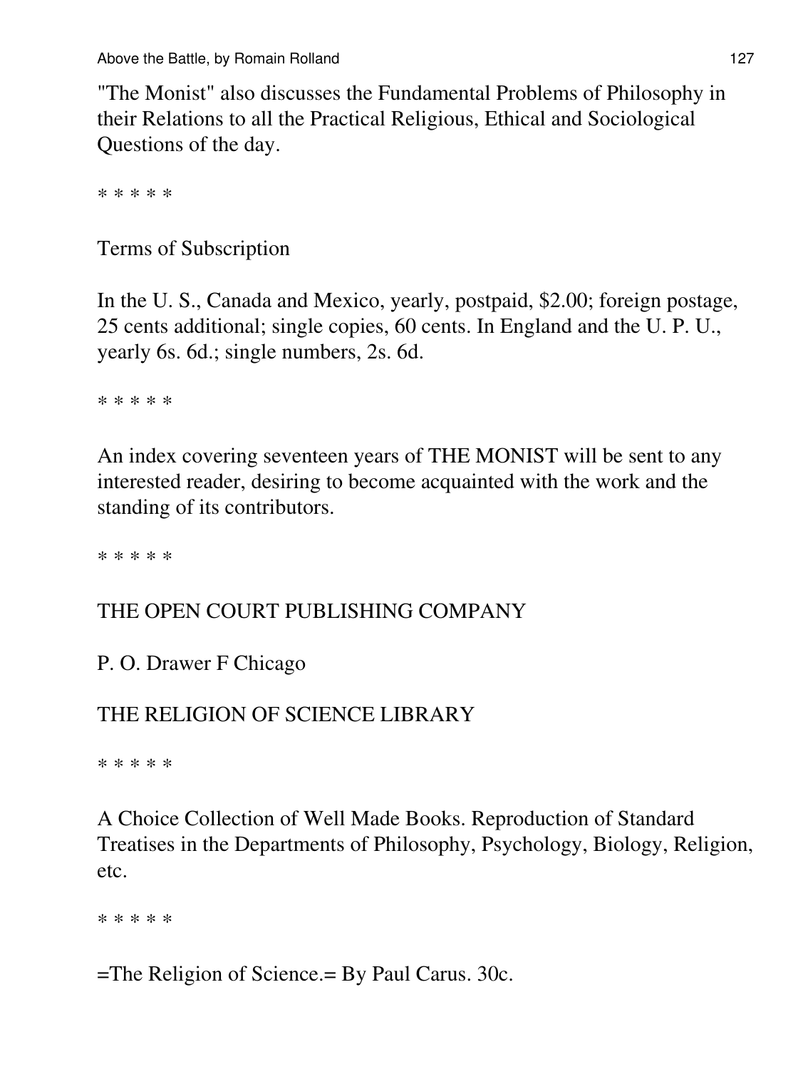"The Monist" also discusses the Fundamental Problems of Philosophy in their Relations to all the Practical Religious, Ethical and Sociological Questions of the day.

* * * * *

Terms of Subscription

In the U. S., Canada and Mexico, yearly, postpaid, $2.00; foreign postage, 25 cents additional; single copies, 60 cents. In England and the U. P. U., yearly 6s. 6d.; single numbers, 2s. 6d.

* * * * *

An index covering seventeen years of THE MONIST will be sent to any interested reader, desiring to become acquainted with the work and the standing of its contributors.

* * * * *

THE OPEN COURT PUBLISHING COMPANY

P. O. Drawer F Chicago

THE RELIGION OF SCIENCE LIBRARY

* * * * *

A Choice Collection of Well Made Books. Reproduction of Standard Treatises in the Departments of Philosophy, Psychology, Biology, Religion, etc.

* * * * *

=The Religion of Science.= By Paul Carus. 30c.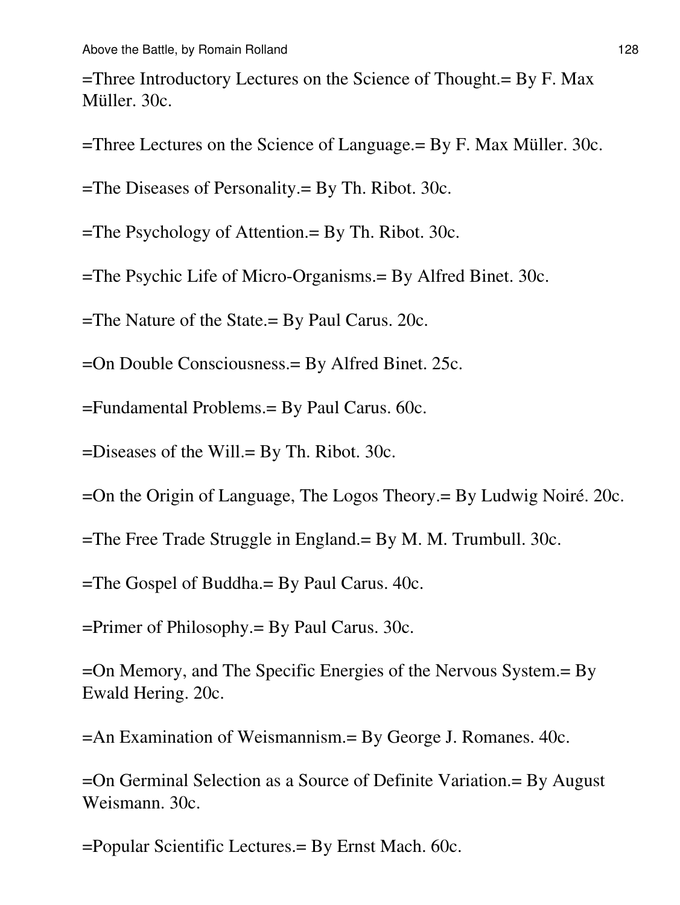=Three Introductory Lectures on the Science of Thought.= By F. Max Müller. 30c.

=Three Lectures on the Science of Language.= By F. Max Müller. 30c.

=The Diseases of Personality.= By Th. Ribot. 30c.

=The Psychology of Attention.= By Th. Ribot. 30c.

=The Psychic Life of Micro-Organisms.= By Alfred Binet. 30c.

=The Nature of the State.= By Paul Carus. 20c.

=On Double Consciousness.= By Alfred Binet. 25c.

=Fundamental Problems.= By Paul Carus. 60c.

=Diseases of the Will.= By Th. Ribot. 30c.

=On the Origin of Language, The Logos Theory.= By Ludwig Noiré. 20c.

=The Free Trade Struggle in England.= By M. M. Trumbull. 30c.

=The Gospel of Buddha.= By Paul Carus. 40c.

=Primer of Philosophy.= By Paul Carus. 30c.

=On Memory, and The Specific Energies of the Nervous System.= By Ewald Hering. 20c.

=An Examination of Weismannism.= By George J. Romanes. 40c.

=On Germinal Selection as a Source of Definite Variation.= By August Weismann. 30c.

=Popular Scientific Lectures.= By Ernst Mach. 60c.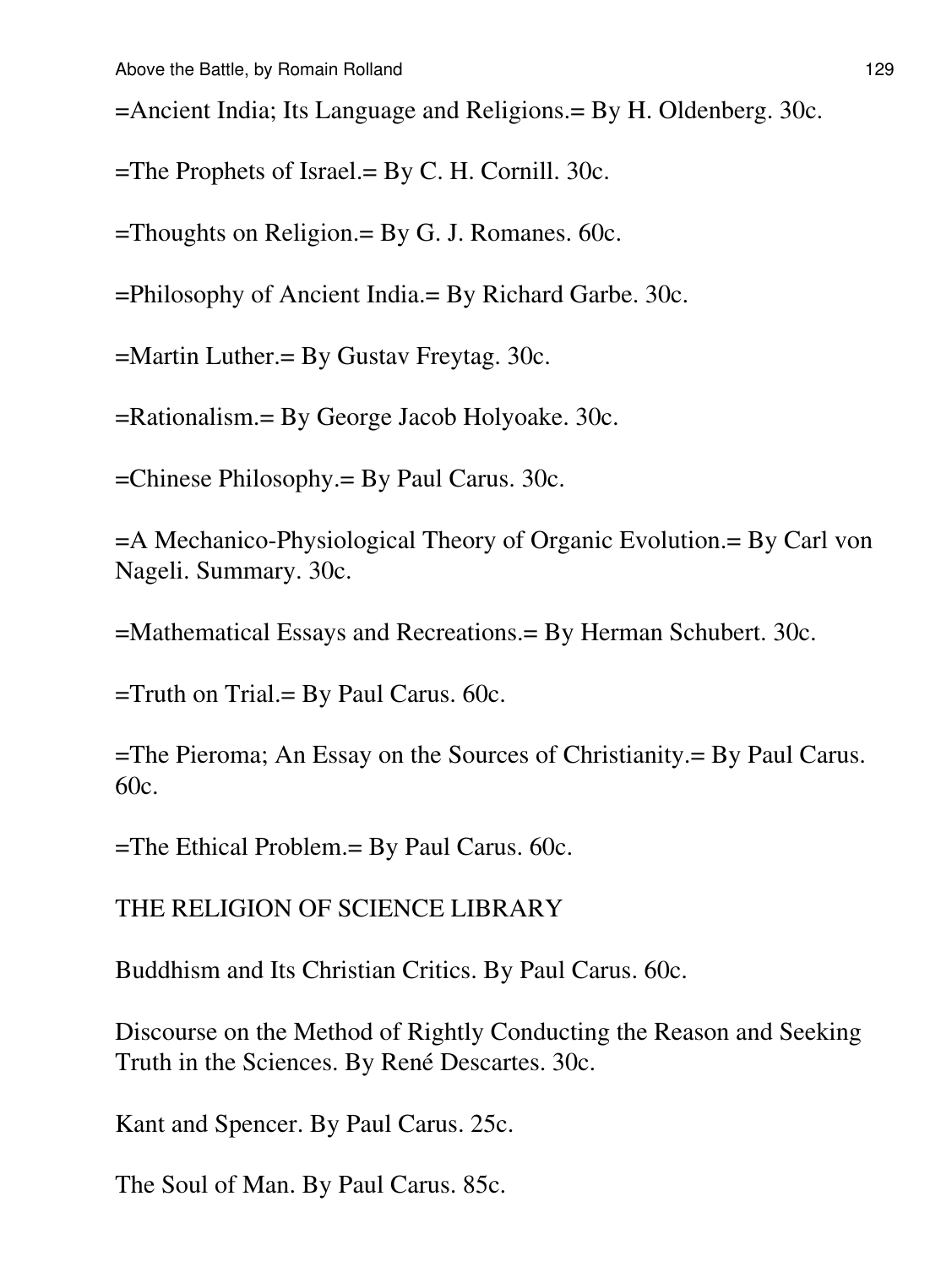=Ancient India; Its Language and Religions.= By H. Oldenberg. 30c.

=The Prophets of Israel.= By C. H. Cornill. 30c.

=Thoughts on Religion.= By G. J. Romanes. 60c.

=Philosophy of Ancient India.= By Richard Garbe. 30c.

=Martin Luther.= By Gustav Freytag. 30c.

=Rationalism.= By George Jacob Holyoake. 30c.

=Chinese Philosophy.= By Paul Carus. 30c.

=A Mechanico-Physiological Theory of Organic Evolution.= By Carl von Nageli. Summary. 30c.

=Mathematical Essays and Recreations.= By Herman Schubert. 30c.

=Truth on Trial.= By Paul Carus. 60c.

=The Pieroma; An Essay on the Sources of Christianity.= By Paul Carus. 60c.

=The Ethical Problem.= By Paul Carus. 60c.

THE RELIGION OF SCIENCE LIBRARY

Buddhism and Its Christian Critics. By Paul Carus. 60c.

Discourse on the Method of Rightly Conducting the Reason and Seeking Truth in the Sciences. By René Descartes. 30c.

Kant and Spencer. By Paul Carus. 25c.

The Soul of Man. By Paul Carus. 85c.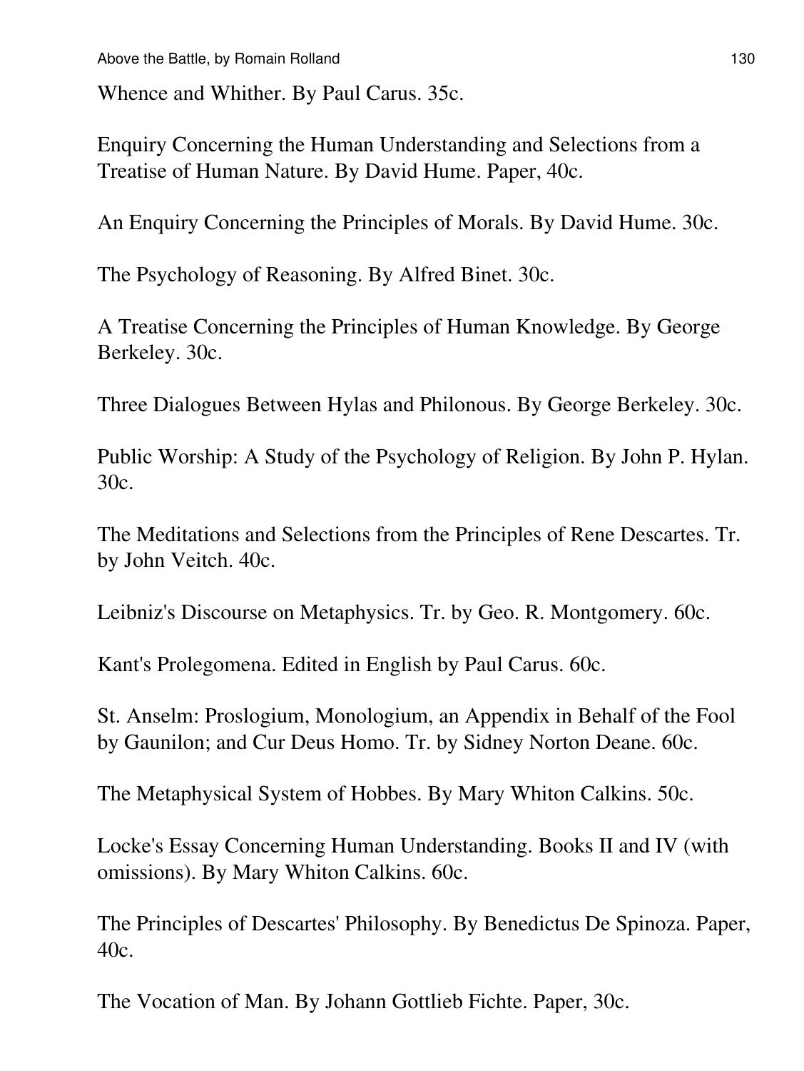Whence and Whither. By Paul Carus. 35c.

Enquiry Concerning the Human Understanding and Selections from a Treatise of Human Nature. By David Hume. Paper, 40c.

An Enquiry Concerning the Principles of Morals. By David Hume. 30c.

The Psychology of Reasoning. By Alfred Binet. 30c.

A Treatise Concerning the Principles of Human Knowledge. By George Berkeley. 30c.

Three Dialogues Between Hylas and Philonous. By George Berkeley. 30c.

Public Worship: A Study of the Psychology of Religion. By John P. Hylan. 30c.

The Meditations and Selections from the Principles of Rene Descartes. Tr. by John Veitch. 40c.

Leibniz's Discourse on Metaphysics. Tr. by Geo. R. Montgomery. 60c.

Kant's Prolegomena. Edited in English by Paul Carus. 60c.

St. Anselm: Proslogium, Monologium, an Appendix in Behalf of the Fool by Gaunilon; and Cur Deus Homo. Tr. by Sidney Norton Deane. 60c.

The Metaphysical System of Hobbes. By Mary Whiton Calkins. 50c.

Locke's Essay Concerning Human Understanding. Books II and IV (with omissions). By Mary Whiton Calkins. 60c.

The Principles of Descartes' Philosophy. By Benedictus De Spinoza. Paper, 40c.

The Vocation of Man. By Johann Gottlieb Fichte. Paper, 30c.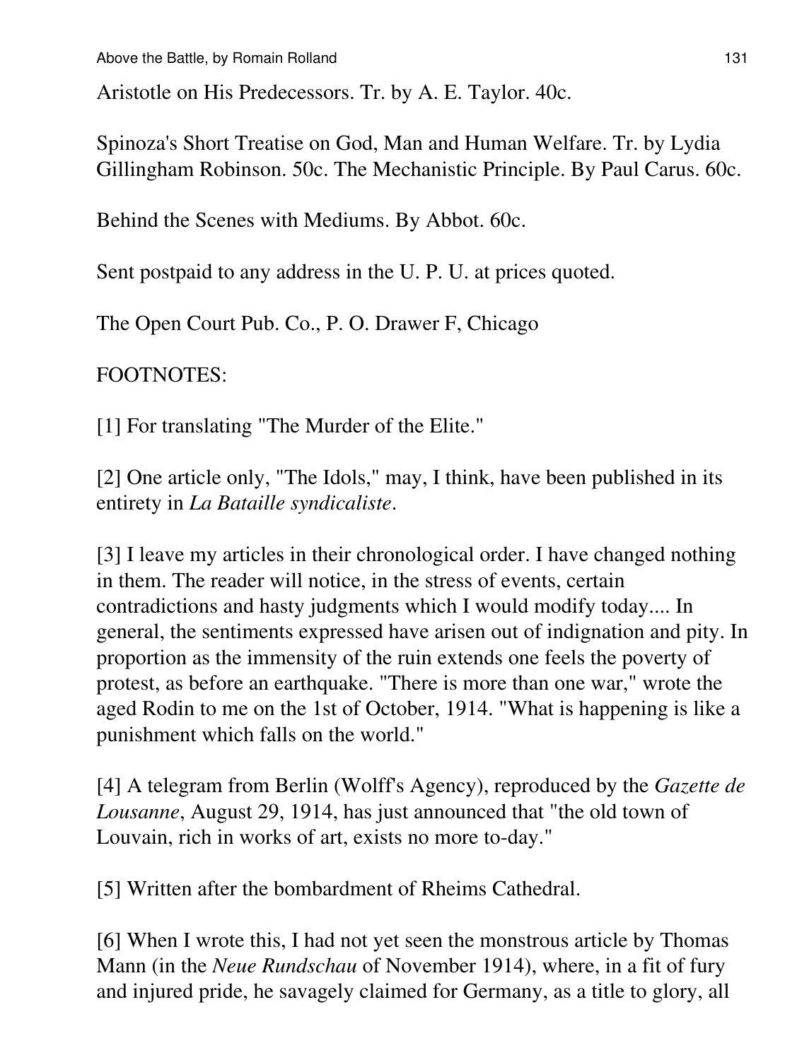Aristotle on His Predecessors. Tr. by A. E. Taylor. 40c.

Spinoza's Short Treatise on God, Man and Human Welfare. Tr. by Lydia Gillingham Robinson. 50c. The Mechanistic Principle. By Paul Carus. 60c.

Behind the Scenes with Mediums. By Abbot. 60c.

Sent postpaid to any address in the U. P. U. at prices quoted.

The Open Court Pub. Co., P. O. Drawer F, Chicago

FOOTNOTES:

[1] For translating "The Murder of the Elite."

[2] One article only, "The Idols," may, I think, have been published in its entirety in *La Bataille syndicaliste*.

[3] I leave my articles in their chronological order. I have changed nothing in them. The reader will notice, in the stress of events, certain contradictions and hasty judgments which I would modify today.... In general, the sentiments expressed have arisen out of indignation and pity. In proportion as the immensity of the ruin extends one feels the poverty of protest, as before an earthquake. "There is more than one war," wrote the aged Rodin to me on the 1st of October, 1914. "What is happening is like a punishment which falls on the world."

[4] A telegram from Berlin (Wolff's Agency), reproduced by the *Gazette de Lousanne*, August 29, 1914, has just announced that "the old town of Louvain, rich in works of art, exists no more to-day."

[5] Written after the bombardment of Rheims Cathedral.

[6] When I wrote this, I had not yet seen the monstrous article by Thomas Mann (in the *Neue Rundschau* of November 1914), where, in a fit of fury and injured pride, he savagely claimed for Germany, as a title to glory, all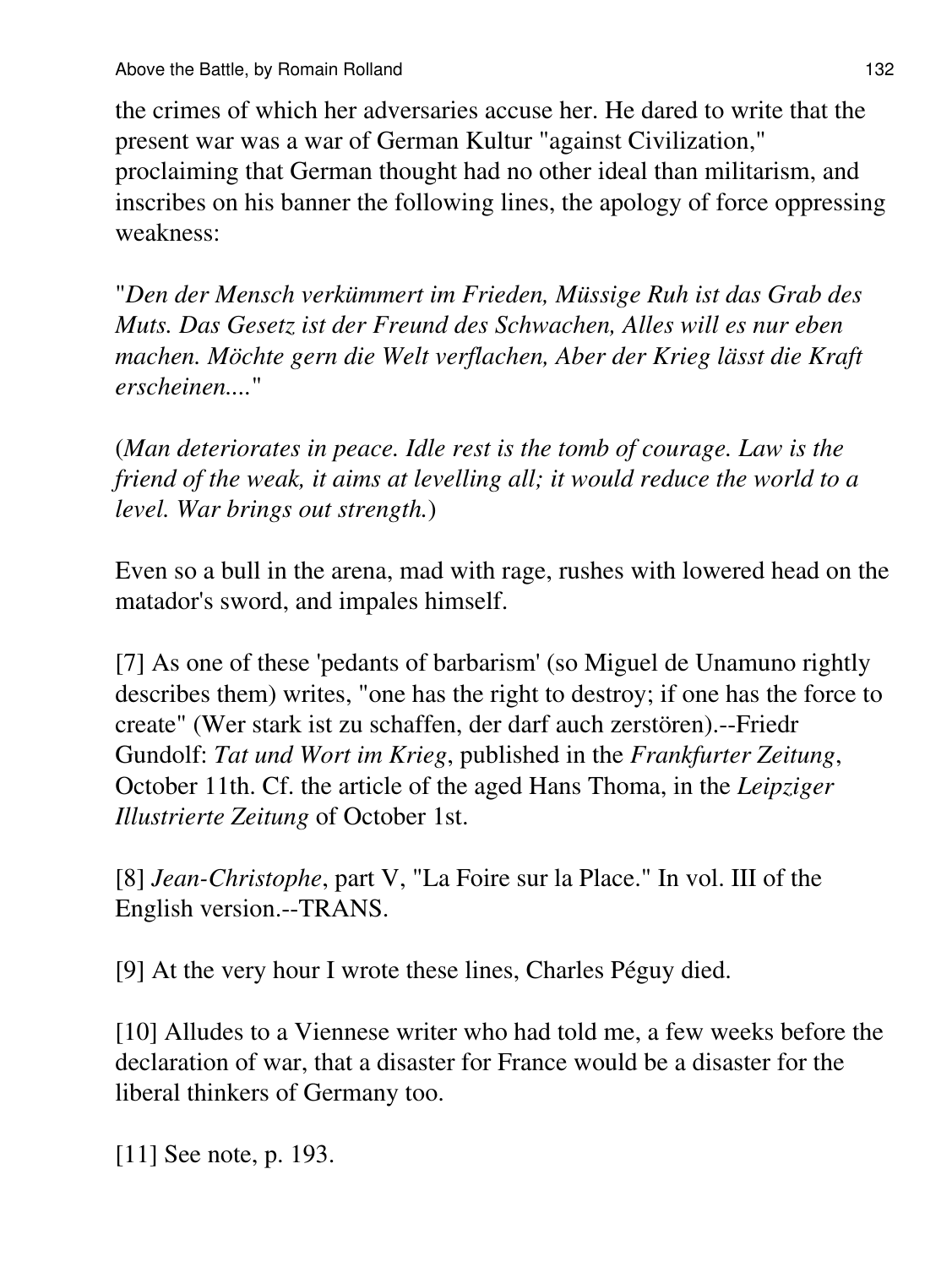the crimes of which her adversaries accuse her. He dared to write that the present war was a war of German Kultur "against Civilization," proclaiming that German thought had no other ideal than militarism, and inscribes on his banner the following lines, the apology of force oppressing weakness:

"*Den der Mensch verkümmert im Frieden, Müssige Ruh ist das Grab des Muts. Das Gesetz ist der Freund des Schwachen, Alles will es nur eben machen. Möchte gern die Welt verflachen, Aber der Krieg lässt die Kraft erscheinen....*"

(*Man deteriorates in peace. Idle rest is the tomb of courage. Law is the friend of the weak, it aims at levelling all; it would reduce the world to a level. War brings out strength.*)

Even so a bull in the arena, mad with rage, rushes with lowered head on the matador's sword, and impales himself.

[7] As one of these 'pedants of barbarism' (so Miguel de Unamuno rightly describes them) writes, "one has the right to destroy; if one has the force to create" (Wer stark ist zu schaffen, der darf auch zerstören).--Friedr Gundolf: *Tat und Wort im Krieg*, published in the *Frankfurter Zeitung*, October 11th. Cf. the article of the aged Hans Thoma, in the *Leipziger Illustrierte Zeitung* of October 1st.

[8] *Jean-Christophe*, part V, "La Foire sur la Place." In vol. III of the English version.--TRANS.

[9] At the very hour I wrote these lines, Charles Péguy died.

[10] Alludes to a Viennese writer who had told me, a few weeks before the declaration of war, that a disaster for France would be a disaster for the liberal thinkers of Germany too.

[11] See note, p. 193.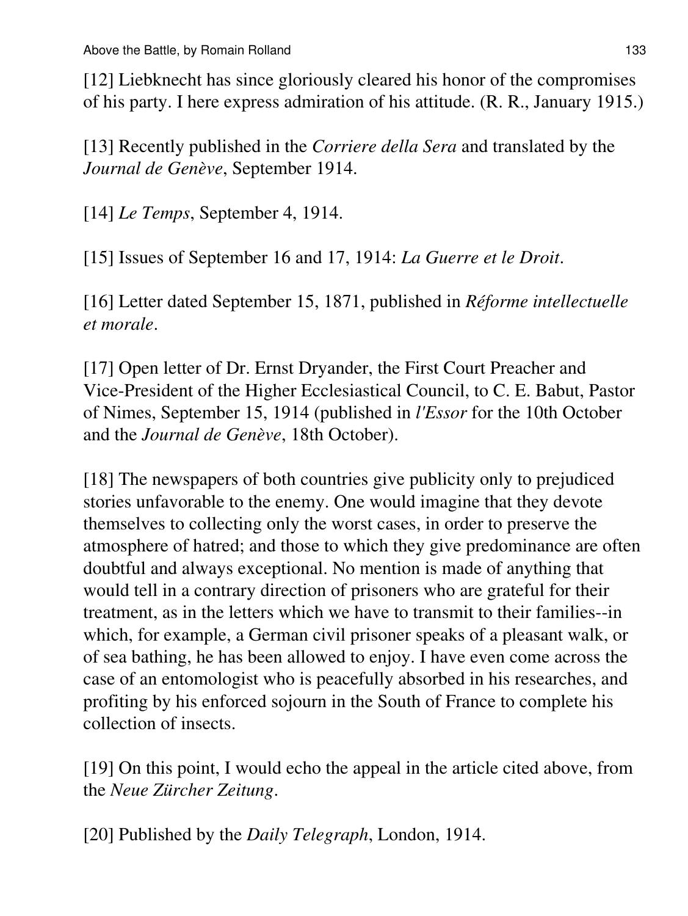[12] Liebknecht has since gloriously cleared his honor of the compromises of his party. I here express admiration of his attitude. (R. R., January 1915.)

[13] Recently published in the *Corriere della Sera* and translated by the *Journal de Genève*, September 1914.

[14] *Le Temps*, September 4, 1914.

[15] Issues of September 16 and 17, 1914: *La Guerre et le Droit*.

[16] Letter dated September 15, 1871, published in *Réforme intellectuelle et morale*.

[17] Open letter of Dr. Ernst Dryander, the First Court Preacher and Vice-President of the Higher Ecclesiastical Council, to C. E. Babut, Pastor of Nimes, September 15, 1914 (published in *l'Essor* for the 10th October and the *Journal de Genève*, 18th October).

[18] The newspapers of both countries give publicity only to prejudiced stories unfavorable to the enemy. One would imagine that they devote themselves to collecting only the worst cases, in order to preserve the atmosphere of hatred; and those to which they give predominance are often doubtful and always exceptional. No mention is made of anything that would tell in a contrary direction of prisoners who are grateful for their treatment, as in the letters which we have to transmit to their families--in which, for example, a German civil prisoner speaks of a pleasant walk, or of sea bathing, he has been allowed to enjoy. I have even come across the case of an entomologist who is peacefully absorbed in his researches, and profiting by his enforced sojourn in the South of France to complete his collection of insects.

[19] On this point, I would echo the appeal in the article cited above, from the *Neue Zürcher Zeitung*.

[20] Published by the *Daily Telegraph*, London, 1914.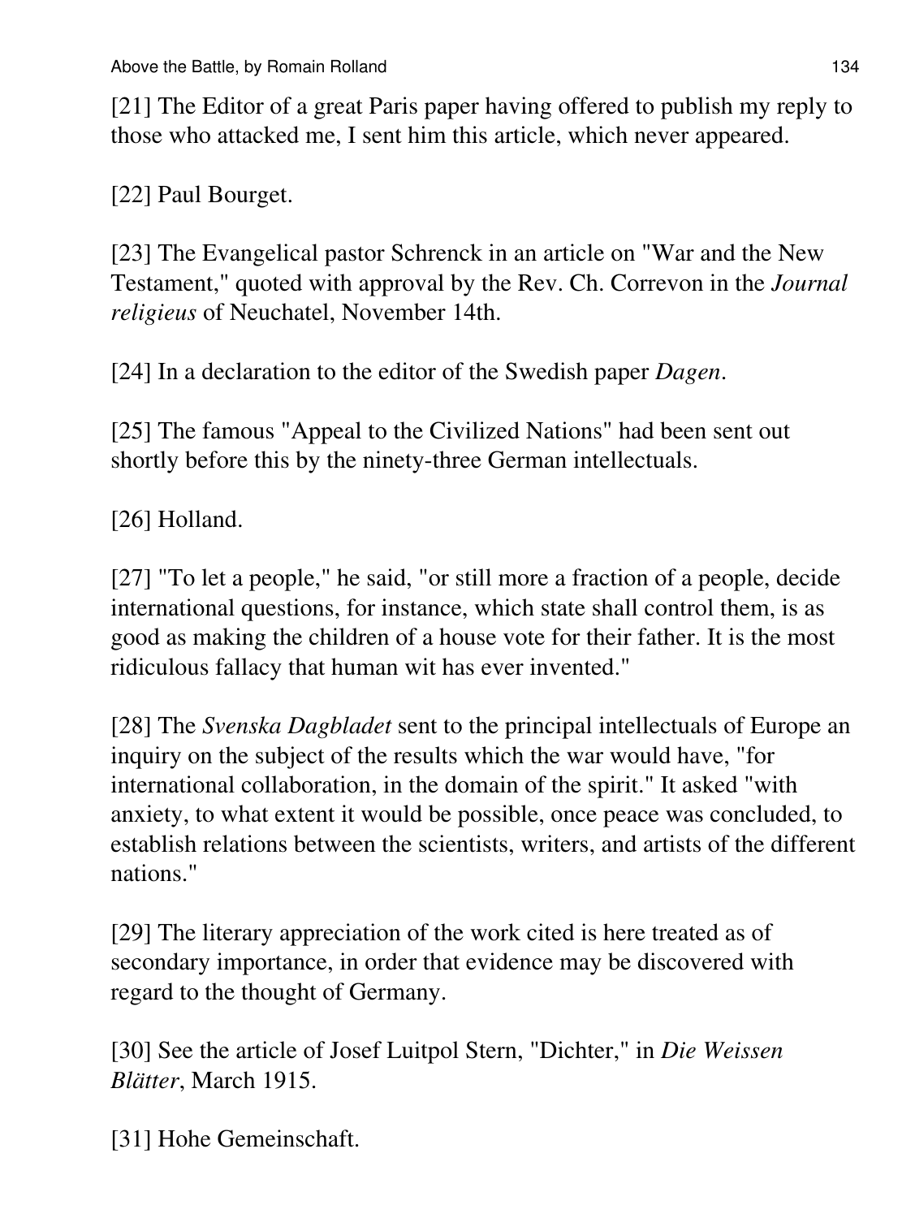[21] The Editor of a great Paris paper having offered to publish my reply to those who attacked me, I sent him this article, which never appeared.

[22] Paul Bourget.

[23] The Evangelical pastor Schrenck in an article on "War and the New Testament," quoted with approval by the Rev. Ch. Correvon in the *Journal religieus* of Neuchatel, November 14th.

[24] In a declaration to the editor of the Swedish paper *Dagen*.

[25] The famous "Appeal to the Civilized Nations" had been sent out shortly before this by the ninety-three German intellectuals.

[26] Holland.

[27] "To let a people," he said, "or still more a fraction of a people, decide international questions, for instance, which state shall control them, is as good as making the children of a house vote for their father. It is the most ridiculous fallacy that human wit has ever invented."

[28] The *Svenska Dagbladet* sent to the principal intellectuals of Europe an inquiry on the subject of the results which the war would have, "for international collaboration, in the domain of the spirit." It asked "with anxiety, to what extent it would be possible, once peace was concluded, to establish relations between the scientists, writers, and artists of the different nations."

[29] The literary appreciation of the work cited is here treated as of secondary importance, in order that evidence may be discovered with regard to the thought of Germany.

[30] See the article of Josef Luitpol Stern, "Dichter," in *Die Weissen Blätter*, March 1915.

[31] Hohe Gemeinschaft.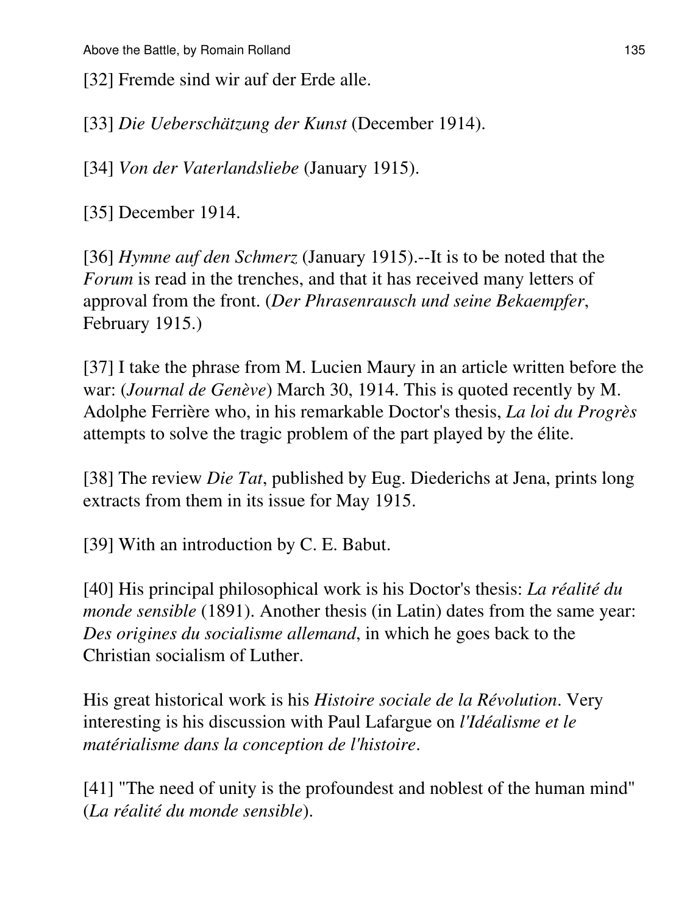[32] Fremde sind wir auf der Erde alle.

[33] *Die Ueberschätzung der Kunst* (December 1914).

[34] *Von der Vaterlandsliebe* (January 1915).

[35] December 1914.

[36] *Hymne auf den Schmerz* (January 1915).--It is to be noted that the *Forum* is read in the trenches, and that it has received many letters of approval from the front. (*Der Phrasenrausch und seine Bekaempfer*, February 1915.)

[37] I take the phrase from M. Lucien Maury in an article written before the war: (*Journal de Genève*) March 30, 1914. This is quoted recently by M. Adolphe Ferrière who, in his remarkable Doctor's thesis, *La loi du Progrès* attempts to solve the tragic problem of the part played by the élite.

[38] The review *Die Tat*, published by Eug. Diederichs at Jena, prints long extracts from them in its issue for May 1915.

[39] With an introduction by C. E. Babut.

[40] His principal philosophical work is his Doctor's thesis: *La réalité du monde sensible* (1891). Another thesis (in Latin) dates from the same year: *Des origines du socialisme allemand*, in which he goes back to the Christian socialism of Luther.

His great historical work is his *Histoire sociale de la Révolution*. Very interesting is his discussion with Paul Lafargue on *l'Idéalisme et le matérialisme dans la conception de l'histoire*.

[41] "The need of unity is the profoundest and noblest of the human mind" (*La réalité du monde sensible*).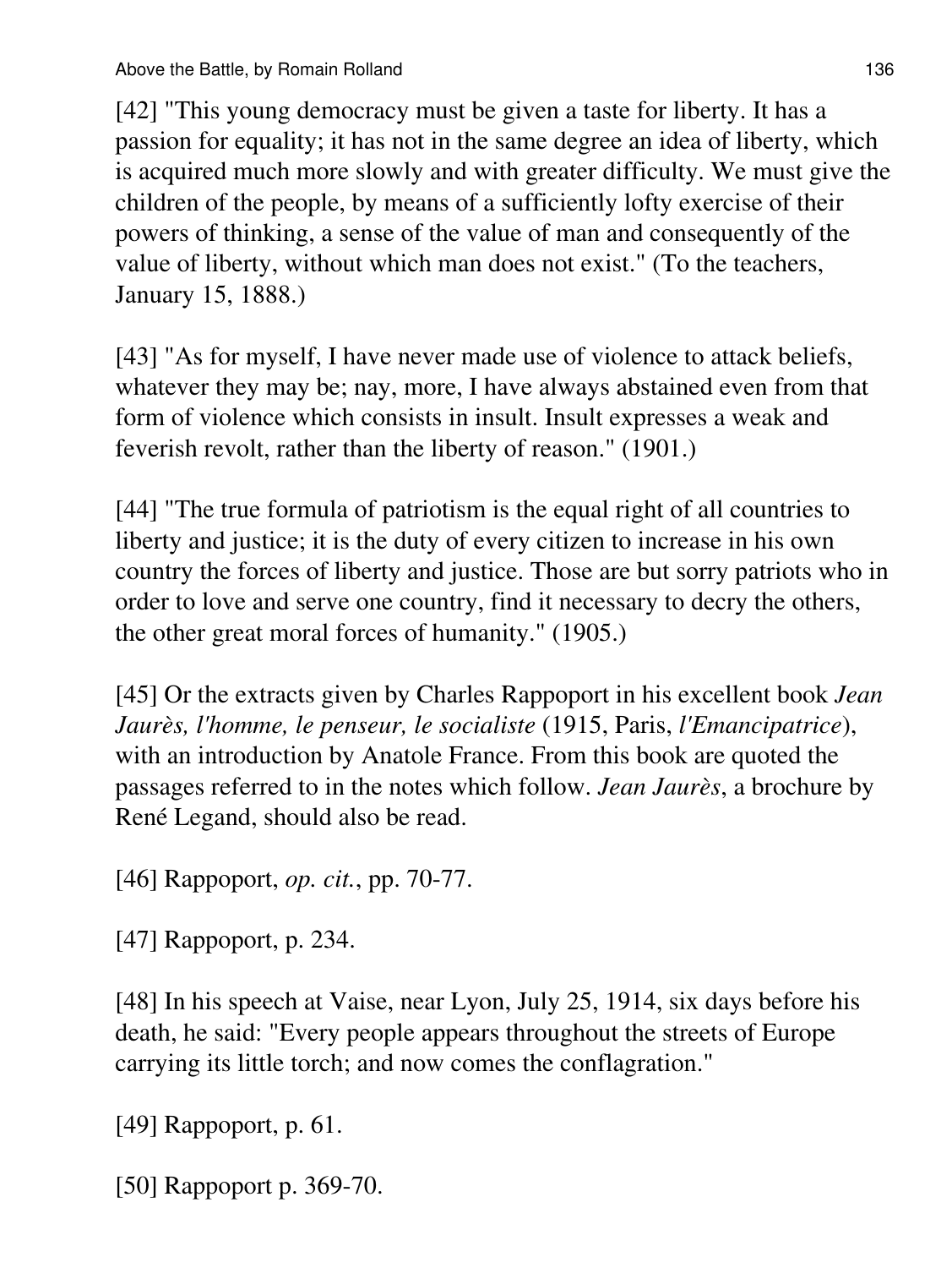[42] "This young democracy must be given a taste for liberty. It has a passion for equality; it has not in the same degree an idea of liberty, which is acquired much more slowly and with greater difficulty. We must give the children of the people, by means of a sufficiently lofty exercise of their powers of thinking, a sense of the value of man and consequently of the value of liberty, without which man does not exist." (To the teachers, January 15, 1888.)

[43] "As for myself, I have never made use of violence to attack beliefs, whatever they may be; nay, more, I have always abstained even from that form of violence which consists in insult. Insult expresses a weak and feverish revolt, rather than the liberty of reason." (1901.)

[44] "The true formula of patriotism is the equal right of all countries to liberty and justice; it is the duty of every citizen to increase in his own country the forces of liberty and justice. Those are but sorry patriots who in order to love and serve one country, find it necessary to decry the others, the other great moral forces of humanity." (1905.)

[45] Or the extracts given by Charles Rappoport in his excellent book *Jean Jaurès, l'homme, le penseur, le socialiste* (1915, Paris, *l'Emancipatrice*), with an introduction by Anatole France. From this book are quoted the passages referred to in the notes which follow. *Jean Jaurès*, a brochure by René Legand, should also be read.

[46] Rappoport, *op. cit.*, pp. 70-77.

[47] Rappoport, p. 234.

[48] In his speech at Vaise, near Lyon, July 25, 1914, six days before his death, he said: "Every people appears throughout the streets of Europe carrying its little torch; and now comes the conflagration."

[49] Rappoport, p. 61.

[50] Rappoport p. 369-70.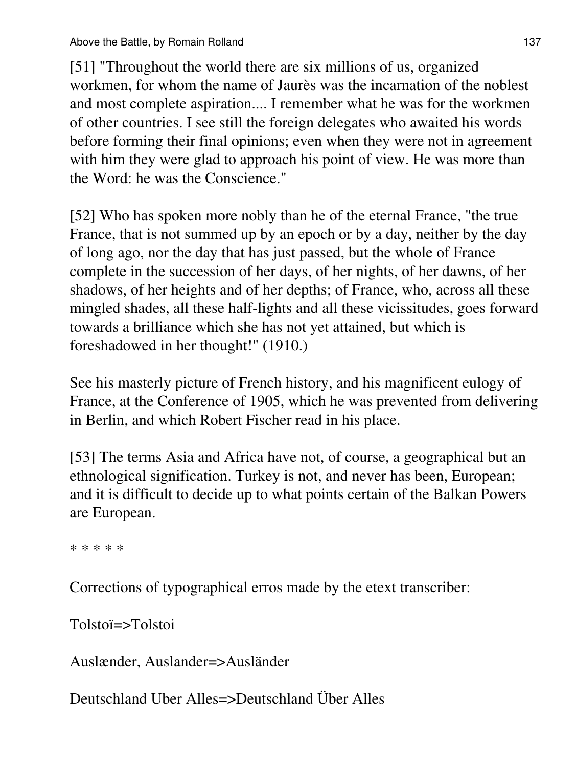[51] "Throughout the world there are six millions of us, organized workmen, for whom the name of Jaurès was the incarnation of the noblest and most complete aspiration.... I remember what he was for the workmen of other countries. I see still the foreign delegates who awaited his words before forming their final opinions; even when they were not in agreement with him they were glad to approach his point of view. He was more than the Word: he was the Conscience."

[52] Who has spoken more nobly than he of the eternal France, "the true France, that is not summed up by an epoch or by a day, neither by the day of long ago, nor the day that has just passed, but the whole of France complete in the succession of her days, of her nights, of her dawns, of her shadows, of her heights and of her depths; of France, who, across all these mingled shades, all these half-lights and all these vicissitudes, goes forward towards a brilliance which she has not yet attained, but which is foreshadowed in her thought!" (1910.)

See his masterly picture of French history, and his magnificent eulogy of France, at the Conference of 1905, which he was prevented from delivering in Berlin, and which Robert Fischer read in his place.

[53] The terms Asia and Africa have not, of course, a geographical but an ethnological signification. Turkey is not, and never has been, European; and it is difficult to decide up to what points certain of the Balkan Powers are European.

* * * * *

Corrections of typographical erros made by the etext transcriber:

Tolstoï=>Tolstoi

Auslænder, Auslander=>Ausländer

Deutschland Uber Alles=>Deutschland Über Alles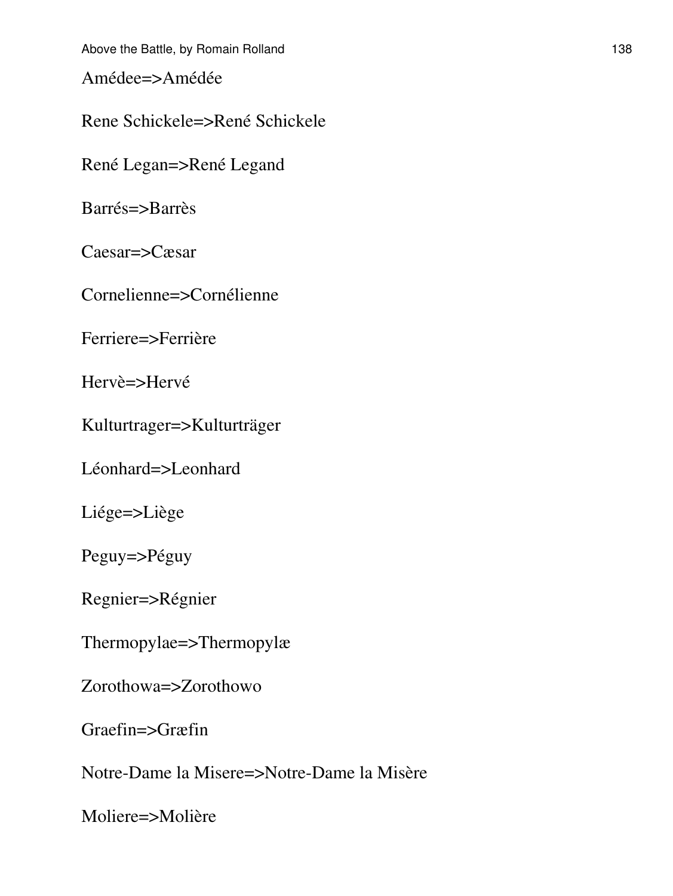Amédee=>Amédée

Rene Schickele=>René Schickele

René Legan=>René Legand

Barrés=>Barrès

Caesar=>Cæsar

Cornelienne=>Cornélienne

Ferriere=>Ferrière

Hervè=>Hervé

Kulturtrager=>Kulturträger

Léonhard=>Leonhard

Liége=>Liège

Peguy=>Péguy

Regnier=>Régnier

Thermopylae=>Thermopylæ

Zorothowa=>Zorothowo

Graefin=>Græfin

Notre-Dame la Misere=>Notre-Dame la Misère

Moliere=>Molière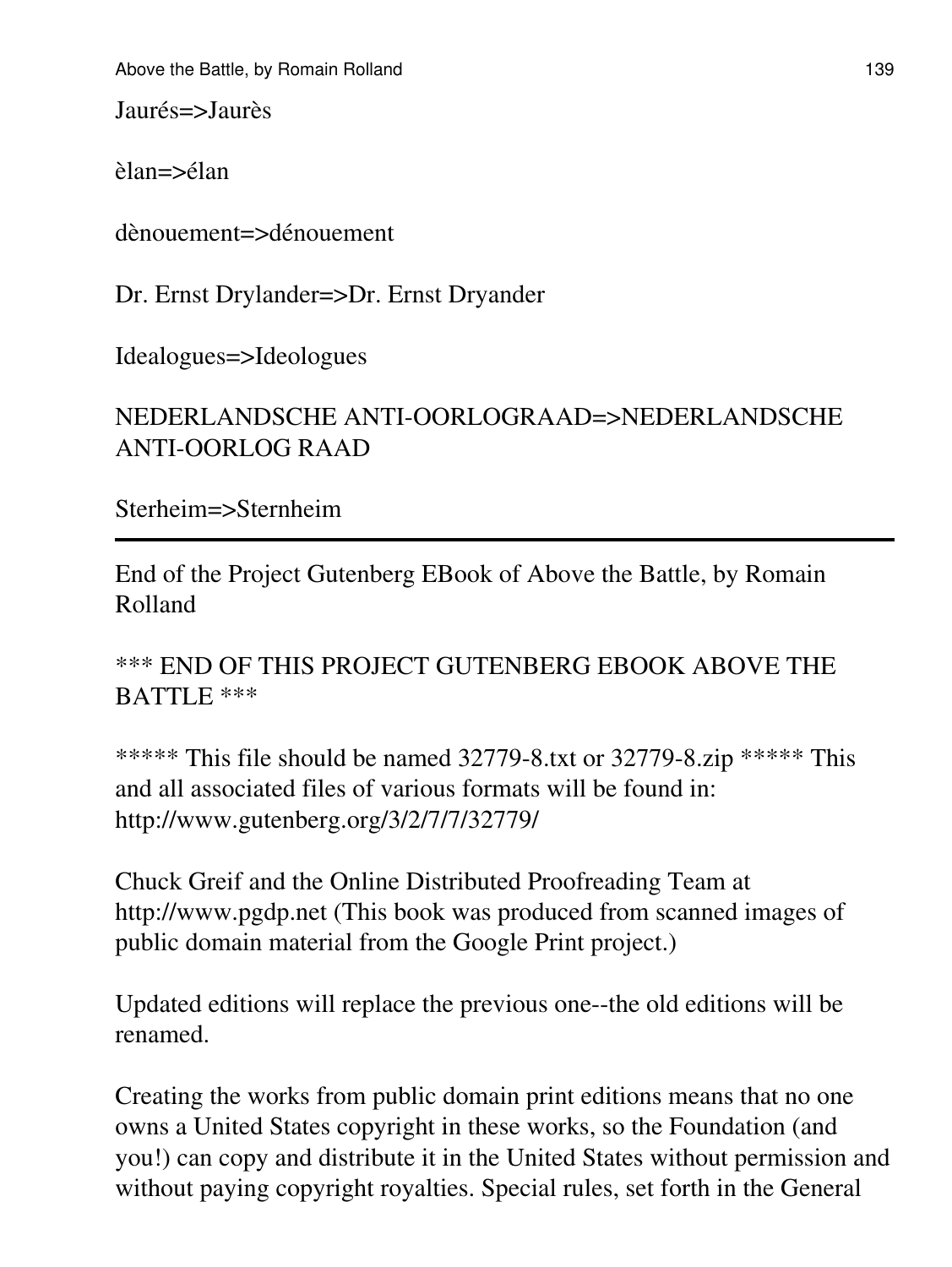Jaurés=>Jaurès

èlan=>élan

dènouement=>dénouement

Dr. Ernst Drylander=>Dr. Ernst Dryander

Idealogues=>Ideologues

NEDERLANDSCHE ANTI-OORLOGRAAD=>NEDERLANDSCHE ANTI-OORLOG RAAD

Sterheim=>Sternheim

---

End of the Project Gutenberg EBook of Above the Battle, by Romain Rolland

*** END OF THIS PROJECT GUTENBERG EBOOK ABOVE THE BATTLE ***

***** This file should be named 32779-8.txt or 32779-8.zip ***** This and all associated files of various formats will be found in: http://www.gutenberg.org/3/2/7/7/32779/

Chuck Greif and the Online Distributed Proofreading Team at http://www.pgdp.net (This book was produced from scanned images of public domain material from the Google Print project.)

Updated editions will replace the previous one--the old editions will be renamed.

Creating the works from public domain print editions means that no one owns a United States copyright in these works, so the Foundation (and you!) can copy and distribute it in the United States without permission and without paying copyright royalties. Special rules, set forth in the General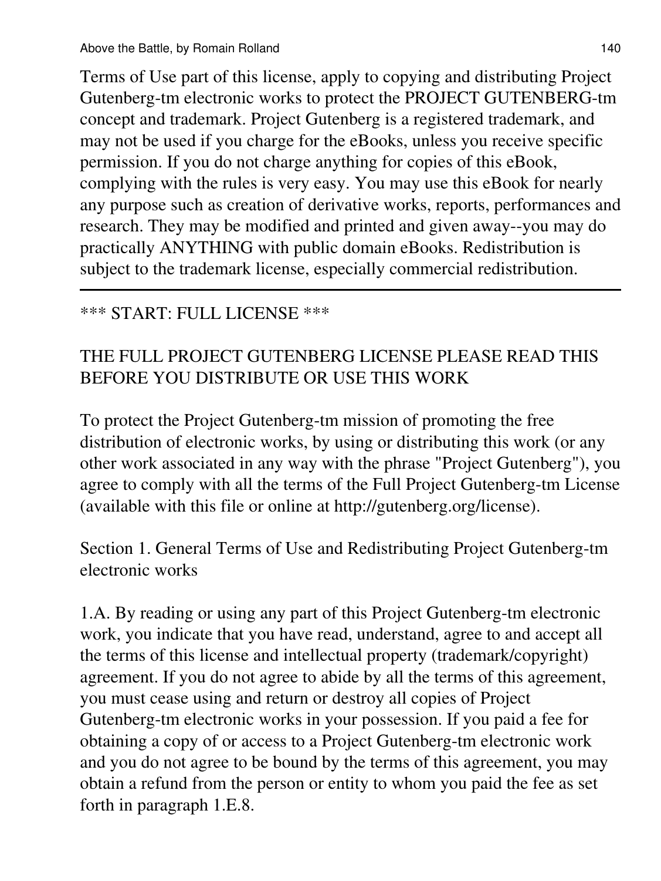Terms of Use part of this license, apply to copying and distributing Project Gutenberg-tm electronic works to protect the PROJECT GUTENBERG-tm concept and trademark. Project Gutenberg is a registered trademark, and may not be used if you charge for the eBooks, unless you receive specific permission. If you do not charge anything for copies of this eBook, complying with the rules is very easy. You may use this eBook for nearly any purpose such as creation of derivative works, reports, performances and research. They may be modified and printed and given away--you may do practically ANYTHING with public domain eBooks. Redistribution is subject to the trademark license, especially commercial redistribution.

---

*** START: FULL LICENSE ***

THE FULL PROJECT GUTENBERG LICENSE PLEASE READ THIS BEFORE YOU DISTRIBUTE OR USE THIS WORK

To protect the Project Gutenberg-tm mission of promoting the free distribution of electronic works, by using or distributing this work (or any other work associated in any way with the phrase "Project Gutenberg"), you agree to comply with all the terms of the Full Project Gutenberg-tm License (available with this file or online at http://gutenberg.org/license).

Section 1. General Terms of Use and Redistributing Project Gutenberg-tm electronic works

1.A. By reading or using any part of this Project Gutenberg-tm electronic work, you indicate that you have read, understand, agree to and accept all the terms of this license and intellectual property (trademark/copyright) agreement. If you do not agree to abide by all the terms of this agreement, you must cease using and return or destroy all copies of Project Gutenberg-tm electronic works in your possession. If you paid a fee for obtaining a copy of or access to a Project Gutenberg-tm electronic work and you do not agree to be bound by the terms of this agreement, you may obtain a refund from the person or entity to whom you paid the fee as set forth in paragraph 1.E.8.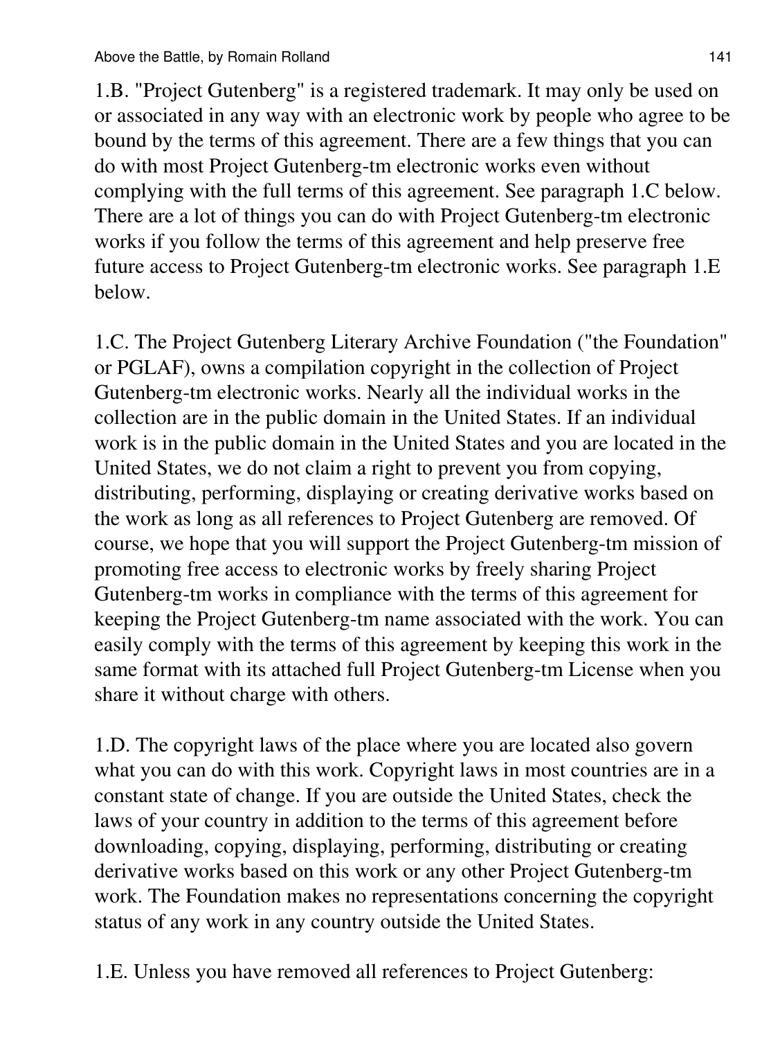1.B. "Project Gutenberg" is a registered trademark. It may only be used on or associated in any way with an electronic work by people who agree to be bound by the terms of this agreement. There are a few things that you can do with most Project Gutenberg-tm electronic works even without complying with the full terms of this agreement. See paragraph 1.C below. There are a lot of things you can do with Project Gutenberg-tm electronic works if you follow the terms of this agreement and help preserve free future access to Project Gutenberg-tm electronic works. See paragraph 1.E below.

1.C. The Project Gutenberg Literary Archive Foundation ("the Foundation" or PGLAF), owns a compilation copyright in the collection of Project Gutenberg-tm electronic works. Nearly all the individual works in the collection are in the public domain in the United States. If an individual work is in the public domain in the United States and you are located in the United States, we do not claim a right to prevent you from copying, distributing, performing, displaying or creating derivative works based on the work as long as all references to Project Gutenberg are removed. Of course, we hope that you will support the Project Gutenberg-tm mission of promoting free access to electronic works by freely sharing Project Gutenberg-tm works in compliance with the terms of this agreement for keeping the Project Gutenberg-tm name associated with the work. You can easily comply with the terms of this agreement by keeping this work in the same format with its attached full Project Gutenberg-tm License when you share it without charge with others.

1.D. The copyright laws of the place where you are located also govern what you can do with this work. Copyright laws in most countries are in a constant state of change. If you are outside the United States, check the laws of your country in addition to the terms of this agreement before downloading, copying, displaying, performing, distributing or creating derivative works based on this work or any other Project Gutenberg-tm work. The Foundation makes no representations concerning the copyright status of any work in any country outside the United States.

1.E. Unless you have removed all references to Project Gutenberg: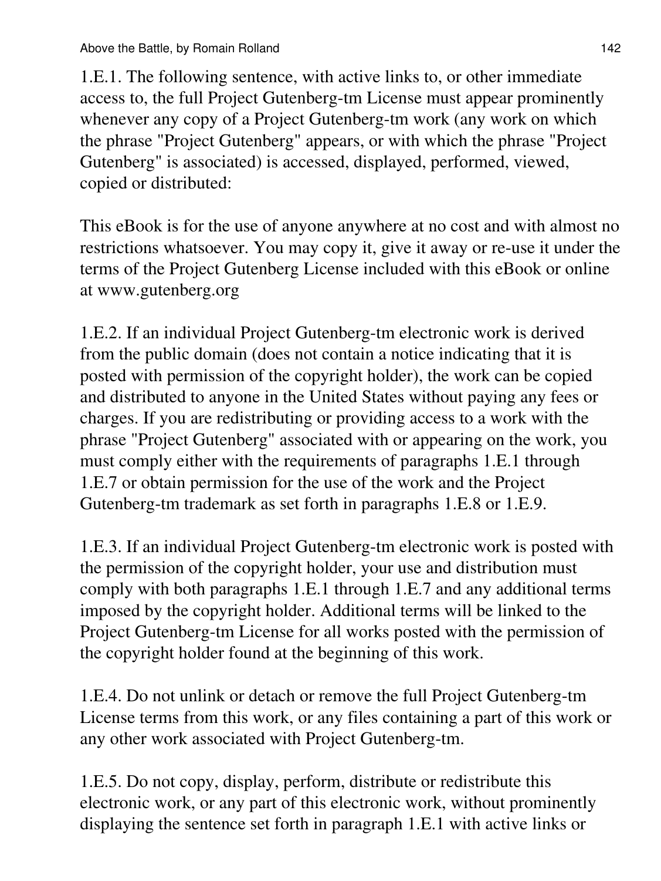1.E.1. The following sentence, with active links to, or other immediate access to, the full Project Gutenberg-tm License must appear prominently whenever any copy of a Project Gutenberg-tm work (any work on which the phrase "Project Gutenberg" appears, or with which the phrase "Project Gutenberg" is associated) is accessed, displayed, performed, viewed, copied or distributed:

This eBook is for the use of anyone anywhere at no cost and with almost no restrictions whatsoever. You may copy it, give it away or re-use it under the terms of the Project Gutenberg License included with this eBook or online at www.gutenberg.org

1.E.2. If an individual Project Gutenberg-tm electronic work is derived from the public domain (does not contain a notice indicating that it is posted with permission of the copyright holder), the work can be copied and distributed to anyone in the United States without paying any fees or charges. If you are redistributing or providing access to a work with the phrase "Project Gutenberg" associated with or appearing on the work, you must comply either with the requirements of paragraphs 1.E.1 through 1.E.7 or obtain permission for the use of the work and the Project Gutenberg-tm trademark as set forth in paragraphs 1.E.8 or 1.E.9.

1.E.3. If an individual Project Gutenberg-tm electronic work is posted with the permission of the copyright holder, your use and distribution must comply with both paragraphs 1.E.1 through 1.E.7 and any additional terms imposed by the copyright holder. Additional terms will be linked to the Project Gutenberg-tm License for all works posted with the permission of the copyright holder found at the beginning of this work.

1.E.4. Do not unlink or detach or remove the full Project Gutenberg-tm License terms from this work, or any files containing a part of this work or any other work associated with Project Gutenberg-tm.

1.E.5. Do not copy, display, perform, distribute or redistribute this electronic work, or any part of this electronic work, without prominently displaying the sentence set forth in paragraph 1.E.1 with active links or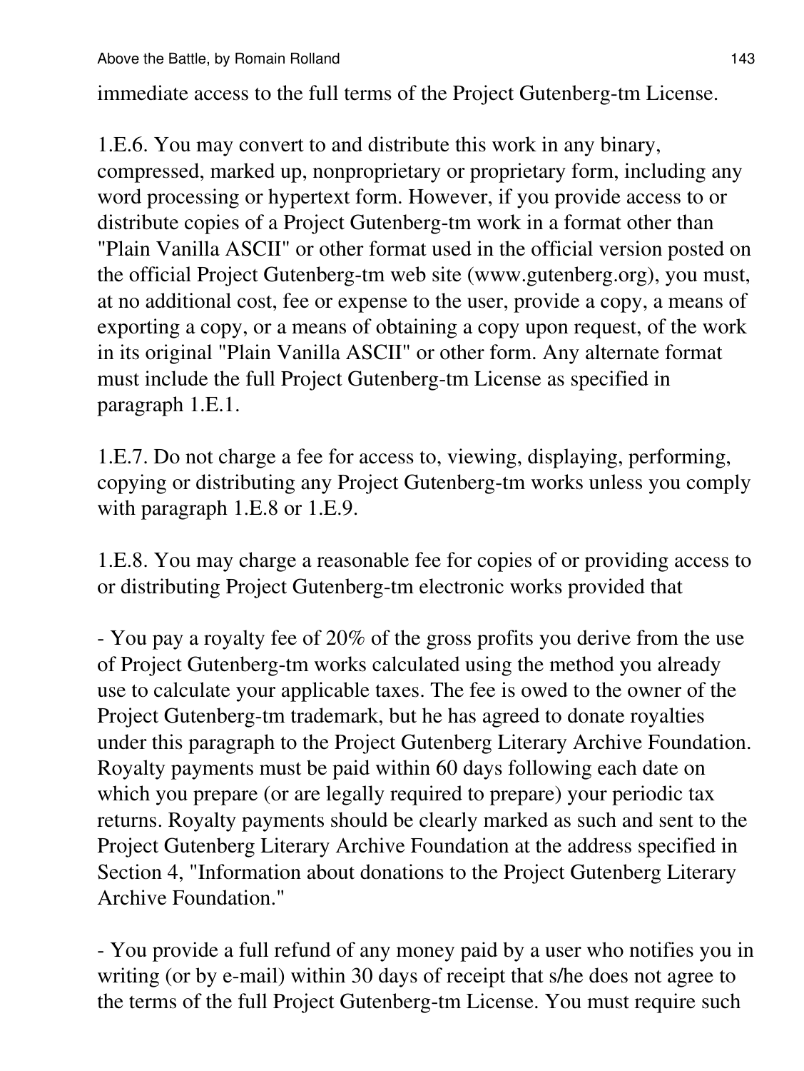immediate access to the full terms of the Project Gutenberg-tm License.

1.E.6. You may convert to and distribute this work in any binary, compressed, marked up, nonproprietary or proprietary form, including any word processing or hypertext form. However, if you provide access to or distribute copies of a Project Gutenberg-tm work in a format other than "Plain Vanilla ASCII" or other format used in the official version posted on the official Project Gutenberg-tm web site (www.gutenberg.org), you must, at no additional cost, fee or expense to the user, provide a copy, a means of exporting a copy, or a means of obtaining a copy upon request, of the work in its original "Plain Vanilla ASCII" or other form. Any alternate format must include the full Project Gutenberg-tm License as specified in paragraph 1.E.1.

1.E.7. Do not charge a fee for access to, viewing, displaying, performing, copying or distributing any Project Gutenberg-tm works unless you comply with paragraph 1.E.8 or 1.E.9.

1.E.8. You may charge a reasonable fee for copies of or providing access to or distributing Project Gutenberg-tm electronic works provided that

- You pay a royalty fee of 20% of the gross profits you derive from the use of Project Gutenberg-tm works calculated using the method you already use to calculate your applicable taxes. The fee is owed to the owner of the Project Gutenberg-tm trademark, but he has agreed to donate royalties under this paragraph to the Project Gutenberg Literary Archive Foundation. Royalty payments must be paid within 60 days following each date on which you prepare (or are legally required to prepare) your periodic tax returns. Royalty payments should be clearly marked as such and sent to the Project Gutenberg Literary Archive Foundation at the address specified in Section 4, "Information about donations to the Project Gutenberg Literary Archive Foundation."

- You provide a full refund of any money paid by a user who notifies you in writing (or by e-mail) within 30 days of receipt that s/he does not agree to the terms of the full Project Gutenberg-tm License. You must require such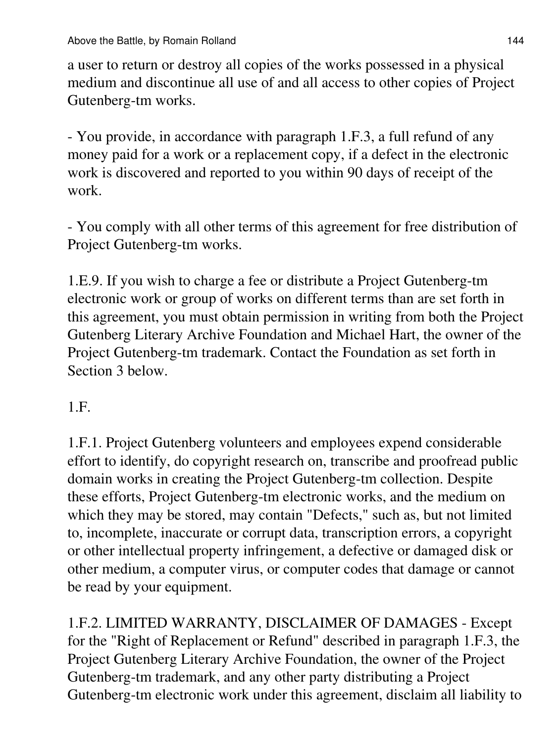a user to return or destroy all copies of the works possessed in a physical medium and discontinue all use of and all access to other copies of Project Gutenberg-tm works.

- You provide, in accordance with paragraph 1.F.3, a full refund of any money paid for a work or a replacement copy, if a defect in the electronic work is discovered and reported to you within 90 days of receipt of the work.

- You comply with all other terms of this agreement for free distribution of Project Gutenberg-tm works.

1.E.9. If you wish to charge a fee or distribute a Project Gutenberg-tm electronic work or group of works on different terms than are set forth in this agreement, you must obtain permission in writing from both the Project Gutenberg Literary Archive Foundation and Michael Hart, the owner of the Project Gutenberg-tm trademark. Contact the Foundation as set forth in Section 3 below.

1.F.

1.F.1. Project Gutenberg volunteers and employees expend considerable effort to identify, do copyright research on, transcribe and proofread public domain works in creating the Project Gutenberg-tm collection. Despite these efforts, Project Gutenberg-tm electronic works, and the medium on which they may be stored, may contain "Defects," such as, but not limited to, incomplete, inaccurate or corrupt data, transcription errors, a copyright or other intellectual property infringement, a defective or damaged disk or other medium, a computer virus, or computer codes that damage or cannot be read by your equipment.

1.F.2. LIMITED WARRANTY, DISCLAIMER OF DAMAGES - Except for the "Right of Replacement or Refund" described in paragraph 1.F.3, the Project Gutenberg Literary Archive Foundation, the owner of the Project Gutenberg-tm trademark, and any other party distributing a Project Gutenberg-tm electronic work under this agreement, disclaim all liability to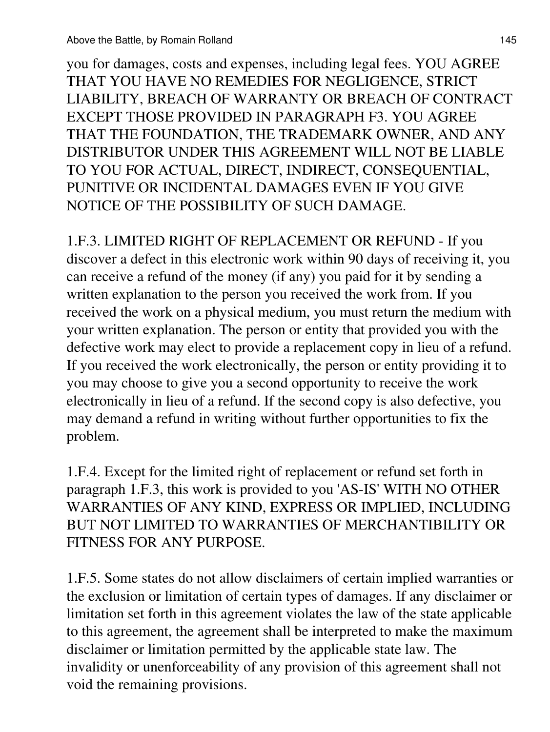you for damages, costs and expenses, including legal fees. YOU AGREE THAT YOU HAVE NO REMEDIES FOR NEGLIGENCE, STRICT LIABILITY, BREACH OF WARRANTY OR BREACH OF CONTRACT EXCEPT THOSE PROVIDED IN PARAGRAPH F3. YOU AGREE THAT THE FOUNDATION, THE TRADEMARK OWNER, AND ANY DISTRIBUTOR UNDER THIS AGREEMENT WILL NOT BE LIABLE TO YOU FOR ACTUAL, DIRECT, INDIRECT, CONSEQUENTIAL, PUNITIVE OR INCIDENTAL DAMAGES EVEN IF YOU GIVE NOTICE OF THE POSSIBILITY OF SUCH DAMAGE.

1.F.3. LIMITED RIGHT OF REPLACEMENT OR REFUND - If you discover a defect in this electronic work within 90 days of receiving it, you can receive a refund of the money (if any) you paid for it by sending a written explanation to the person you received the work from. If you received the work on a physical medium, you must return the medium with your written explanation. The person or entity that provided you with the defective work may elect to provide a replacement copy in lieu of a refund. If you received the work electronically, the person or entity providing it to you may choose to give you a second opportunity to receive the work electronically in lieu of a refund. If the second copy is also defective, you may demand a refund in writing without further opportunities to fix the problem.

1.F.4. Except for the limited right of replacement or refund set forth in paragraph 1.F.3, this work is provided to you 'AS-IS' WITH NO OTHER WARRANTIES OF ANY KIND, EXPRESS OR IMPLIED, INCLUDING BUT NOT LIMITED TO WARRANTIES OF MERCHANTIBILITY OR FITNESS FOR ANY PURPOSE.

1.F.5. Some states do not allow disclaimers of certain implied warranties or the exclusion or limitation of certain types of damages. If any disclaimer or limitation set forth in this agreement violates the law of the state applicable to this agreement, the agreement shall be interpreted to make the maximum disclaimer or limitation permitted by the applicable state law. The invalidity or unenforceability of any provision of this agreement shall not void the remaining provisions.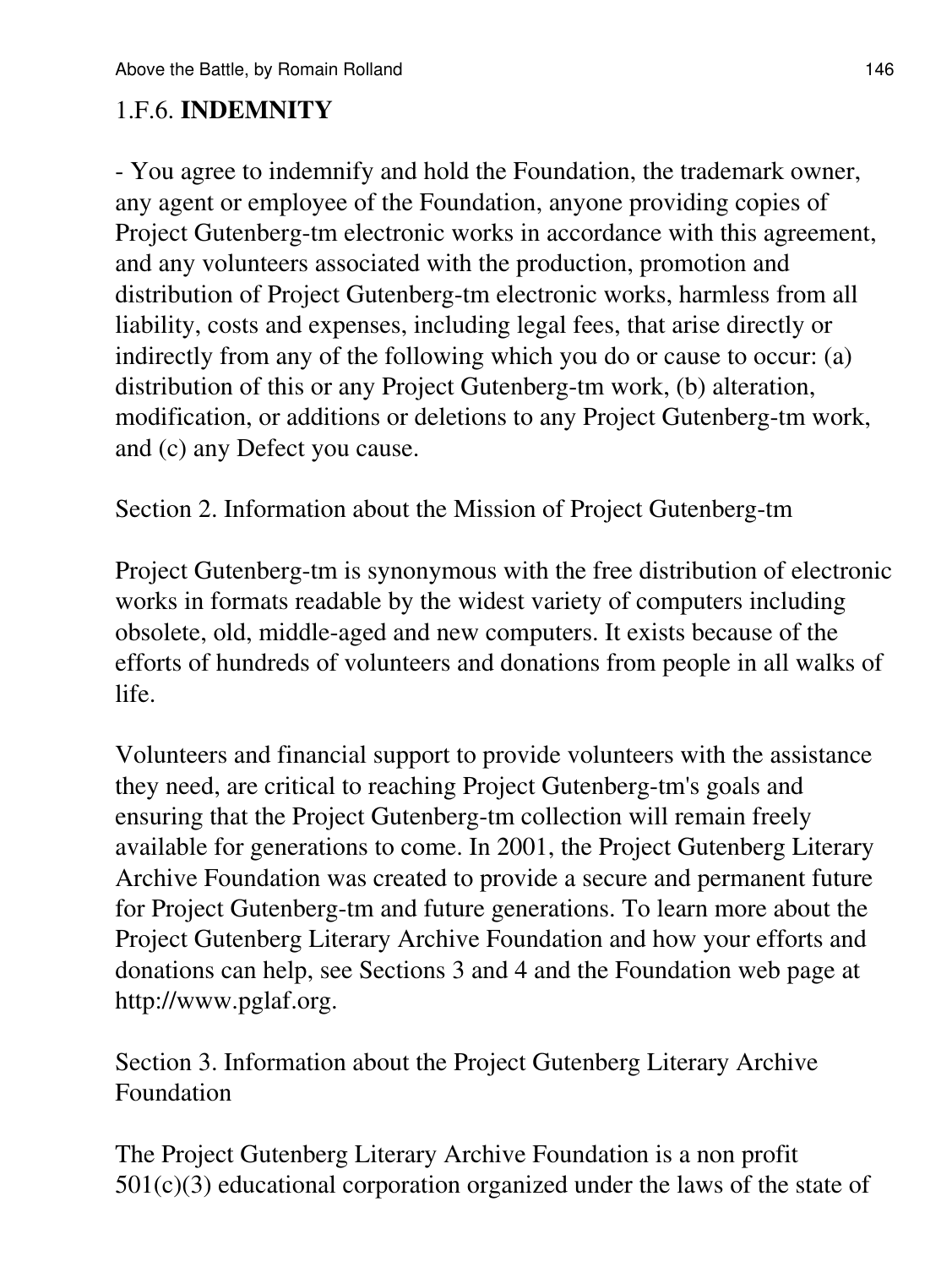1.F.6. **INDEMNITY**

- You agree to indemnify and hold the Foundation, the trademark owner, any agent or employee of the Foundation, anyone providing copies of Project Gutenberg-tm electronic works in accordance with this agreement, and any volunteers associated with the production, promotion and distribution of Project Gutenberg-tm electronic works, harmless from all liability, costs and expenses, including legal fees, that arise directly or indirectly from any of the following which you do or cause to occur: (a) distribution of this or any Project Gutenberg-tm work, (b) alteration, modification, or additions or deletions to any Project Gutenberg-tm work, and (c) any Defect you cause.

Section 2. Information about the Mission of Project Gutenberg-tm

Project Gutenberg-tm is synonymous with the free distribution of electronic works in formats readable by the widest variety of computers including obsolete, old, middle-aged and new computers. It exists because of the efforts of hundreds of volunteers and donations from people in all walks of life.

Volunteers and financial support to provide volunteers with the assistance they need, are critical to reaching Project Gutenberg-tm's goals and ensuring that the Project Gutenberg-tm collection will remain freely available for generations to come. In 2001, the Project Gutenberg Literary Archive Foundation was created to provide a secure and permanent future for Project Gutenberg-tm and future generations. To learn more about the Project Gutenberg Literary Archive Foundation and how your efforts and donations can help, see Sections 3 and 4 and the Foundation web page at http://www.pglaf.org.

Section 3. Information about the Project Gutenberg Literary Archive Foundation

The Project Gutenberg Literary Archive Foundation is a non profit 501(c)(3) educational corporation organized under the laws of the state of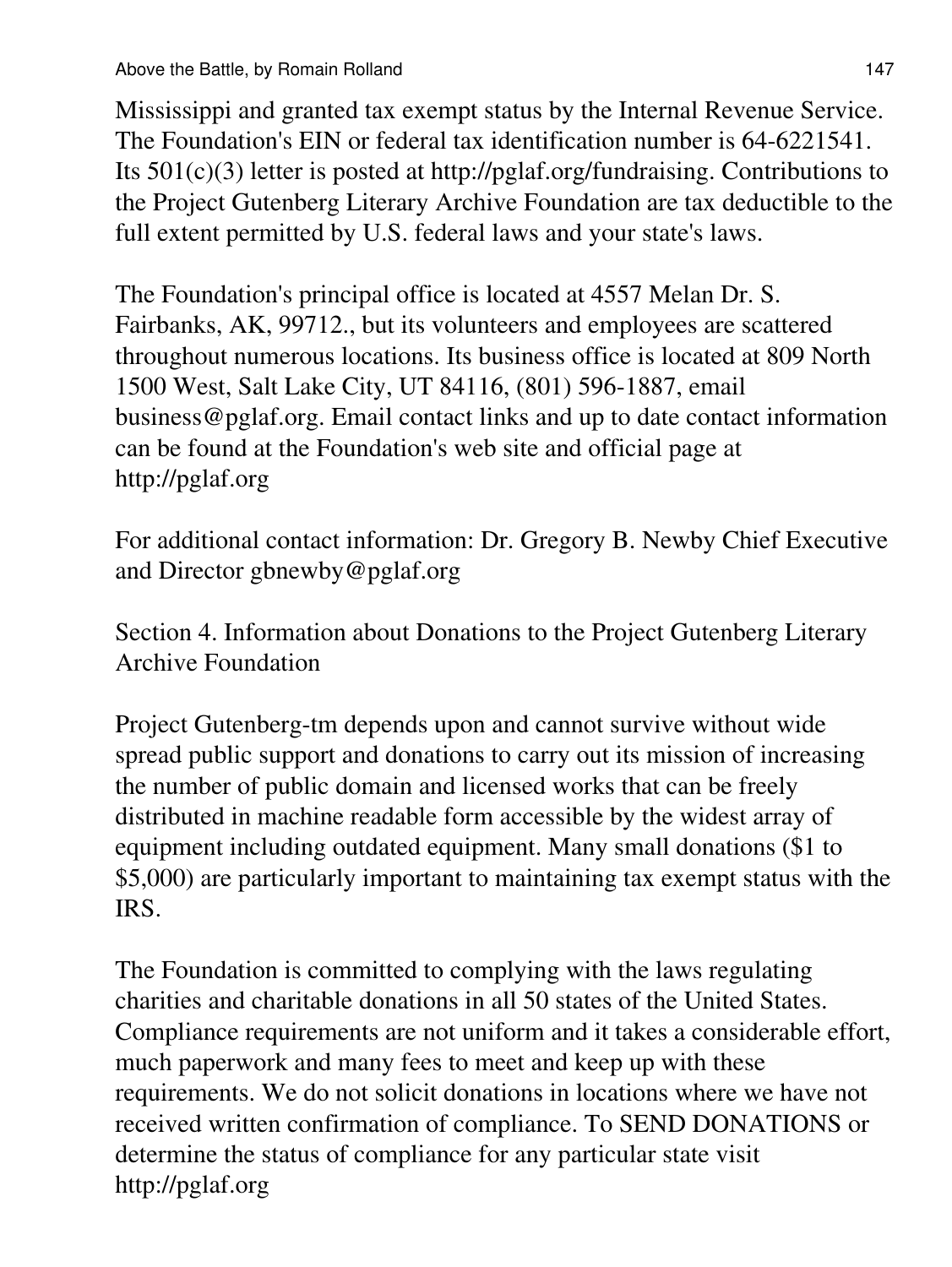Mississippi and granted tax exempt status by the Internal Revenue Service. The Foundation's EIN or federal tax identification number is 64-6221541. Its 501(c)(3) letter is posted at http://pglaf.org/fundraising. Contributions to the Project Gutenberg Literary Archive Foundation are tax deductible to the full extent permitted by U.S. federal laws and your state's laws.

The Foundation's principal office is located at 4557 Melan Dr. S. Fairbanks, AK, 99712., but its volunteers and employees are scattered throughout numerous locations. Its business office is located at 809 North 1500 West, Salt Lake City, UT 84116, (801) 596-1887, email business@pglaf.org. Email contact links and up to date contact information can be found at the Foundation's web site and official page at http://pglaf.org

For additional contact information: Dr. Gregory B. Newby Chief Executive and Director gbnewby@pglaf.org

Section 4. Information about Donations to the Project Gutenberg Literary Archive Foundation

Project Gutenberg-tm depends upon and cannot survive without wide spread public support and donations to carry out its mission of increasing the number of public domain and licensed works that can be freely distributed in machine readable form accessible by the widest array of equipment including outdated equipment. Many small donations ($1 to $5,000) are particularly important to maintaining tax exempt status with the IRS.

The Foundation is committed to complying with the laws regulating charities and charitable donations in all 50 states of the United States. Compliance requirements are not uniform and it takes a considerable effort, much paperwork and many fees to meet and keep up with these requirements. We do not solicit donations in locations where we have not received written confirmation of compliance. To SEND DONATIONS or determine the status of compliance for any particular state visit http://pglaf.org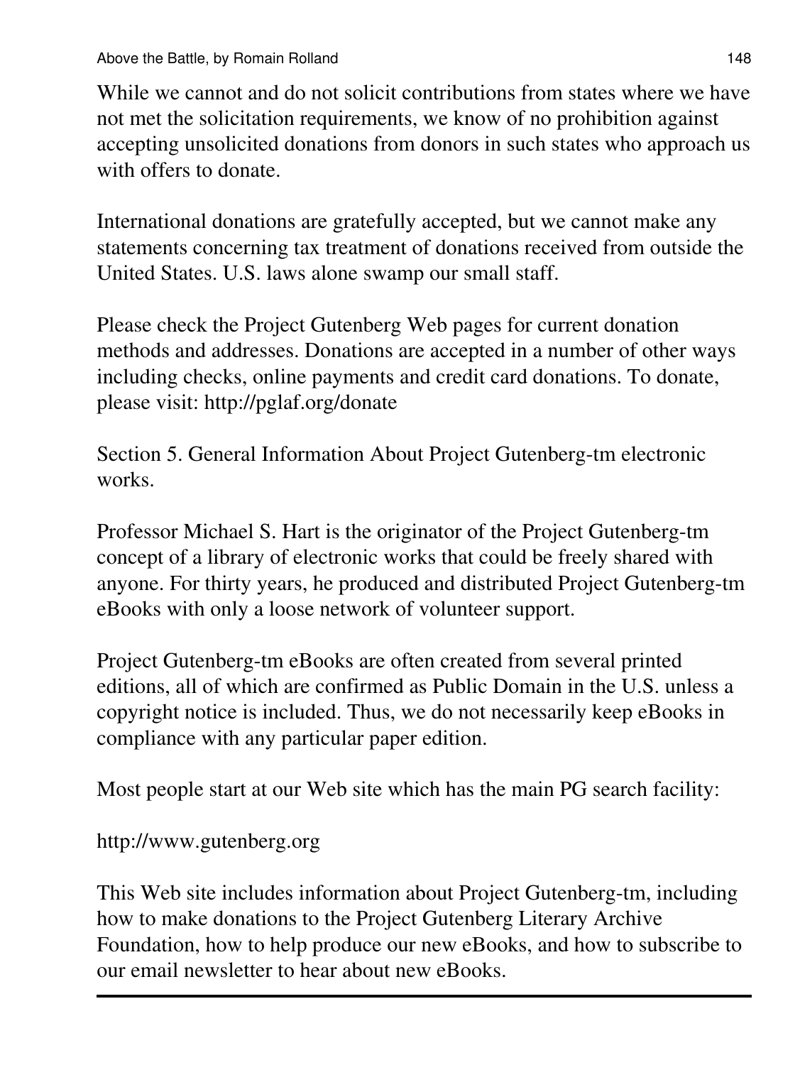While we cannot and do not solicit contributions from states where we have not met the solicitation requirements, we know of no prohibition against accepting unsolicited donations from donors in such states who approach us with offers to donate.

International donations are gratefully accepted, but we cannot make any statements concerning tax treatment of donations received from outside the United States. U.S. laws alone swamp our small staff.

Please check the Project Gutenberg Web pages for current donation methods and addresses. Donations are accepted in a number of other ways including checks, online payments and credit card donations. To donate, please visit: http://pglaf.org/donate

Section 5. General Information About Project Gutenberg-tm electronic works.

Professor Michael S. Hart is the originator of the Project Gutenberg-tm concept of a library of electronic works that could be freely shared with anyone. For thirty years, he produced and distributed Project Gutenberg-tm eBooks with only a loose network of volunteer support.

Project Gutenberg-tm eBooks are often created from several printed editions, all of which are confirmed as Public Domain in the U.S. unless a copyright notice is included. Thus, we do not necessarily keep eBooks in compliance with any particular paper edition.

Most people start at our Web site which has the main PG search facility:

http://www.gutenberg.org

This Web site includes information about Project Gutenberg-tm, including how to make donations to the Project Gutenberg Literary Archive Foundation, how to help produce our new eBooks, and how to subscribe to our email newsletter to hear about new eBooks.

---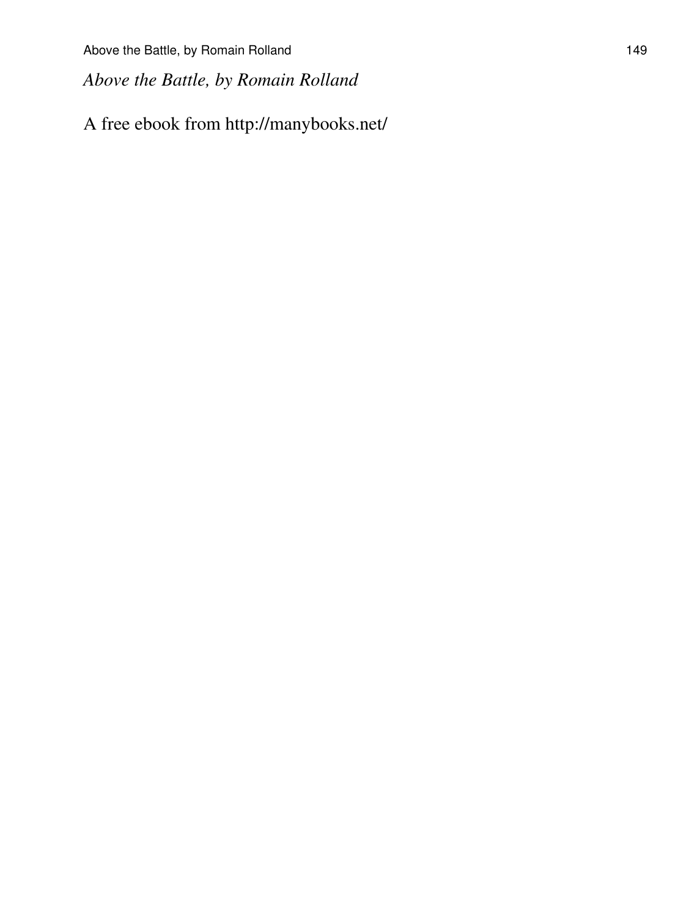*Above the Battle, by Romain Rolland*

A free ebook from http://manybooks.net/